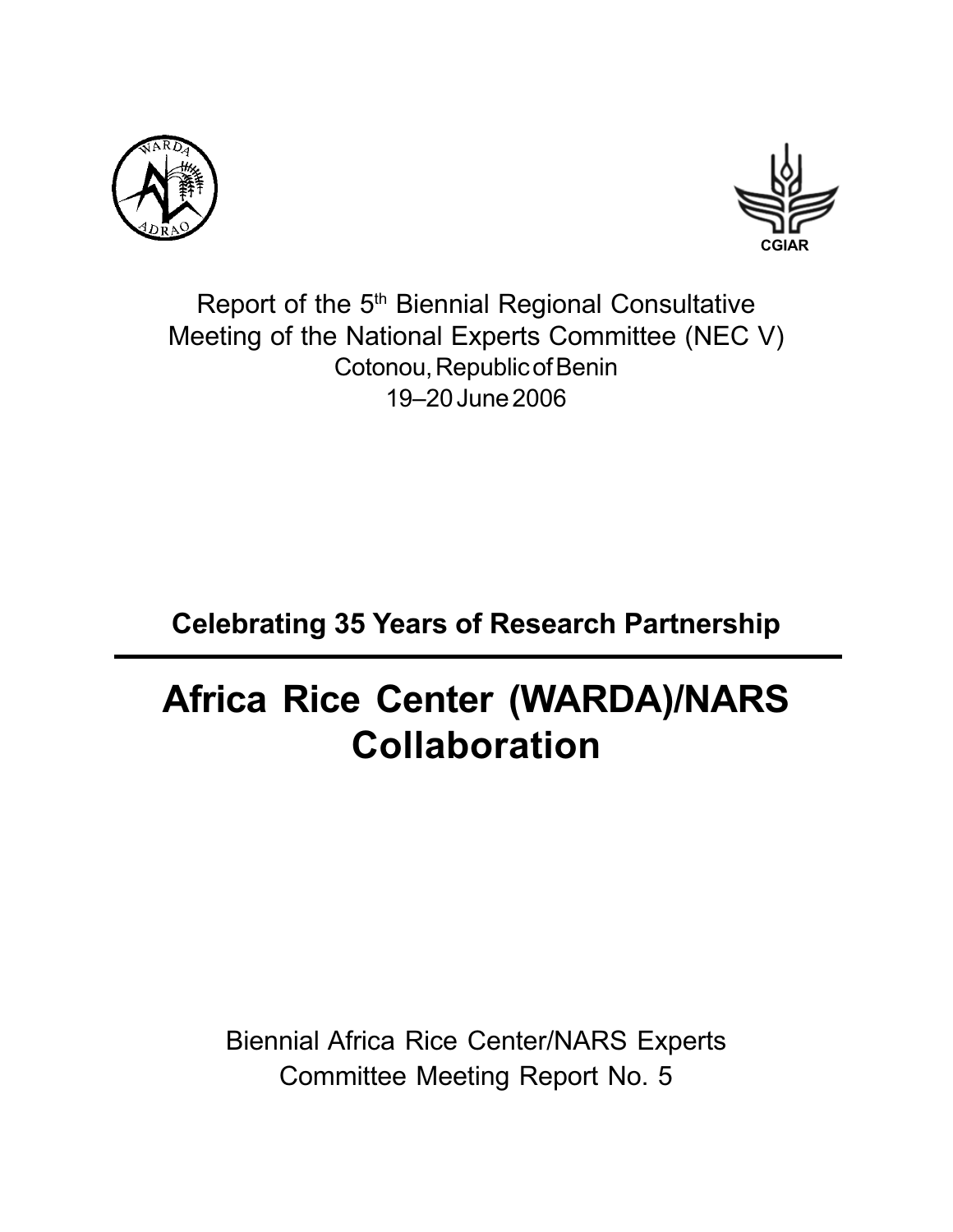Report of the 5th Biennial Regional Consultative Meeting of the National Experts Committee (NEC V)

Cotonou, Republic of Benin

19–20 June 2006

**Celebrating 35 Years of Research Partnership**

# Africa Rice Center (WARDA)/NARS Collaboration

Biennial Africa Rice Center/NARS Experts Committee Meeting Report No. 5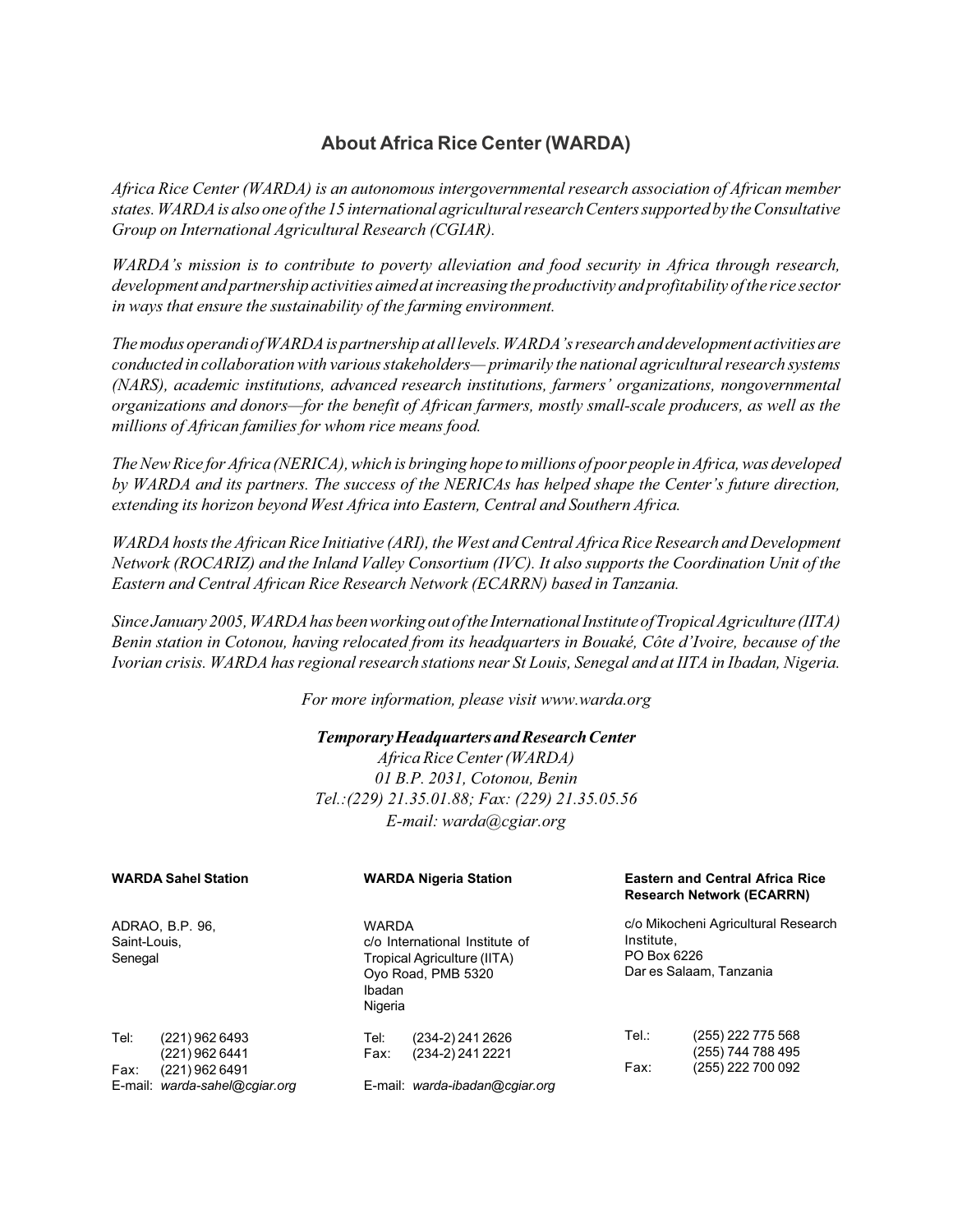## About Africa Rice Center (WARDA)

*Africa Rice Center (WARDA) is an autonomous intergovernmental research association of African member states. WARDA is also one of the 15 international agricultural research Centers supported by the Consultative Group on International Agricultural Research (CGIAR).*

*WARDA's mission is to contribute to poverty alleviation and food security in Africa through research, development and partnership activities aimed at increasing the productivity and profitability of the rice sector in ways that ensure the sustainability of the farming environment.*

*The modus operandi of WARDA is partnership at all levels. WARDA's research and development activities are conducted in collaboration with various stakeholders— primarily the national agricultural research systems (NARS), academic institutions, advanced research institutions, farmers' organizations, nongovernmental organizations and donors—for the benefit of African farmers, mostly small-scale producers, as well as the millions of African families for whom rice means food.*

*The New Rice for Africa (NERICA), which is bringing hope to millions of poor people in Africa, was developed by WARDA and its partners. The success of the NERICAs has helped shape the Center's future direction, extending its horizon beyond West Africa into Eastern, Central and Southern Africa.*

*WARDA hosts the African Rice Initiative (ARI), the West and Central Africa Rice Research and Development Network (ROCARIZ) and the Inland Valley Consortium (IVC). It also supports the Coordination Unit of the Eastern and Central African Rice Research Network (ECARRN) based in Tanzania.*

*Since January 2005, WARDA has been working out of the International Institute of Tropical Agriculture (IITA) Benin station in Cotonou, having relocated from its headquarters in Bouaké, Côte d'Ivoire, because of the Ivorian crisis. WARDA has regional research stations near St Louis, Senegal and at IITA in Ibadan, Nigeria.*

*For more information, please visit www.warda.org*

***Temporary Headquarters and Research Center***
*Africa Rice Center (WARDA)*
*01 B.P. 2031, Cotonou, Benin*
*Tel.:(229) 21.35.01.88; Fax: (229) 21.35.05.56*
*E-mail: warda@cgiar.org*

**WARDA Sahel Station**

ADRAO, B.P. 96,
Saint-Louis,
Senegal

Tel: (221) 962 6493
(221) 962 6441
Fax: (221) 962 6491
E-mail: *warda-sahel@cgiar.org*

**WARDA Nigeria Station**

WARDA
c/o International Institute of Tropical Agriculture (IITA)
Oyo Road, PMB 5320
Ibadan
Nigeria

Tel: (234-2) 241 2626
Fax: (234-2) 241 2221
E-mail: *warda-ibadan@cgiar.org*

**Eastern and Central Africa Rice Research Network (ECARRN)**

c/o Mikocheni Agricultural Research Institute,
PO Box 6226
Dar es Salaam, Tanzania

Tel.: (255) 222 775 568
(255) 744 788 495
Fax: (255) 222 700 092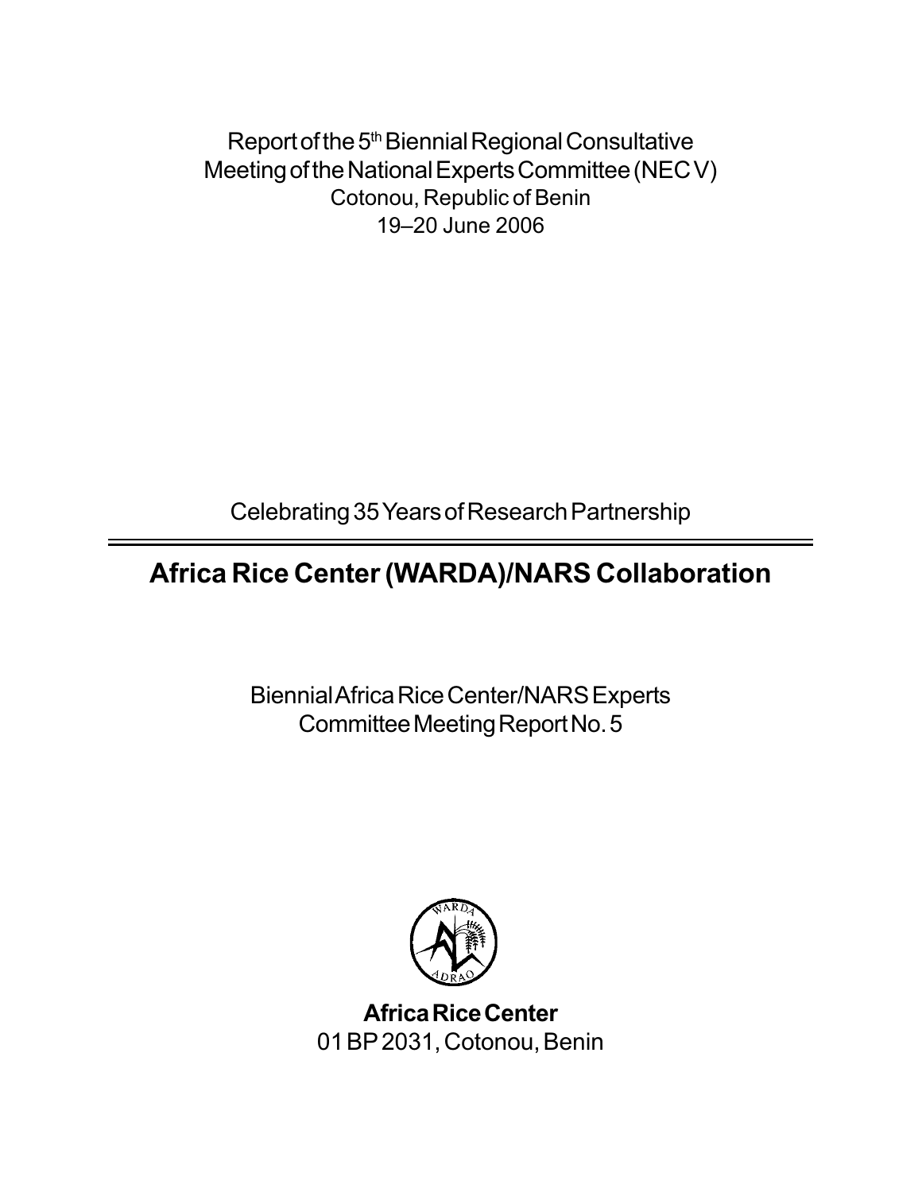Report of the 5th Biennial Regional Consultative Meeting of the National Experts Committee (NEC V)
Cotonou, Republic of Benin
19–20 June 2006

Celebrating 35 Years of Research Partnership

# Africa Rice Center (WARDA)/NARS Collaboration

Biennial Africa Rice Center/NARS Experts Committee Meeting Report No. 5

**Africa Rice Center**
01 BP 2031, Cotonou, Benin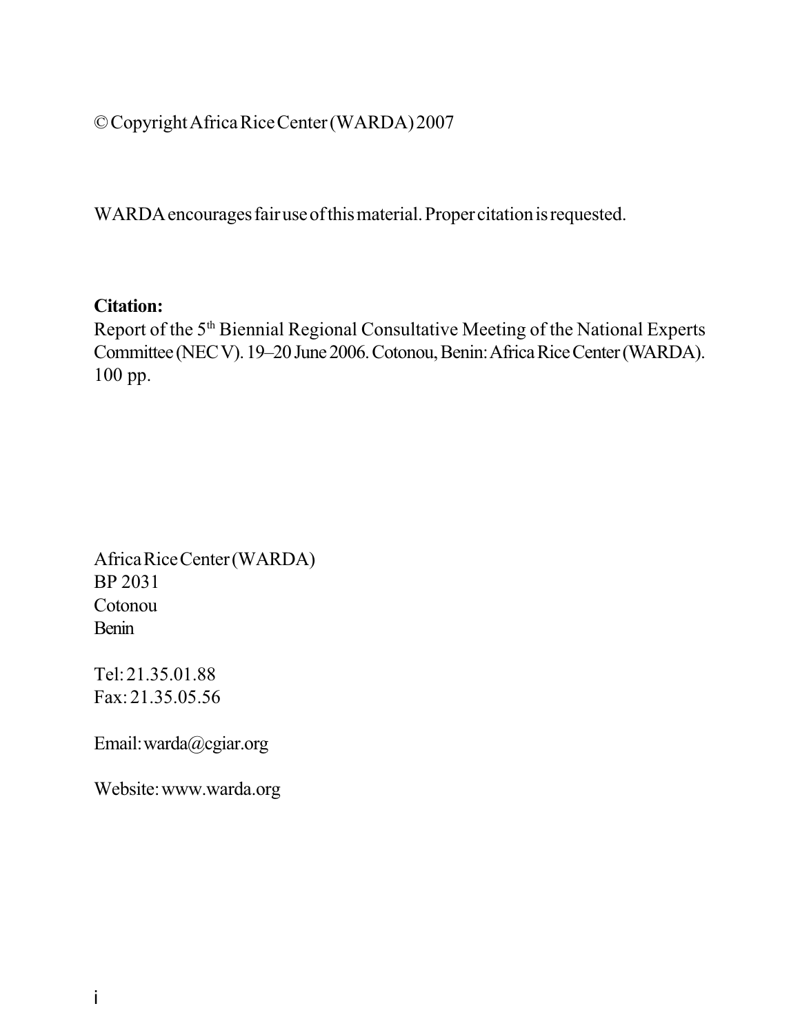© Copyright Africa Rice Center (WARDA) 2007

WARDA encourages fair use of this material. Proper citation is requested.

**Citation:**
Report of the 5th Biennial Regional Consultative Meeting of the National Experts Committee (NEC V). 19–20 June 2006. Cotonou, Benin: Africa Rice Center (WARDA). 100 pp.

Africa Rice Center (WARDA)
BP 2031
Cotonou
Benin

Tel: 21.35.01.88
Fax: 21.35.05.56

Email: warda@cgiar.org

Website: www.warda.org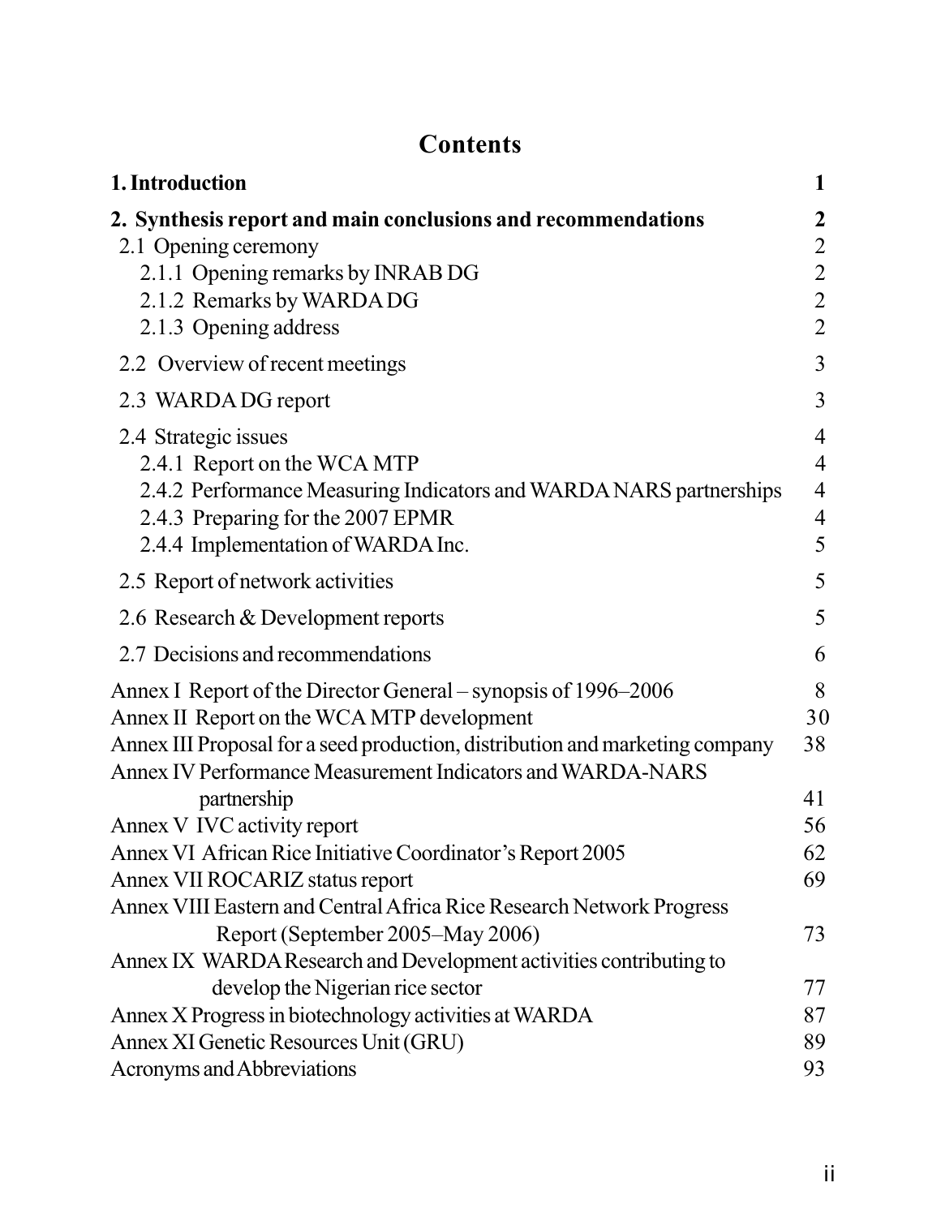# Contents

| | |
|---|---|
| **1. Introduction** | **1** |
| **2. Synthesis report and main conclusions and recommendations** | **2** |
| 2.1 Opening ceremony | 2 |
| 2.1.1 Opening remarks by INRAB DG | 2 |
| 2.1.2 Remarks by WARDA DG | 2 |
| 2.1.3 Opening address | 2 |
| 2.2 Overview of recent meetings | 3 |
| 2.3 WARDA DG report | 3 |
| 2.4 Strategic issues | 4 |
| 2.4.1 Report on the WCA MTP | 4 |
| 2.4.2 Performance Measuring Indicators and WARDA NARS partnerships | 4 |
| 2.4.3 Preparing for the 2007 EPMR | 4 |
| 2.4.4 Implementation of WARDA Inc. | 5 |
| 2.5 Report of network activities | 5 |
| 2.6 Research & Development reports | 5 |
| 2.7 Decisions and recommendations | 6 |
| Annex I Report of the Director General – synopsis of 1996–2006 | 8 |
| Annex II Report on the WCA MTP development | 30 |
| Annex III Proposal for a seed production, distribution and marketing company | 38 |
| Annex IV Performance Measurement Indicators and WARDA-NARS partnership | 41 |
| Annex V IVC activity report | 56 |
| Annex VI African Rice Initiative Coordinator's Report 2005 | 62 |
| Annex VII ROCARIZ status report | 69 |
| Annex VIII Eastern and Central Africa Rice Research Network Progress Report (September 2005–May 2006) | 73 |
| Annex IX WARDA Research and Development activities contributing to develop the Nigerian rice sector | 77 |
| Annex X Progress in biotechnology activities at WARDA | 87 |
| Annex XI Genetic Resources Unit (GRU) | 89 |
| Acronyms and Abbreviations | 93 |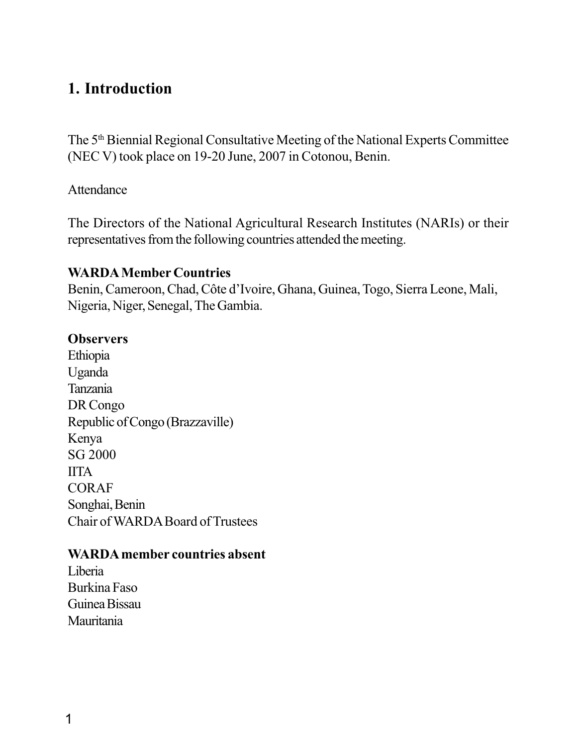# 1. Introduction

The 5th Biennial Regional Consultative Meeting of the National Experts Committee (NEC V) took place on 19-20 June, 2007 in Cotonou, Benin.

Attendance

The Directors of the National Agricultural Research Institutes (NARIs) or their representatives from the following countries attended the meeting.

**WARDA Member Countries**
Benin, Cameroon, Chad, Côte d'Ivoire, Ghana, Guinea, Togo, Sierra Leone, Mali, Nigeria, Niger, Senegal, The Gambia.

**Observers**
Ethiopia
Uganda
Tanzania
DR Congo
Republic of Congo (Brazzaville)
Kenya
SG 2000
IITA
CORAF
Songhai, Benin
Chair of WARDA Board of Trustees

**WARDA member countries absent**
Liberia
Burkina Faso
Guinea Bissau
Mauritania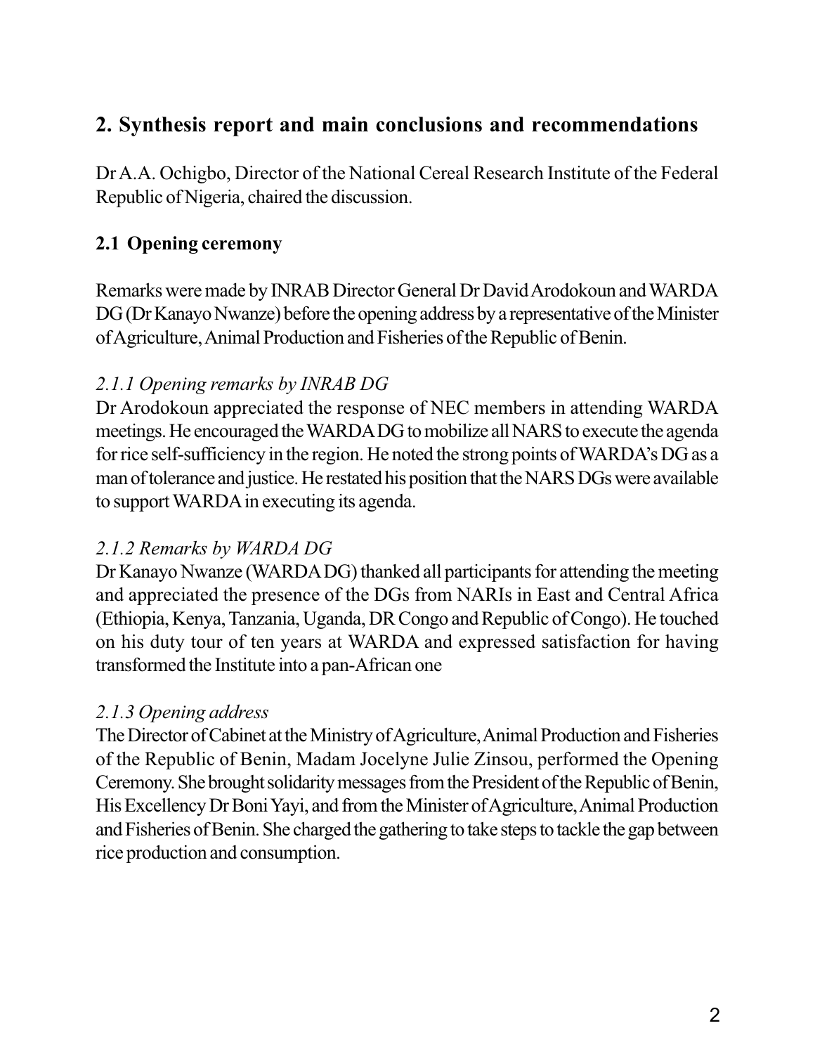## 2. Synthesis report and main conclusions and recommendations

Dr A.A. Ochigbo, Director of the National Cereal Research Institute of the Federal Republic of Nigeria, chaired the discussion.

### 2.1 Opening ceremony

Remarks were made by INRAB Director General Dr David Arodokoun and WARDA DG (Dr Kanayo Nwanze) before the opening address by a representative of the Minister of Agriculture, Animal Production and Fisheries of the Republic of Benin.

#### *2.1.1 Opening remarks by INRAB DG*

Dr Arodokoun appreciated the response of NEC members in attending WARDA meetings. He encouraged the WARDA DG to mobilize all NARS to execute the agenda for rice self-sufficiency in the region. He noted the strong points of WARDA's DG as a man of tolerance and justice. He restated his position that the NARS DGs were available to support WARDA in executing its agenda.

#### *2.1.2 Remarks by WARDA DG*

Dr Kanayo Nwanze (WARDA DG) thanked all participants for attending the meeting and appreciated the presence of the DGs from NARIs in East and Central Africa (Ethiopia, Kenya, Tanzania, Uganda, DR Congo and Republic of Congo). He touched on his duty tour of ten years at WARDA and expressed satisfaction for having transformed the Institute into a pan-African one

#### *2.1.3 Opening address*

The Director of Cabinet at the Ministry of Agriculture, Animal Production and Fisheries of the Republic of Benin, Madam Jocelyne Julie Zinsou, performed the Opening Ceremony. She brought solidarity messages from the President of the Republic of Benin, His Excellency Dr Boni Yayi, and from the Minister of Agriculture, Animal Production and Fisheries of Benin. She charged the gathering to take steps to tackle the gap between rice production and consumption.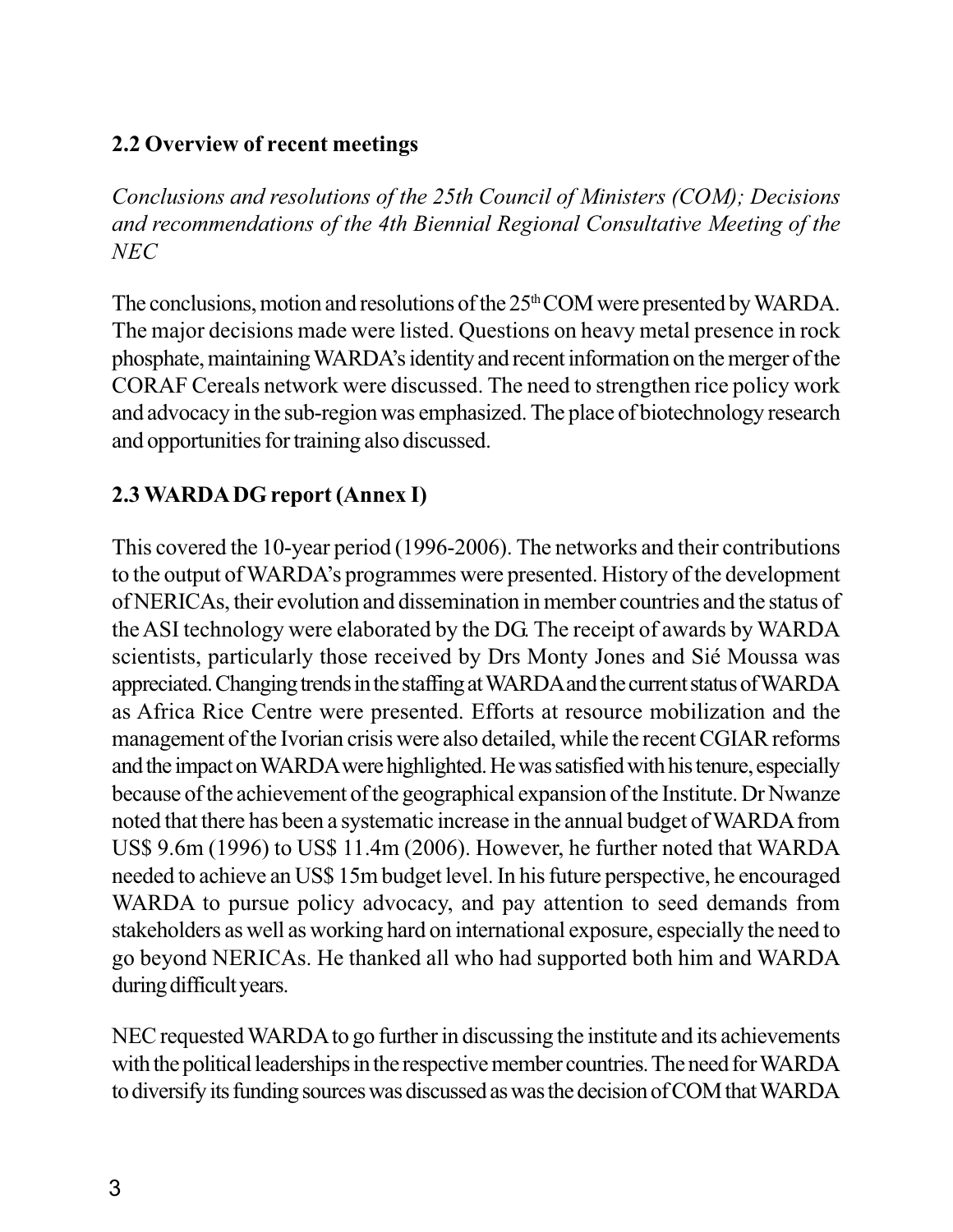## 2.2 Overview of recent meetings

*Conclusions and resolutions of the 25th Council of Ministers (COM); Decisions and recommendations of the 4th Biennial Regional Consultative Meeting of the NEC*

The conclusions, motion and resolutions of the 25th COM were presented by WARDA. The major decisions made were listed. Questions on heavy metal presence in rock phosphate, maintaining WARDA's identity and recent information on the merger of the CORAF Cereals network were discussed. The need to strengthen rice policy work and advocacy in the sub-region was emphasized. The place of biotechnology research and opportunities for training also discussed.

## 2.3 WARDA DG report (Annex I)

This covered the 10-year period (1996-2006). The networks and their contributions to the output of WARDA's programmes were presented. History of the development of NERICAs, their evolution and dissemination in member countries and the status of the ASI technology were elaborated by the DG. The receipt of awards by WARDA scientists, particularly those received by Drs Monty Jones and Sié Moussa was appreciated. Changing trends in the staffing at WARDA and the current status of WARDA as Africa Rice Centre were presented. Efforts at resource mobilization and the management of the Ivorian crisis were also detailed, while the recent CGIAR reforms and the impact on WARDA were highlighted. He was satisfied with his tenure, especially because of the achievement of the geographical expansion of the Institute. Dr Nwanze noted that there has been a systematic increase in the annual budget of WARDA from US$ 9.6m (1996) to US$ 11.4m (2006). However, he further noted that WARDA needed to achieve an US$ 15m budget level. In his future perspective, he encouraged WARDA to pursue policy advocacy, and pay attention to seed demands from stakeholders as well as working hard on international exposure, especially the need to go beyond NERICAs. He thanked all who had supported both him and WARDA during difficult years.

NEC requested WARDA to go further in discussing the institute and its achievements with the political leaderships in the respective member countries. The need for WARDA to diversify its funding sources was discussed as was the decision of COM that WARDA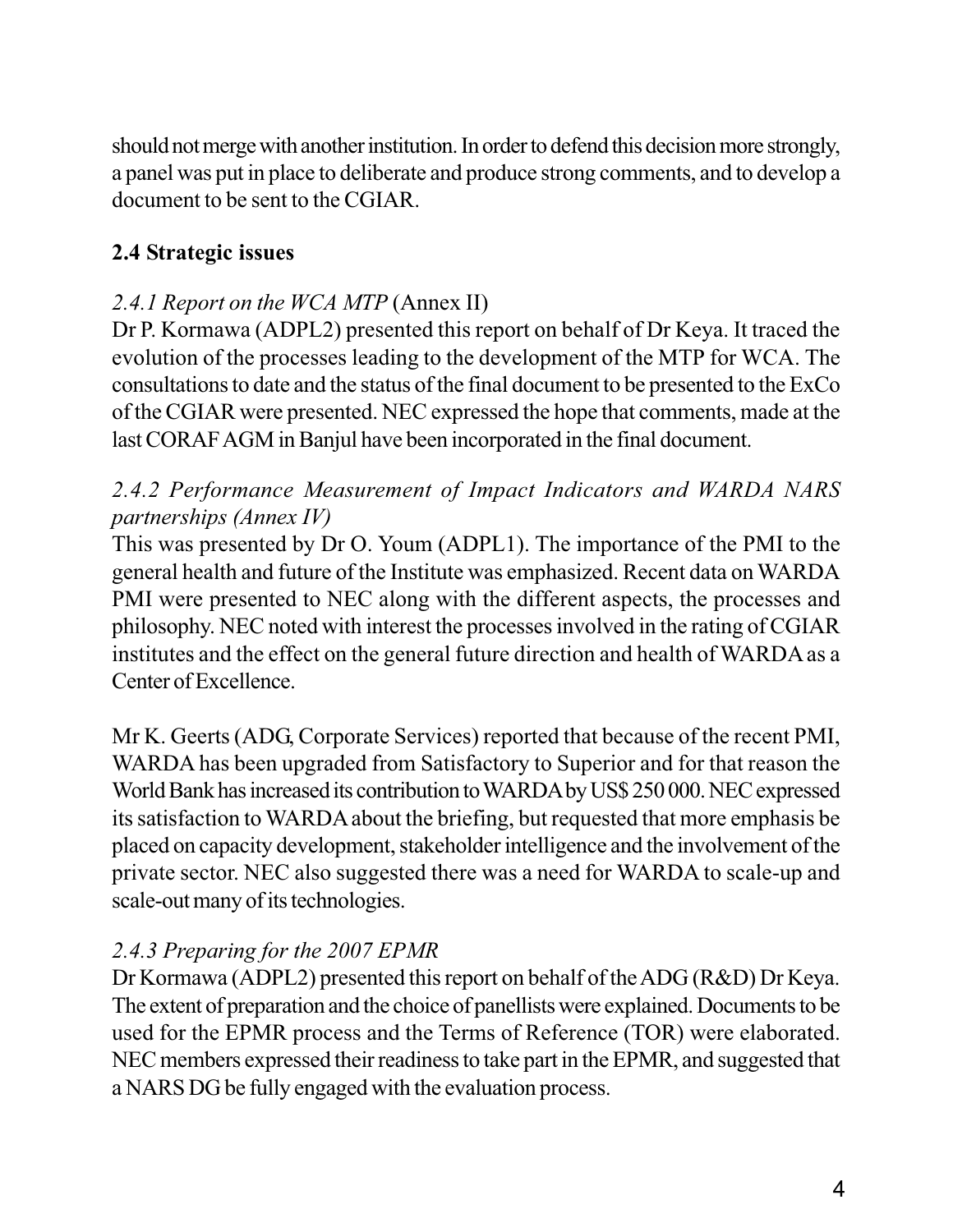should not merge with another institution. In order to defend this decision more strongly, a panel was put in place to deliberate and produce strong comments, and to develop a document to be sent to the CGIAR.

### 2.4 Strategic issues

*2.4.1 Report on the WCA MTP* (Annex II)

Dr P. Kormawa (ADPL2) presented this report on behalf of Dr Keya. It traced the evolution of the processes leading to the development of the MTP for WCA. The consultations to date and the status of the final document to be presented to the ExCo of the CGIAR were presented. NEC expressed the hope that comments, made at the last CORAF AGM in Banjul have been incorporated in the final document.

*2.4.2 Performance Measurement of Impact Indicators and WARDA NARS partnerships (Annex IV)*

This was presented by Dr O. Youm (ADPL1). The importance of the PMI to the general health and future of the Institute was emphasized. Recent data on WARDA PMI were presented to NEC along with the different aspects, the processes and philosophy. NEC noted with interest the processes involved in the rating of CGIAR institutes and the effect on the general future direction and health of WARDA as a Center of Excellence.

Mr K. Geerts (ADG, Corporate Services) reported that because of the recent PMI, WARDA has been upgraded from Satisfactory to Superior and for that reason the World Bank has increased its contribution to WARDA by US$ 250 000. NEC expressed its satisfaction to WARDA about the briefing, but requested that more emphasis be placed on capacity development, stakeholder intelligence and the involvement of the private sector. NEC also suggested there was a need for WARDA to scale-up and scale-out many of its technologies.

*2.4.3 Preparing for the 2007 EPMR*

Dr Kormawa (ADPL2) presented this report on behalf of the ADG (R&D) Dr Keya. The extent of preparation and the choice of panellists were explained. Documents to be used for the EPMR process and the Terms of Reference (TOR) were elaborated. NEC members expressed their readiness to take part in the EPMR, and suggested that a NARS DG be fully engaged with the evaluation process.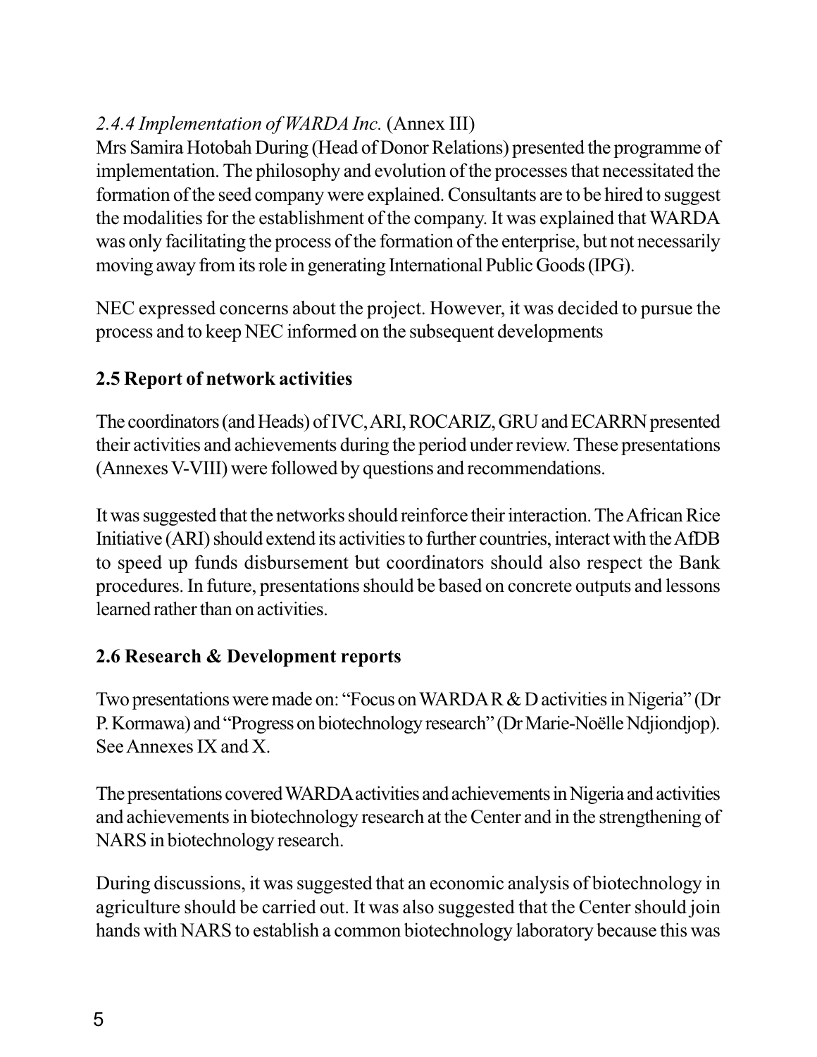*2.4.4 Implementation of WARDA Inc.* (Annex III)

Mrs Samira Hotobah During (Head of Donor Relations) presented the programme of implementation. The philosophy and evolution of the processes that necessitated the formation of the seed company were explained. Consultants are to be hired to suggest the modalities for the establishment of the company. It was explained that WARDA was only facilitating the process of the formation of the enterprise, but not necessarily moving away from its role in generating International Public Goods (IPG).

NEC expressed concerns about the project. However, it was decided to pursue the process and to keep NEC informed on the subsequent developments

### 2.5 Report of network activities

The coordinators (and Heads) of IVC, ARI, ROCARIZ, GRU and ECARRN presented their activities and achievements during the period under review. These presentations (Annexes V-VIII) were followed by questions and recommendations.

It was suggested that the networks should reinforce their interaction. The African Rice Initiative (ARI) should extend its activities to further countries, interact with the AfDB to speed up funds disbursement but coordinators should also respect the Bank procedures. In future, presentations should be based on concrete outputs and lessons learned rather than on activities.

### 2.6 Research & Development reports

Two presentations were made on: "Focus on WARDA R & D activities in Nigeria" (Dr P. Kormawa) and "Progress on biotechnology research" (Dr Marie-Noëlle Ndjiondjop). See Annexes IX and X.

The presentations covered WARDA activities and achievements in Nigeria and activities and achievements in biotechnology research at the Center and in the strengthening of NARS in biotechnology research.

During discussions, it was suggested that an economic analysis of biotechnology in agriculture should be carried out. It was also suggested that the Center should join hands with NARS to establish a common biotechnology laboratory because this was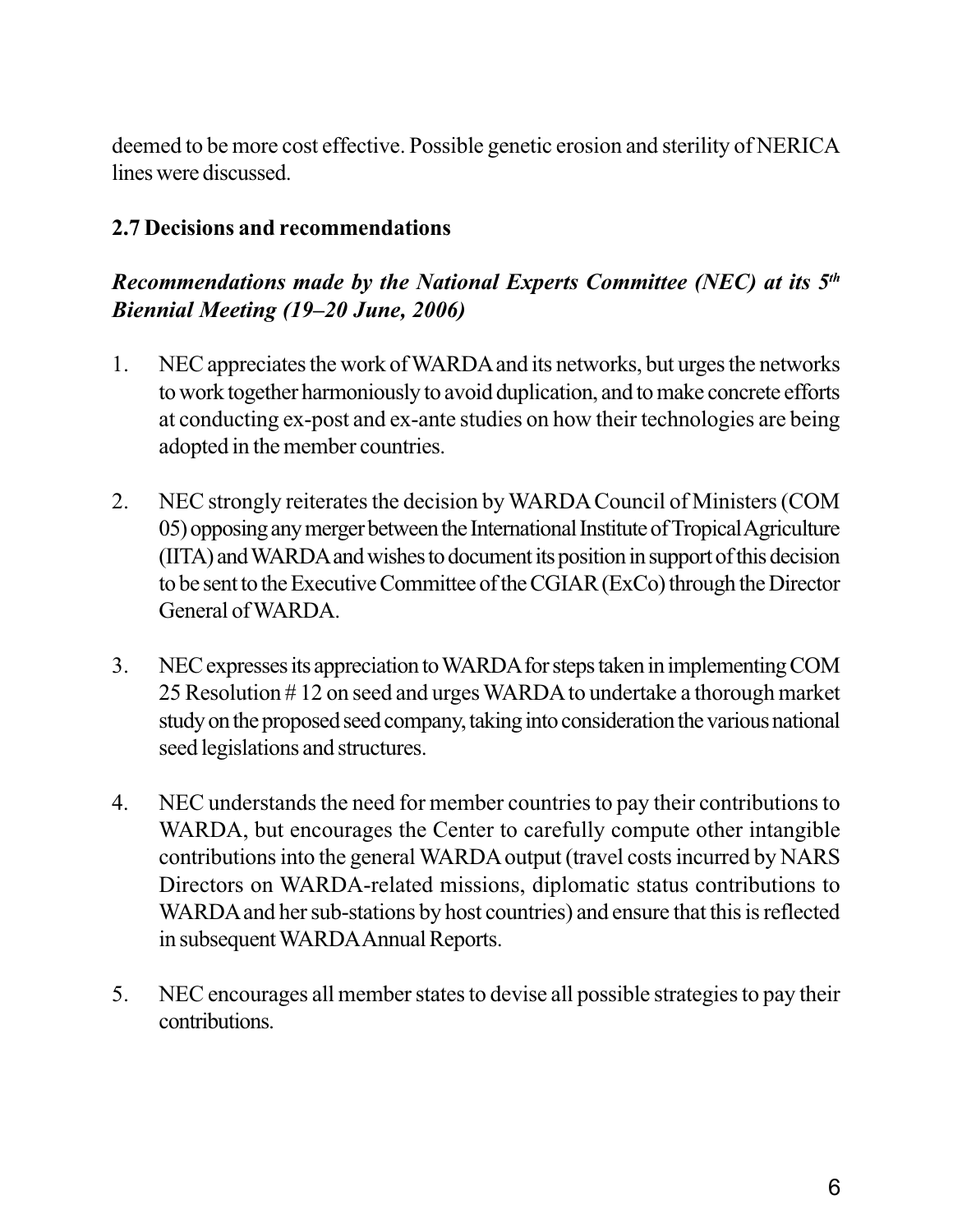deemed to be more cost effective. Possible genetic erosion and sterility of NERICA lines were discussed.

### 2.7 Decisions and recommendations

***Recommendations made by the National Experts Committee (NEC) at its 5th Biennial Meeting (19–20 June, 2006)***

1. NEC appreciates the work of WARDA and its networks, but urges the networks to work together harmoniously to avoid duplication, and to make concrete efforts at conducting ex-post and ex-ante studies on how their technologies are being adopted in the member countries.

2. NEC strongly reiterates the decision by WARDA Council of Ministers (COM 05) opposing any merger between the International Institute of Tropical Agriculture (IITA) and WARDA and wishes to document its position in support of this decision to be sent to the Executive Committee of the CGIAR (ExCo) through the Director General of WARDA.

3. NEC expresses its appreciation to WARDA for steps taken in implementing COM 25 Resolution # 12 on seed and urges WARDA to undertake a thorough market study on the proposed seed company, taking into consideration the various national seed legislations and structures.

4. NEC understands the need for member countries to pay their contributions to WARDA, but encourages the Center to carefully compute other intangible contributions into the general WARDA output (travel costs incurred by NARS Directors on WARDA-related missions, diplomatic status contributions to WARDA and her sub-stations by host countries) and ensure that this is reflected in subsequent WARDA Annual Reports.

5. NEC encourages all member states to devise all possible strategies to pay their contributions.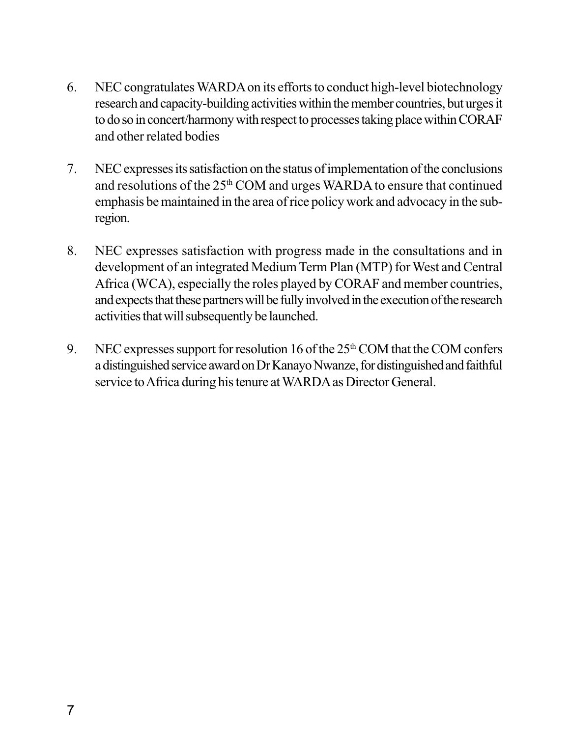6. NEC congratulates WARDA on its efforts to conduct high-level biotechnology research and capacity-building activities within the member countries, but urges it to do so in concert/harmony with respect to processes taking place within CORAF and other related bodies

7. NEC expresses its satisfaction on the status of implementation of the conclusions and resolutions of the 25th COM and urges WARDA to ensure that continued emphasis be maintained in the area of rice policy work and advocacy in the sub-region.

8. NEC expresses satisfaction with progress made in the consultations and in development of an integrated Medium Term Plan (MTP) for West and Central Africa (WCA), especially the roles played by CORAF and member countries, and expects that these partners will be fully involved in the execution of the research activities that will subsequently be launched.

9. NEC expresses support for resolution 16 of the 25th COM that the COM confers a distinguished service award on Dr Kanayo Nwanze, for distinguished and faithful service to Africa during his tenure at WARDA as Director General.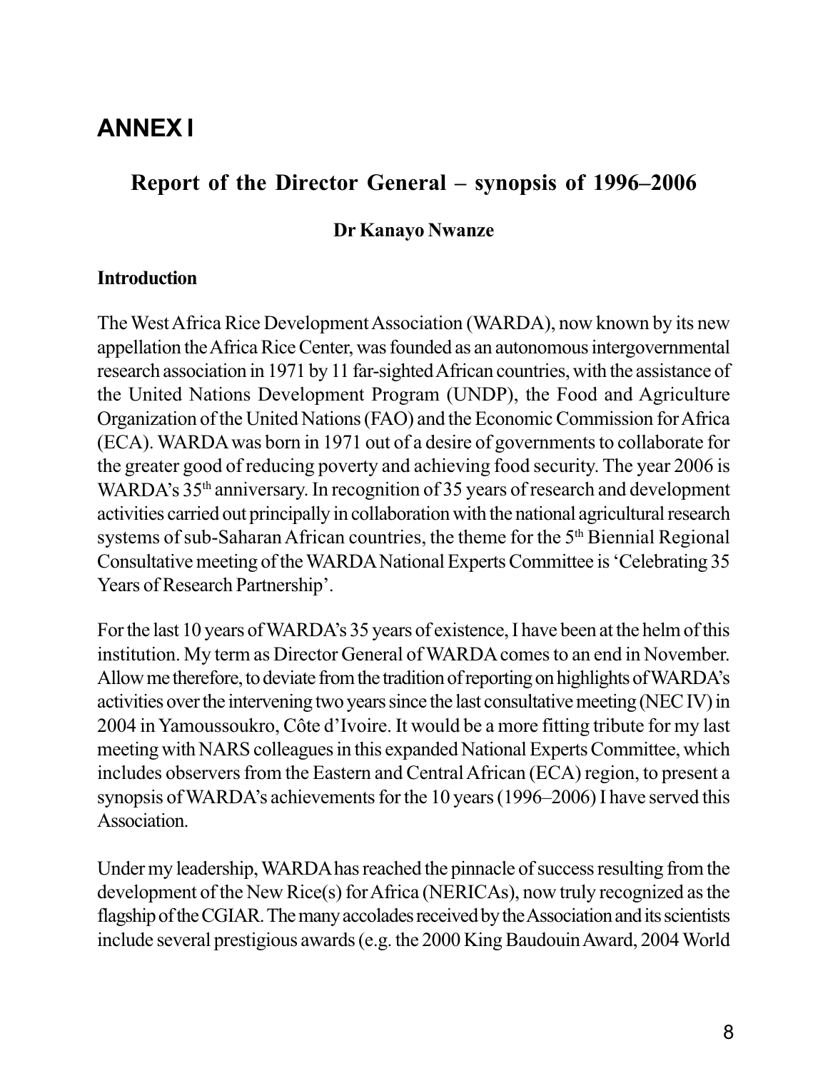# ANNEX I

## Report of the Director General – synopsis of 1996–2006

**Dr Kanayo Nwanze**

### Introduction

The West Africa Rice Development Association (WARDA), now known by its new appellation the Africa Rice Center, was founded as an autonomous intergovernmental research association in 1971 by 11 far-sighted African countries, with the assistance of the United Nations Development Program (UNDP), the Food and Agriculture Organization of the United Nations (FAO) and the Economic Commission for Africa (ECA). WARDA was born in 1971 out of a desire of governments to collaborate for the greater good of reducing poverty and achieving food security. The year 2006 is WARDA's 35th anniversary. In recognition of 35 years of research and development activities carried out principally in collaboration with the national agricultural research systems of sub-Saharan African countries, the theme for the 5th Biennial Regional Consultative meeting of the WARDA National Experts Committee is 'Celebrating 35 Years of Research Partnership'.

For the last 10 years of WARDA's 35 years of existence, I have been at the helm of this institution. My term as Director General of WARDA comes to an end in November. Allow me therefore, to deviate from the tradition of reporting on highlights of WARDA's activities over the intervening two years since the last consultative meeting (NEC IV) in 2004 in Yamoussoukro, Côte d'Ivoire. It would be a more fitting tribute for my last meeting with NARS colleagues in this expanded National Experts Committee, which includes observers from the Eastern and Central African (ECA) region, to present a synopsis of WARDA's achievements for the 10 years (1996–2006) I have served this Association.

Under my leadership, WARDA has reached the pinnacle of success resulting from the development of the New Rice(s) for Africa (NERICAs), now truly recognized as the flagship of the CGIAR. The many accolades received by the Association and its scientists include several prestigious awards (e.g. the 2000 King Baudouin Award, 2004 World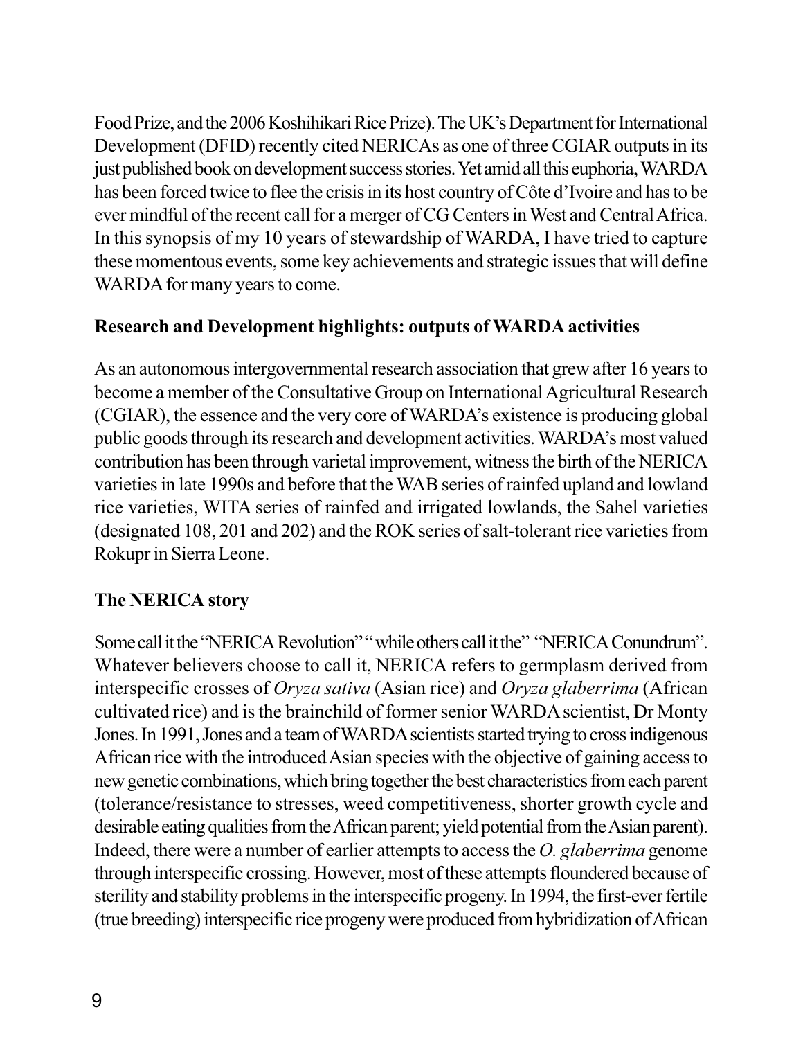Food Prize, and the 2006 Koshihikari Rice Prize). The UK's Department for International Development (DFID) recently cited NERICAs as one of three CGIAR outputs in its just published book on development success stories. Yet amid all this euphoria, WARDA has been forced twice to flee the crisis in its host country of Côte d'Ivoire and has to be ever mindful of the recent call for a merger of CG Centers in West and Central Africa. In this synopsis of my 10 years of stewardship of WARDA, I have tried to capture these momentous events, some key achievements and strategic issues that will define WARDA for many years to come.

**Research and Development highlights: outputs of WARDA activities**

As an autonomous intergovernmental research association that grew after 16 years to become a member of the Consultative Group on International Agricultural Research (CGIAR), the essence and the very core of WARDA's existence is producing global public goods through its research and development activities. WARDA's most valued contribution has been through varietal improvement, witness the birth of the NERICA varieties in late 1990s and before that the WAB series of rainfed upland and lowland rice varieties, WITA series of rainfed and irrigated lowlands, the Sahel varieties (designated 108, 201 and 202) and the ROK series of salt-tolerant rice varieties from Rokupr in Sierra Leone.

**The NERICA story**

Some call it the "NERICA Revolution" " while others call it the" "NERICA Conundrum". Whatever believers choose to call it, NERICA refers to germplasm derived from interspecific crosses of *Oryza sativa* (Asian rice) and *Oryza glaberrima* (African cultivated rice) and is the brainchild of former senior WARDA scientist, Dr Monty Jones. In 1991, Jones and a team of WARDA scientists started trying to cross indigenous African rice with the introduced Asian species with the objective of gaining access to new genetic combinations, which bring together the best characteristics from each parent (tolerance/resistance to stresses, weed competitiveness, shorter growth cycle and desirable eating qualities from the African parent; yield potential from the Asian parent). Indeed, there were a number of earlier attempts to access the *O. glaberrima* genome through interspecific crossing. However, most of these attempts floundered because of sterility and stability problems in the interspecific progeny. In 1994, the first-ever fertile (true breeding) interspecific rice progeny were produced from hybridization of African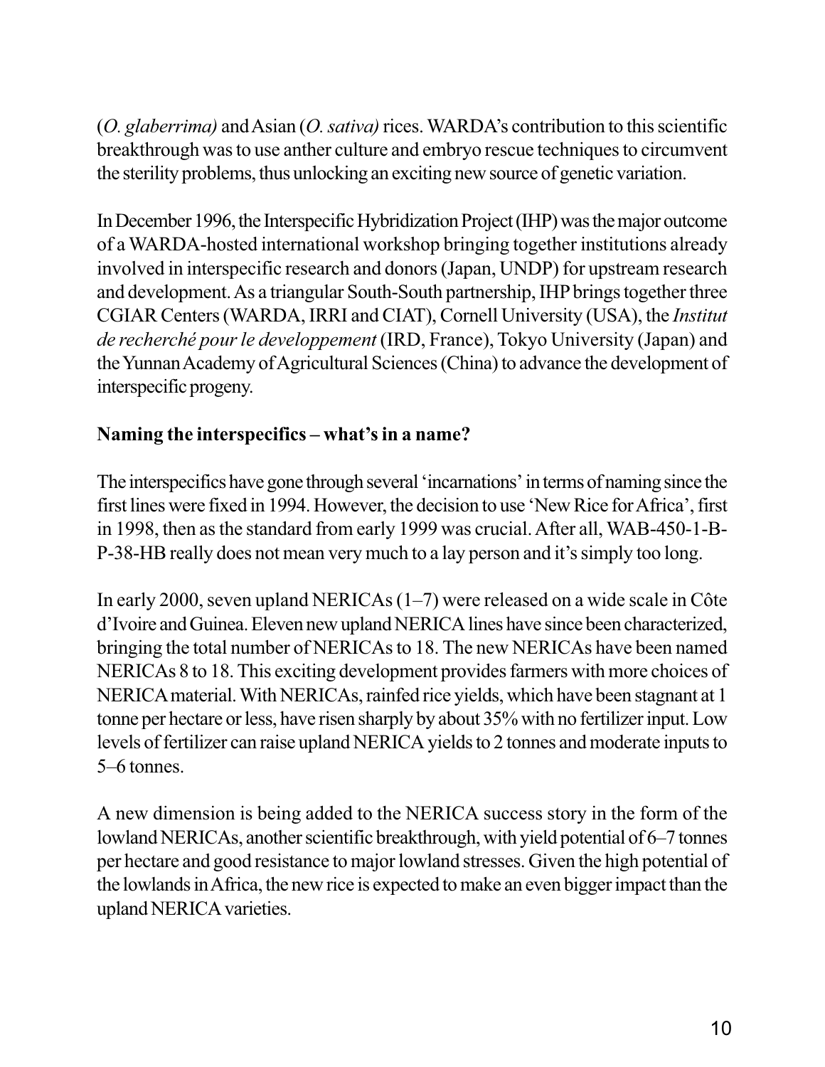(*O. glaberrima)* and Asian (*O. sativa)* rices. WARDA's contribution to this scientific breakthrough was to use anther culture and embryo rescue techniques to circumvent the sterility problems, thus unlocking an exciting new source of genetic variation.

In December 1996, the Interspecific Hybridization Project (IHP) was the major outcome of a WARDA-hosted international workshop bringing together institutions already involved in interspecific research and donors (Japan, UNDP) for upstream research and development. As a triangular South-South partnership, IHP brings together three CGIAR Centers (WARDA, IRRI and CIAT), Cornell University (USA), the *Institut de recherché pour le developpement* (IRD, France), Tokyo University (Japan) and the Yunnan Academy of Agricultural Sciences (China) to advance the development of interspecific progeny.

**Naming the interspecifics – what's in a name?**

The interspecifics have gone through several 'incarnations' in terms of naming since the first lines were fixed in 1994. However, the decision to use 'New Rice for Africa', first in 1998, then as the standard from early 1999 was crucial. After all, WAB-450-1-B-P-38-HB really does not mean very much to a lay person and it's simply too long.

In early 2000, seven upland NERICAs (1–7) were released on a wide scale in Côte d'Ivoire and Guinea. Eleven new upland NERICA lines have since been characterized, bringing the total number of NERICAs to 18. The new NERICAs have been named NERICAs 8 to 18. This exciting development provides farmers with more choices of NERICA material. With NERICAs, rainfed rice yields, which have been stagnant at 1 tonne per hectare or less, have risen sharply by about 35% with no fertilizer input. Low levels of fertilizer can raise upland NERICA yields to 2 tonnes and moderate inputs to 5–6 tonnes.

A new dimension is being added to the NERICA success story in the form of the lowland NERICAs, another scientific breakthrough, with yield potential of 6–7 tonnes per hectare and good resistance to major lowland stresses. Given the high potential of the lowlands in Africa, the new rice is expected to make an even bigger impact than the upland NERICA varieties.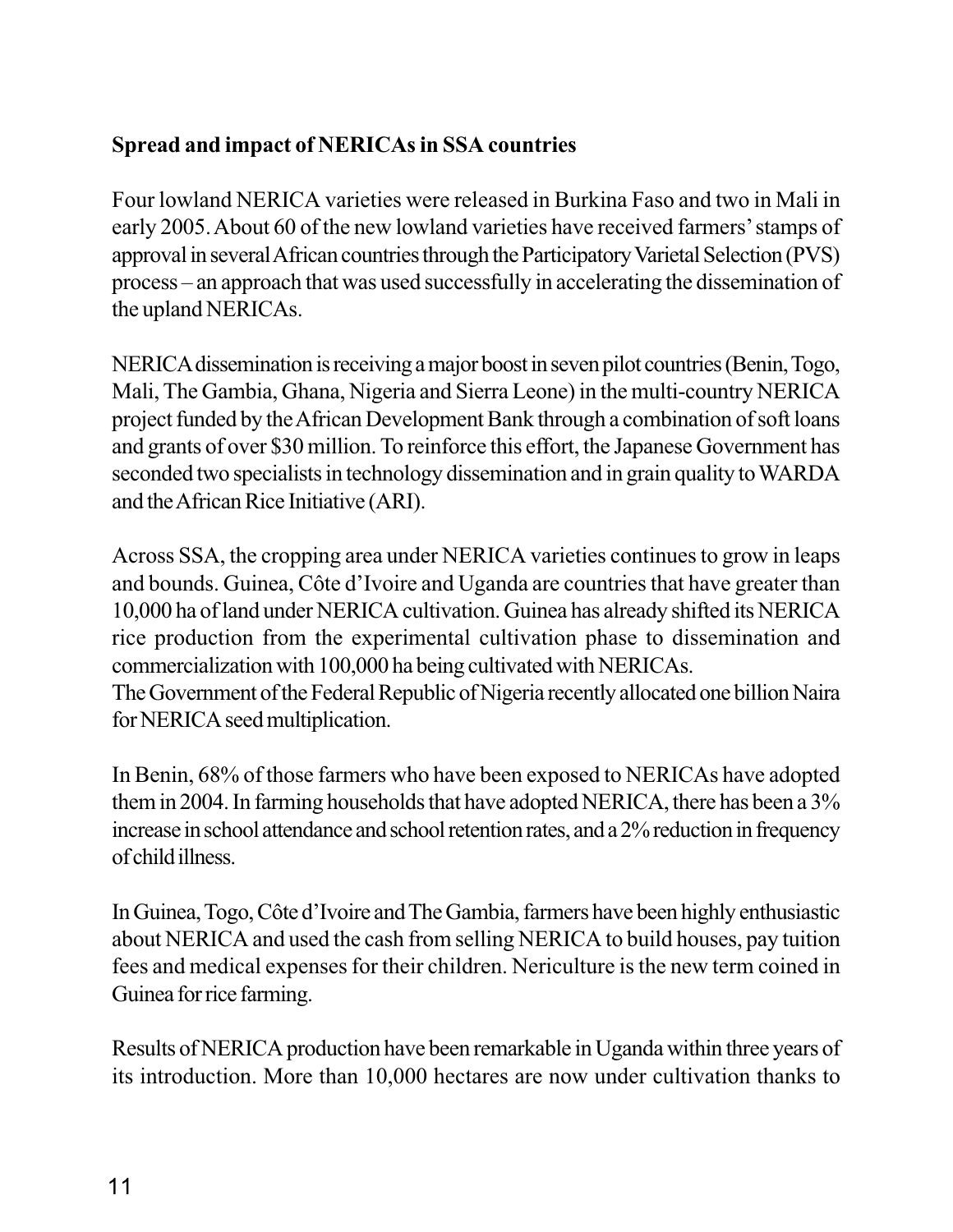**Spread and impact of NERICAs in SSA countries**

Four lowland NERICA varieties were released in Burkina Faso and two in Mali in early 2005. About 60 of the new lowland varieties have received farmers' stamps of approval in several African countries through the Participatory Varietal Selection (PVS) process – an approach that was used successfully in accelerating the dissemination of the upland NERICAs.

NERICA dissemination is receiving a major boost in seven pilot countries (Benin, Togo, Mali, The Gambia, Ghana, Nigeria and Sierra Leone) in the multi-country NERICA project funded by the African Development Bank through a combination of soft loans and grants of over $30 million. To reinforce this effort, the Japanese Government has seconded two specialists in technology dissemination and in grain quality to WARDA and the African Rice Initiative (ARI).

Across SSA, the cropping area under NERICA varieties continues to grow in leaps and bounds. Guinea, Côte d'Ivoire and Uganda are countries that have greater than 10,000 ha of land under NERICA cultivation. Guinea has already shifted its NERICA rice production from the experimental cultivation phase to dissemination and commercialization with 100,000 ha being cultivated with NERICAs.
The Government of the Federal Republic of Nigeria recently allocated one billion Naira for NERICA seed multiplication.

In Benin, 68% of those farmers who have been exposed to NERICAs have adopted them in 2004. In farming households that have adopted NERICA, there has been a 3% increase in school attendance and school retention rates, and a 2% reduction in frequency of child illness.

In Guinea, Togo, Côte d'Ivoire and The Gambia, farmers have been highly enthusiastic about NERICA and used the cash from selling NERICA to build houses, pay tuition fees and medical expenses for their children. Nericulture is the new term coined in Guinea for rice farming.

Results of NERICA production have been remarkable in Uganda within three years of its introduction. More than 10,000 hectares are now under cultivation thanks to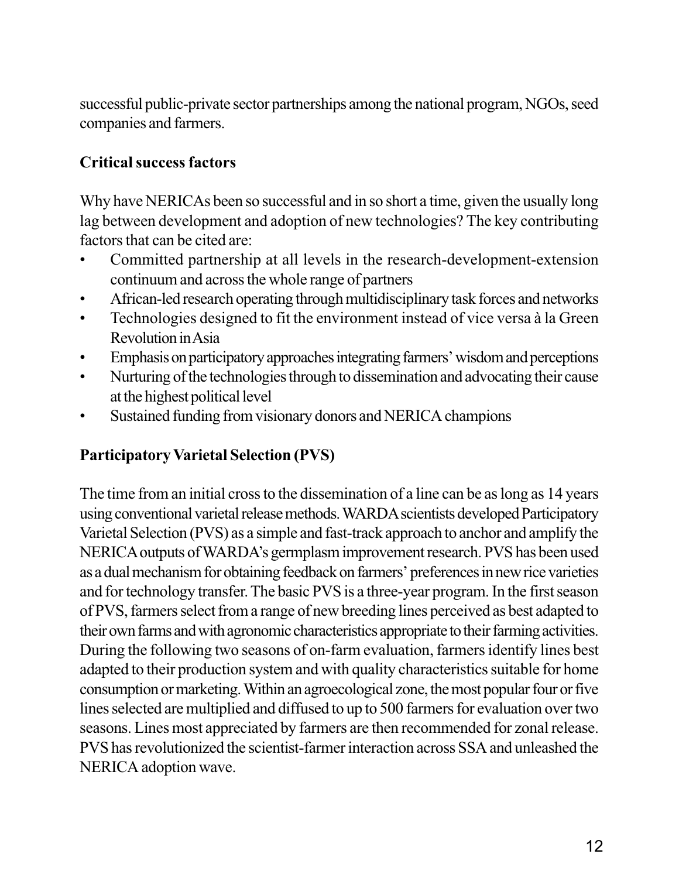successful public-private sector partnerships among the national program, NGOs, seed companies and farmers.

## Critical success factors

Why have NERICAs been so successful and in so short a time, given the usually long lag between development and adoption of new technologies? The key contributing factors that can be cited are:

- Committed partnership at all levels in the research-development-extension continuum and across the whole range of partners
- African-led research operating through multidisciplinary task forces and networks
- Technologies designed to fit the environment instead of vice versa à la Green Revolution in Asia
- Emphasis on participatory approaches integrating farmers' wisdom and perceptions
- Nurturing of the technologies through to dissemination and advocating their cause at the highest political level
- Sustained funding from visionary donors and NERICA champions

## Participatory Varietal Selection (PVS)

The time from an initial cross to the dissemination of a line can be as long as 14 years using conventional varietal release methods. WARDA scientists developed Participatory Varietal Selection (PVS) as a simple and fast-track approach to anchor and amplify the NERICA outputs of WARDA's germplasm improvement research. PVS has been used as a dual mechanism for obtaining feedback on farmers' preferences in new rice varieties and for technology transfer. The basic PVS is a three-year program. In the first season of PVS, farmers select from a range of new breeding lines perceived as best adapted to their own farms and with agronomic characteristics appropriate to their farming activities. During the following two seasons of on-farm evaluation, farmers identify lines best adapted to their production system and with quality characteristics suitable for home consumption or marketing. Within an agroecological zone, the most popular four or five lines selected are multiplied and diffused to up to 500 farmers for evaluation over two seasons. Lines most appreciated by farmers are then recommended for zonal release. PVS has revolutionized the scientist-farmer interaction across SSA and unleashed the NERICA adoption wave.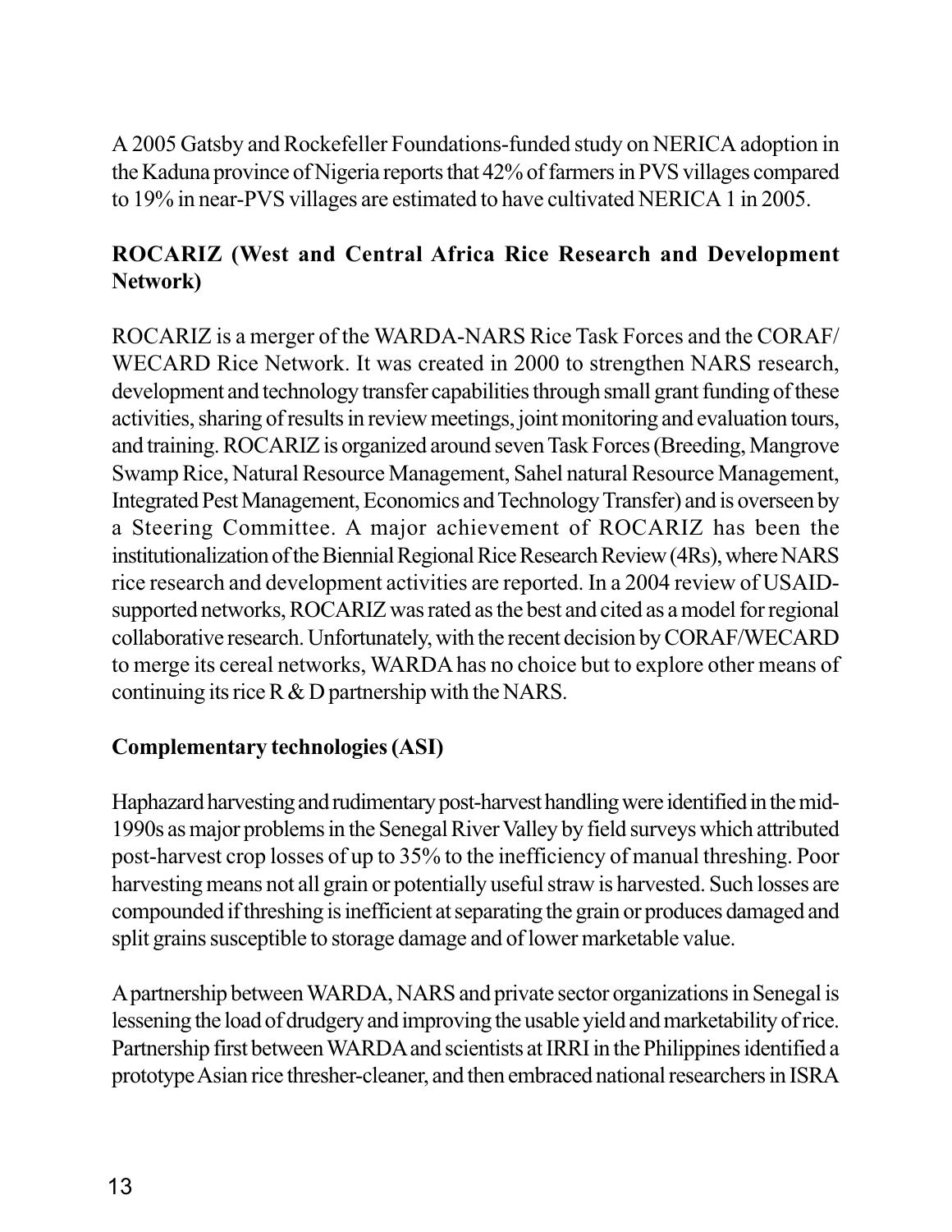A 2005 Gatsby and Rockefeller Foundations-funded study on NERICA adoption in the Kaduna province of Nigeria reports that 42% of farmers in PVS villages compared to 19% in near-PVS villages are estimated to have cultivated NERICA 1 in 2005.

**ROCARIZ (West and Central Africa Rice Research and Development Network)**

ROCARIZ is a merger of the WARDA-NARS Rice Task Forces and the CORAF/ WECARD Rice Network. It was created in 2000 to strengthen NARS research, development and technology transfer capabilities through small grant funding of these activities, sharing of results in review meetings, joint monitoring and evaluation tours, and training. ROCARIZ is organized around seven Task Forces (Breeding, Mangrove Swamp Rice, Natural Resource Management, Sahel natural Resource Management, Integrated Pest Management, Economics and Technology Transfer) and is overseen by a Steering Committee. A major achievement of ROCARIZ has been the institutionalization of the Biennial Regional Rice Research Review (4Rs), where NARS rice research and development activities are reported. In a 2004 review of USAID-supported networks, ROCARIZ was rated as the best and cited as a model for regional collaborative research. Unfortunately, with the recent decision by CORAF/WECARD to merge its cereal networks, WARDA has no choice but to explore other means of continuing its rice R & D partnership with the NARS.

**Complementary technologies (ASI)**

Haphazard harvesting and rudimentary post-harvest handling were identified in the mid-1990s as major problems in the Senegal River Valley by field surveys which attributed post-harvest crop losses of up to 35% to the inefficiency of manual threshing. Poor harvesting means not all grain or potentially useful straw is harvested. Such losses are compounded if threshing is inefficient at separating the grain or produces damaged and split grains susceptible to storage damage and of lower marketable value.

A partnership between WARDA, NARS and private sector organizations in Senegal is lessening the load of drudgery and improving the usable yield and marketability of rice. Partnership first between WARDA and scientists at IRRI in the Philippines identified a prototype Asian rice thresher-cleaner, and then embraced national researchers in ISRA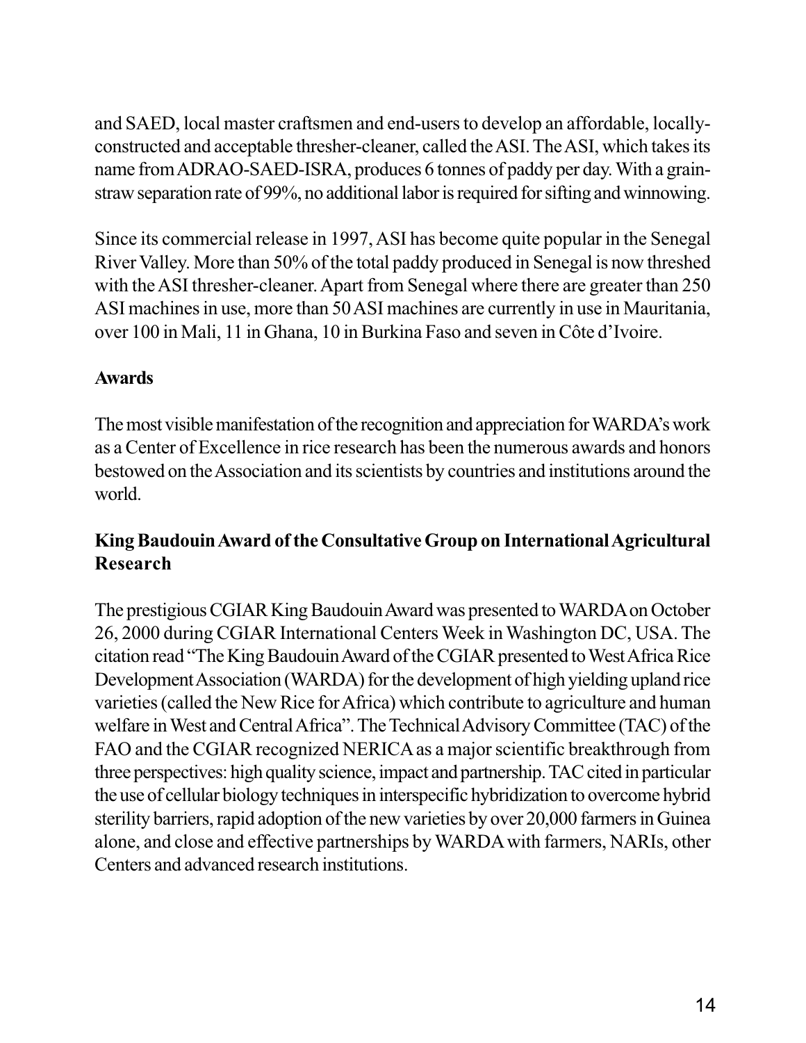and SAED, local master craftsmen and end-users to develop an affordable, locally-constructed and acceptable thresher-cleaner, called the ASI. The ASI, which takes its name from ADRAO-SAED-ISRA, produces 6 tonnes of paddy per day. With a grain-straw separation rate of 99%, no additional labor is required for sifting and winnowing.

Since its commercial release in 1997, ASI has become quite popular in the Senegal River Valley. More than 50% of the total paddy produced in Senegal is now threshed with the ASI thresher-cleaner. Apart from Senegal where there are greater than 250 ASI machines in use, more than 50 ASI machines are currently in use in Mauritania, over 100 in Mali, 11 in Ghana, 10 in Burkina Faso and seven in Côte d'Ivoire.

**Awards**

The most visible manifestation of the recognition and appreciation for WARDA's work as a Center of Excellence in rice research has been the numerous awards and honors bestowed on the Association and its scientists by countries and institutions around the world.

**King Baudouin Award of the Consultative Group on International Agricultural Research**

The prestigious CGIAR King Baudouin Award was presented to WARDA on October 26, 2000 during CGIAR International Centers Week in Washington DC, USA. The citation read "The King Baudouin Award of the CGIAR presented to West Africa Rice Development Association (WARDA) for the development of high yielding upland rice varieties (called the New Rice for Africa) which contribute to agriculture and human welfare in West and Central Africa". The Technical Advisory Committee (TAC) of the FAO and the CGIAR recognized NERICA as a major scientific breakthrough from three perspectives: high quality science, impact and partnership. TAC cited in particular the use of cellular biology techniques in interspecific hybridization to overcome hybrid sterility barriers, rapid adoption of the new varieties by over 20,000 farmers in Guinea alone, and close and effective partnerships by WARDA with farmers, NARIs, other Centers and advanced research institutions.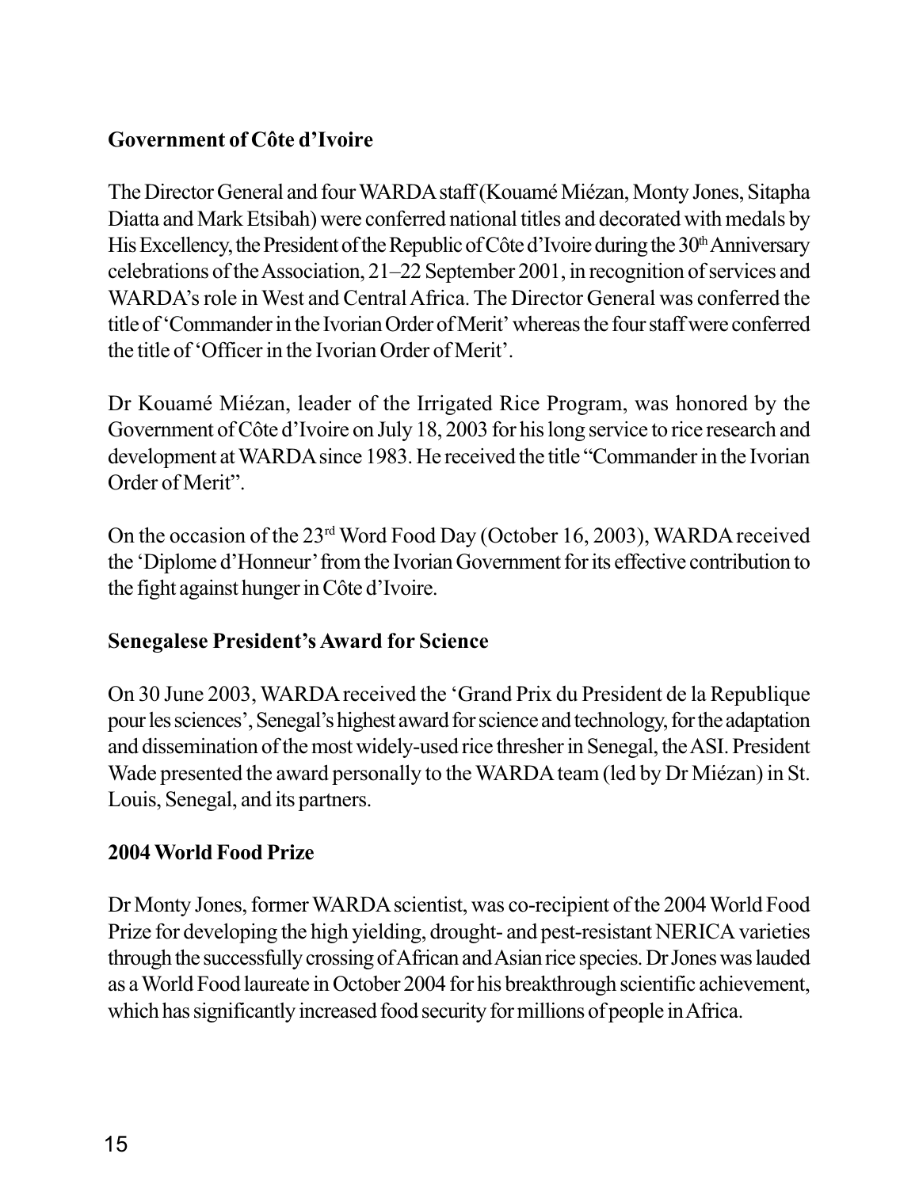**Government of Côte d'Ivoire**

The Director General and four WARDA staff (Kouamé Miézan, Monty Jones, Sitapha Diatta and Mark Etsibah) were conferred national titles and decorated with medals by His Excellency, the President of the Republic of Côte d'Ivoire during the 30th Anniversary celebrations of the Association, 21–22 September 2001, in recognition of services and WARDA's role in West and Central Africa. The Director General was conferred the title of 'Commander in the Ivorian Order of Merit' whereas the four staff were conferred the title of 'Officer in the Ivorian Order of Merit'.

Dr Kouamé Miézan, leader of the Irrigated Rice Program, was honored by the Government of Côte d'Ivoire on July 18, 2003 for his long service to rice research and development at WARDA since 1983. He received the title "Commander in the Ivorian Order of Merit".

On the occasion of the 23rd Word Food Day (October 16, 2003), WARDA received the 'Diplome d'Honneur' from the Ivorian Government for its effective contribution to the fight against hunger in Côte d'Ivoire.

**Senegalese President's Award for Science**

On 30 June 2003, WARDA received the 'Grand Prix du President de la Republique pour les sciences', Senegal's highest award for science and technology, for the adaptation and dissemination of the most widely-used rice thresher in Senegal, the ASI. President Wade presented the award personally to the WARDA team (led by Dr Miézan) in St. Louis, Senegal, and its partners.

**2004 World Food Prize**

Dr Monty Jones, former WARDA scientist, was co-recipient of the 2004 World Food Prize for developing the high yielding, drought- and pest-resistant NERICA varieties through the successfully crossing of African and Asian rice species. Dr Jones was lauded as a World Food laureate in October 2004 for his breakthrough scientific achievement, which has significantly increased food security for millions of people in Africa.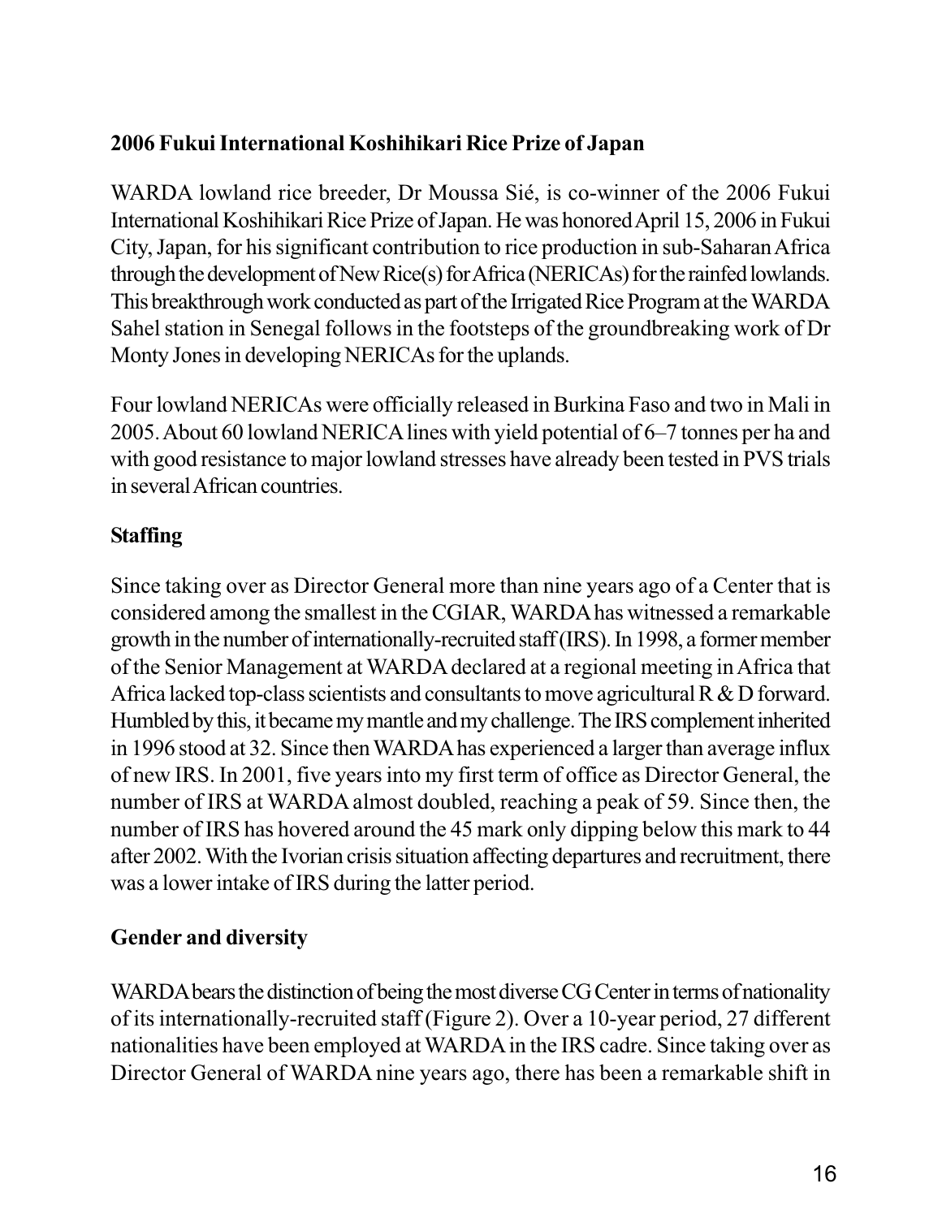## 2006 Fukui International Koshihikari Rice Prize of Japan

WARDA lowland rice breeder, Dr Moussa Sié, is co-winner of the 2006 Fukui International Koshihikari Rice Prize of Japan. He was honored April 15, 2006 in Fukui City, Japan, for his significant contribution to rice production in sub-Saharan Africa through the development of New Rice(s) for Africa (NERICAs) for the rainfed lowlands. This breakthrough work conducted as part of the Irrigated Rice Program at the WARDA Sahel station in Senegal follows in the footsteps of the groundbreaking work of Dr Monty Jones in developing NERICAs for the uplands.

Four lowland NERICAs were officially released in Burkina Faso and two in Mali in 2005. About 60 lowland NERICA lines with yield potential of 6–7 tonnes per ha and with good resistance to major lowland stresses have already been tested in PVS trials in several African countries.

## Staffing

Since taking over as Director General more than nine years ago of a Center that is considered among the smallest in the CGIAR, WARDA has witnessed a remarkable growth in the number of internationally-recruited staff (IRS). In 1998, a former member of the Senior Management at WARDA declared at a regional meeting in Africa that Africa lacked top-class scientists and consultants to move agricultural R & D forward. Humbled by this, it became my mantle and my challenge. The IRS complement inherited in 1996 stood at 32. Since then WARDA has experienced a larger than average influx of new IRS. In 2001, five years into my first term of office as Director General, the number of IRS at WARDA almost doubled, reaching a peak of 59. Since then, the number of IRS has hovered around the 45 mark only dipping below this mark to 44 after 2002. With the Ivorian crisis situation affecting departures and recruitment, there was a lower intake of IRS during the latter period.

## Gender and diversity

WARDA bears the distinction of being the most diverse CG Center in terms of nationality of its internationally-recruited staff (Figure 2). Over a 10-year period, 27 different nationalities have been employed at WARDA in the IRS cadre. Since taking over as Director General of WARDA nine years ago, there has been a remarkable shift in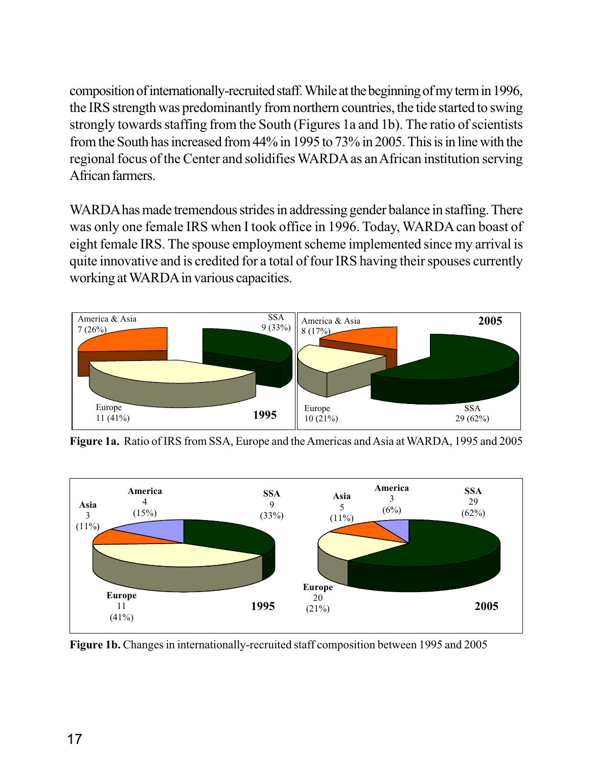composition of internationally-recruited staff. While at the beginning of my term in 1996, the IRS strength was predominantly from northern countries, the tide started to swing strongly towards staffing from the South (Figures 1a and 1b). The ratio of scientists from the South has increased from 44% in 1995 to 73% in 2005. This is in line with the regional focus of the Center and solidifies WARDA as an African institution serving African farmers.

WARDA has made tremendous strides in addressing gender balance in staffing. There was only one female IRS when I took office in 1996. Today, WARDA can boast of eight female IRS. The spouse employment scheme implemented since my arrival is quite innovative and is credited for a total of four IRS having their spouses currently working at WARDA in various capacities.

**Figure 1a.** Ratio of IRS from SSA, Europe and the Americas and Asia at WARDA, 1995 and 2005

**Figure 1b.** Changes in internationally-recruited staff composition between 1995 and 2005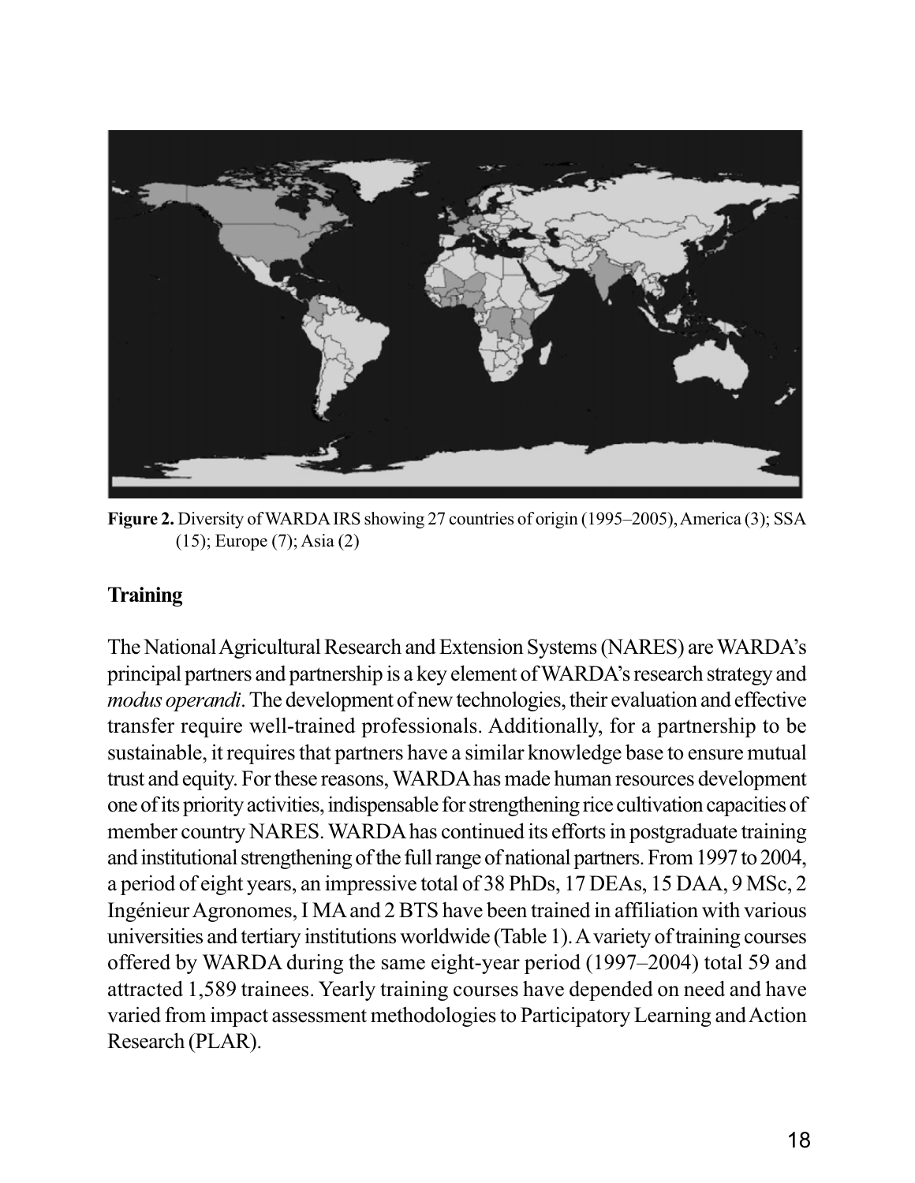**Figure 2.** Diversity of WARDA IRS showing 27 countries of origin (1995–2005), America (3); SSA (15); Europe (7); Asia (2)

## Training

The National Agricultural Research and Extension Systems (NARES) are WARDA's principal partners and partnership is a key element of WARDA's research strategy and *modus operandi*. The development of new technologies, their evaluation and effective transfer require well-trained professionals. Additionally, for a partnership to be sustainable, it requires that partners have a similar knowledge base to ensure mutual trust and equity. For these reasons, WARDA has made human resources development one of its priority activities, indispensable for strengthening rice cultivation capacities of member country NARES. WARDA has continued its efforts in postgraduate training and institutional strengthening of the full range of national partners. From 1997 to 2004, a period of eight years, an impressive total of 38 PhDs, 17 DEAs, 15 DAA, 9 MSc, 2 Ingénieur Agronomes, I MA and 2 BTS have been trained in affiliation with various universities and tertiary institutions worldwide (Table 1). A variety of training courses offered by WARDA during the same eight-year period (1997–2004) total 59 and attracted 1,589 trainees. Yearly training courses have depended on need and have varied from impact assessment methodologies to Participatory Learning and Action Research (PLAR).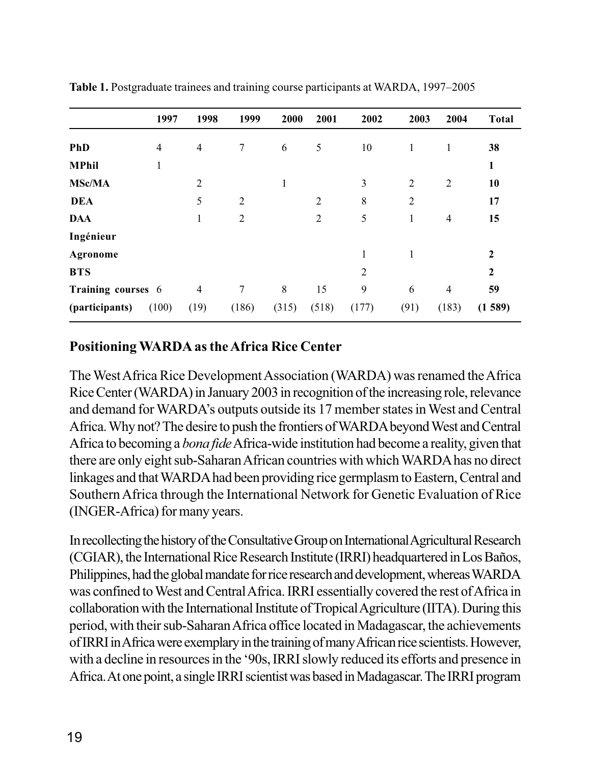**Table 1.** Postgraduate trainees and training course participants at WARDA, 1997–2005

| | 1997 | 1998 | 1999 | 2000 | 2001 | 2002 | 2003 | 2004 | Total |
|---|---|---|---|---|---|---|---|---|---|
| **PhD** | 4 | 4 | 7 | 6 | 5 | 10 | 1 | 1 | **38** |
| **MPhil** | 1 | | | | | | | | **1** |
| **MSc/MA** | | 2 | | 1 | | 3 | 2 | 2 | **10** |
| **DEA** | | 5 | 2 | | 2 | 8 | 2 | | **17** |
| **DAA** | | 1 | 2 | | 2 | 5 | 1 | 4 | **15** |
| **Ingénieur** | | | | | | | | | |
| **Agronome** | | | | | | 1 | 1 | | **2** |
| **BTS** | | | | | | 2 | | | **2** |
| **Training courses** | 6 | 4 | 7 | 8 | 15 | 9 | 6 | 4 | **59** |
| **(participants)** | (100) | (19) | (186) | (315) | (518) | (177) | (91) | (183) | **(1 589)** |

## Positioning WARDA as the Africa Rice Center

The West Africa Rice Development Association (WARDA) was renamed the Africa Rice Center (WARDA) in January 2003 in recognition of the increasing role, relevance and demand for WARDA's outputs outside its 17 member states in West and Central Africa. Why not? The desire to push the frontiers of WARDA beyond West and Central Africa to becoming a *bona fide* Africa-wide institution had become a reality, given that there are only eight sub-Saharan African countries with which WARDA has no direct linkages and that WARDA had been providing rice germplasm to Eastern, Central and Southern Africa through the International Network for Genetic Evaluation of Rice (INGER-Africa) for many years.

In recollecting the history of the Consultative Group on International Agricultural Research (CGIAR), the International Rice Research Institute (IRRI) headquartered in Los Baños, Philippines, had the global mandate for rice research and development, whereas WARDA was confined to West and Central Africa. IRRI essentially covered the rest of Africa in collaboration with the International Institute of Tropical Agriculture (IITA). During this period, with their sub-Saharan Africa office located in Madagascar, the achievements of IRRI in Africa were exemplary in the training of many African rice scientists. However, with a decline in resources in the '90s, IRRI slowly reduced its efforts and presence in Africa. At one point, a single IRRI scientist was based in Madagascar. The IRRI program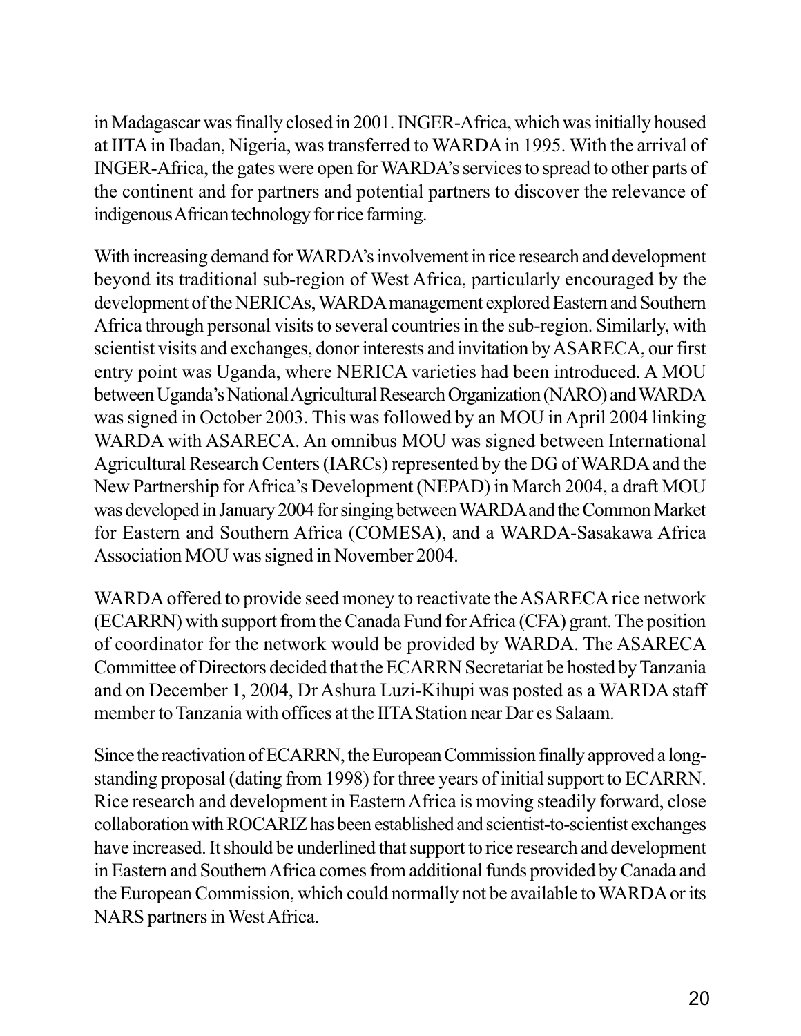in Madagascar was finally closed in 2001. INGER-Africa, which was initially housed at IITA in Ibadan, Nigeria, was transferred to WARDA in 1995. With the arrival of INGER-Africa, the gates were open for WARDA's services to spread to other parts of the continent and for partners and potential partners to discover the relevance of indigenous African technology for rice farming.

With increasing demand for WARDA's involvement in rice research and development beyond its traditional sub-region of West Africa, particularly encouraged by the development of the NERICAs, WARDA management explored Eastern and Southern Africa through personal visits to several countries in the sub-region. Similarly, with scientist visits and exchanges, donor interests and invitation by ASARECA, our first entry point was Uganda, where NERICA varieties had been introduced. A MOU between Uganda's National Agricultural Research Organization (NARO) and WARDA was signed in October 2003. This was followed by an MOU in April 2004 linking WARDA with ASARECA. An omnibus MOU was signed between International Agricultural Research Centers (IARCs) represented by the DG of WARDA and the New Partnership for Africa's Development (NEPAD) in March 2004, a draft MOU was developed in January 2004 for singing between WARDA and the Common Market for Eastern and Southern Africa (COMESA), and a WARDA-Sasakawa Africa Association MOU was signed in November 2004.

WARDA offered to provide seed money to reactivate the ASARECA rice network (ECARRN) with support from the Canada Fund for Africa (CFA) grant. The position of coordinator for the network would be provided by WARDA. The ASARECA Committee of Directors decided that the ECARRN Secretariat be hosted by Tanzania and on December 1, 2004, Dr Ashura Luzi-Kihupi was posted as a WARDA staff member to Tanzania with offices at the IITA Station near Dar es Salaam.

Since the reactivation of ECARRN, the European Commission finally approved a long-standing proposal (dating from 1998) for three years of initial support to ECARRN. Rice research and development in Eastern Africa is moving steadily forward, close collaboration with ROCARIZ has been established and scientist-to-scientist exchanges have increased. It should be underlined that support to rice research and development in Eastern and Southern Africa comes from additional funds provided by Canada and the European Commission, which could normally not be available to WARDA or its NARS partners in West Africa.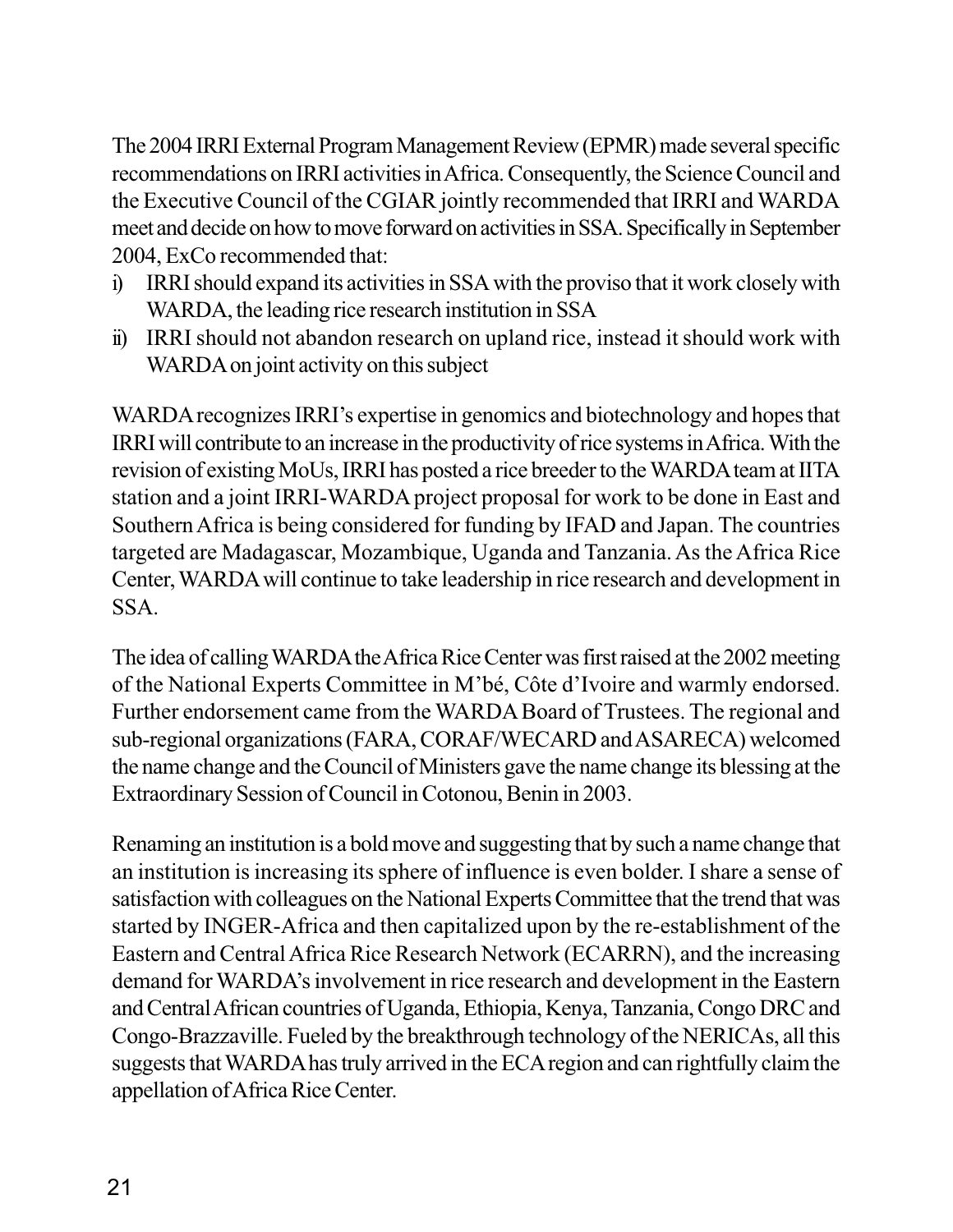The 2004 IRRI External Program Management Review (EPMR) made several specific recommendations on IRRI activities in Africa. Consequently, the Science Council and the Executive Council of the CGIAR jointly recommended that IRRI and WARDA meet and decide on how to move forward on activities in SSA. Specifically in September 2004, ExCo recommended that:

i) IRRI should expand its activities in SSA with the proviso that it work closely with WARDA, the leading rice research institution in SSA
ii) IRRI should not abandon research on upland rice, instead it should work with WARDA on joint activity on this subject

WARDA recognizes IRRI's expertise in genomics and biotechnology and hopes that IRRI will contribute to an increase in the productivity of rice systems in Africa. With the revision of existing MoUs, IRRI has posted a rice breeder to the WARDA team at IITA station and a joint IRRI-WARDA project proposal for work to be done in East and Southern Africa is being considered for funding by IFAD and Japan. The countries targeted are Madagascar, Mozambique, Uganda and Tanzania. As the Africa Rice Center, WARDA will continue to take leadership in rice research and development in SSA.

The idea of calling WARDA the Africa Rice Center was first raised at the 2002 meeting of the National Experts Committee in M'bé, Côte d'Ivoire and warmly endorsed. Further endorsement came from the WARDA Board of Trustees. The regional and sub-regional organizations (FARA, CORAF/WECARD and ASARECA) welcomed the name change and the Council of Ministers gave the name change its blessing at the Extraordinary Session of Council in Cotonou, Benin in 2003.

Renaming an institution is a bold move and suggesting that by such a name change that an institution is increasing its sphere of influence is even bolder. I share a sense of satisfaction with colleagues on the National Experts Committee that the trend that was started by INGER-Africa and then capitalized upon by the re-establishment of the Eastern and Central Africa Rice Research Network (ECARRN), and the increasing demand for WARDA's involvement in rice research and development in the Eastern and Central African countries of Uganda, Ethiopia, Kenya, Tanzania, Congo DRC and Congo-Brazzaville. Fueled by the breakthrough technology of the NERICAs, all this suggests that WARDA has truly arrived in the ECA region and can rightfully claim the appellation of Africa Rice Center.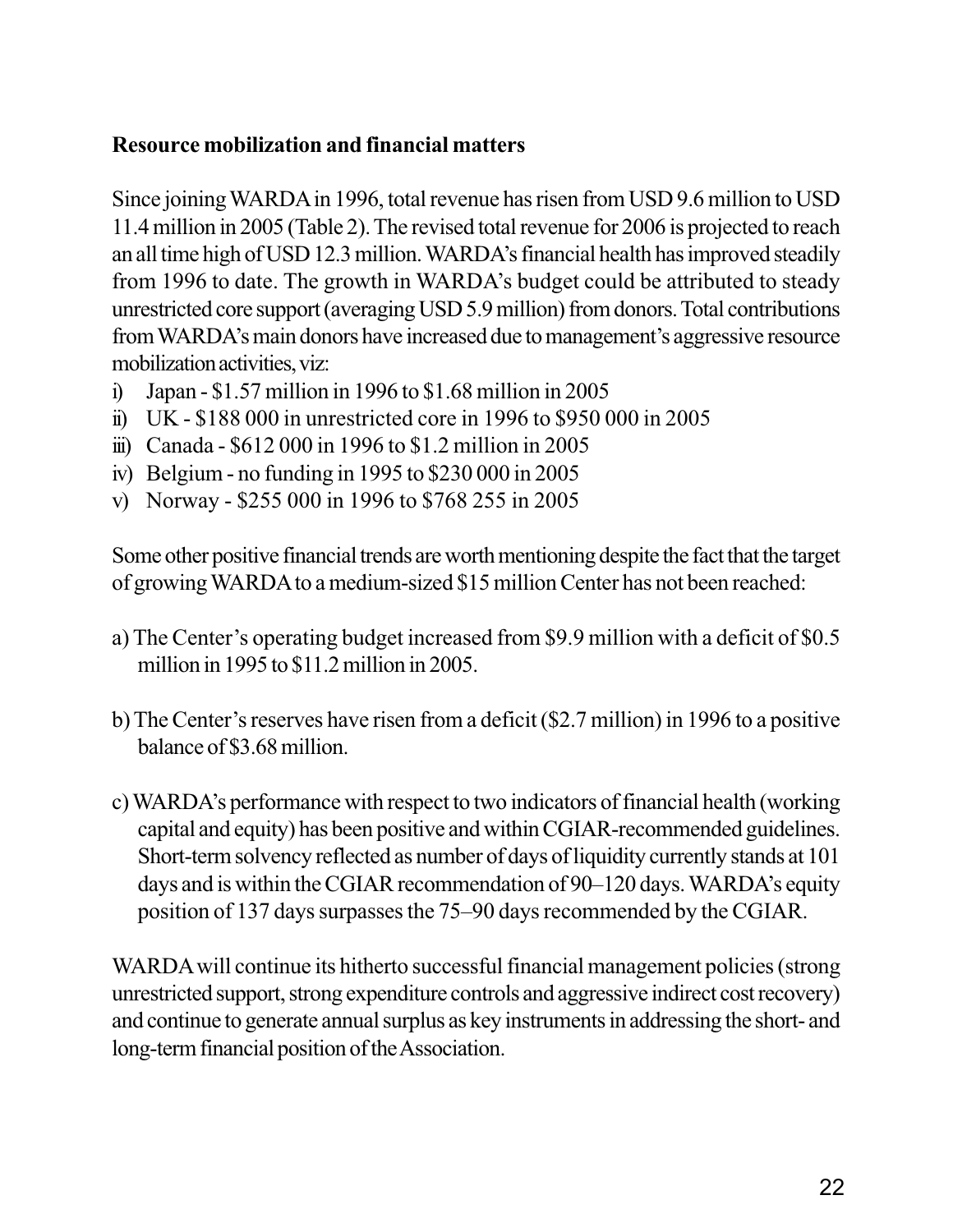**Resource mobilization and financial matters**

Since joining WARDA in 1996, total revenue has risen from USD 9.6 million to USD 11.4 million in 2005 (Table 2). The revised total revenue for 2006 is projected to reach an all time high of USD 12.3 million. WARDA's financial health has improved steadily from 1996 to date. The growth in WARDA's budget could be attributed to steady unrestricted core support (averaging USD 5.9 million) from donors. Total contributions from WARDA's main donors have increased due to management's aggressive resource mobilization activities, viz:

i) Japan - $1.57 million in 1996 to $1.68 million in 2005
ii) UK - $188 000 in unrestricted core in 1996 to $950 000 in 2005
iii) Canada - $612 000 in 1996 to $1.2 million in 2005
iv) Belgium - no funding in 1995 to $230 000 in 2005
v) Norway - $255 000 in 1996 to $768 255 in 2005

Some other positive financial trends are worth mentioning despite the fact that the target of growing WARDA to a medium-sized $15 million Center has not been reached:

a) The Center's operating budget increased from $9.9 million with a deficit of $0.5 million in 1995 to $11.2 million in 2005.

b) The Center's reserves have risen from a deficit ($2.7 million) in 1996 to a positive balance of $3.68 million.

c) WARDA's performance with respect to two indicators of financial health (working capital and equity) has been positive and within CGIAR-recommended guidelines. Short-term solvency reflected as number of days of liquidity currently stands at 101 days and is within the CGIAR recommendation of 90–120 days. WARDA's equity position of 137 days surpasses the 75–90 days recommended by the CGIAR.

WARDA will continue its hitherto successful financial management policies (strong unrestricted support, strong expenditure controls and aggressive indirect cost recovery) and continue to generate annual surplus as key instruments in addressing the short- and long-term financial position of the Association.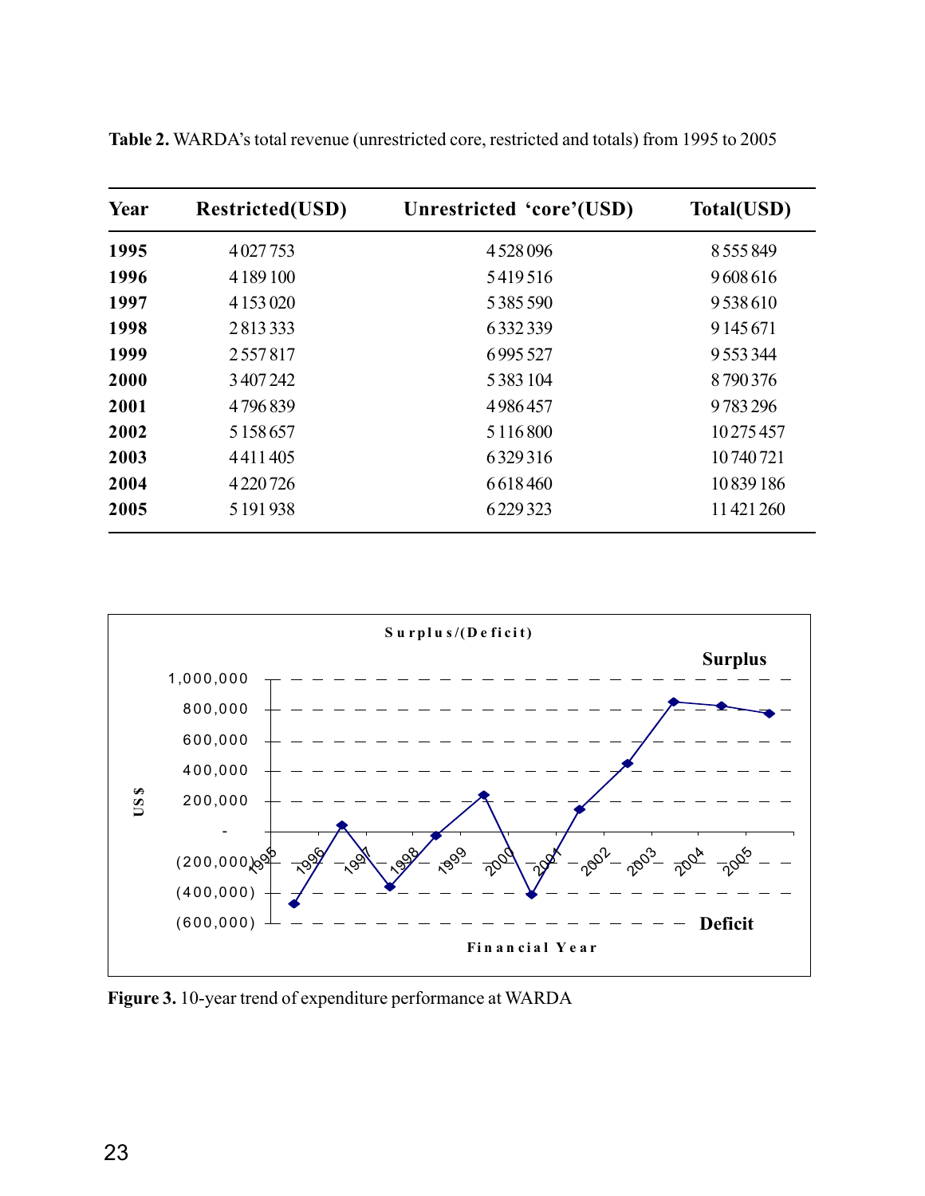**Table 2.** WARDA's total revenue (unrestricted core, restricted and totals) from 1995 to 2005

| Year | Restricted(USD) | Unrestricted 'core'(USD) | Total(USD) |
|---|---|---|---|
| **1995** | 4 027 753 | 4 528 096 | 8 555 849 |
| **1996** | 4 189 100 | 5 419 516 | 9 608 616 |
| **1997** | 4 153 020 | 5 385 590 | 9 538 610 |
| **1998** | 2 813 333 | 6 332 339 | 9 145 671 |
| **1999** | 2 557 817 | 6 995 527 | 9 553 344 |
| **2000** | 3 407 242 | 5 383 104 | 8 790 376 |
| **2001** | 4 796 839 | 4 986 457 | 9 783 296 |
| **2002** | 5 158 657 | 5 116 800 | 10 275 457 |
| **2003** | 4 411 405 | 6 329 316 | 10 740 721 |
| **2004** | 4 220 726 | 6 618 460 | 10 839 186 |
| **2005** | 5 191 938 | 6 229 323 | 11 421 260 |

Surplus/(Deficit)

Surplus

Deficit

US $: 1,000,000; 800,000; 600,000; 400,000; 200,000; -; (200,000); (400,000); (600,000)

Financial Year: 1995; 1996; 1997; 1998; 1999; 2000; 2001; 2002; 2003; 2004; 2005

**Figure 3.** 10-year trend of expenditure performance at WARDA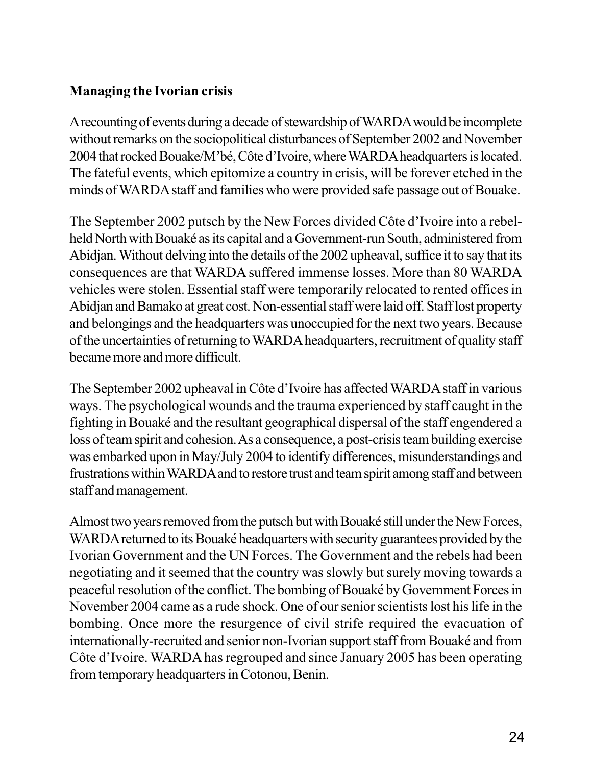### Managing the Ivorian crisis

A recounting of events during a decade of stewardship of WARDA would be incomplete without remarks on the sociopolitical disturbances of September 2002 and November 2004 that rocked Bouake/M'bé, Côte d'Ivoire, where WARDA headquarters is located. The fateful events, which epitomize a country in crisis, will be forever etched in the minds of WARDA staff and families who were provided safe passage out of Bouake.

The September 2002 putsch by the New Forces divided Côte d'Ivoire into a rebel-held North with Bouaké as its capital and a Government-run South, administered from Abidjan. Without delving into the details of the 2002 upheaval, suffice it to say that its consequences are that WARDA suffered immense losses. More than 80 WARDA vehicles were stolen. Essential staff were temporarily relocated to rented offices in Abidjan and Bamako at great cost. Non-essential staff were laid off. Staff lost property and belongings and the headquarters was unoccupied for the next two years. Because of the uncertainties of returning to WARDA headquarters, recruitment of quality staff became more and more difficult.

The September 2002 upheaval in Côte d'Ivoire has affected WARDA staff in various ways. The psychological wounds and the trauma experienced by staff caught in the fighting in Bouaké and the resultant geographical dispersal of the staff engendered a loss of team spirit and cohesion. As a consequence, a post-crisis team building exercise was embarked upon in May/July 2004 to identify differences, misunderstandings and frustrations within WARDA and to restore trust and team spirit among staff and between staff and management.

Almost two years removed from the putsch but with Bouaké still under the New Forces, WARDA returned to its Bouaké headquarters with security guarantees provided by the Ivorian Government and the UN Forces. The Government and the rebels had been negotiating and it seemed that the country was slowly but surely moving towards a peaceful resolution of the conflict. The bombing of Bouaké by Government Forces in November 2004 came as a rude shock. One of our senior scientists lost his life in the bombing. Once more the resurgence of civil strife required the evacuation of internationally-recruited and senior non-Ivorian support staff from Bouaké and from Côte d'Ivoire. WARDA has regrouped and since January 2005 has been operating from temporary headquarters in Cotonou, Benin.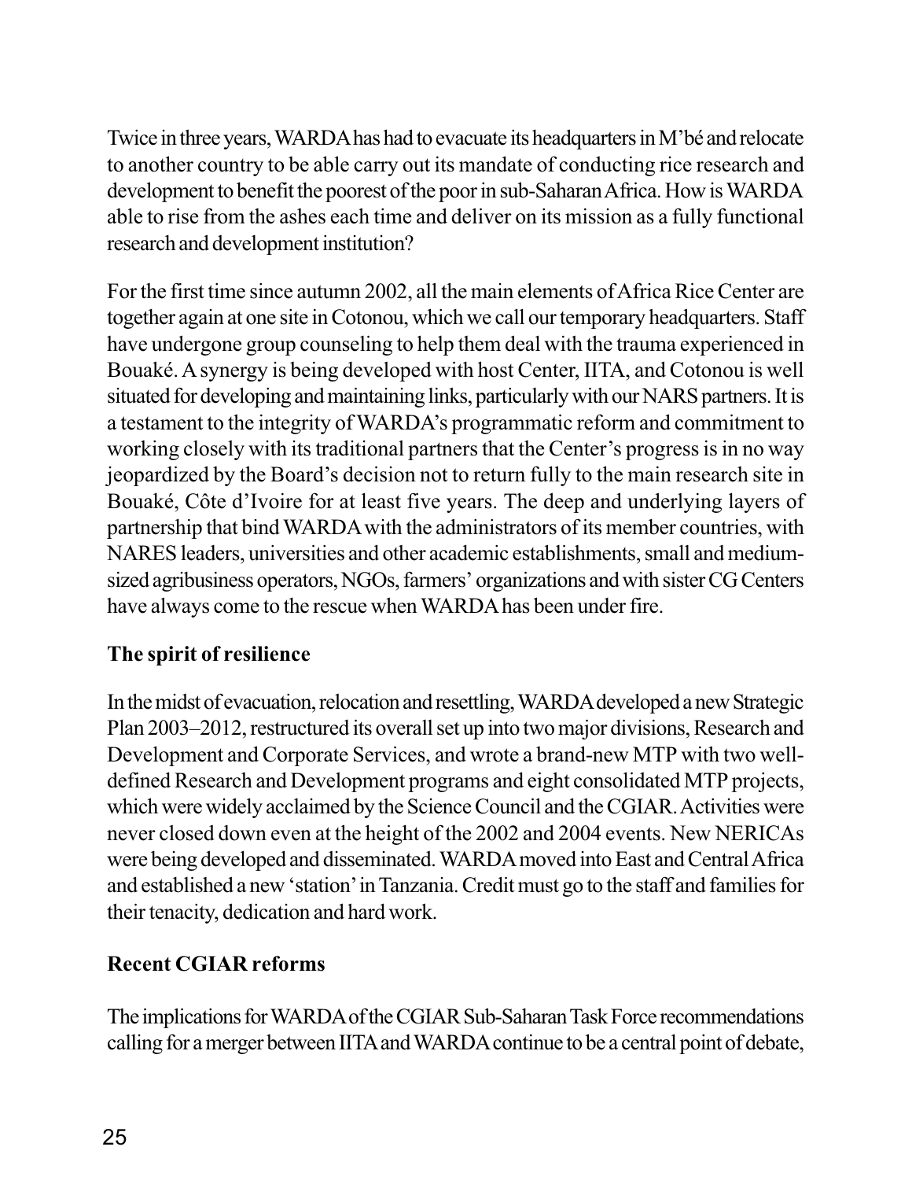Twice in three years, WARDA has had to evacuate its headquarters in M'bé and relocate to another country to be able carry out its mandate of conducting rice research and development to benefit the poorest of the poor in sub-Saharan Africa. How is WARDA able to rise from the ashes each time and deliver on its mission as a fully functional research and development institution?

For the first time since autumn 2002, all the main elements of Africa Rice Center are together again at one site in Cotonou, which we call our temporary headquarters. Staff have undergone group counseling to help them deal with the trauma experienced in Bouaké. A synergy is being developed with host Center, IITA, and Cotonou is well situated for developing and maintaining links, particularly with our NARS partners. It is a testament to the integrity of WARDA's programmatic reform and commitment to working closely with its traditional partners that the Center's progress is in no way jeopardized by the Board's decision not to return fully to the main research site in Bouaké, Côte d'Ivoire for at least five years. The deep and underlying layers of partnership that bind WARDA with the administrators of its member countries, with NARES leaders, universities and other academic establishments, small and medium-sized agribusiness operators, NGOs, farmers' organizations and with sister CG Centers have always come to the rescue when WARDA has been under fire.

## The spirit of resilience

In the midst of evacuation, relocation and resettling, WARDA developed a new Strategic Plan 2003–2012, restructured its overall set up into two major divisions, Research and Development and Corporate Services, and wrote a brand-new MTP with two well-defined Research and Development programs and eight consolidated MTP projects, which were widely acclaimed by the Science Council and the CGIAR. Activities were never closed down even at the height of the 2002 and 2004 events. New NERICAs were being developed and disseminated. WARDA moved into East and Central Africa and established a new 'station' in Tanzania. Credit must go to the staff and families for their tenacity, dedication and hard work.

## Recent CGIAR reforms

The implications for WARDA of the CGIAR Sub-Saharan Task Force recommendations calling for a merger between IITA and WARDA continue to be a central point of debate,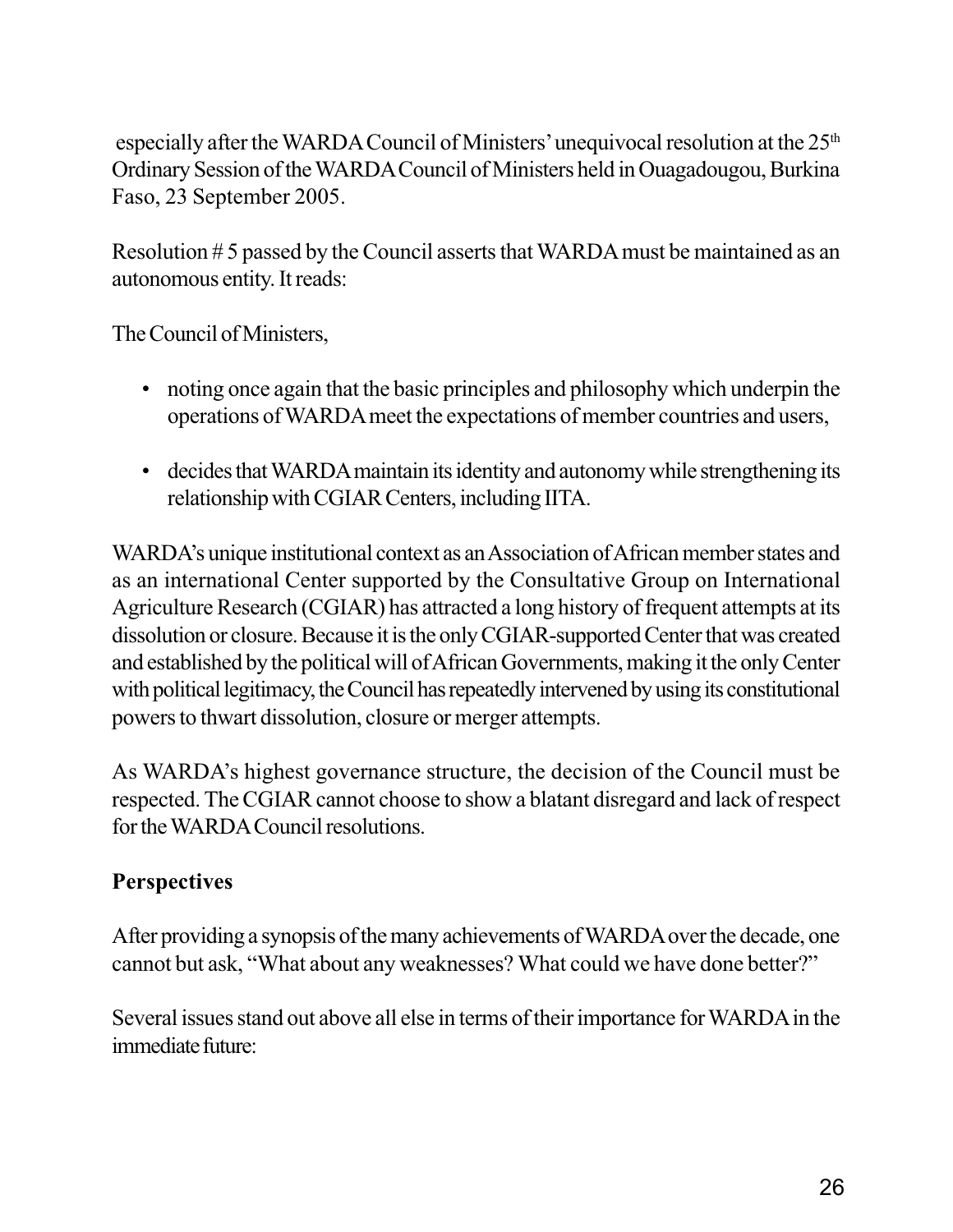especially after the WARDA Council of Ministers' unequivocal resolution at the 25th Ordinary Session of the WARDA Council of Ministers held in Ouagadougou, Burkina Faso, 23 September 2005.

Resolution # 5 passed by the Council asserts that WARDA must be maintained as an autonomous entity. It reads:

The Council of Ministers,

- noting once again that the basic principles and philosophy which underpin the operations of WARDA meet the expectations of member countries and users,
- decides that WARDA maintain its identity and autonomy while strengthening its relationship with CGIAR Centers, including IITA.

WARDA's unique institutional context as an Association of African member states and as an international Center supported by the Consultative Group on International Agriculture Research (CGIAR) has attracted a long history of frequent attempts at its dissolution or closure. Because it is the only CGIAR-supported Center that was created and established by the political will of African Governments, making it the only Center with political legitimacy, the Council has repeatedly intervened by using its constitutional powers to thwart dissolution, closure or merger attempts.

As WARDA's highest governance structure, the decision of the Council must be respected. The CGIAR cannot choose to show a blatant disregard and lack of respect for the WARDA Council resolutions.

**Perspectives**

After providing a synopsis of the many achievements of WARDA over the decade, one cannot but ask, "What about any weaknesses? What could we have done better?"

Several issues stand out above all else in terms of their importance for WARDA in the immediate future: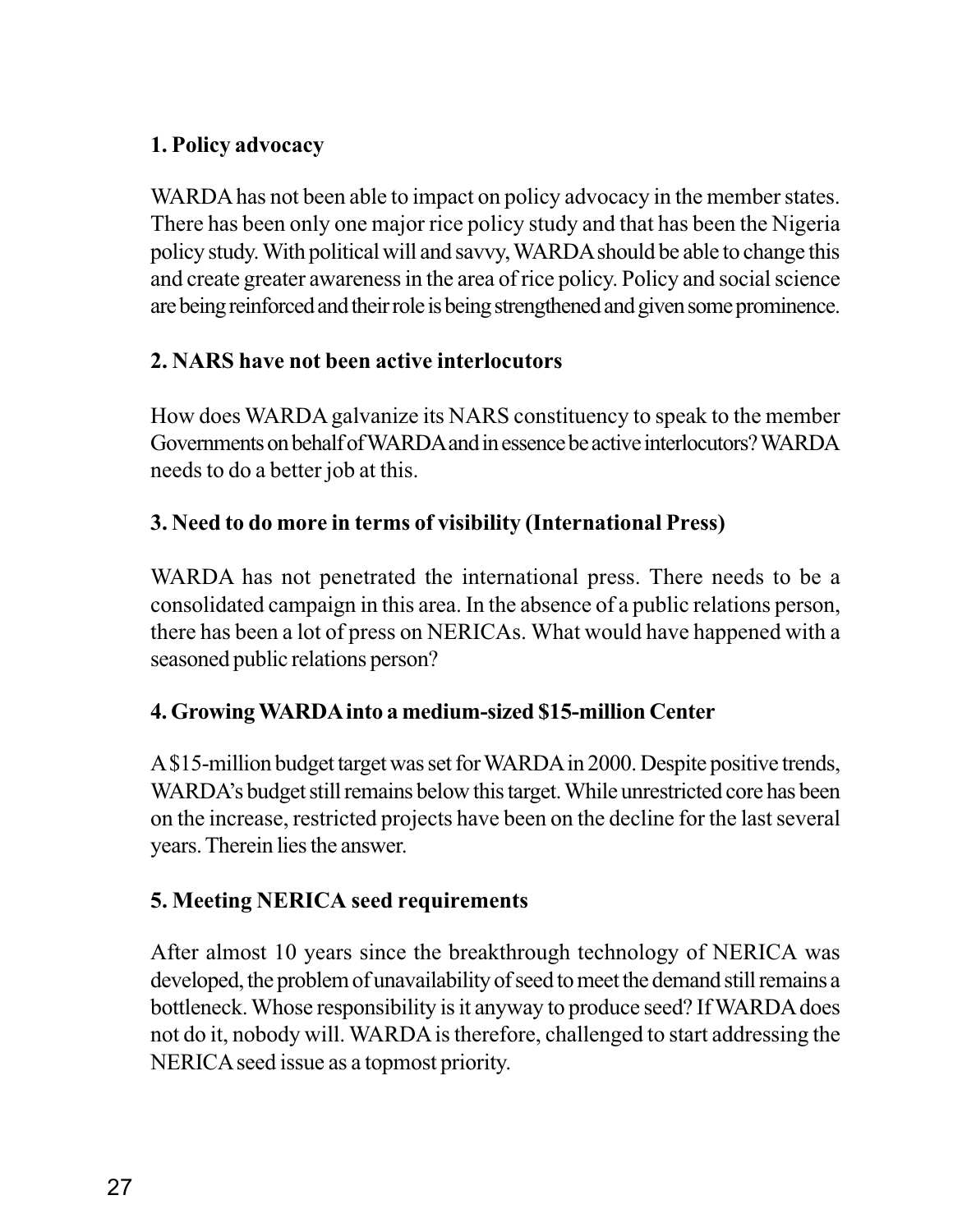**1. Policy advocacy**

WARDA has not been able to impact on policy advocacy in the member states. There has been only one major rice policy study and that has been the Nigeria policy study. With political will and savvy, WARDA should be able to change this and create greater awareness in the area of rice policy. Policy and social science are being reinforced and their role is being strengthened and given some prominence.

**2. NARS have not been active interlocutors**

How does WARDA galvanize its NARS constituency to speak to the member Governments on behalf of WARDA and in essence be active interlocutors? WARDA needs to do a better job at this.

**3. Need to do more in terms of visibility (International Press)**

WARDA has not penetrated the international press. There needs to be a consolidated campaign in this area. In the absence of a public relations person, there has been a lot of press on NERICAs. What would have happened with a seasoned public relations person?

**4. Growing WARDA into a medium-sized $15-million Center**

A $15-million budget target was set for WARDA in 2000. Despite positive trends, WARDA's budget still remains below this target. While unrestricted core has been on the increase, restricted projects have been on the decline for the last several years. Therein lies the answer.

**5. Meeting NERICA seed requirements**

After almost 10 years since the breakthrough technology of NERICA was developed, the problem of unavailability of seed to meet the demand still remains a bottleneck. Whose responsibility is it anyway to produce seed? If WARDA does not do it, nobody will. WARDA is therefore, challenged to start addressing the NERICA seed issue as a topmost priority.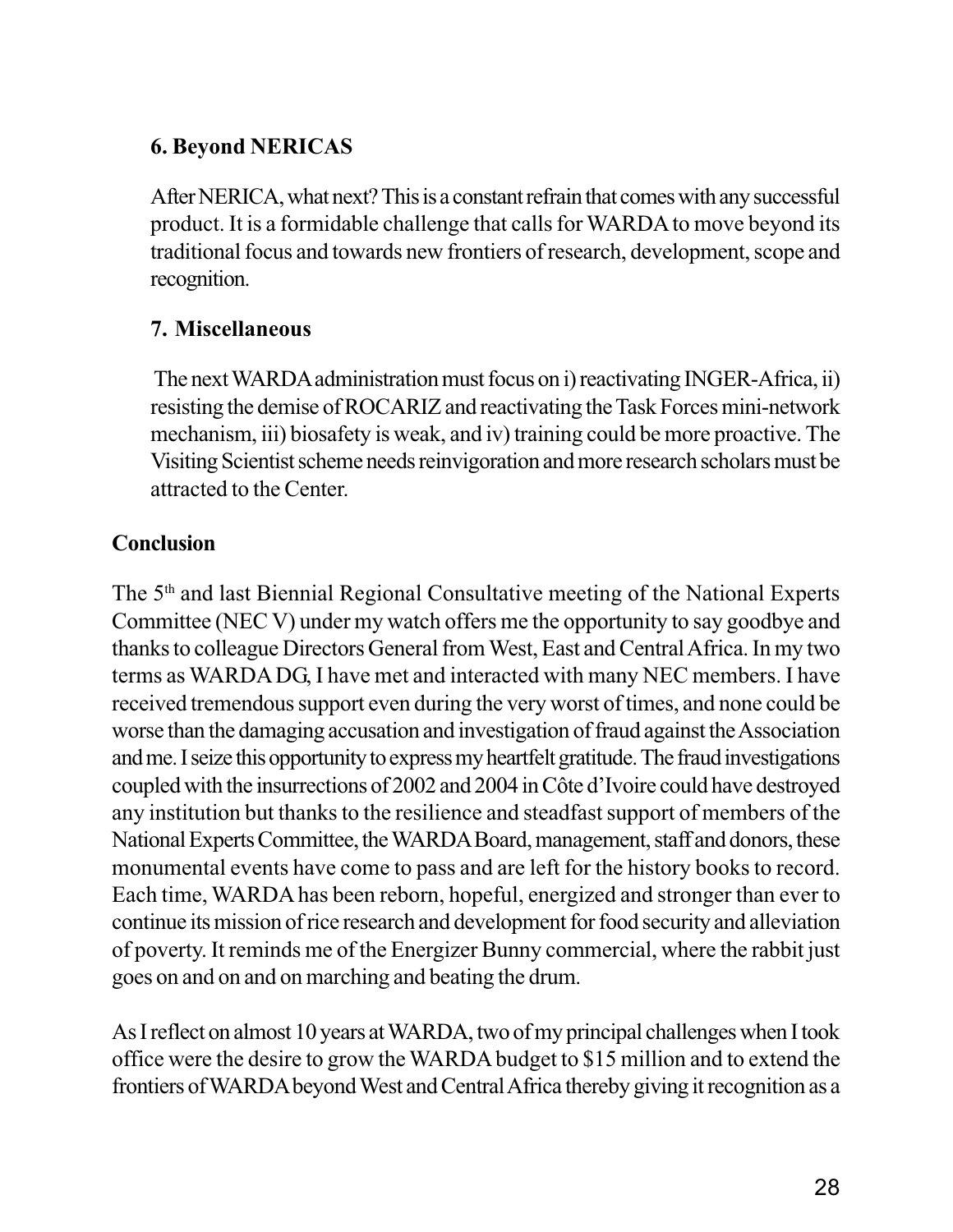### 6. Beyond NERICAS

After NERICA, what next? This is a constant refrain that comes with any successful product. It is a formidable challenge that calls for WARDA to move beyond its traditional focus and towards new frontiers of research, development, scope and recognition.

### 7. Miscellaneous

The next WARDA administration must focus on i) reactivating INGER-Africa, ii) resisting the demise of ROCARIZ and reactivating the Task Forces mini-network mechanism, iii) biosafety is weak, and iv) training could be more proactive. The Visiting Scientist scheme needs reinvigoration and more research scholars must be attracted to the Center.

## Conclusion

The 5th and last Biennial Regional Consultative meeting of the National Experts Committee (NEC V) under my watch offers me the opportunity to say goodbye and thanks to colleague Directors General from West, East and Central Africa. In my two terms as WARDA DG, I have met and interacted with many NEC members. I have received tremendous support even during the very worst of times, and none could be worse than the damaging accusation and investigation of fraud against the Association and me. I seize this opportunity to express my heartfelt gratitude. The fraud investigations coupled with the insurrections of 2002 and 2004 in Côte d'Ivoire could have destroyed any institution but thanks to the resilience and steadfast support of members of the National Experts Committee, the WARDA Board, management, staff and donors, these monumental events have come to pass and are left for the history books to record. Each time, WARDA has been reborn, hopeful, energized and stronger than ever to continue its mission of rice research and development for food security and alleviation of poverty. It reminds me of the Energizer Bunny commercial, where the rabbit just goes on and on and on marching and beating the drum.

As I reflect on almost 10 years at WARDA, two of my principal challenges when I took office were the desire to grow the WARDA budget to $15 million and to extend the frontiers of WARDA beyond West and Central Africa thereby giving it recognition as a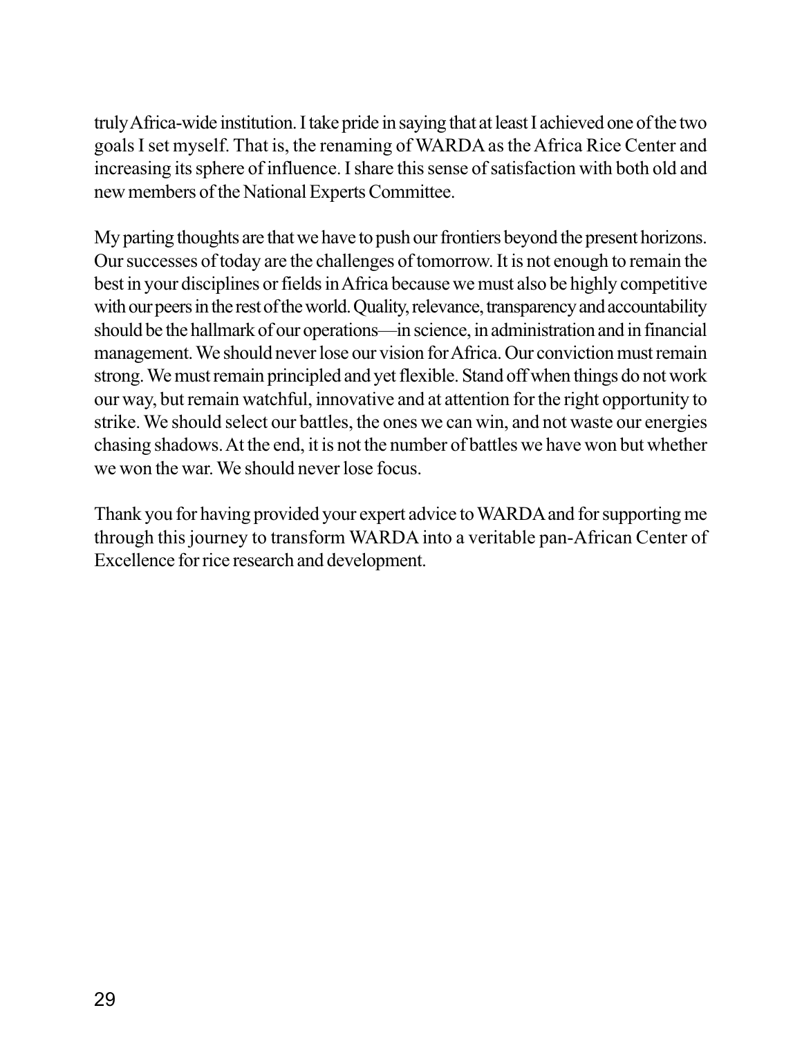truly Africa-wide institution. I take pride in saying that at least I achieved one of the two goals I set myself. That is, the renaming of WARDA as the Africa Rice Center and increasing its sphere of influence. I share this sense of satisfaction with both old and new members of the National Experts Committee.

My parting thoughts are that we have to push our frontiers beyond the present horizons. Our successes of today are the challenges of tomorrow. It is not enough to remain the best in your disciplines or fields in Africa because we must also be highly competitive with our peers in the rest of the world. Quality, relevance, transparency and accountability should be the hallmark of our operations—in science, in administration and in financial management. We should never lose our vision for Africa. Our conviction must remain strong. We must remain principled and yet flexible. Stand off when things do not work our way, but remain watchful, innovative and at attention for the right opportunity to strike. We should select our battles, the ones we can win, and not waste our energies chasing shadows. At the end, it is not the number of battles we have won but whether we won the war. We should never lose focus.

Thank you for having provided your expert advice to WARDA and for supporting me through this journey to transform WARDA into a veritable pan-African Center of Excellence for rice research and development.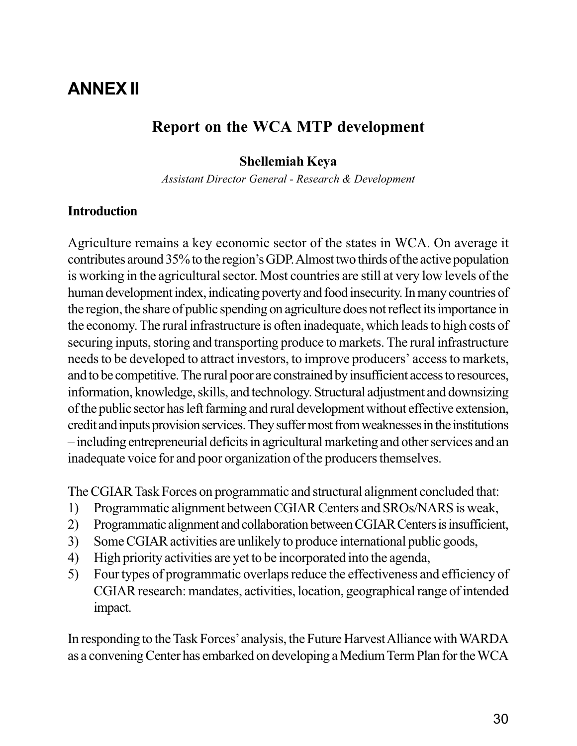# ANNEX II

## Report on the WCA MTP development

**Shellemiah Keya**

*Assistant Director General - Research & Development*

### Introduction

Agriculture remains a key economic sector of the states in WCA. On average it contributes around 35% to the region's GDP. Almost two thirds of the active population is working in the agricultural sector. Most countries are still at very low levels of the human development index, indicating poverty and food insecurity. In many countries of the region, the share of public spending on agriculture does not reflect its importance in the economy. The rural infrastructure is often inadequate, which leads to high costs of securing inputs, storing and transporting produce to markets. The rural infrastructure needs to be developed to attract investors, to improve producers' access to markets, and to be competitive. The rural poor are constrained by insufficient access to resources, information, knowledge, skills, and technology. Structural adjustment and downsizing of the public sector has left farming and rural development without effective extension, credit and inputs provision services. They suffer most from weaknesses in the institutions – including entrepreneurial deficits in agricultural marketing and other services and an inadequate voice for and poor organization of the producers themselves.

The CGIAR Task Forces on programmatic and structural alignment concluded that:

1) Programmatic alignment between CGIAR Centers and SROs/NARS is weak,
2) Programmatic alignment and collaboration between CGIAR Centers is insufficient,
3) Some CGIAR activities are unlikely to produce international public goods,
4) High priority activities are yet to be incorporated into the agenda,
5) Four types of programmatic overlaps reduce the effectiveness and efficiency of CGIAR research: mandates, activities, location, geographical range of intended impact.

In responding to the Task Forces' analysis, the Future Harvest Alliance with WARDA as a convening Center has embarked on developing a Medium Term Plan for the WCA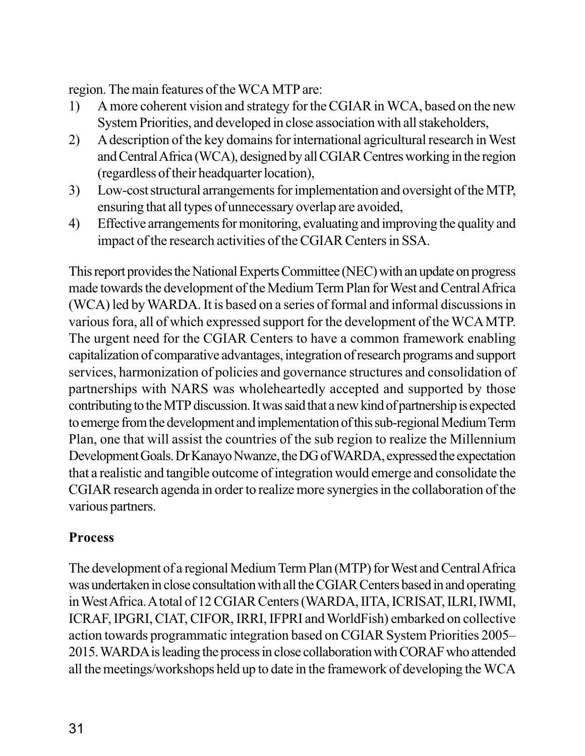region. The main features of the WCA MTP are:

1) A more coherent vision and strategy for the CGIAR in WCA, based on the new System Priorities, and developed in close association with all stakeholders,
2) A description of the key domains for international agricultural research in West and Central Africa (WCA), designed by all CGIAR Centres working in the region (regardless of their headquarter location),
3) Low-cost structural arrangements for implementation and oversight of the MTP, ensuring that all types of unnecessary overlap are avoided,
4) Effective arrangements for monitoring, evaluating and improving the quality and impact of the research activities of the CGIAR Centers in SSA.

This report provides the National Experts Committee (NEC) with an update on progress made towards the development of the Medium Term Plan for West and Central Africa (WCA) led by WARDA. It is based on a series of formal and informal discussions in various fora, all of which expressed support for the development of the WCA MTP. The urgent need for the CGIAR Centers to have a common framework enabling capitalization of comparative advantages, integration of research programs and support services, harmonization of policies and governance structures and consolidation of partnerships with NARS was wholeheartedly accepted and supported by those contributing to the MTP discussion. It was said that a new kind of partnership is expected to emerge from the development and implementation of this sub-regional Medium Term Plan, one that will assist the countries of the sub region to realize the Millennium Development Goals. Dr Kanayo Nwanze, the DG of WARDA, expressed the expectation that a realistic and tangible outcome of integration would emerge and consolidate the CGIAR research agenda in order to realize more synergies in the collaboration of the various partners.

### Process

The development of a regional Medium Term Plan (MTP) for West and Central Africa was undertaken in close consultation with all the CGIAR Centers based in and operating in West Africa. A total of 12 CGIAR Centers (WARDA, IITA, ICRISAT, ILRI, IWMI, ICRAF, IPGRI, CIAT, CIFOR, IRRI, IFPRI and WorldFish) embarked on collective action towards programmatic integration based on CGIAR System Priorities 2005–2015. WARDA is leading the process in close collaboration with CORAF who attended all the meetings/workshops held up to date in the framework of developing the WCA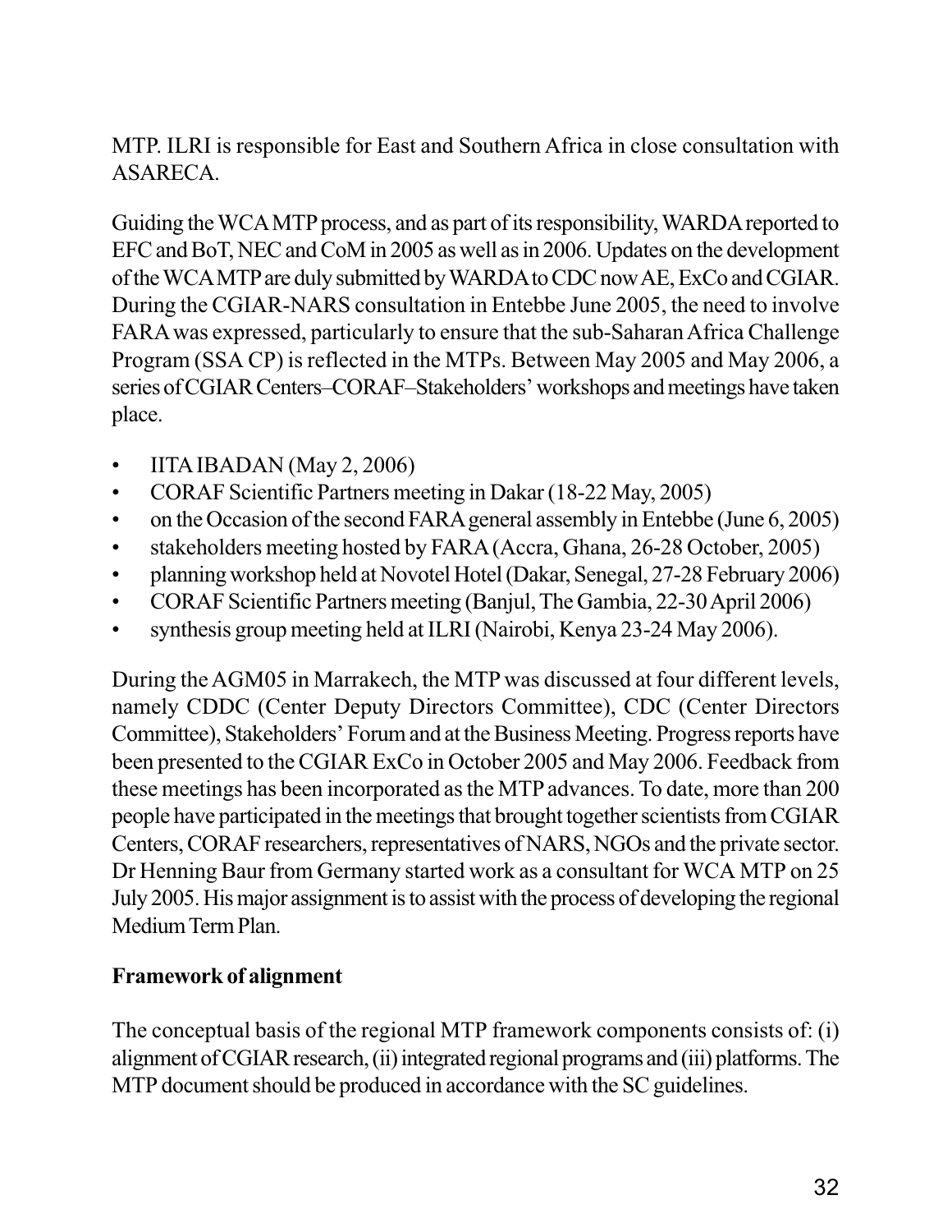MTP. ILRI is responsible for East and Southern Africa in close consultation with ASARECA.

Guiding the WCA MTP process, and as part of its responsibility, WARDA reported to EFC and BoT, NEC and CoM in 2005 as well as in 2006. Updates on the development of the WCA MTP are duly submitted by WARDA to CDC now AE, ExCo and CGIAR. During the CGIAR-NARS consultation in Entebbe June 2005, the need to involve FARA was expressed, particularly to ensure that the sub-Saharan Africa Challenge Program (SSA CP) is reflected in the MTPs. Between May 2005 and May 2006, a series of CGIAR Centers–CORAF–Stakeholders' workshops and meetings have taken place.

- IITA IBADAN (May 2, 2006)
- CORAF Scientific Partners meeting in Dakar (18-22 May, 2005)
- on the Occasion of the second FARA general assembly in Entebbe (June 6, 2005)
- stakeholders meeting hosted by FARA (Accra, Ghana, 26-28 October, 2005)
- planning workshop held at Novotel Hotel (Dakar, Senegal, 27-28 February 2006)
- CORAF Scientific Partners meeting (Banjul, The Gambia, 22-30 April 2006)
- synthesis group meeting held at ILRI (Nairobi, Kenya 23-24 May 2006).

During the AGM05 in Marrakech, the MTP was discussed at four different levels, namely CDDC (Center Deputy Directors Committee), CDC (Center Directors Committee), Stakeholders' Forum and at the Business Meeting. Progress reports have been presented to the CGIAR ExCo in October 2005 and May 2006. Feedback from these meetings has been incorporated as the MTP advances. To date, more than 200 people have participated in the meetings that brought together scientists from CGIAR Centers, CORAF researchers, representatives of NARS, NGOs and the private sector. Dr Henning Baur from Germany started work as a consultant for WCA MTP on 25 July 2005. His major assignment is to assist with the process of developing the regional Medium Term Plan.

**Framework of alignment**

The conceptual basis of the regional MTP framework components consists of: (i) alignment of CGIAR research, (ii) integrated regional programs and (iii) platforms. The MTP document should be produced in accordance with the SC guidelines.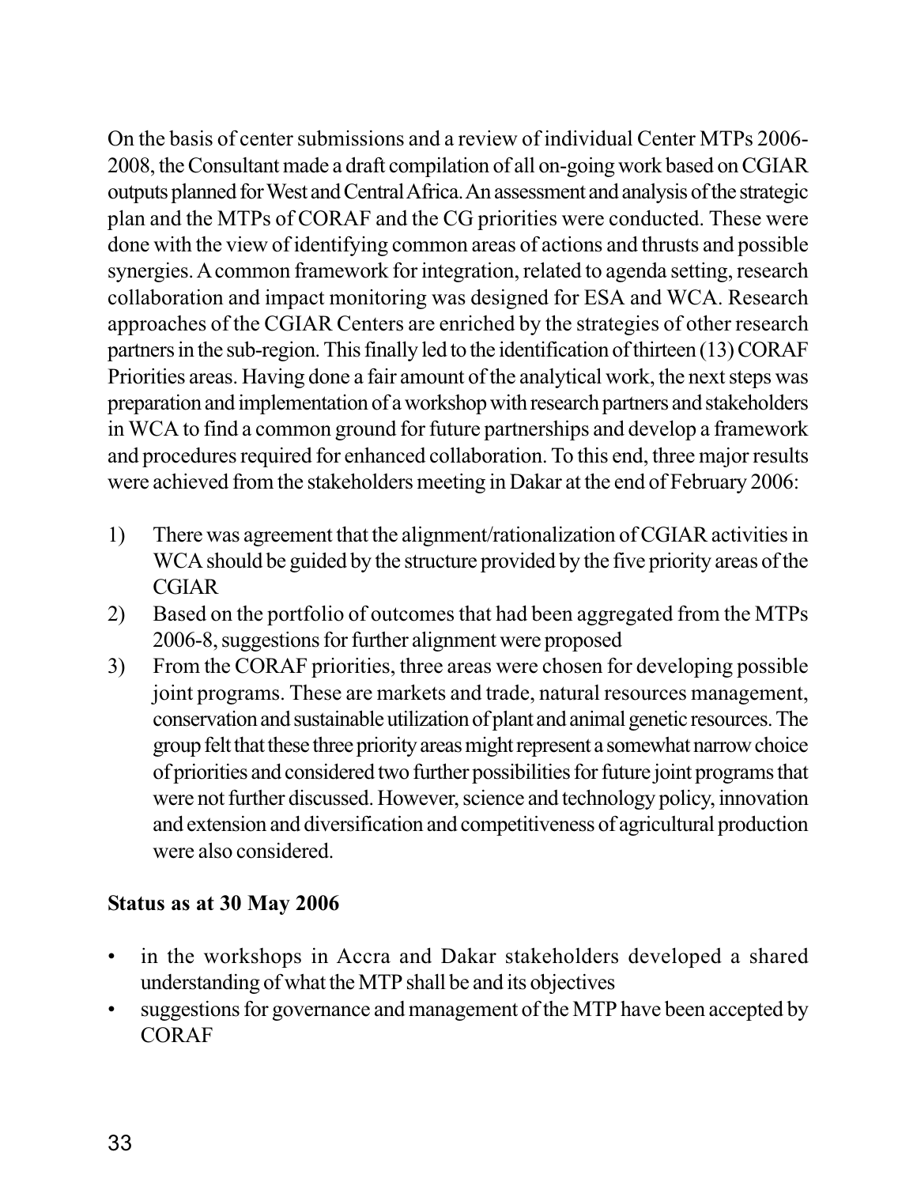On the basis of center submissions and a review of individual Center MTPs 2006-2008, the Consultant made a draft compilation of all on-going work based on CGIAR outputs planned for West and Central Africa. An assessment and analysis of the strategic plan and the MTPs of CORAF and the CG priorities were conducted. These were done with the view of identifying common areas of actions and thrusts and possible synergies. A common framework for integration, related to agenda setting, research collaboration and impact monitoring was designed for ESA and WCA. Research approaches of the CGIAR Centers are enriched by the strategies of other research partners in the sub-region. This finally led to the identification of thirteen (13) CORAF Priorities areas. Having done a fair amount of the analytical work, the next steps was preparation and implementation of a workshop with research partners and stakeholders in WCA to find a common ground for future partnerships and develop a framework and procedures required for enhanced collaboration. To this end, three major results were achieved from the stakeholders meeting in Dakar at the end of February 2006:

1) There was agreement that the alignment/rationalization of CGIAR activities in WCA should be guided by the structure provided by the five priority areas of the CGIAR
2) Based on the portfolio of outcomes that had been aggregated from the MTPs 2006-8, suggestions for further alignment were proposed
3) From the CORAF priorities, three areas were chosen for developing possible joint programs. These are markets and trade, natural resources management, conservation and sustainable utilization of plant and animal genetic resources. The group felt that these three priority areas might represent a somewhat narrow choice of priorities and considered two further possibilities for future joint programs that were not further discussed. However, science and technology policy, innovation and extension and diversification and competitiveness of agricultural production were also considered.

**Status as at 30 May 2006**

- in the workshops in Accra and Dakar stakeholders developed a shared understanding of what the MTP shall be and its objectives
- suggestions for governance and management of the MTP have been accepted by CORAF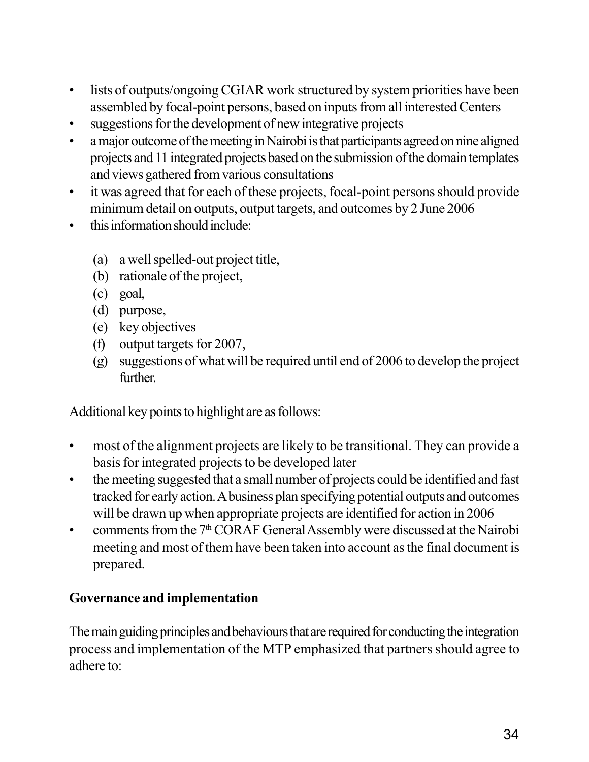- lists of outputs/ongoing CGIAR work structured by system priorities have been assembled by focal-point persons, based on inputs from all interested Centers
- suggestions for the development of new integrative projects
- a major outcome of the meeting in Nairobi is that participants agreed on nine aligned projects and 11 integrated projects based on the submission of the domain templates and views gathered from various consultations
- it was agreed that for each of these projects, focal-point persons should provide minimum detail on outputs, output targets, and outcomes by 2 June 2006
- this information should include:

  (a) a well spelled-out project title,
  (b) rationale of the project,
  (c) goal,
  (d) purpose,
  (e) key objectives
  (f) output targets for 2007,
  (g) suggestions of what will be required until end of 2006 to develop the project further.

Additional key points to highlight are as follows:

- most of the alignment projects are likely to be transitional. They can provide a basis for integrated projects to be developed later
- the meeting suggested that a small number of projects could be identified and fast tracked for early action. A business plan specifying potential outputs and outcomes will be drawn up when appropriate projects are identified for action in 2006
- comments from the 7th CORAF General Assembly were discussed at the Nairobi meeting and most of them have been taken into account as the final document is prepared.

**Governance and implementation**

The main guiding principles and behaviours that are required for conducting the integration process and implementation of the MTP emphasized that partners should agree to adhere to: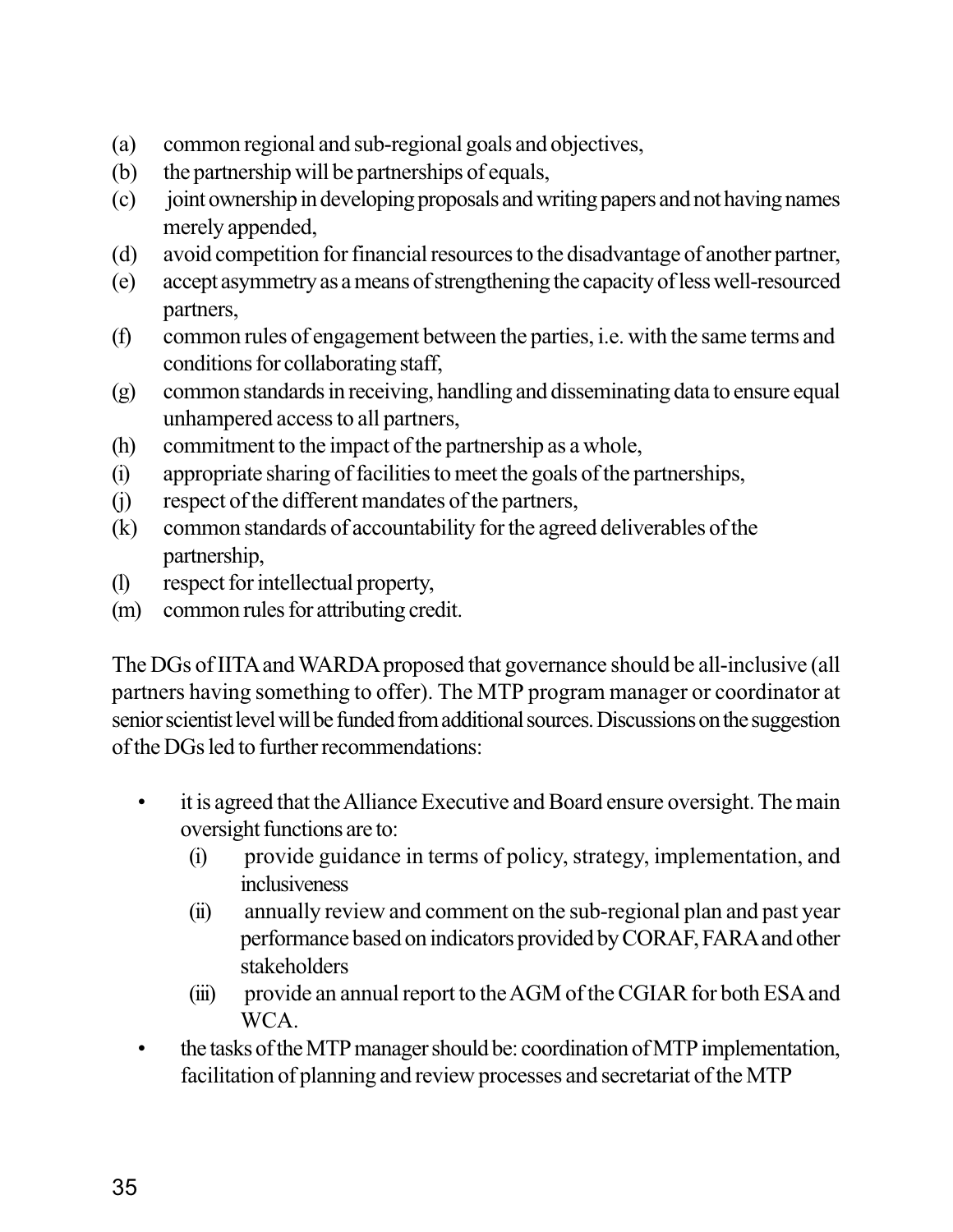(a) common regional and sub-regional goals and objectives,
(b) the partnership will be partnerships of equals,
(c) joint ownership in developing proposals and writing papers and not having names merely appended,
(d) avoid competition for financial resources to the disadvantage of another partner,
(e) accept asymmetry as a means of strengthening the capacity of less well-resourced partners,
(f) common rules of engagement between the parties, i.e. with the same terms and conditions for collaborating staff,
(g) common standards in receiving, handling and disseminating data to ensure equal unhampered access to all partners,
(h) commitment to the impact of the partnership as a whole,
(i) appropriate sharing of facilities to meet the goals of the partnerships,
(j) respect of the different mandates of the partners,
(k) common standards of accountability for the agreed deliverables of the partnership,
(l) respect for intellectual property,
(m) common rules for attributing credit.

The DGs of IITA and WARDA proposed that governance should be all-inclusive (all partners having something to offer). The MTP program manager or coordinator at senior scientist level will be funded from additional sources. Discussions on the suggestion of the DGs led to further recommendations:

- it is agreed that the Alliance Executive and Board ensure oversight. The main oversight functions are to:
  - (i) provide guidance in terms of policy, strategy, implementation, and inclusiveness
  - (ii) annually review and comment on the sub-regional plan and past year performance based on indicators provided by CORAF, FARA and other stakeholders
  - (iii) provide an annual report to the AGM of the CGIAR for both ESA and WCA.
- the tasks of the MTP manager should be: coordination of MTP implementation, facilitation of planning and review processes and secretariat of the MTP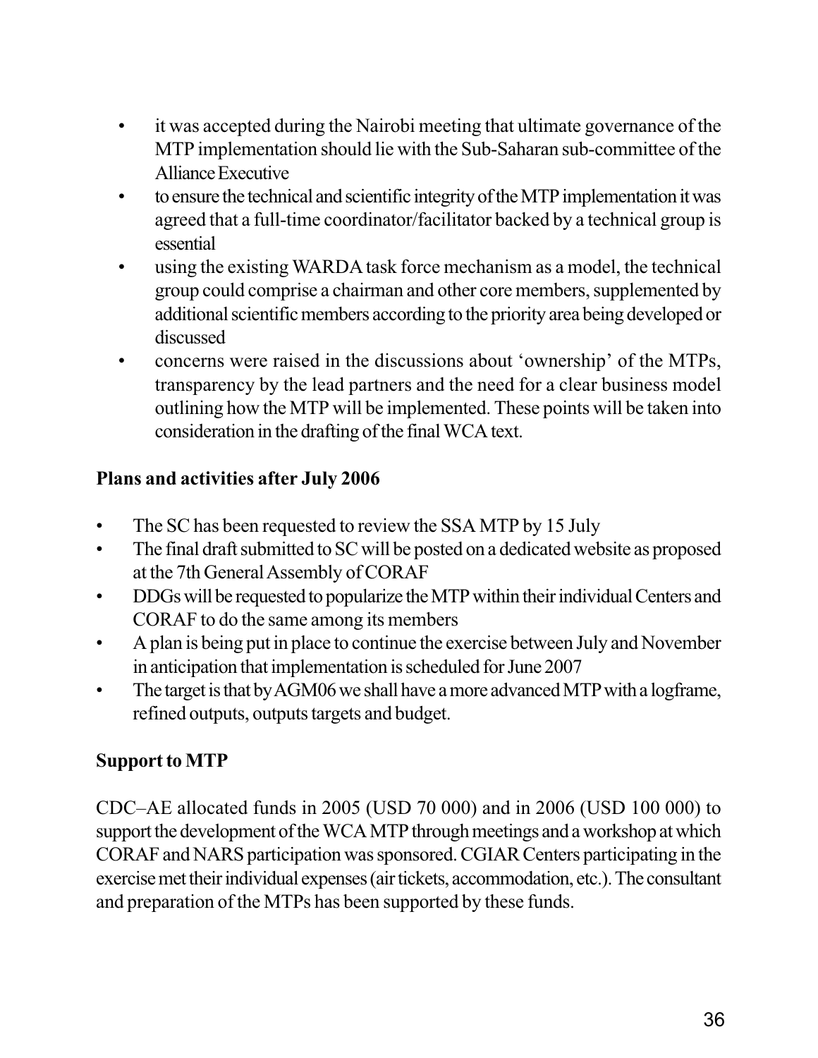- it was accepted during the Nairobi meeting that ultimate governance of the MTP implementation should lie with the Sub-Saharan sub-committee of the Alliance Executive
- to ensure the technical and scientific integrity of the MTP implementation it was agreed that a full-time coordinator/facilitator backed by a technical group is essential
- using the existing WARDA task force mechanism as a model, the technical group could comprise a chairman and other core members, supplemented by additional scientific members according to the priority area being developed or discussed
- concerns were raised in the discussions about 'ownership' of the MTPs, transparency by the lead partners and the need for a clear business model outlining how the MTP will be implemented. These points will be taken into consideration in the drafting of the final WCA text.

**Plans and activities after July 2006**

- The SC has been requested to review the SSA MTP by 15 July
- The final draft submitted to SC will be posted on a dedicated website as proposed at the 7th General Assembly of CORAF
- DDGs will be requested to popularize the MTP within their individual Centers and CORAF to do the same among its members
- A plan is being put in place to continue the exercise between July and November in anticipation that implementation is scheduled for June 2007
- The target is that by AGM06 we shall have a more advanced MTP with a logframe, refined outputs, outputs targets and budget.

**Support to MTP**

CDC–AE allocated funds in 2005 (USD 70 000) and in 2006 (USD 100 000) to support the development of the WCA MTP through meetings and a workshop at which CORAF and NARS participation was sponsored. CGIAR Centers participating in the exercise met their individual expenses (air tickets, accommodation, etc.). The consultant and preparation of the MTPs has been supported by these funds.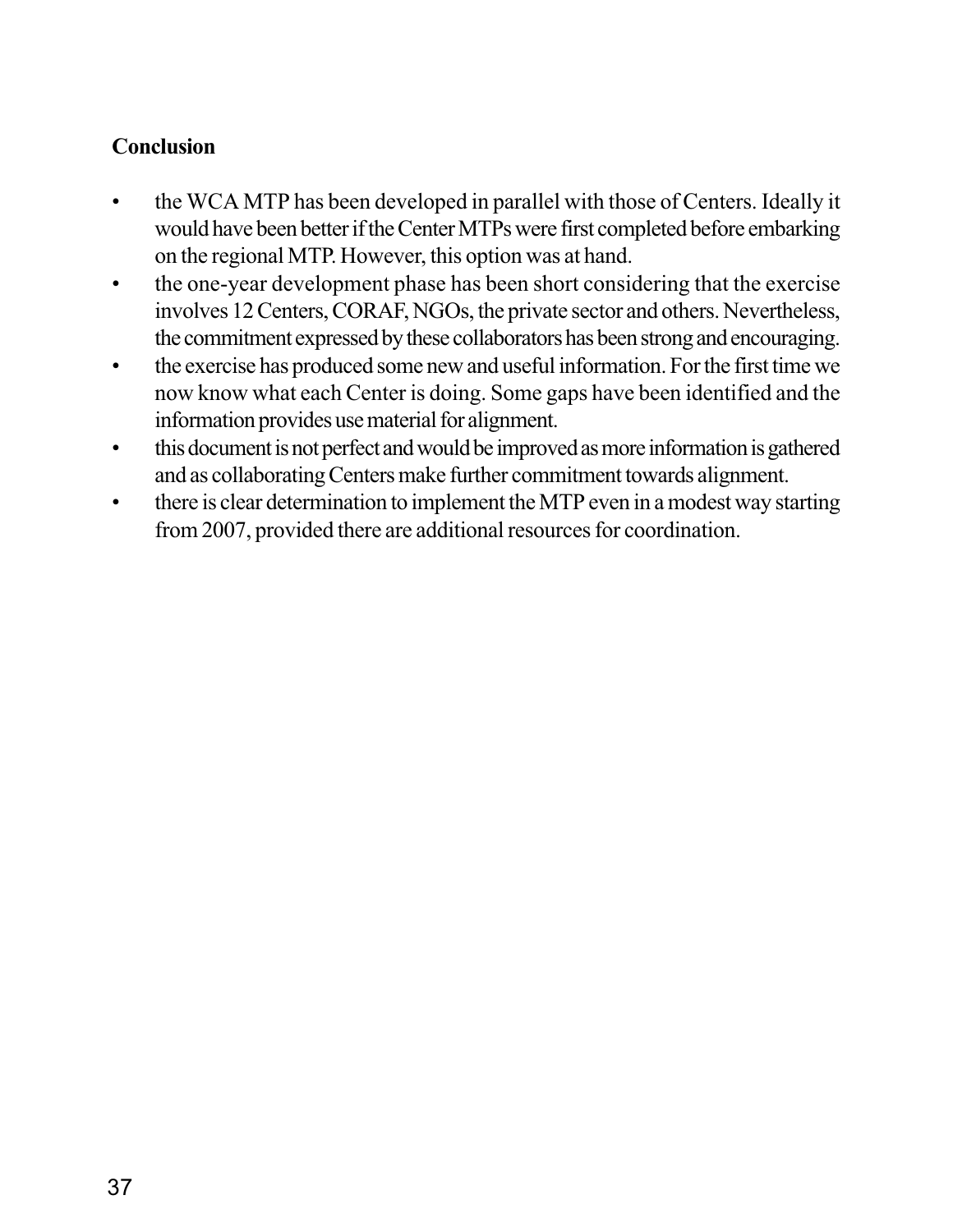**Conclusion**

- the WCA MTP has been developed in parallel with those of Centers. Ideally it would have been better if the Center MTPs were first completed before embarking on the regional MTP. However, this option was at hand.
- the one-year development phase has been short considering that the exercise involves 12 Centers, CORAF, NGOs, the private sector and others. Nevertheless, the commitment expressed by these collaborators has been strong and encouraging.
- the exercise has produced some new and useful information. For the first time we now know what each Center is doing. Some gaps have been identified and the information provides use material for alignment.
- this document is not perfect and would be improved as more information is gathered and as collaborating Centers make further commitment towards alignment.
- there is clear determination to implement the MTP even in a modest way starting from 2007, provided there are additional resources for coordination.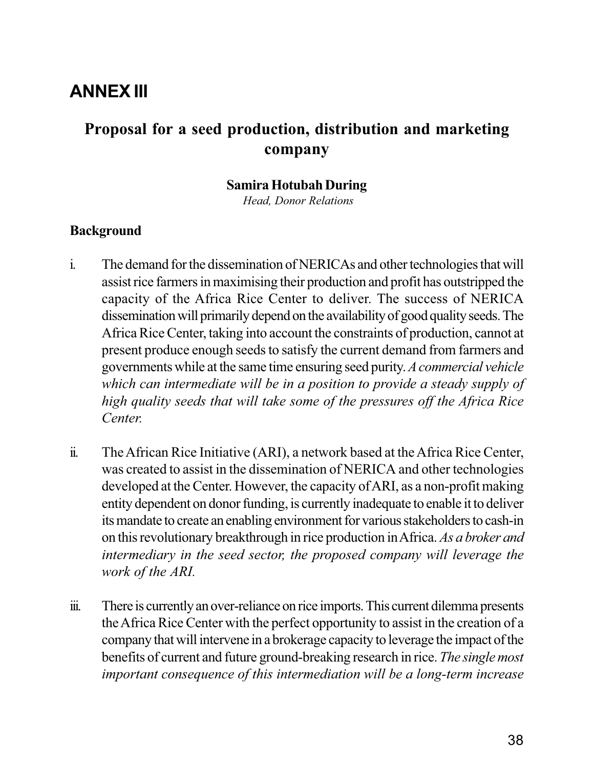# ANNEX III

## Proposal for a seed production, distribution and marketing company

**Samira Hotubah During**
*Head, Donor Relations*

### Background

i. The demand for the dissemination of NERICAs and other technologies that will assist rice farmers in maximising their production and profit has outstripped the capacity of the Africa Rice Center to deliver. The success of NERICA dissemination will primarily depend on the availability of good quality seeds. The Africa Rice Center, taking into account the constraints of production, cannot at present produce enough seeds to satisfy the current demand from farmers and governments while at the same time ensuring seed purity. *A commercial vehicle which can intermediate will be in a position to provide a steady supply of high quality seeds that will take some of the pressures off the Africa Rice Center.*

ii. The African Rice Initiative (ARI), a network based at the Africa Rice Center, was created to assist in the dissemination of NERICA and other technologies developed at the Center. However, the capacity of ARI, as a non-profit making entity dependent on donor funding, is currently inadequate to enable it to deliver its mandate to create an enabling environment for various stakeholders to cash-in on this revolutionary breakthrough in rice production in Africa. *As a broker and intermediary in the seed sector, the proposed company will leverage the work of the ARI.*

iii. There is currently an over-reliance on rice imports. This current dilemma presents the Africa Rice Center with the perfect opportunity to assist in the creation of a company that will intervene in a brokerage capacity to leverage the impact of the benefits of current and future ground-breaking research in rice. *The single most important consequence of this intermediation will be a long-term increase*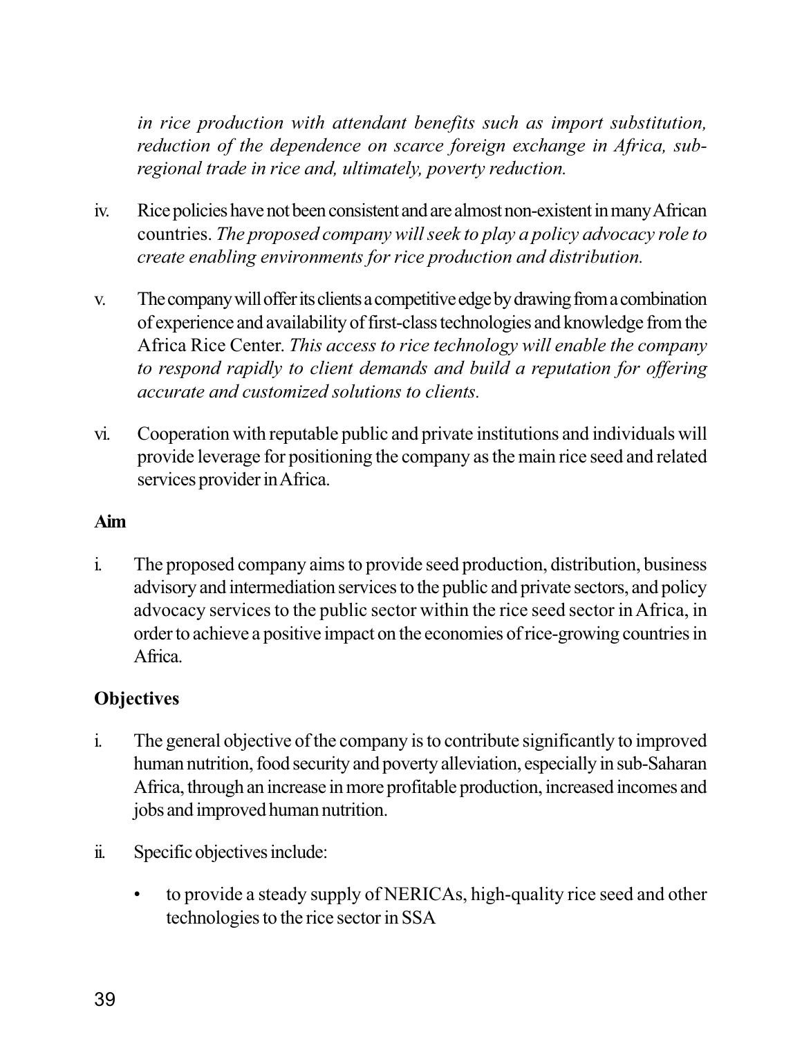*in rice production with attendant benefits such as import substitution, reduction of the dependence on scarce foreign exchange in Africa, sub-regional trade in rice and, ultimately, poverty reduction.*

iv. Rice policies have not been consistent and are almost non-existent in many African countries. *The proposed company will seek to play a policy advocacy role to create enabling environments for rice production and distribution.*

v. The company will offer its clients a competitive edge by drawing from a combination of experience and availability of first-class technologies and knowledge from the Africa Rice Center. *This access to rice technology will enable the company to respond rapidly to client demands and build a reputation for offering accurate and customized solutions to clients.*

vi. Cooperation with reputable public and private institutions and individuals will provide leverage for positioning the company as the main rice seed and related services provider in Africa.

**Aim**

i. The proposed company aims to provide seed production, distribution, business advisory and intermediation services to the public and private sectors, and policy advocacy services to the public sector within the rice seed sector in Africa, in order to achieve a positive impact on the economies of rice-growing countries in Africa.

**Objectives**

i. The general objective of the company is to contribute significantly to improved human nutrition, food security and poverty alleviation, especially in sub-Saharan Africa, through an increase in more profitable production, increased incomes and jobs and improved human nutrition.

ii. Specific objectives include:

- to provide a steady supply of NERICAs, high-quality rice seed and other technologies to the rice sector in SSA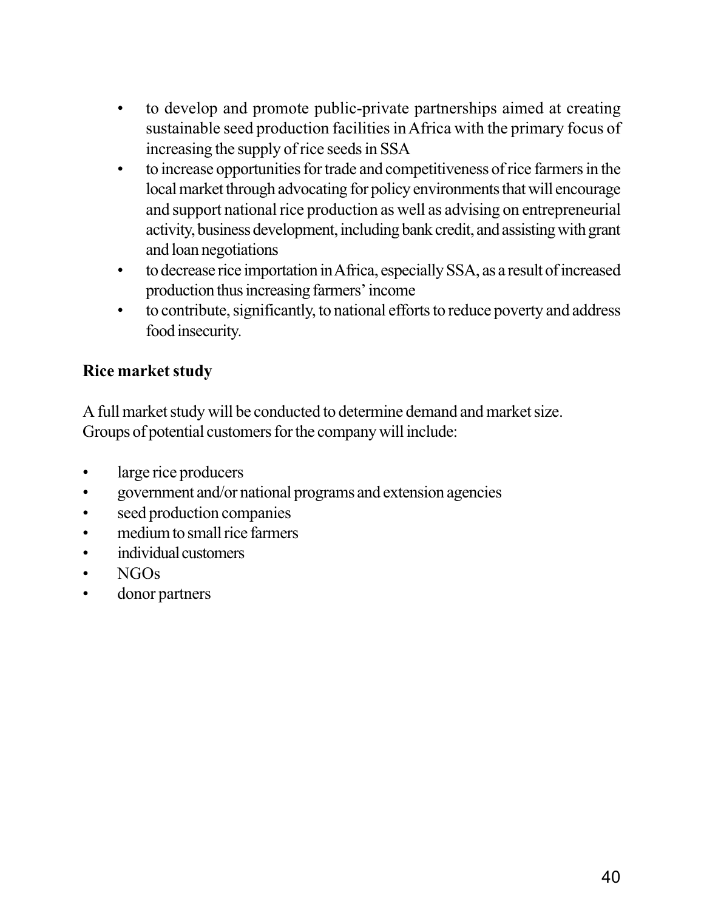- to develop and promote public-private partnerships aimed at creating sustainable seed production facilities in Africa with the primary focus of increasing the supply of rice seeds in SSA
- to increase opportunities for trade and competitiveness of rice farmers in the local market through advocating for policy environments that will encourage and support national rice production as well as advising on entrepreneurial activity, business development, including bank credit, and assisting with grant and loan negotiations
- to decrease rice importation in Africa, especially SSA, as a result of increased production thus increasing farmers' income
- to contribute, significantly, to national efforts to reduce poverty and address food insecurity.

**Rice market study**

A full market study will be conducted to determine demand and market size. Groups of potential customers for the company will include:

- large rice producers
- government and/or national programs and extension agencies
- seed production companies
- medium to small rice farmers
- individual customers
- NGOs
- donor partners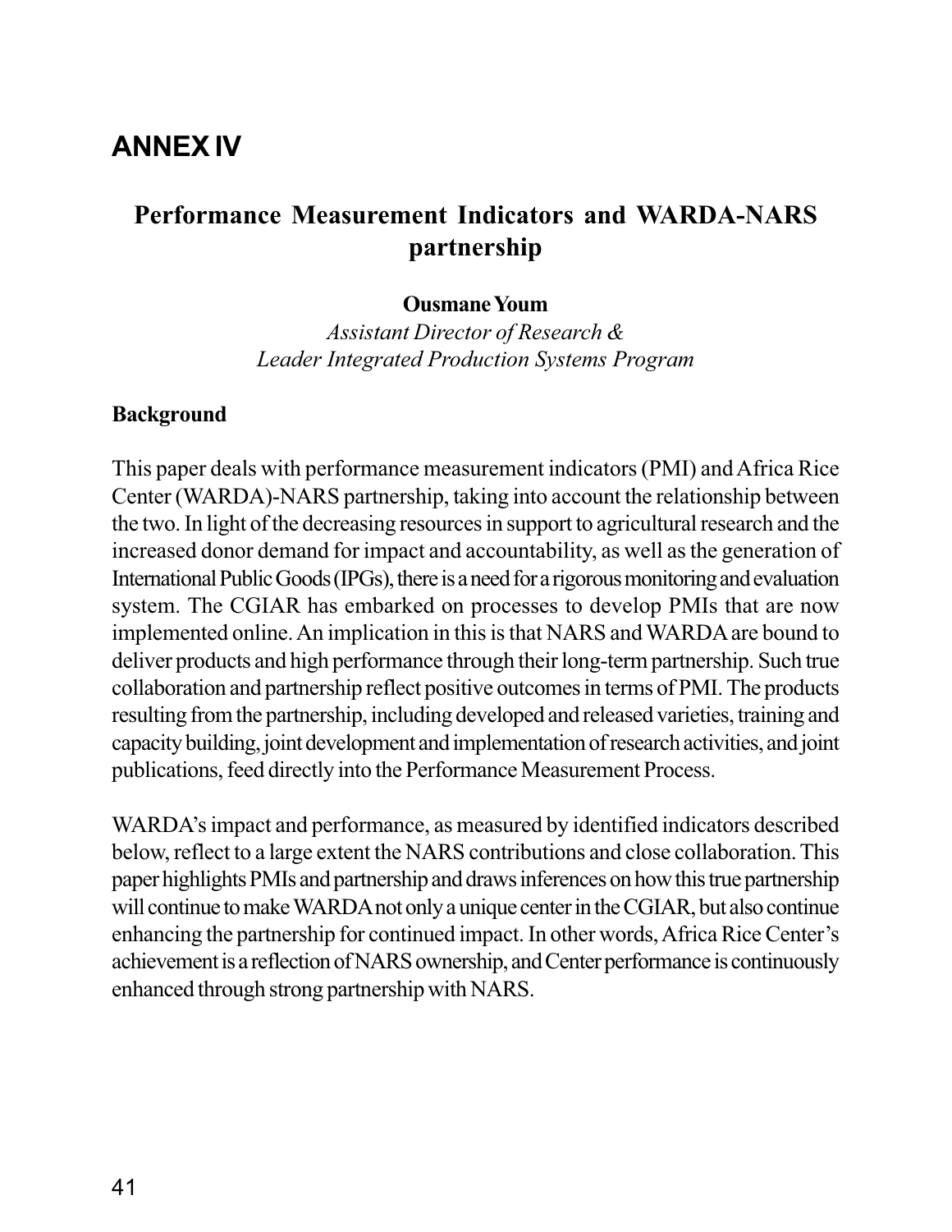# ANNEX IV

## Performance Measurement Indicators and WARDA-NARS partnership

**Ousmane Youm**

*Assistant Director of Research &*
*Leader Integrated Production Systems Program*

### Background

This paper deals with performance measurement indicators (PMI) and Africa Rice Center (WARDA)-NARS partnership, taking into account the relationship between the two. In light of the decreasing resources in support to agricultural research and the increased donor demand for impact and accountability, as well as the generation of International Public Goods (IPGs), there is a need for a rigorous monitoring and evaluation system. The CGIAR has embarked on processes to develop PMIs that are now implemented online. An implication in this is that NARS and WARDA are bound to deliver products and high performance through their long-term partnership. Such true collaboration and partnership reflect positive outcomes in terms of PMI. The products resulting from the partnership, including developed and released varieties, training and capacity building, joint development and implementation of research activities, and joint publications, feed directly into the Performance Measurement Process.

WARDA's impact and performance, as measured by identified indicators described below, reflect to a large extent the NARS contributions and close collaboration. This paper highlights PMIs and partnership and draws inferences on how this true partnership will continue to make WARDA not only a unique center in the CGIAR, but also continue enhancing the partnership for continued impact. In other words, Africa Rice Center's achievement is a reflection of NARS ownership, and Center performance is continuously enhanced through strong partnership with NARS.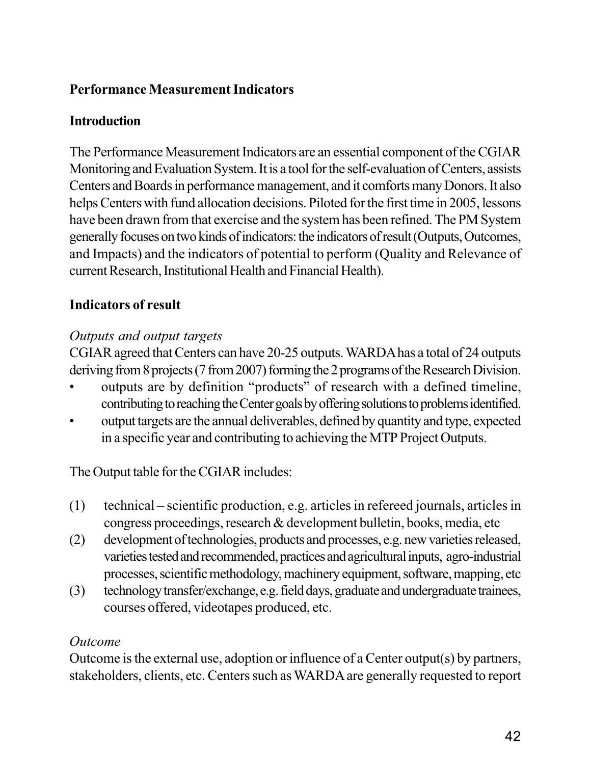**Performance Measurement Indicators**

**Introduction**

The Performance Measurement Indicators are an essential component of the CGIAR Monitoring and Evaluation System. It is a tool for the self-evaluation of Centers, assists Centers and Boards in performance management, and it comforts many Donors. It also helps Centers with fund allocation decisions. Piloted for the first time in 2005, lessons have been drawn from that exercise and the system has been refined. The PM System generally focuses on two kinds of indicators: the indicators of result (Outputs, Outcomes, and Impacts) and the indicators of potential to perform (Quality and Relevance of current Research, Institutional Health and Financial Health).

**Indicators of result**

*Outputs and output targets*

CGIAR agreed that Centers can have 20-25 outputs. WARDA has a total of 24 outputs deriving from 8 projects (7 from 2007) forming the 2 programs of the Research Division.

- outputs are by definition "products" of research with a defined timeline, contributing to reaching the Center goals by offering solutions to problems identified.
- output targets are the annual deliverables, defined by quantity and type, expected in a specific year and contributing to achieving the MTP Project Outputs.

The Output table for the CGIAR includes:

(1) technical – scientific production, e.g. articles in refereed journals, articles in congress proceedings, research & development bulletin, books, media, etc

(2) development of technologies, products and processes, e.g. new varieties released, varieties tested and recommended, practices and agricultural inputs, agro-industrial processes, scientific methodology, machinery equipment, software, mapping, etc

(3) technology transfer/exchange, e.g. field days, graduate and undergraduate trainees, courses offered, videotapes produced, etc.

*Outcome*

Outcome is the external use, adoption or influence of a Center output(s) by partners, stakeholders, clients, etc. Centers such as WARDA are generally requested to report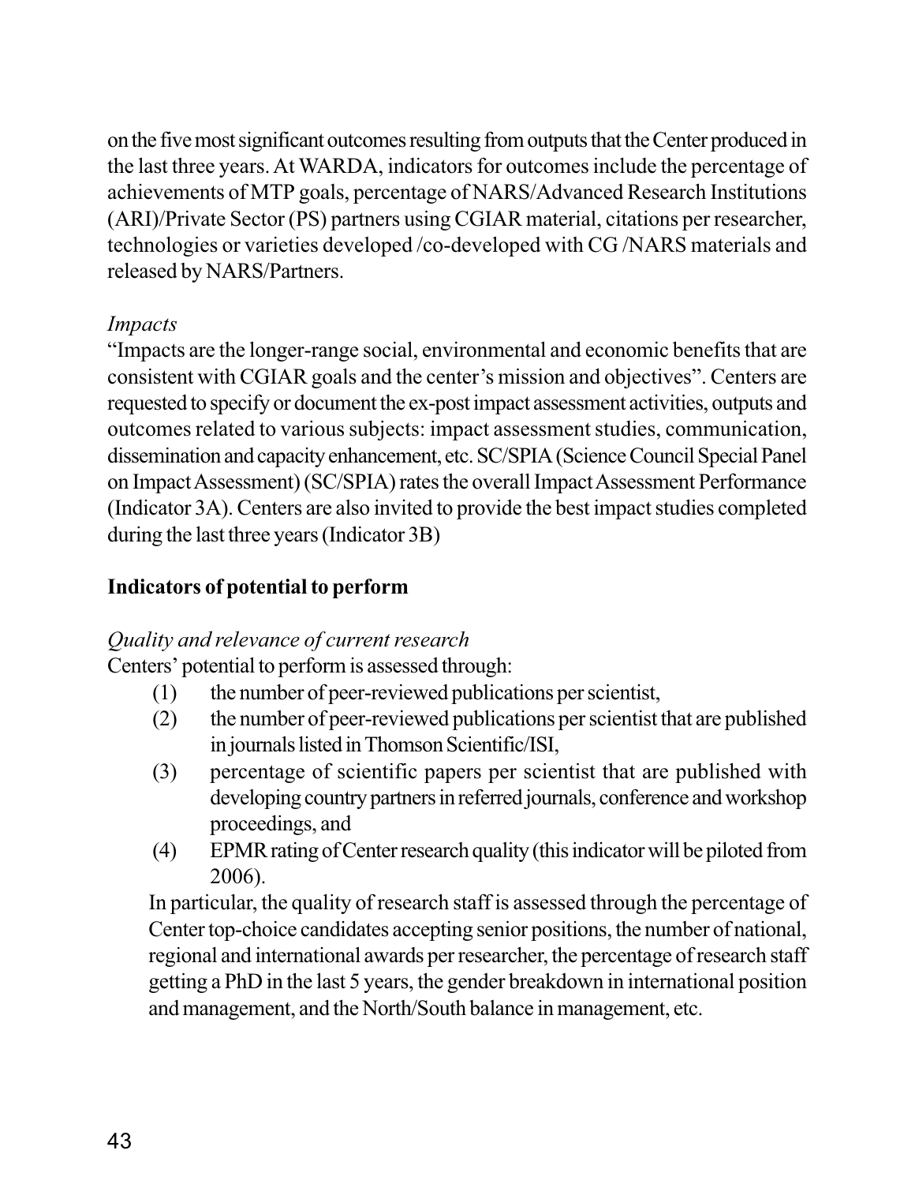on the five most significant outcomes resulting from outputs that the Center produced in the last three years. At WARDA, indicators for outcomes include the percentage of achievements of MTP goals, percentage of NARS/Advanced Research Institutions (ARI)/Private Sector (PS) partners using CGIAR material, citations per researcher, technologies or varieties developed /co-developed with CG /NARS materials and released by NARS/Partners.

*Impacts*

"Impacts are the longer-range social, environmental and economic benefits that are consistent with CGIAR goals and the center's mission and objectives". Centers are requested to specify or document the ex-post impact assessment activities, outputs and outcomes related to various subjects: impact assessment studies, communication, dissemination and capacity enhancement, etc. SC/SPIA (Science Council Special Panel on Impact Assessment) (SC/SPIA) rates the overall Impact Assessment Performance (Indicator 3A). Centers are also invited to provide the best impact studies completed during the last three years (Indicator 3B)

**Indicators of potential to perform**

*Quality and relevance of current research*

Centers' potential to perform is assessed through:

(1) the number of peer-reviewed publications per scientist,

(2) the number of peer-reviewed publications per scientist that are published in journals listed in Thomson Scientific/ISI,

(3) percentage of scientific papers per scientist that are published with developing country partners in referred journals, conference and workshop proceedings, and

(4) EPMR rating of Center research quality (this indicator will be piloted from 2006).

In particular, the quality of research staff is assessed through the percentage of Center top-choice candidates accepting senior positions, the number of national, regional and international awards per researcher, the percentage of research staff getting a PhD in the last 5 years, the gender breakdown in international position and management, and the North/South balance in management, etc.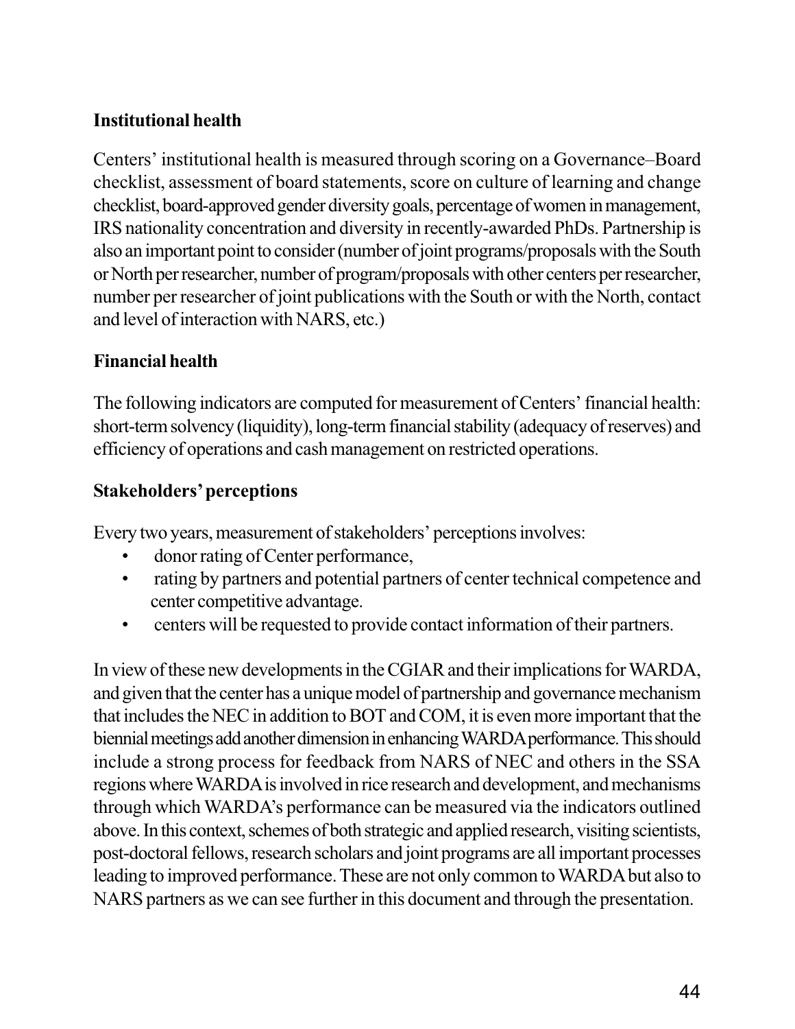**Institutional health**

Centers' institutional health is measured through scoring on a Governance–Board checklist, assessment of board statements, score on culture of learning and change checklist, board-approved gender diversity goals, percentage of women in management, IRS nationality concentration and diversity in recently-awarded PhDs. Partnership is also an important point to consider (number of joint programs/proposals with the South or North per researcher, number of program/proposals with other centers per researcher, number per researcher of joint publications with the South or with the North, contact and level of interaction with NARS, etc.)

**Financial health**

The following indicators are computed for measurement of Centers' financial health: short-term solvency (liquidity), long-term financial stability (adequacy of reserves) and efficiency of operations and cash management on restricted operations.

**Stakeholders' perceptions**

Every two years, measurement of stakeholders' perceptions involves:

- donor rating of Center performance,
- rating by partners and potential partners of center technical competence and center competitive advantage.
- centers will be requested to provide contact information of their partners.

In view of these new developments in the CGIAR and their implications for WARDA, and given that the center has a unique model of partnership and governance mechanism that includes the NEC in addition to BOT and COM, it is even more important that the biennial meetings add another dimension in enhancing WARDA performance. This should include a strong process for feedback from NARS of NEC and others in the SSA regions where WARDA is involved in rice research and development, and mechanisms through which WARDA's performance can be measured via the indicators outlined above. In this context, schemes of both strategic and applied research, visiting scientists, post-doctoral fellows, research scholars and joint programs are all important processes leading to improved performance. These are not only common to WARDA but also to NARS partners as we can see further in this document and through the presentation.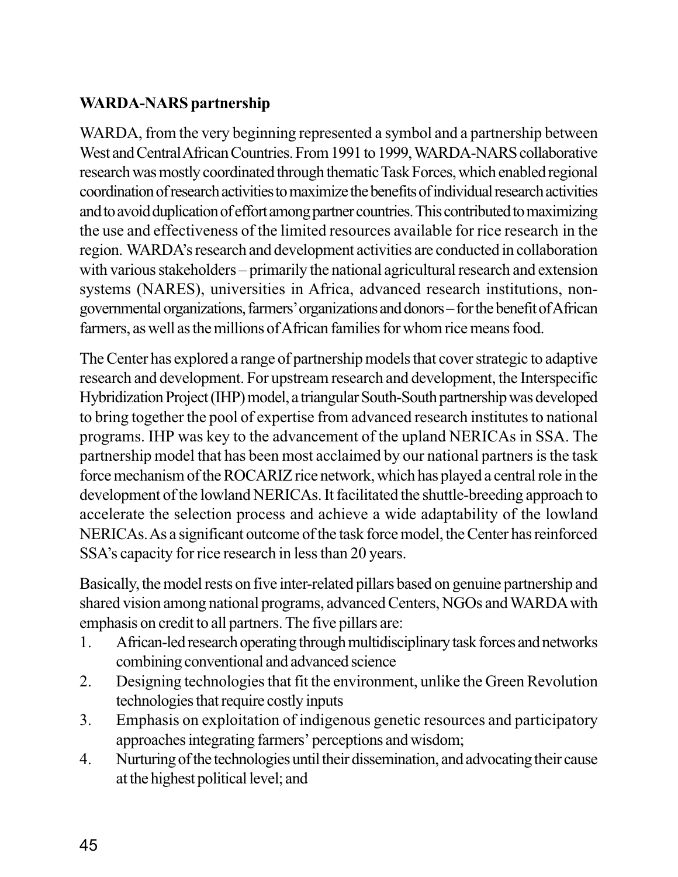**WARDA-NARS partnership**

WARDA, from the very beginning represented a symbol and a partnership between West and Central African Countries. From 1991 to 1999, WARDA-NARS collaborative research was mostly coordinated through thematic Task Forces, which enabled regional coordination of research activities to maximize the benefits of individual research activities and to avoid duplication of effort among partner countries. This contributed to maximizing the use and effectiveness of the limited resources available for rice research in the region. WARDA's research and development activities are conducted in collaboration with various stakeholders – primarily the national agricultural research and extension systems (NARES), universities in Africa, advanced research institutions, non-governmental organizations, farmers' organizations and donors – for the benefit of African farmers, as well as the millions of African families for whom rice means food.

The Center has explored a range of partnership models that cover strategic to adaptive research and development. For upstream research and development, the Interspecific Hybridization Project (IHP) model, a triangular South-South partnership was developed to bring together the pool of expertise from advanced research institutes to national programs. IHP was key to the advancement of the upland NERICAs in SSA. The partnership model that has been most acclaimed by our national partners is the task force mechanism of the ROCARIZ rice network, which has played a central role in the development of the lowland NERICAs. It facilitated the shuttle-breeding approach to accelerate the selection process and achieve a wide adaptability of the lowland NERICAs. As a significant outcome of the task force model, the Center has reinforced SSA's capacity for rice research in less than 20 years.

Basically, the model rests on five inter-related pillars based on genuine partnership and shared vision among national programs, advanced Centers, NGOs and WARDA with emphasis on credit to all partners. The five pillars are:

1. African-led research operating through multidisciplinary task forces and networks combining conventional and advanced science
2. Designing technologies that fit the environment, unlike the Green Revolution technologies that require costly inputs
3. Emphasis on exploitation of indigenous genetic resources and participatory approaches integrating farmers' perceptions and wisdom;
4. Nurturing of the technologies until their dissemination, and advocating their cause at the highest political level; and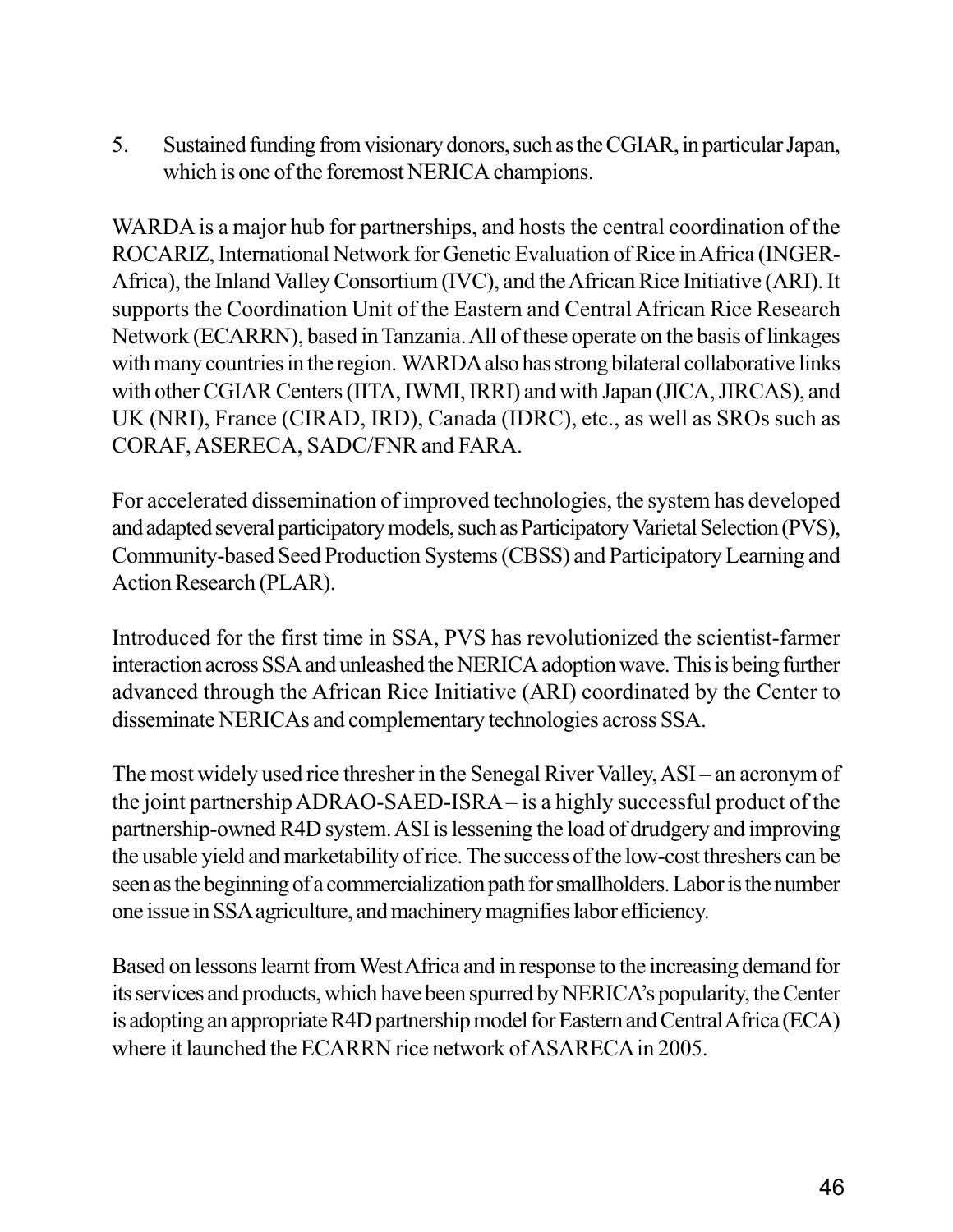5. Sustained funding from visionary donors, such as the CGIAR, in particular Japan, which is one of the foremost NERICA champions.

WARDA is a major hub for partnerships, and hosts the central coordination of the ROCARIZ, International Network for Genetic Evaluation of Rice in Africa (INGER-Africa), the Inland Valley Consortium (IVC), and the African Rice Initiative (ARI). It supports the Coordination Unit of the Eastern and Central African Rice Research Network (ECARRN), based in Tanzania. All of these operate on the basis of linkages with many countries in the region. WARDA also has strong bilateral collaborative links with other CGIAR Centers (IITA, IWMI, IRRI) and with Japan (JICA, JIRCAS), and UK (NRI), France (CIRAD, IRD), Canada (IDRC), etc., as well as SROs such as CORAF, ASERECA, SADC/FNR and FARA.

For accelerated dissemination of improved technologies, the system has developed and adapted several participatory models, such as Participatory Varietal Selection (PVS), Community-based Seed Production Systems (CBSS) and Participatory Learning and Action Research (PLAR).

Introduced for the first time in SSA, PVS has revolutionized the scientist-farmer interaction across SSA and unleashed the NERICA adoption wave. This is being further advanced through the African Rice Initiative (ARI) coordinated by the Center to disseminate NERICAs and complementary technologies across SSA.

The most widely used rice thresher in the Senegal River Valley, ASI – an acronym of the joint partnership ADRAO-SAED-ISRA – is a highly successful product of the partnership-owned R4D system. ASI is lessening the load of drudgery and improving the usable yield and marketability of rice. The success of the low-cost threshers can be seen as the beginning of a commercialization path for smallholders. Labor is the number one issue in SSA agriculture, and machinery magnifies labor efficiency.

Based on lessons learnt from West Africa and in response to the increasing demand for its services and products, which have been spurred by NERICA's popularity, the Center is adopting an appropriate R4D partnership model for Eastern and Central Africa (ECA) where it launched the ECARRN rice network of ASARECA in 2005.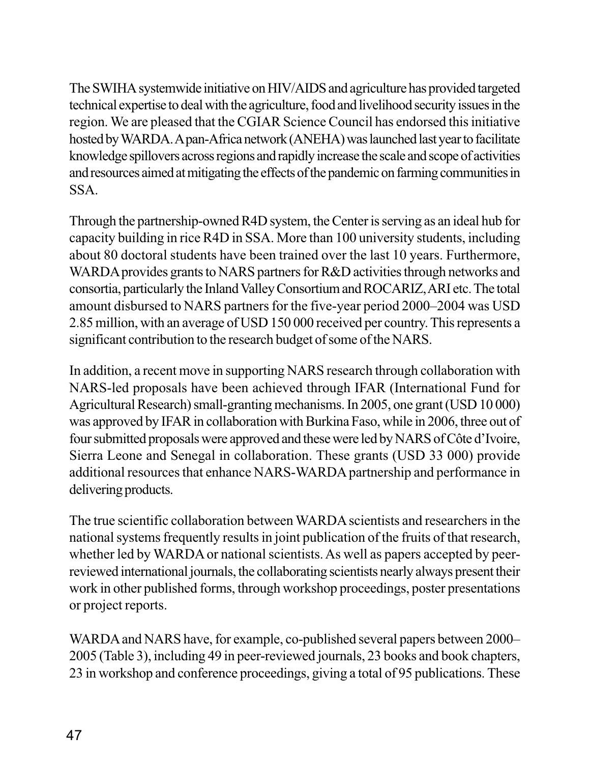The SWIHA systemwide initiative on HIV/AIDS and agriculture has provided targeted technical expertise to deal with the agriculture, food and livelihood security issues in the region. We are pleased that the CGIAR Science Council has endorsed this initiative hosted by WARDA. A pan-Africa network (ANEHA) was launched last year to facilitate knowledge spillovers across regions and rapidly increase the scale and scope of activities and resources aimed at mitigating the effects of the pandemic on farming communities in SSA.

Through the partnership-owned R4D system, the Center is serving as an ideal hub for capacity building in rice R4D in SSA. More than 100 university students, including about 80 doctoral students have been trained over the last 10 years. Furthermore, WARDA provides grants to NARS partners for R&D activities through networks and consortia, particularly the Inland Valley Consortium and ROCARIZ, ARI etc. The total amount disbursed to NARS partners for the five-year period 2000–2004 was USD 2.85 million, with an average of USD 150 000 received per country. This represents a significant contribution to the research budget of some of the NARS.

In addition, a recent move in supporting NARS research through collaboration with NARS-led proposals have been achieved through IFAR (International Fund for Agricultural Research) small-granting mechanisms. In 2005, one grant (USD 10 000) was approved by IFAR in collaboration with Burkina Faso, while in 2006, three out of four submitted proposals were approved and these were led by NARS of Côte d'Ivoire, Sierra Leone and Senegal in collaboration. These grants (USD 33 000) provide additional resources that enhance NARS-WARDA partnership and performance in delivering products.

The true scientific collaboration between WARDA scientists and researchers in the national systems frequently results in joint publication of the fruits of that research, whether led by WARDA or national scientists. As well as papers accepted by peer-reviewed international journals, the collaborating scientists nearly always present their work in other published forms, through workshop proceedings, poster presentations or project reports.

WARDA and NARS have, for example, co-published several papers between 2000–2005 (Table 3), including 49 in peer-reviewed journals, 23 books and book chapters, 23 in workshop and conference proceedings, giving a total of 95 publications. These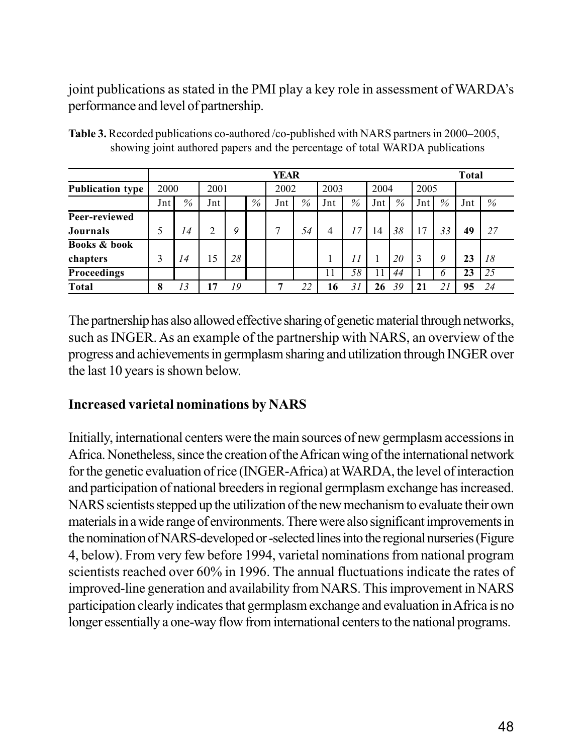joint publications as stated in the PMI play a key role in assessment of WARDA's performance and level of partnership.

**Table 3.** Recorded publications co-authored /co-published with NARS partners in 2000–2005, showing joint authored papers and the percentage of total WARDA publications

| | **YEAR** | | | | | | | | | | | | | **Total** | |
|---|---|---|---|---|---|---|---|---|---|---|---|---|---|---|---|
| **Publication type** | 2000 | | 2001 | | | 2002 | | 2003 | | 2004 | | 2005 | | | |
| | Jnt | % | Jnt | | % | Jnt | % | Jnt | % | Jnt | % | Jnt | % | Jnt | % |
| **Peer-reviewed Journals** | 5 | *14* | 2 | *9* | | 7 | *54* | 4 | *17* | 14 | *38* | 17 | *33* | **49** | *27* |
| **Books & book chapters** | 3 | *14* | 15 | *28* | | | | 1 | *11* | 1 | *20* | 3 | *9* | **23** | *18* |
| **Proceedings** | | | | | | | | 11 | *58* | 11 | *44* | 1 | *6* | **23** | *25* |
| **Total** | **8** | *13* | **17** | *19* | | **7** | *22* | **16** | *31* | **26** | *39* | **21** | *21* | **95** | *24* |

The partnership has also allowed effective sharing of genetic material through networks, such as INGER. As an example of the partnership with NARS, an overview of the progress and achievements in germplasm sharing and utilization through INGER over the last 10 years is shown below.

## Increased varietal nominations by NARS

Initially, international centers were the main sources of new germplasm accessions in Africa. Nonetheless, since the creation of the African wing of the international network for the genetic evaluation of rice (INGER-Africa) at WARDA, the level of interaction and participation of national breeders in regional germplasm exchange has increased. NARS scientists stepped up the utilization of the new mechanism to evaluate their own materials in a wide range of environments. There were also significant improvements in the nomination of NARS-developed or -selected lines into the regional nurseries (Figure 4, below). From very few before 1994, varietal nominations from national program scientists reached over 60% in 1996. The annual fluctuations indicate the rates of improved-line generation and availability from NARS. This improvement in NARS participation clearly indicates that germplasm exchange and evaluation in Africa is no longer essentially a one-way flow from international centers to the national programs.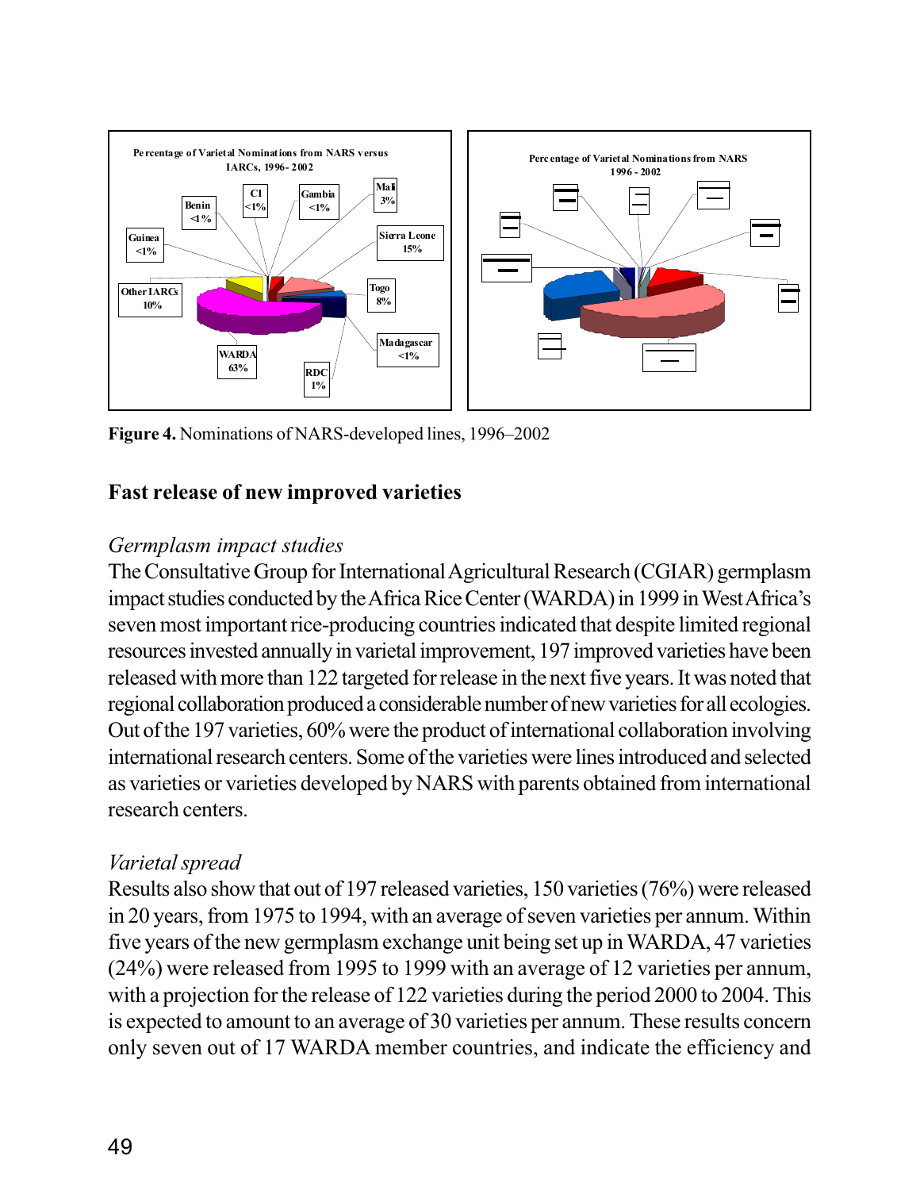**Figure 4.** Nominations of NARS-developed lines, 1996–2002

## Fast release of new improved varieties

### *Germplasm impact studies*

The Consultative Group for International Agricultural Research (CGIAR) germplasm impact studies conducted by the Africa Rice Center (WARDA) in 1999 in West Africa's seven most important rice-producing countries indicated that despite limited regional resources invested annually in varietal improvement, 197 improved varieties have been released with more than 122 targeted for release in the next five years. It was noted that regional collaboration produced a considerable number of new varieties for all ecologies. Out of the 197 varieties, 60% were the product of international collaboration involving international research centers. Some of the varieties were lines introduced and selected as varieties or varieties developed by NARS with parents obtained from international research centers.

### *Varietal spread*

Results also show that out of 197 released varieties, 150 varieties (76%) were released in 20 years, from 1975 to 1994, with an average of seven varieties per annum. Within five years of the new germplasm exchange unit being set up in WARDA, 47 varieties (24%) were released from 1995 to 1999 with an average of 12 varieties per annum, with a projection for the release of 122 varieties during the period 2000 to 2004. This is expected to amount to an average of 30 varieties per annum. These results concern only seven out of 17 WARDA member countries, and indicate the efficiency and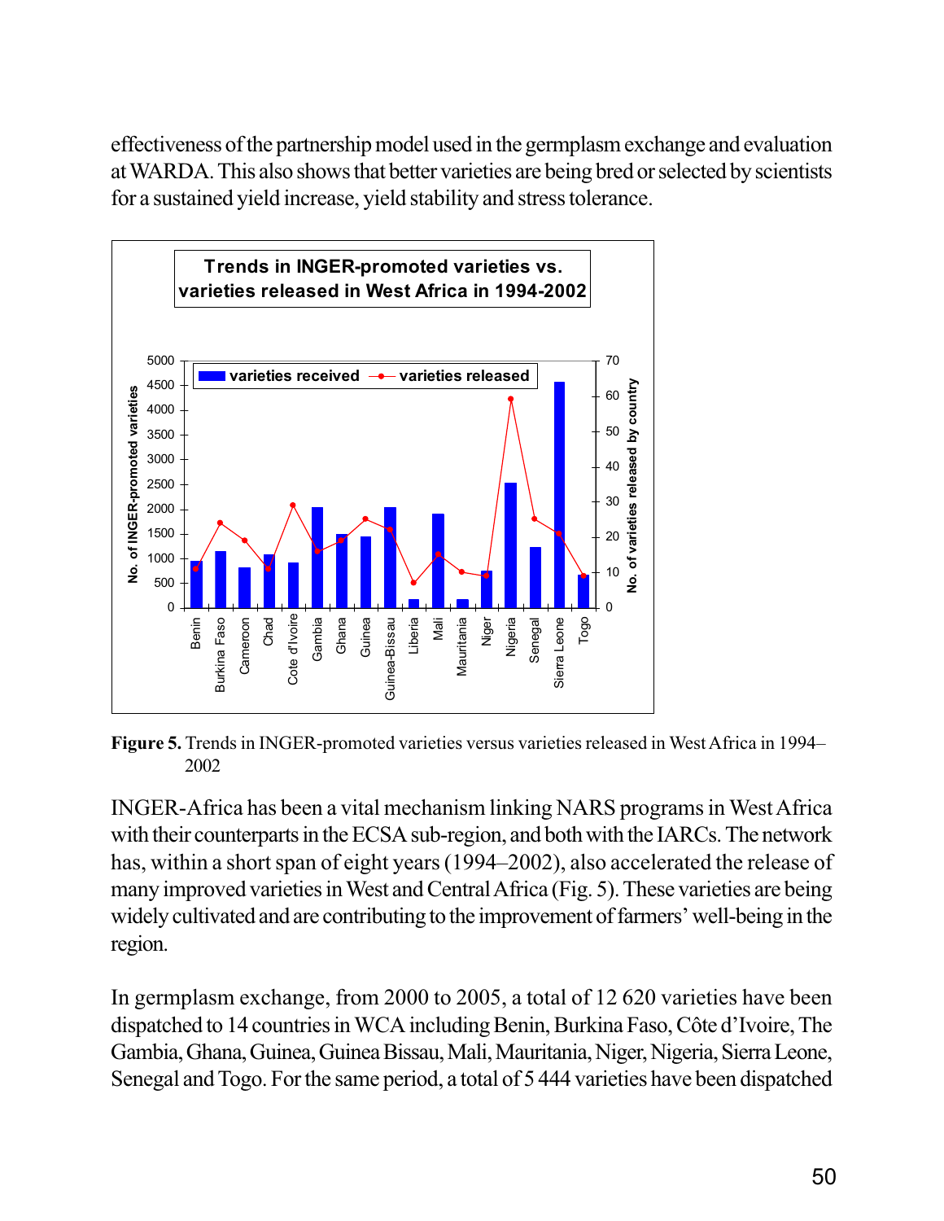effectiveness of the partnership model used in the germplasm exchange and evaluation at WARDA. This also shows that better varieties are being bred or selected by scientists for a sustained yield increase, yield stability and stress tolerance.

**Figure 5.** Trends in INGER-promoted varieties versus varieties released in West Africa in 1994–2002

INGER-Africa has been a vital mechanism linking NARS programs in West Africa with their counterparts in the ECSA sub-region, and both with the IARCs. The network has, within a short span of eight years (1994–2002), also accelerated the release of many improved varieties in West and Central Africa (Fig. 5). These varieties are being widely cultivated and are contributing to the improvement of farmers' well-being in the region.

In germplasm exchange, from 2000 to 2005, a total of 12 620 varieties have been dispatched to 14 countries in WCA including Benin, Burkina Faso, Côte d'Ivoire, The Gambia, Ghana, Guinea, Guinea Bissau, Mali, Mauritania, Niger, Nigeria, Sierra Leone, Senegal and Togo. For the same period, a total of 5 444 varieties have been dispatched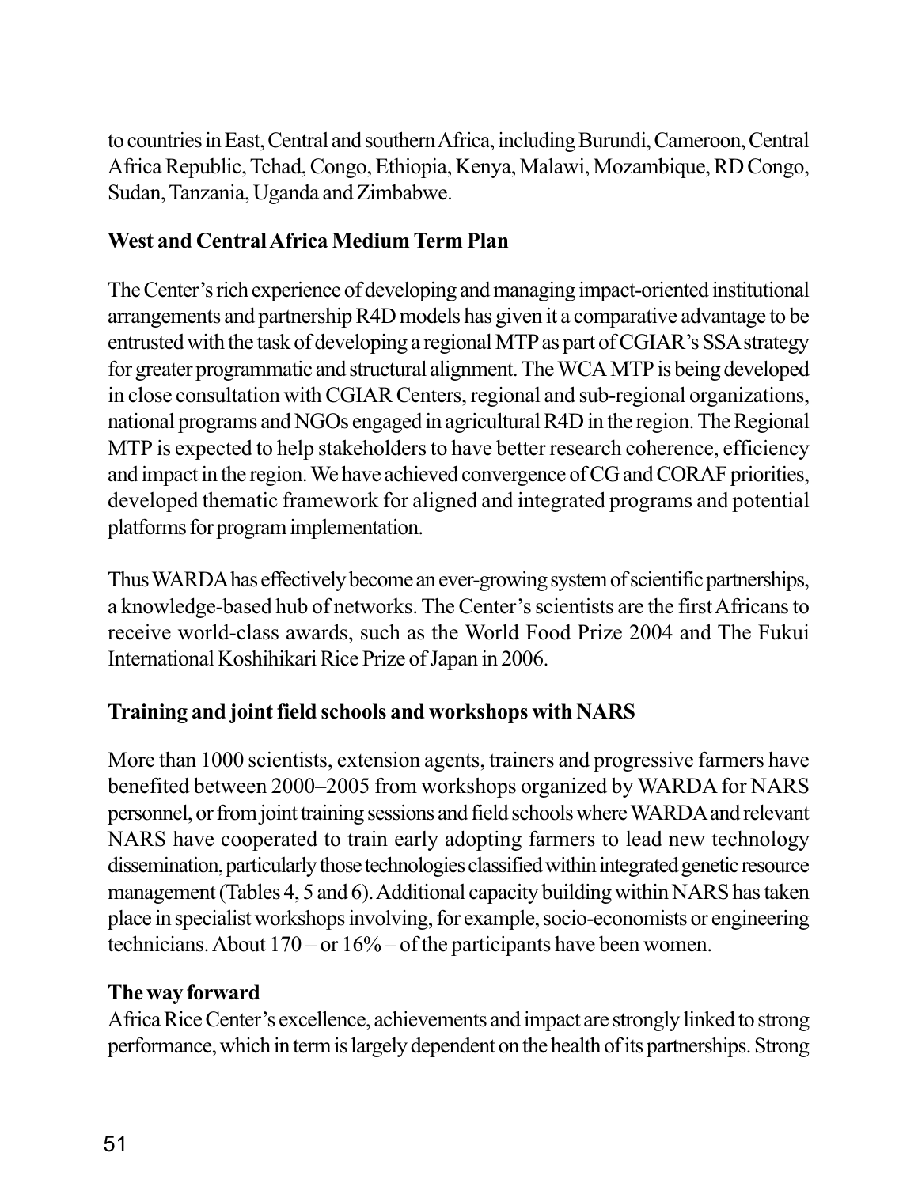to countries in East, Central and southern Africa, including Burundi, Cameroon, Central Africa Republic, Tchad, Congo, Ethiopia, Kenya, Malawi, Mozambique, RD Congo, Sudan, Tanzania, Uganda and Zimbabwe.

**West and Central Africa Medium Term Plan**

The Center's rich experience of developing and managing impact-oriented institutional arrangements and partnership R4D models has given it a comparative advantage to be entrusted with the task of developing a regional MTP as part of CGIAR's SSA strategy for greater programmatic and structural alignment. The WCA MTP is being developed in close consultation with CGIAR Centers, regional and sub-regional organizations, national programs and NGOs engaged in agricultural R4D in the region. The Regional MTP is expected to help stakeholders to have better research coherence, efficiency and impact in the region. We have achieved convergence of CG and CORAF priorities, developed thematic framework for aligned and integrated programs and potential platforms for program implementation.

Thus WARDA has effectively become an ever-growing system of scientific partnerships, a knowledge-based hub of networks. The Center's scientists are the first Africans to receive world-class awards, such as the World Food Prize 2004 and The Fukui International Koshihikari Rice Prize of Japan in 2006.

**Training and joint field schools and workshops with NARS**

More than 1000 scientists, extension agents, trainers and progressive farmers have benefited between 2000–2005 from workshops organized by WARDA for NARS personnel, or from joint training sessions and field schools where WARDA and relevant NARS have cooperated to train early adopting farmers to lead new technology dissemination, particularly those technologies classified within integrated genetic resource management (Tables 4, 5 and 6). Additional capacity building within NARS has taken place in specialist workshops involving, for example, socio-economists or engineering technicians. About 170 – or 16% – of the participants have been women.

**The way forward**

Africa Rice Center's excellence, achievements and impact are strongly linked to strong performance, which in term is largely dependent on the health of its partnerships. Strong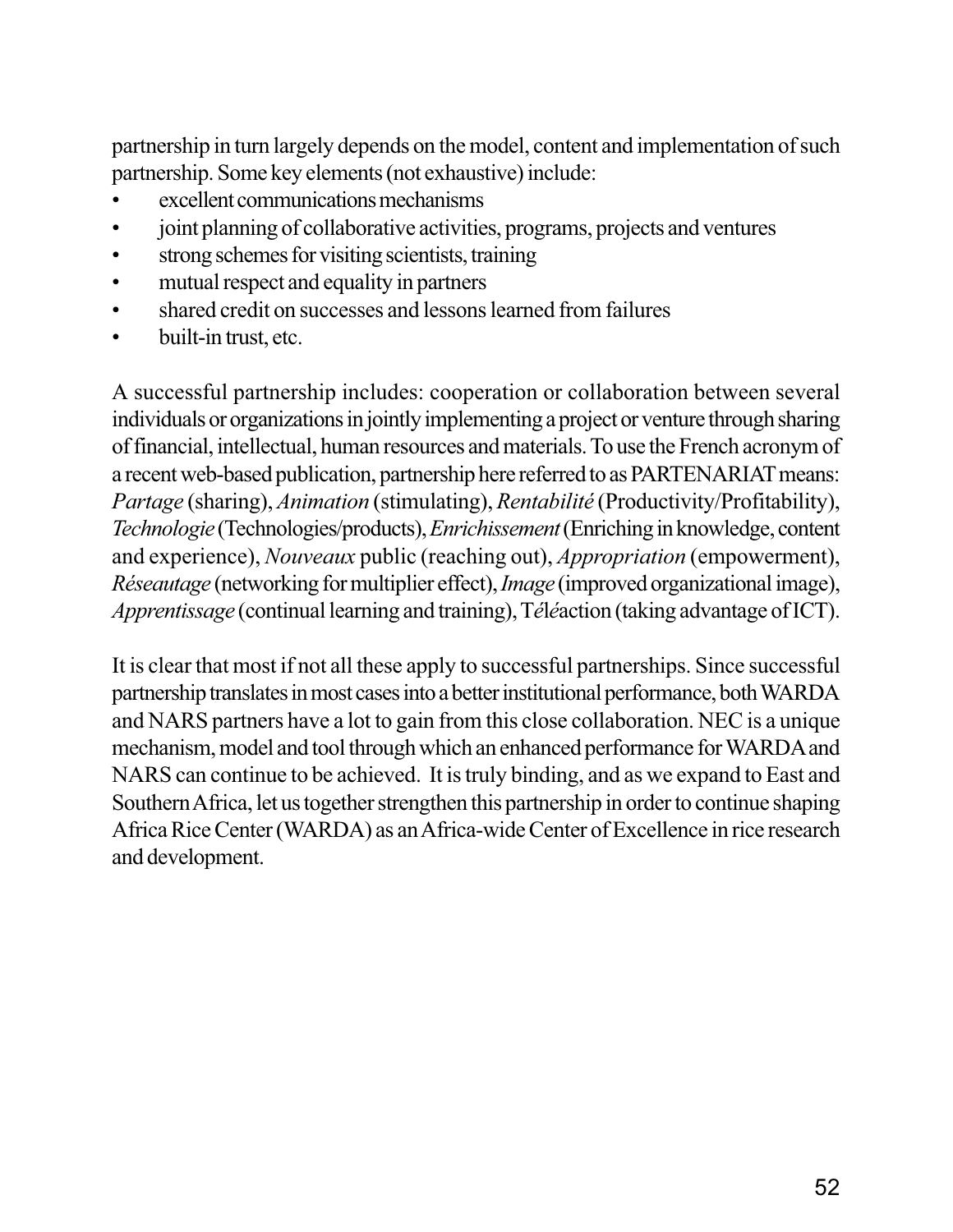partnership in turn largely depends on the model, content and implementation of such partnership. Some key elements (not exhaustive) include:

- excellent communications mechanisms
- joint planning of collaborative activities, programs, projects and ventures
- strong schemes for visiting scientists, training
- mutual respect and equality in partners
- shared credit on successes and lessons learned from failures
- built-in trust, etc.

A successful partnership includes: cooperation or collaboration between several individuals or organizations in jointly implementing a project or venture through sharing of financial, intellectual, human resources and materials. To use the French acronym of a recent web-based publication, partnership here referred to as PARTENARIAT means: *Partage* (sharing), *Animation* (stimulating), *Rentabilité* (Productivity/Profitability), *Technologie* (Technologies/products), *Enrichissement* (Enriching in knowledge, content and experience), *Nouveaux* public (reaching out), *Appropriation* (empowerment), *Réseautage* (networking for multiplier effect), *Image* (improved organizational image), *Apprentissage* (continual learning and training), T*élé*action (taking advantage of ICT).

It is clear that most if not all these apply to successful partnerships. Since successful partnership translates in most cases into a better institutional performance, both WARDA and NARS partners have a lot to gain from this close collaboration. NEC is a unique mechanism, model and tool through which an enhanced performance for WARDA and NARS can continue to be achieved. It is truly binding, and as we expand to East and Southern Africa, let us together strengthen this partnership in order to continue shaping Africa Rice Center (WARDA) as an Africa-wide Center of Excellence in rice research and development.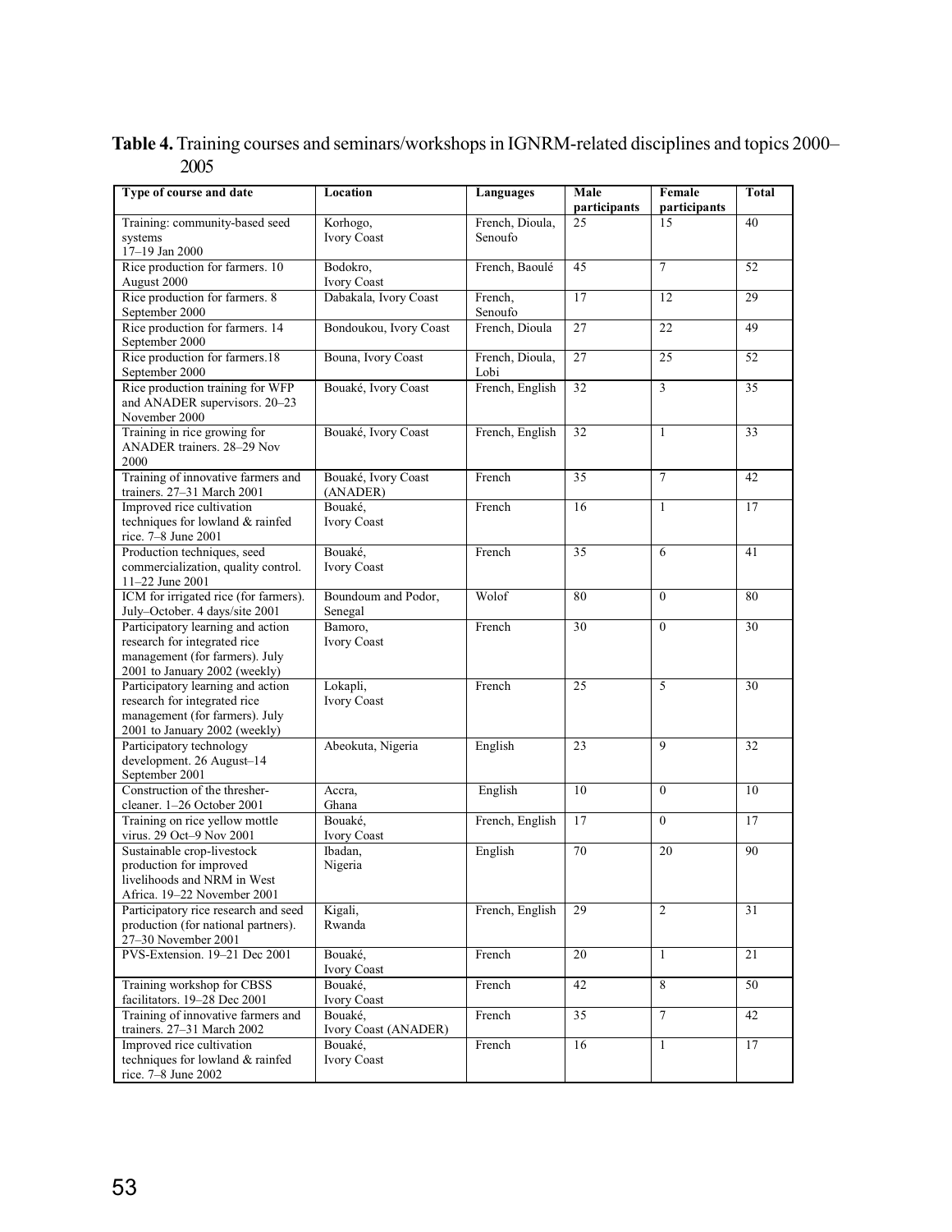**Table 4.** Training courses and seminars/workshops in IGNRM-related disciplines and topics 2000–2005

| Type of course and date | Location | Languages | Male participants | Female participants | Total |
|---|---|---|---|---|---|
| Training: community-based seed systems 17–19 Jan 2000 | Korhogo, Ivory Coast | French, Dioula, Senoufo | 25 | 15 | 40 |
| Rice production for farmers. 10 August 2000 | Bodokro, Ivory Coast | French, Baoulé | 45 | 7 | 52 |
| Rice production for farmers. 8 September 2000 | Dabakala, Ivory Coast | French, Senoufo | 17 | 12 | 29 |
| Rice production for farmers. 14 September 2000 | Bondoukou, Ivory Coast | French, Dioula | 27 | 22 | 49 |
| Rice production for farmers.18 September 2000 | Bouna, Ivory Coast | French, Dioula, Lobi | 27 | 25 | 52 |
| Rice production training for WFP and ANADER supervisors. 20–23 November 2000 | Bouaké, Ivory Coast | French, English | 32 | 3 | 35 |
| Training in rice growing for ANADER trainers. 28–29 Nov 2000 | Bouaké, Ivory Coast | French, English | 32 | 1 | 33 |
| Training of innovative farmers and trainers. 27–31 March 2001 | Bouaké, Ivory Coast (ANADER) | French | 35 | 7 | 42 |
| Improved rice cultivation techniques for lowland & rainfed rice. 7–8 June 2001 | Bouaké, Ivory Coast | French | 16 | 1 | 17 |
| Production techniques, seed commercialization, quality control. 11–22 June 2001 | Bouaké, Ivory Coast | French | 35 | 6 | 41 |
| ICM for irrigated rice (for farmers). July–October. 4 days/site 2001 | Boundoum and Podor, Senegal | Wolof | 80 | 0 | 80 |
| Participatory learning and action research for integrated rice management (for farmers). July 2001 to January 2002 (weekly) | Bamoro, Ivory Coast | French | 30 | 0 | 30 |
| Participatory learning and action research for integrated rice management (for farmers). July 2001 to January 2002 (weekly) | Lokapli, Ivory Coast | French | 25 | 5 | 30 |
| Participatory technology development. 26 August–14 September 2001 | Abeokuta, Nigeria | English | 23 | 9 | 32 |
| Construction of the thresher-cleaner. 1–26 October 2001 | Accra, Ghana | English | 10 | 0 | 10 |
| Training on rice yellow mottle virus. 29 Oct–9 Nov 2001 | Bouaké, Ivory Coast | French, English | 17 | 0 | 17 |
| Sustainable crop-livestock production for improved livelihoods and NRM in West Africa. 19–22 November 2001 | Ibadan, Nigeria | English | 70 | 20 | 90 |
| Participatory rice research and seed production (for national partners). 27–30 November 2001 | Kigali, Rwanda | French, English | 29 | 2 | 31 |
| PVS-Extension. 19–21 Dec 2001 | Bouaké, Ivory Coast | French | 20 | 1 | 21 |
| Training workshop for CBSS facilitators. 19–28 Dec 2001 | Bouaké, Ivory Coast | French | 42 | 8 | 50 |
| Training of innovative farmers and trainers. 27–31 March 2002 | Bouaké, Ivory Coast (ANADER) | French | 35 | 7 | 42 |
| Improved rice cultivation techniques for lowland & rainfed rice. 7–8 June 2002 | Bouaké, Ivory Coast | French | 16 | 1 | 17 |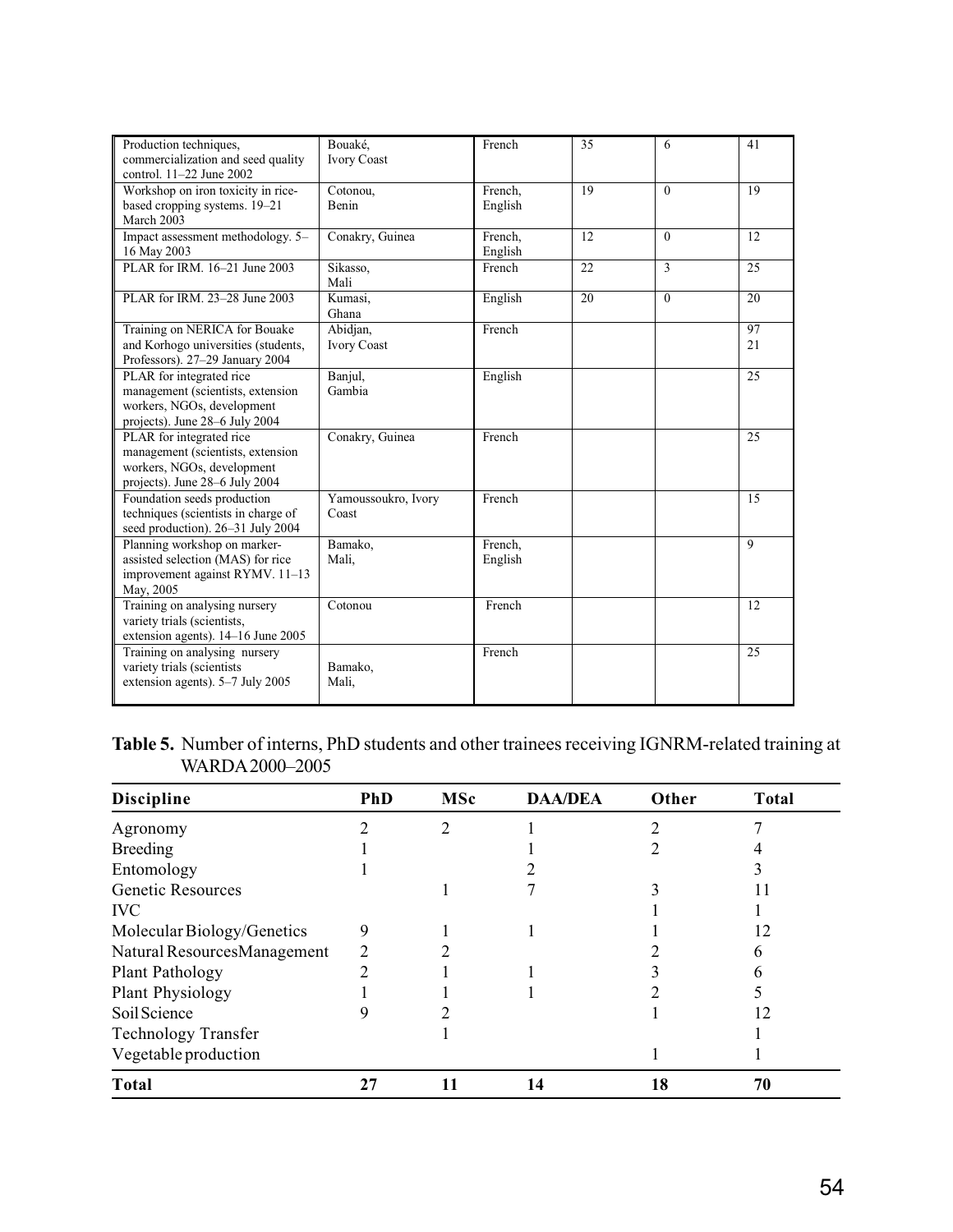| | | | | | |
|---|---|---|---|---|---|
| Production techniques, commercialization and seed quality control. 11–22 June 2002 | Bouaké, Ivory Coast | French | 35 | 6 | 41 |
| Workshop on iron toxicity in rice-based cropping systems. 19–21 March 2003 | Cotonou, Benin | French, English | 19 | 0 | 19 |
| Impact assessment methodology. 5–16 May 2003 | Conakry, Guinea | French, English | 12 | 0 | 12 |
| PLAR for IRM. 16–21 June 2003 | Sikasso, Mali | French | 22 | 3 | 25 |
| PLAR for IRM. 23–28 June 2003 | Kumasi, Ghana | English | 20 | 0 | 20 |
| Training on NERICA for Bouake and Korhogo universities (students, Professors). 27–29 January 2004 | Abidjan, Ivory Coast | French | | | 97 21 |
| PLAR for integrated rice management (scientists, extension workers, NGOs, development projects). June 28–6 July 2004 | Banjul, Gambia | English | | | 25 |
| PLAR for integrated rice management (scientists, extension workers, NGOs, development projects). June 28–6 July 2004 | Conakry, Guinea | French | | | 25 |
| Foundation seeds production techniques (scientists in charge of seed production). 26–31 July 2004 | Yamoussoukro, Ivory Coast | French | | | 15 |
| Planning workshop on marker-assisted selection (MAS) for rice improvement against RYMV. 11–13 May, 2005 | Bamako, Mali, | French, English | | | 9 |
| Training on analysing nursery variety trials (scientists, extension agents). 14–16 June 2005 | Cotonou | French | | | 12 |
| Training on analysing nursery variety trials (scientists extension agents). 5–7 July 2005 | Bamako, Mali, | French | | | 25 |

**Table 5.** Number of interns, PhD students and other trainees receiving IGNRM-related training at WARDA 2000–2005

| Discipline | PhD | MSc | DAA/DEA | Other | Total |
|---|---|---|---|---|---|
| Agronomy | 2 | 2 | 1 | 2 | 7 |
| Breeding | 1 | | 1 | 2 | 4 |
| Entomology | 1 | | 2 | | 3 |
| Genetic Resources | | 1 | 7 | 3 | 11 |
| IVC | | | | 1 | 1 |
| Molecular Biology/Genetics | 9 | 1 | 1 | 1 | 12 |
| Natural Resources Management | 2 | 2 | | 2 | 6 |
| Plant Pathology | 2 | 1 | 1 | 3 | 6 |
| Plant Physiology | 1 | 1 | 1 | 2 | 5 |
| Soil Science | 9 | 2 | | 1 | 12 |
| Technology Transfer | | 1 | | | 1 |
| Vegetable production | | | | 1 | 1 |
| **Total** | **27** | **11** | **14** | **18** | **70** |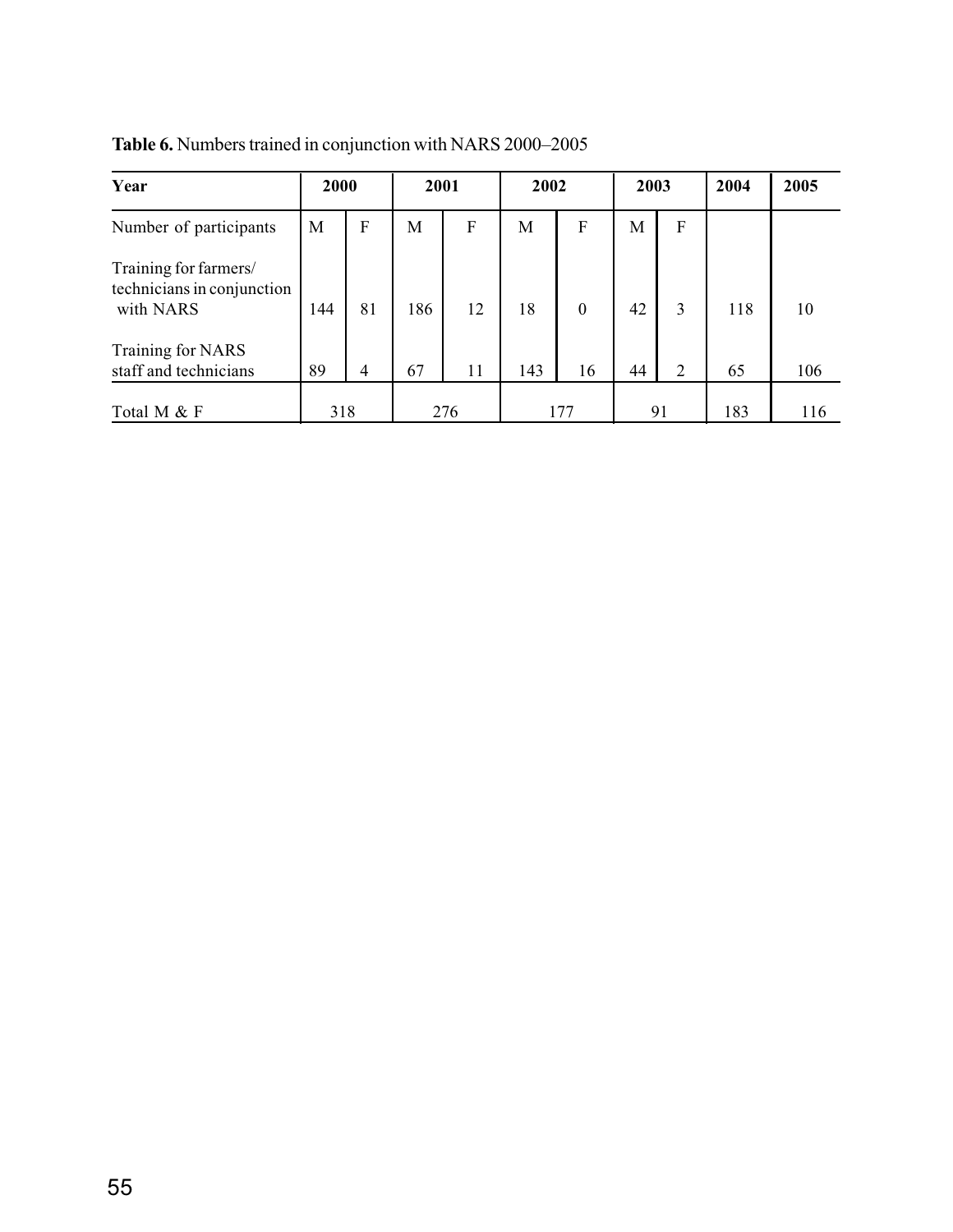**Table 6.** Numbers trained in conjunction with NARS 2000–2005

| Year | 2000 | | 2001 | | 2002 | | 2003 | | 2004 | 2005 |
|---|---|---|---|---|---|---|---|---|---|---|
| Number of participants | M | F | M | F | M | F | M | F | | |
| Training for farmers/ technicians in conjunction with NARS | 144 | 81 | 186 | 12 | 18 | 0 | 42 | 3 | 118 | 10 |
| Training for NARS staff and technicians | 89 | 4 | 67 | 11 | 143 | 16 | 44 | 2 | 65 | 106 |
| Total M & F | 318 | | 276 | | 177 | | 91 | | 183 | 116 |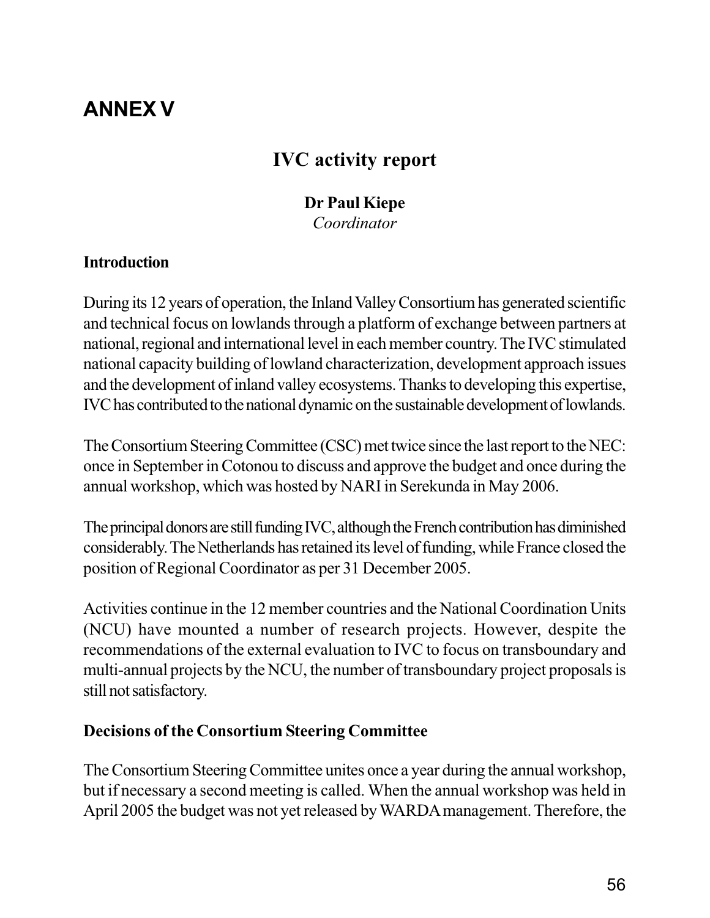# ANNEX V

## IVC activity report

**Dr Paul Kiepe**
*Coordinator*

### Introduction

During its 12 years of operation, the Inland Valley Consortium has generated scientific and technical focus on lowlands through a platform of exchange between partners at national, regional and international level in each member country. The IVC stimulated national capacity building of lowland characterization, development approach issues and the development of inland valley ecosystems. Thanks to developing this expertise, IVC has contributed to the national dynamic on the sustainable development of lowlands.

The Consortium Steering Committee (CSC) met twice since the last report to the NEC: once in September in Cotonou to discuss and approve the budget and once during the annual workshop, which was hosted by NARI in Serekunda in May 2006.

The principal donors are still funding IVC, although the French contribution has diminished considerably. The Netherlands has retained its level of funding, while France closed the position of Regional Coordinator as per 31 December 2005.

Activities continue in the 12 member countries and the National Coordination Units (NCU) have mounted a number of research projects. However, despite the recommendations of the external evaluation to IVC to focus on transboundary and multi-annual projects by the NCU, the number of transboundary project proposals is still not satisfactory.

### Decisions of the Consortium Steering Committee

The Consortium Steering Committee unites once a year during the annual workshop, but if necessary a second meeting is called. When the annual workshop was held in April 2005 the budget was not yet released by WARDA management. Therefore, the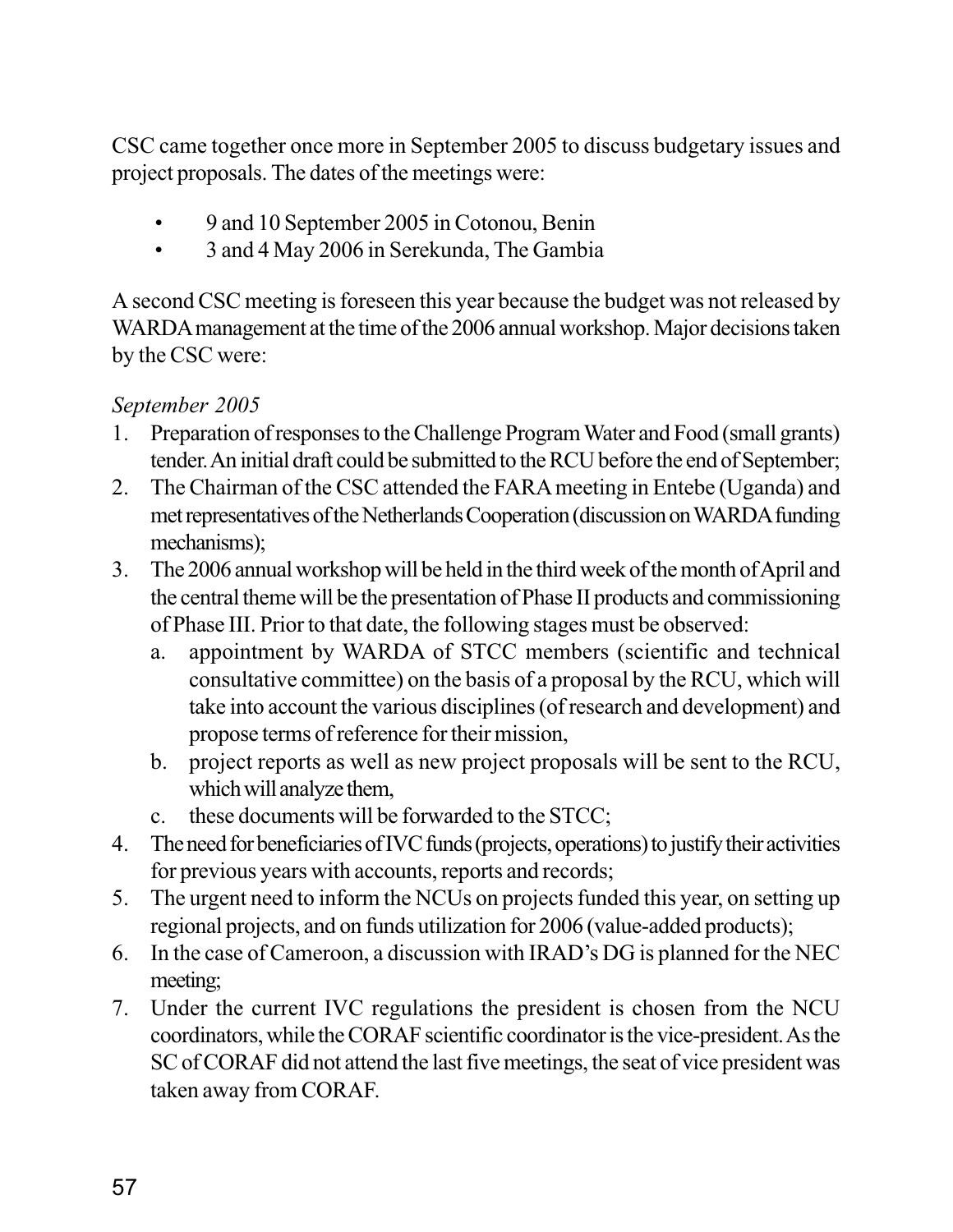CSC came together once more in September 2005 to discuss budgetary issues and project proposals. The dates of the meetings were:

- 9 and 10 September 2005 in Cotonou, Benin
- 3 and 4 May 2006 in Serekunda, The Gambia

A second CSC meeting is foreseen this year because the budget was not released by WARDA management at the time of the 2006 annual workshop. Major decisions taken by the CSC were:

*September 2005*

1. Preparation of responses to the Challenge Program Water and Food (small grants) tender. An initial draft could be submitted to the RCU before the end of September;
2. The Chairman of the CSC attended the FARA meeting in Entebe (Uganda) and met representatives of the Netherlands Cooperation (discussion on WARDA funding mechanisms);
3. The 2006 annual workshop will be held in the third week of the month of April and the central theme will be the presentation of Phase II products and commissioning of Phase III. Prior to that date, the following stages must be observed:
   a. appointment by WARDA of STCC members (scientific and technical consultative committee) on the basis of a proposal by the RCU, which will take into account the various disciplines (of research and development) and propose terms of reference for their mission,
   b. project reports as well as new project proposals will be sent to the RCU, which will analyze them,
   c. these documents will be forwarded to the STCC;
4. The need for beneficiaries of IVC funds (projects, operations) to justify their activities for previous years with accounts, reports and records;
5. The urgent need to inform the NCUs on projects funded this year, on setting up regional projects, and on funds utilization for 2006 (value-added products);
6. In the case of Cameroon, a discussion with IRAD's DG is planned for the NEC meeting;
7. Under the current IVC regulations the president is chosen from the NCU coordinators, while the CORAF scientific coordinator is the vice-president. As the SC of CORAF did not attend the last five meetings, the seat of vice president was taken away from CORAF.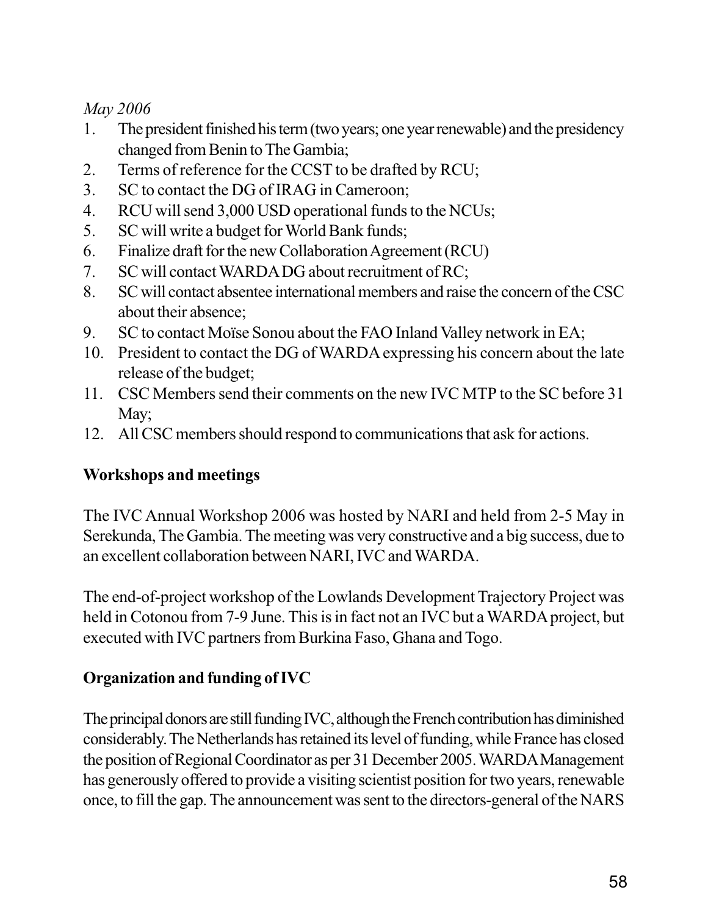*May 2006*

1. The president finished his term (two years; one year renewable) and the presidency changed from Benin to The Gambia;
2. Terms of reference for the CCST to be drafted by RCU;
3. SC to contact the DG of IRAG in Cameroon;
4. RCU will send 3,000 USD operational funds to the NCUs;
5. SC will write a budget for World Bank funds;
6. Finalize draft for the new Collaboration Agreement (RCU)
7. SC will contact WARDA DG about recruitment of RC;
8. SC will contact absentee international members and raise the concern of the CSC about their absence;
9. SC to contact Moïse Sonou about the FAO Inland Valley network in EA;
10. President to contact the DG of WARDA expressing his concern about the late release of the budget;
11. CSC Members send their comments on the new IVC MTP to the SC before 31 May;
12. All CSC members should respond to communications that ask for actions.

**Workshops and meetings**

The IVC Annual Workshop 2006 was hosted by NARI and held from 2-5 May in Serekunda, The Gambia. The meeting was very constructive and a big success, due to an excellent collaboration between NARI, IVC and WARDA.

The end-of-project workshop of the Lowlands Development Trajectory Project was held in Cotonou from 7-9 June. This is in fact not an IVC but a WARDA project, but executed with IVC partners from Burkina Faso, Ghana and Togo.

**Organization and funding of IVC**

The principal donors are still funding IVC, although the French contribution has diminished considerably. The Netherlands has retained its level of funding, while France has closed the position of Regional Coordinator as per 31 December 2005. WARDA Management has generously offered to provide a visiting scientist position for two years, renewable once, to fill the gap. The announcement was sent to the directors-general of the NARS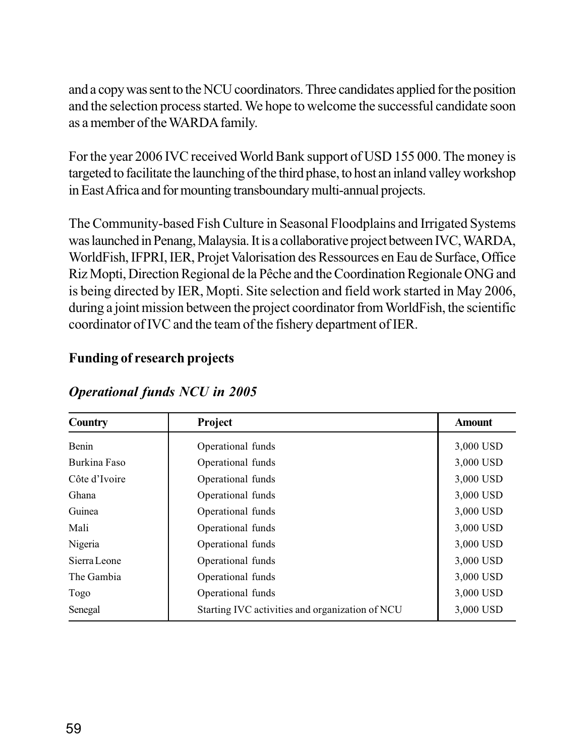and a copy was sent to the NCU coordinators. Three candidates applied for the position and the selection process started. We hope to welcome the successful candidate soon as a member of the WARDA family.

For the year 2006 IVC received World Bank support of USD 155 000. The money is targeted to facilitate the launching of the third phase, to host an inland valley workshop in East Africa and for mounting transboundary multi-annual projects.

The Community-based Fish Culture in Seasonal Floodplains and Irrigated Systems was launched in Penang, Malaysia. It is a collaborative project between IVC, WARDA, WorldFish, IFPRI, IER, Projet Valorisation des Ressources en Eau de Surface, Office Riz Mopti, Direction Regional de la Pêche and the Coordination Regionale ONG and is being directed by IER, Mopti. Site selection and field work started in May 2006, during a joint mission between the project coordinator from WorldFish, the scientific coordinator of IVC and the team of the fishery department of IER.

### Funding of research projects

#### *Operational funds NCU in 2005*

| Country | Project | Amount |
|---|---|---|
| Benin | Operational funds | 3,000 USD |
| Burkina Faso | Operational funds | 3,000 USD |
| Côte d'Ivoire | Operational funds | 3,000 USD |
| Ghana | Operational funds | 3,000 USD |
| Guinea | Operational funds | 3,000 USD |
| Mali | Operational funds | 3,000 USD |
| Nigeria | Operational funds | 3,000 USD |
| Sierra Leone | Operational funds | 3,000 USD |
| The Gambia | Operational funds | 3,000 USD |
| Togo | Operational funds | 3,000 USD |
| Senegal | Starting IVC activities and organization of NCU | 3,000 USD |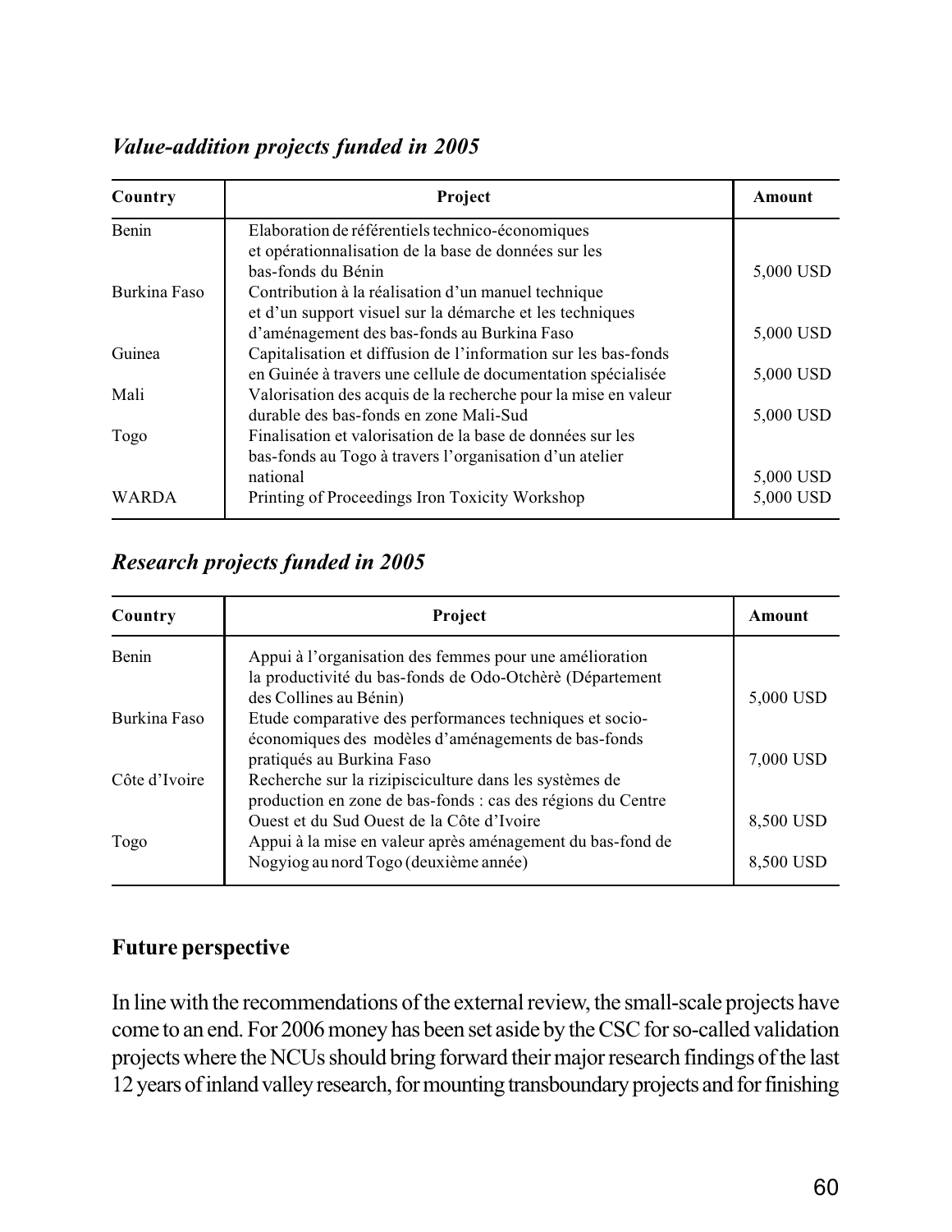### *Value-addition projects funded in 2005*

| Country | Project | Amount |
|---|---|---|
| Benin | Elaboration de référentiels technico-économiques et opérationnalisation de la base de données sur les bas-fonds du Bénin | 5,000 USD |
| Burkina Faso | Contribution à la réalisation d'un manuel technique et d'un support visuel sur la démarche et les techniques d'aménagement des bas-fonds au Burkina Faso | 5,000 USD |
| Guinea | Capitalisation et diffusion de l'information sur les bas-fonds en Guinée à travers une cellule de documentation spécialisée | 5,000 USD |
| Mali | Valorisation des acquis de la recherche pour la mise en valeur durable des bas-fonds en zone Mali-Sud | 5,000 USD |
| Togo | Finalisation et valorisation de la base de données sur les bas-fonds au Togo à travers l'organisation d'un atelier national | 5,000 USD |
| WARDA | Printing of Proceedings Iron Toxicity Workshop | 5,000 USD |

### *Research projects funded in 2005*

| Country | Project | Amount |
|---|---|---|
| Benin | Appui à l'organisation des femmes pour une amélioration la productivité du bas-fonds de Odo-Otchèrè (Département des Collines au Bénin) | 5,000 USD |
| Burkina Faso | Etude comparative des performances techniques et socio-économiques des modèles d'aménagements de bas-fonds pratiqués au Burkina Faso | 7,000 USD |
| Côte d'Ivoire | Recherche sur la rizipisciculture dans les systèmes de production en zone de bas-fonds : cas des régions du Centre Ouest et du Sud Ouest de la Côte d'Ivoire | 8,500 USD |
| Togo | Appui à la mise en valeur après aménagement du bas-fond de Nogyiog au nord Togo (deuxième année) | 8,500 USD |

## Future perspective

In line with the recommendations of the external review, the small-scale projects have come to an end. For 2006 money has been set aside by the CSC for so-called validation projects where the NCUs should bring forward their major research findings of the last 12 years of inland valley research, for mounting transboundary projects and for finishing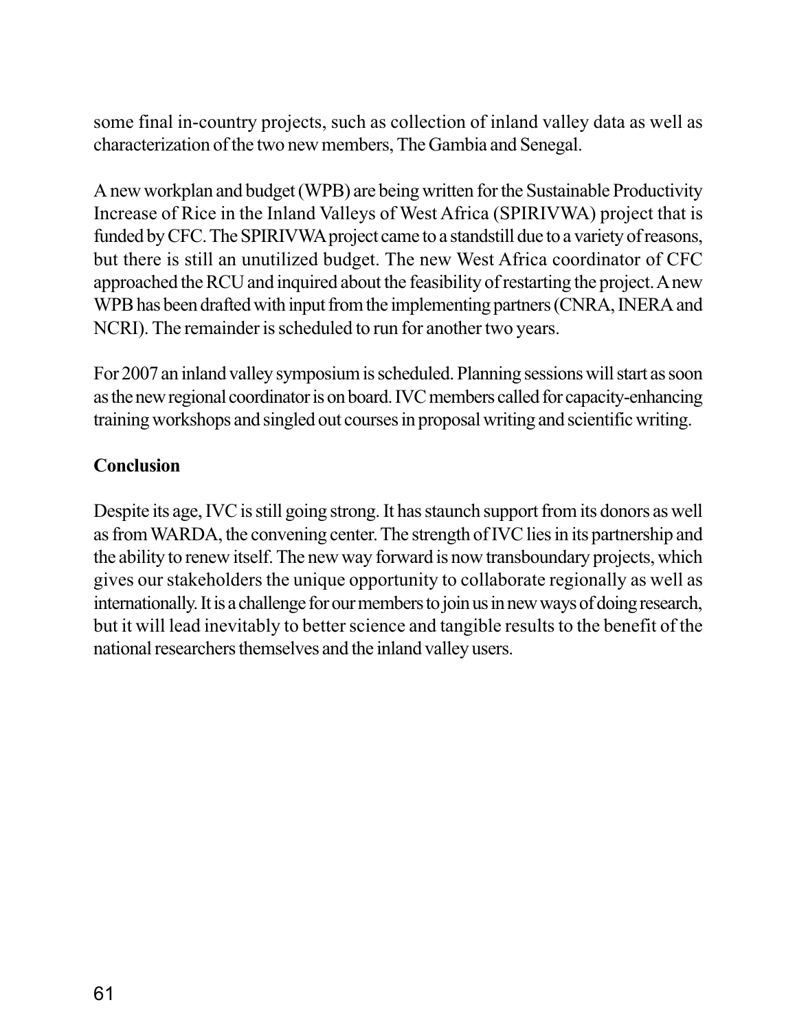some final in-country projects, such as collection of inland valley data as well as characterization of the two new members, The Gambia and Senegal.

A new workplan and budget (WPB) are being written for the Sustainable Productivity Increase of Rice in the Inland Valleys of West Africa (SPIRIVWA) project that is funded by CFC. The SPIRIVWA project came to a standstill due to a variety of reasons, but there is still an unutilized budget. The new West Africa coordinator of CFC approached the RCU and inquired about the feasibility of restarting the project. A new WPB has been drafted with input from the implementing partners (CNRA, INERA and NCRI). The remainder is scheduled to run for another two years.

For 2007 an inland valley symposium is scheduled. Planning sessions will start as soon as the new regional coordinator is on board. IVC members called for capacity-enhancing training workshops and singled out courses in proposal writing and scientific writing.

**Conclusion**

Despite its age, IVC is still going strong. It has staunch support from its donors as well as from WARDA, the convening center. The strength of IVC lies in its partnership and the ability to renew itself. The new way forward is now transboundary projects, which gives our stakeholders the unique opportunity to collaborate regionally as well as internationally. It is a challenge for our members to join us in new ways of doing research, but it will lead inevitably to better science and tangible results to the benefit of the national researchers themselves and the inland valley users.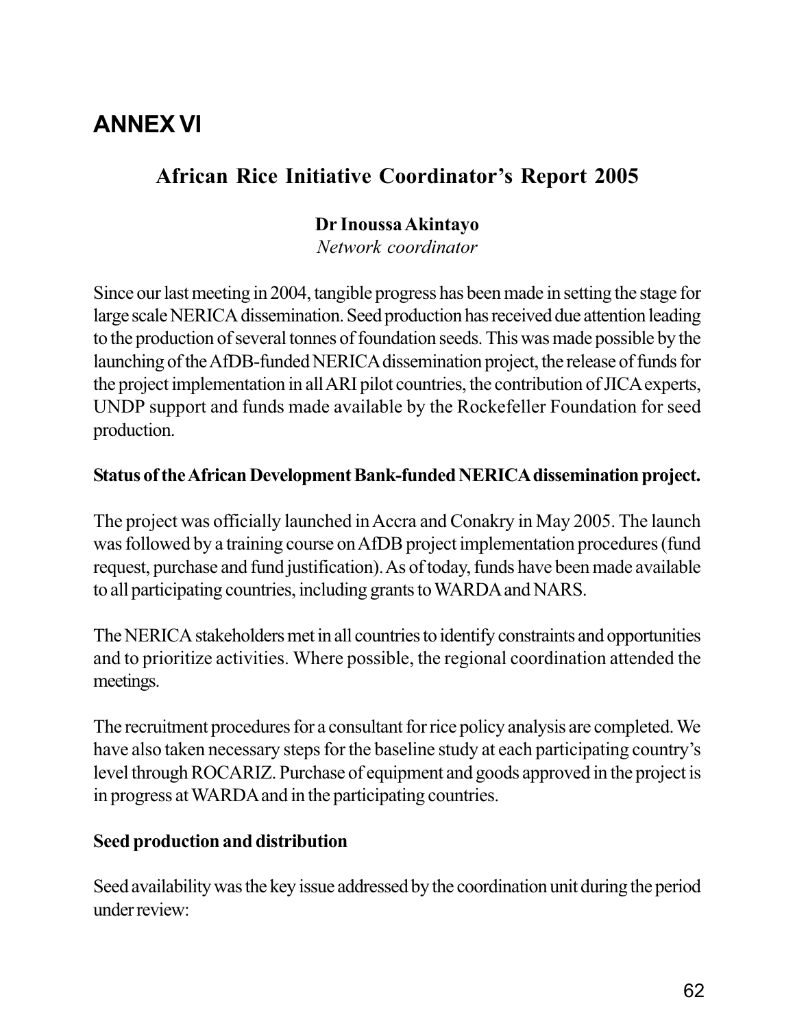# ANNEX VI

## African Rice Initiative Coordinator's Report 2005

**Dr Inoussa Akintayo**
*Network coordinator*

Since our last meeting in 2004, tangible progress has been made in setting the stage for large scale NERICA dissemination. Seed production has received due attention leading to the production of several tonnes of foundation seeds. This was made possible by the launching of the AfDB-funded NERICA dissemination project, the release of funds for the project implementation in all ARI pilot countries, the contribution of JICA experts, UNDP support and funds made available by the Rockefeller Foundation for seed production.

**Status of the African Development Bank-funded NERICA dissemination project.**

The project was officially launched in Accra and Conakry in May 2005. The launch was followed by a training course on AfDB project implementation procedures (fund request, purchase and fund justification). As of today, funds have been made available to all participating countries, including grants to WARDA and NARS.

The NERICA stakeholders met in all countries to identify constraints and opportunities and to prioritize activities. Where possible, the regional coordination attended the meetings.

The recruitment procedures for a consultant for rice policy analysis are completed. We have also taken necessary steps for the baseline study at each participating country's level through ROCARIZ. Purchase of equipment and goods approved in the project is in progress at WARDA and in the participating countries.

**Seed production and distribution**

Seed availability was the key issue addressed by the coordination unit during the period under review: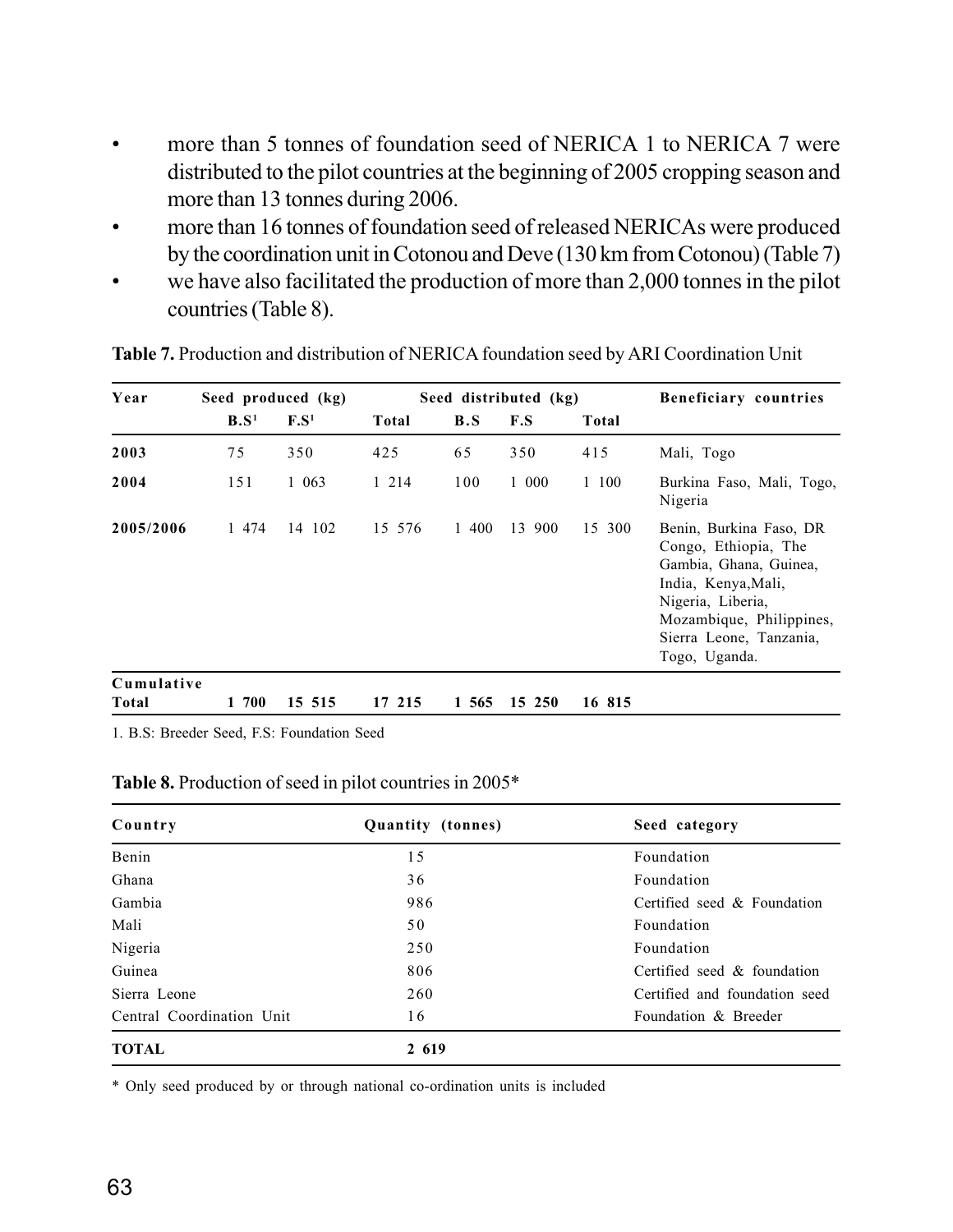- more than 5 tonnes of foundation seed of NERICA 1 to NERICA 7 were distributed to the pilot countries at the beginning of 2005 cropping season and more than 13 tonnes during 2006.
- more than 16 tonnes of foundation seed of released NERICAs were produced by the coordination unit in Cotonou and Deve (130 km from Cotonou) (Table 7)
- we have also facilitated the production of more than 2,000 tonnes in the pilot countries (Table 8).

**Table 7.** Production and distribution of NERICA foundation seed by ARI Coordination Unit

| Year | Seed produced (kg) | | | Seed distributed (kg) | | | Beneficiary countries |
|---|---|---|---|---|---|---|---|
| | B.S[1] | F.S[1] | Total | B.S | F.S | Total | |
| **2003** | 75 | 350 | 425 | 65 | 350 | 415 | Mali, Togo |
| **2004** | 151 | 1 063 | 1 214 | 100 | 1 000 | 1 100 | Burkina Faso, Mali, Togo, Nigeria |
| **2005/2006** | 1 474 | 14 102 | 15 576 | 1 400 | 13 900 | 15 300 | Benin, Burkina Faso, DR Congo, Ethiopia, The Gambia, Ghana, Guinea, India, Kenya,Mali, Nigeria, Liberia, Mozambique, Philippines, Sierra Leone, Tanzania, Togo, Uganda. |
| **Cumulative Total** | **1 700** | **15 515** | **17 215** | **1 565** | **15 250** | **16 815** | |

1. B.S: Breeder Seed, F.S: Foundation Seed

**Table 8.** Production of seed in pilot countries in 2005*

| Country | Quantity (tonnes) | Seed category |
|---|---|---|
| Benin | 15 | Foundation |
| Ghana | 36 | Foundation |
| Gambia | 986 | Certified seed & Foundation |
| Mali | 50 | Foundation |
| Nigeria | 250 | Foundation |
| Guinea | 806 | Certified seed & foundation |
| Sierra Leone | 260 | Certified and foundation seed |
| Central Coordination Unit | 16 | Foundation & Breeder |
| **TOTAL** | **2 619** | |

* Only seed produced by or through national co-ordination units is included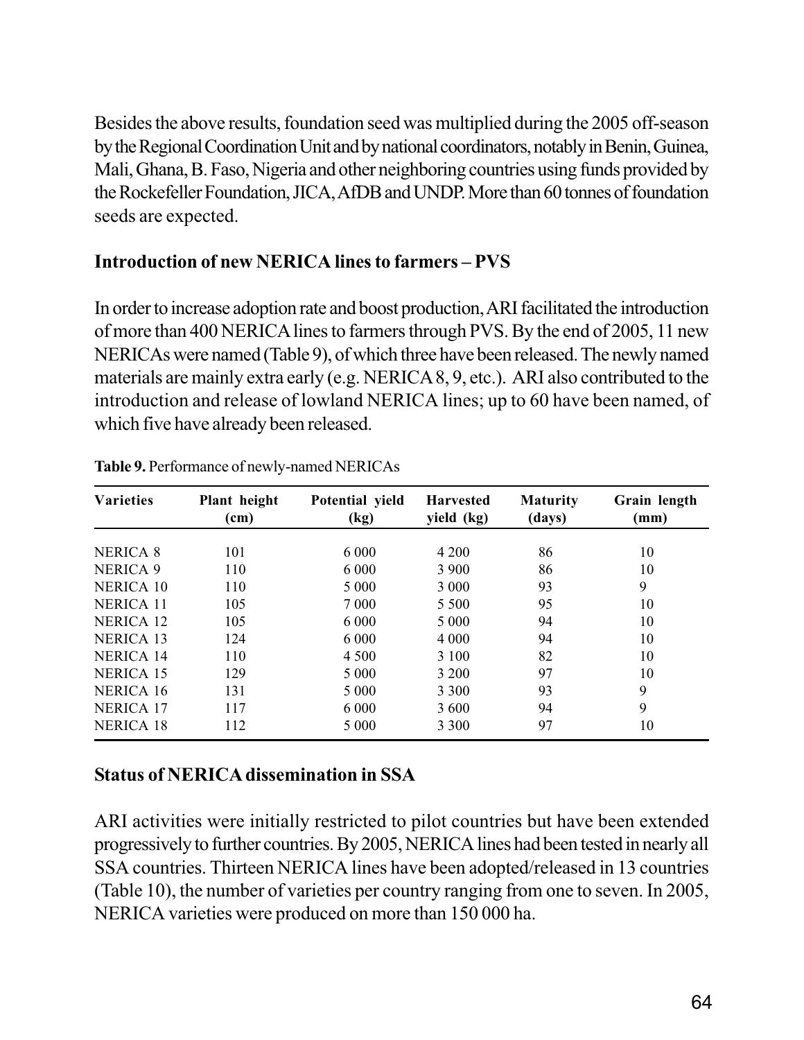Besides the above results, foundation seed was multiplied during the 2005 off-season by the Regional Coordination Unit and by national coordinators, notably in Benin, Guinea, Mali, Ghana, B. Faso, Nigeria and other neighboring countries using funds provided by the Rockefeller Foundation, JICA, AfDB and UNDP. More than 60 tonnes of foundation seeds are expected.

## Introduction of new NERICA lines to farmers – PVS

In order to increase adoption rate and boost production, ARI facilitated the introduction of more than 400 NERICA lines to farmers through PVS. By the end of 2005, 11 new NERICAs were named (Table 9), of which three have been released. The newly named materials are mainly extra early (e.g. NERICA 8, 9, etc.). ARI also contributed to the introduction and release of lowland NERICA lines; up to 60 have been named, of which five have already been released.

**Table 9.** Performance of newly-named NERICAs

| Varieties | Plant height (cm) | Potential yield (kg) | Harvested yield (kg) | Maturity (days) | Grain length (mm) |
|---|---|---|---|---|---|
| NERICA 8 | 101 | 6 000 | 4 200 | 86 | 10 |
| NERICA 9 | 110 | 6 000 | 3 900 | 86 | 10 |
| NERICA 10 | 110 | 5 000 | 3 000 | 93 | 9 |
| NERICA 11 | 105 | 7 000 | 5 500 | 95 | 10 |
| NERICA 12 | 105 | 6 000 | 5 000 | 94 | 10 |
| NERICA 13 | 124 | 6 000 | 4 000 | 94 | 10 |
| NERICA 14 | 110 | 4 500 | 3 100 | 82 | 10 |
| NERICA 15 | 129 | 5 000 | 3 200 | 97 | 10 |
| NERICA 16 | 131 | 5 000 | 3 300 | 93 | 9 |
| NERICA 17 | 117 | 6 000 | 3 600 | 94 | 9 |
| NERICA 18 | 112 | 5 000 | 3 300 | 97 | 10 |

## Status of NERICA dissemination in SSA

ARI activities were initially restricted to pilot countries but have been extended progressively to further countries. By 2005, NERICA lines had been tested in nearly all SSA countries. Thirteen NERICA lines have been adopted/released in 13 countries (Table 10), the number of varieties per country ranging from one to seven. In 2005, NERICA varieties were produced on more than 150 000 ha.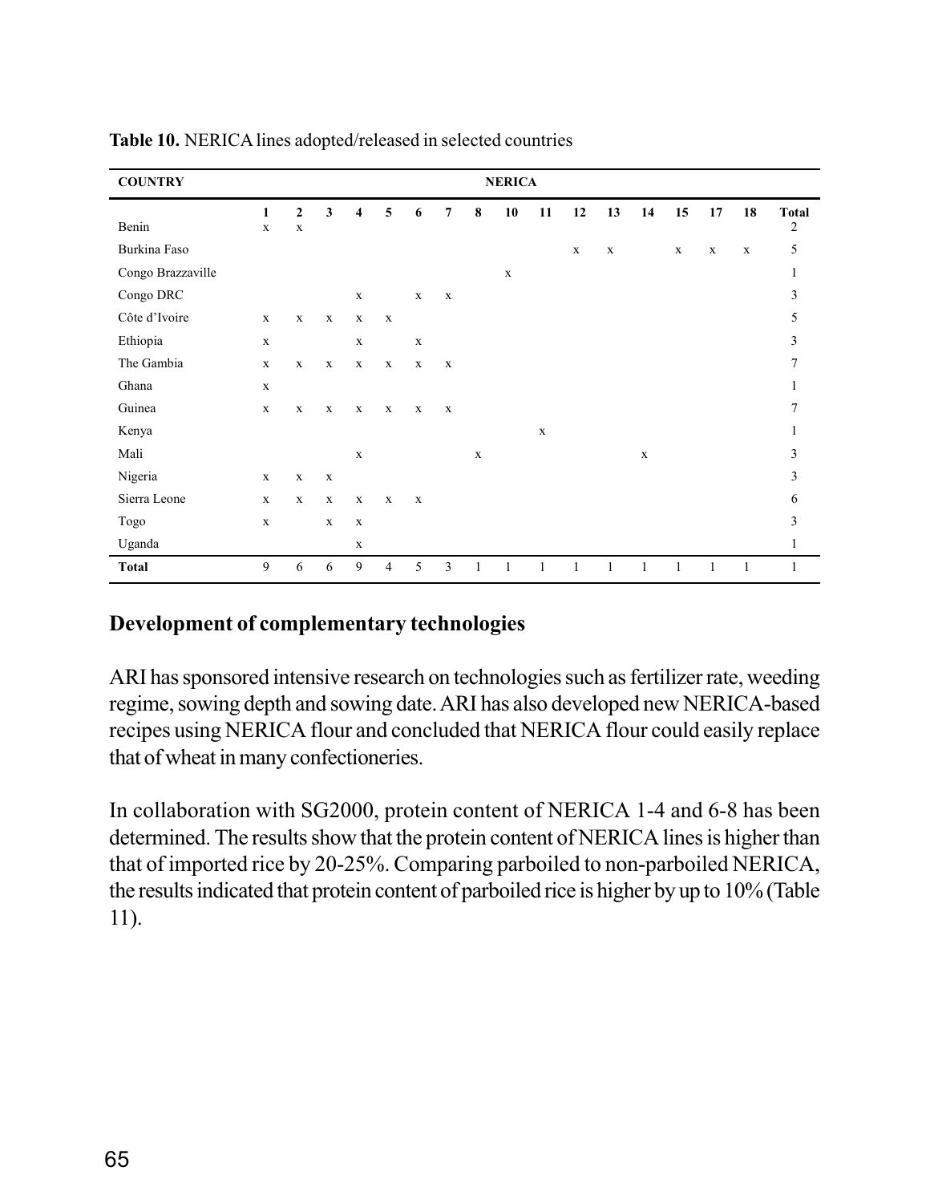**Table 10.** NERICA lines adopted/released in selected countries

| COUNTRY | NERICA | | | | | | | | | | | | | | | | |
|---|---|---|---|---|---|---|---|---|---|---|---|---|---|---|---|---|---|
| | 1 | 2 | 3 | 4 | 5 | 6 | 7 | 8 | 10 | 11 | 12 | 13 | 14 | 15 | 17 | 18 | Total |
| Benin | x | x | | | | | | | | | | | | | | | 2 |
| Burkina Faso | | | | | | | | | | | x | x | | x | x | x | 5 |
| Congo Brazzaville | | | | | | | | | x | | | | | | | | 1 |
| Congo DRC | | | | x | | x | x | | | | | | | | | | 3 |
| Côte d'Ivoire | x | x | x | x | x | | | | | | | | | | | | 5 |
| Ethiopia | x | | | x | | x | | | | | | | | | | | 3 |
| The Gambia | x | x | x | x | x | x | x | | | | | | | | | | 7 |
| Ghana | x | | | | | | | | | | | | | | | | 1 |
| Guinea | x | x | x | x | x | x | x | | | | | | | | | | 7 |
| Kenya | | | | | | | | | | x | | | | | | | 1 |
| Mali | | | | x | | | | x | | | | | x | | | | 3 |
| Nigeria | x | x | x | | | | | | | | | | | | | | 3 |
| Sierra Leone | x | x | x | x | x | x | | | | | | | | | | | 6 |
| Togo | x | | x | x | | | | | | | | | | | | | 3 |
| Uganda | | | | x | | | | | | | | | | | | | 1 |
| **Total** | 9 | 6 | 6 | 9 | 4 | 5 | 3 | 1 | 1 | 1 | 1 | 1 | 1 | 1 | 1 | 1 | 1 |

## Development of complementary technologies

ARI has sponsored intensive research on technologies such as fertilizer rate, weeding regime, sowing depth and sowing date. ARI has also developed new NERICA-based recipes using NERICA flour and concluded that NERICA flour could easily replace that of wheat in many confectioneries.

In collaboration with SG2000, protein content of NERICA 1-4 and 6-8 has been determined. The results show that the protein content of NERICA lines is higher than that of imported rice by 20-25%. Comparing parboiled to non-parboiled NERICA, the results indicated that protein content of parboiled rice is higher by up to 10% (Table 11).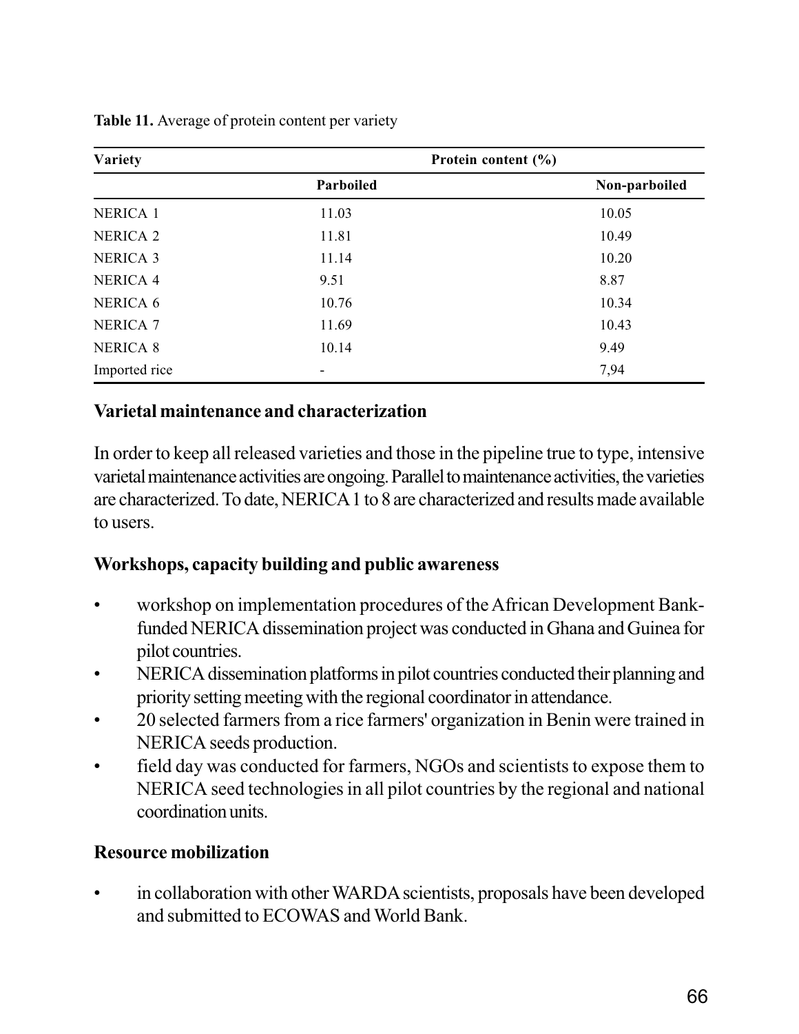**Table 11.** Average of protein content per variety

| Variety | Protein content (%) | |
|---|---|---|
| | Parboiled | Non-parboiled |
| NERICA 1 | 11.03 | 10.05 |
| NERICA 2 | 11.81 | 10.49 |
| NERICA 3 | 11.14 | 10.20 |
| NERICA 4 | 9.51 | 8.87 |
| NERICA 6 | 10.76 | 10.34 |
| NERICA 7 | 11.69 | 10.43 |
| NERICA 8 | 10.14 | 9.49 |
| Imported rice | - | 7,94 |

### Varietal maintenance and characterization

In order to keep all released varieties and those in the pipeline true to type, intensive varietal maintenance activities are ongoing. Parallel to maintenance activities, the varieties are characterized. To date, NERICA 1 to 8 are characterized and results made available to users.

### Workshops, capacity building and public awareness

- workshop on implementation procedures of the African Development Bank-funded NERICA dissemination project was conducted in Ghana and Guinea for pilot countries.
- NERICA dissemination platforms in pilot countries conducted their planning and priority setting meeting with the regional coordinator in attendance.
- 20 selected farmers from a rice farmers' organization in Benin were trained in NERICA seeds production.
- field day was conducted for farmers, NGOs and scientists to expose them to NERICA seed technologies in all pilot countries by the regional and national coordination units.

### Resource mobilization

- in collaboration with other WARDA scientists, proposals have been developed and submitted to ECOWAS and World Bank.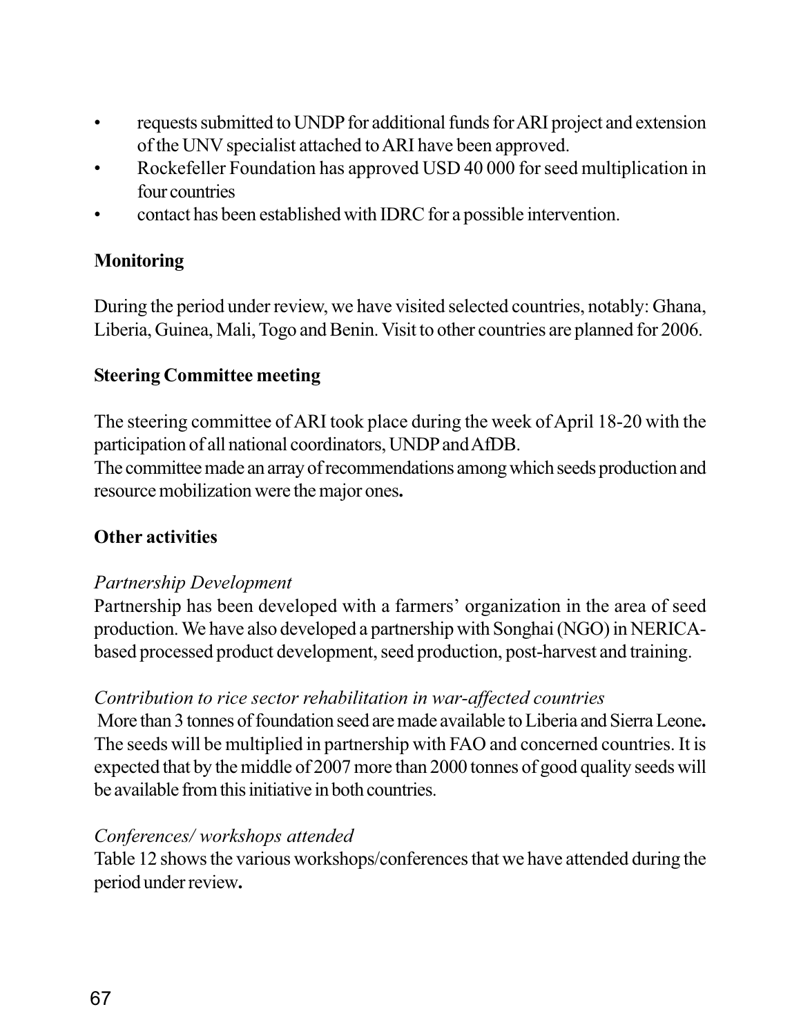- requests submitted to UNDP for additional funds for ARI project and extension of the UNV specialist attached to ARI have been approved.
- Rockefeller Foundation has approved USD 40 000 for seed multiplication in four countries
- contact has been established with IDRC for a possible intervention.

**Monitoring**

During the period under review, we have visited selected countries, notably: Ghana, Liberia, Guinea, Mali, Togo and Benin. Visit to other countries are planned for 2006.

**Steering Committee meeting**

The steering committee of ARI took place during the week of April 18-20 with the participation of all national coordinators, UNDP and AfDB.
The committee made an array of recommendations among which seeds production and resource mobilization were the major ones**.**

**Other activities**

*Partnership Development*
Partnership has been developed with a farmers' organization in the area of seed production. We have also developed a partnership with Songhai (NGO) in NERICA-based processed product development, seed production, post-harvest and training.

*Contribution to rice sector rehabilitation in war-affected countries*
More than 3 tonnes of foundation seed are made available to Liberia and Sierra Leone**.** The seeds will be multiplied in partnership with FAO and concerned countries. It is expected that by the middle of 2007 more than 2000 tonnes of good quality seeds will be available from this initiative in both countries.

*Conferences/ workshops attended*
Table 12 shows the various workshops/conferences that we have attended during the period under review**.**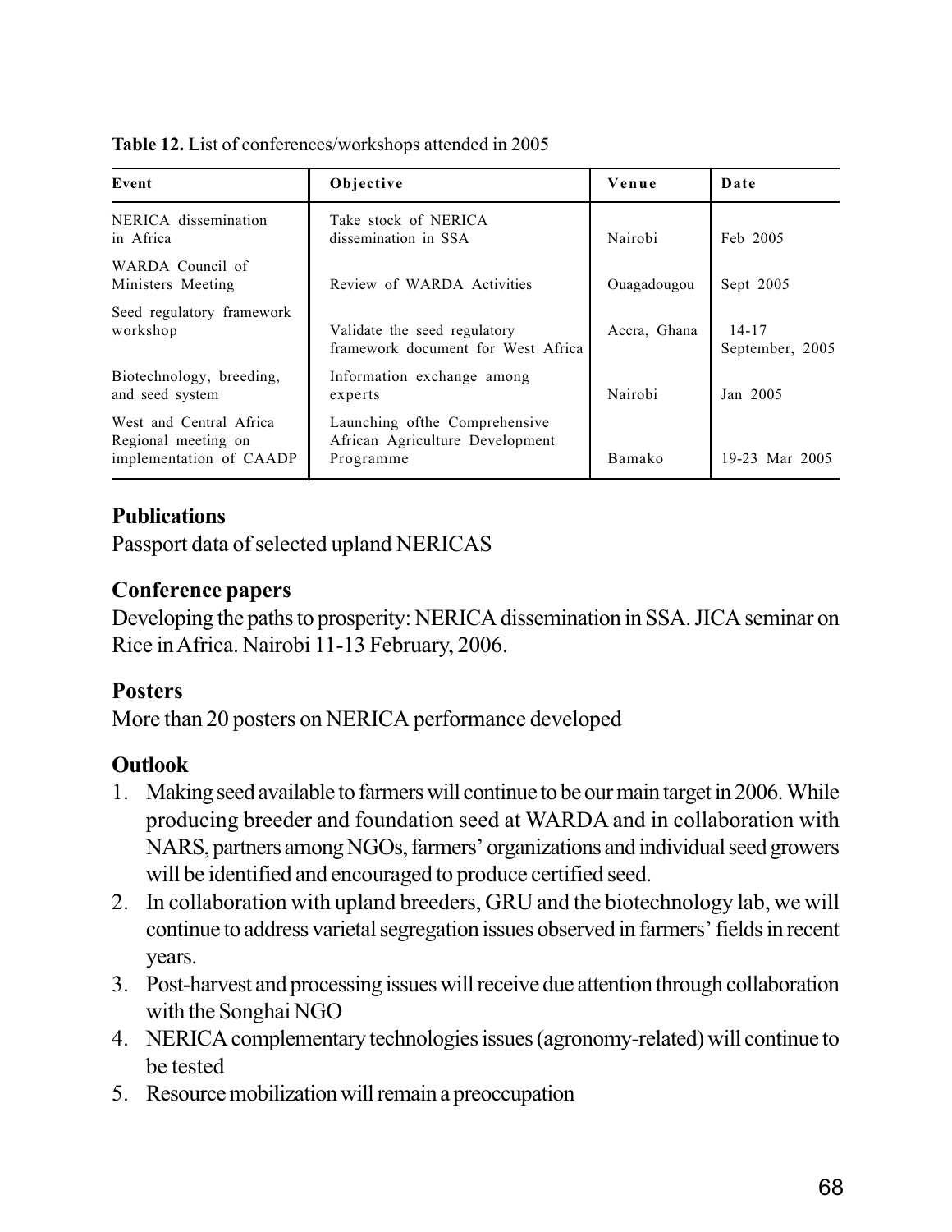**Table 12.** List of conferences/workshops attended in 2005

| Event | Objective | Venue | Date |
|---|---|---|---|
| NERICA dissemination in Africa | Take stock of NERICA dissemination in SSA | Nairobi | Feb 2005 |
| WARDA Council of Ministers Meeting | Review of WARDA Activities | Ouagadougou | Sept 2005 |
| Seed regulatory framework workshop | Validate the seed regulatory framework document for West Africa | Accra, Ghana | 14-17 September, 2005 |
| Biotechnology, breeding, and seed system | Information exchange among experts | Nairobi | Jan 2005 |
| West and Central Africa Regional meeting on implementation of CAADP | Launching ofthe Comprehensive African Agriculture Development Programme | Bamako | 19-23 Mar 2005 |

## Publications

Passport data of selected upland NERICAS

## Conference papers

Developing the paths to prosperity: NERICA dissemination in SSA. JICA seminar on Rice in Africa. Nairobi 11-13 February, 2006.

## Posters

More than 20 posters on NERICA performance developed

## Outlook

1. Making seed available to farmers will continue to be our main target in 2006. While producing breeder and foundation seed at WARDA and in collaboration with NARS, partners among NGOs, farmers' organizations and individual seed growers will be identified and encouraged to produce certified seed.
2. In collaboration with upland breeders, GRU and the biotechnology lab, we will continue to address varietal segregation issues observed in farmers' fields in recent years.
3. Post-harvest and processing issues will receive due attention through collaboration with the Songhai NGO
4. NERICA complementary technologies issues (agronomy-related) will continue to be tested
5. Resource mobilization will remain a preoccupation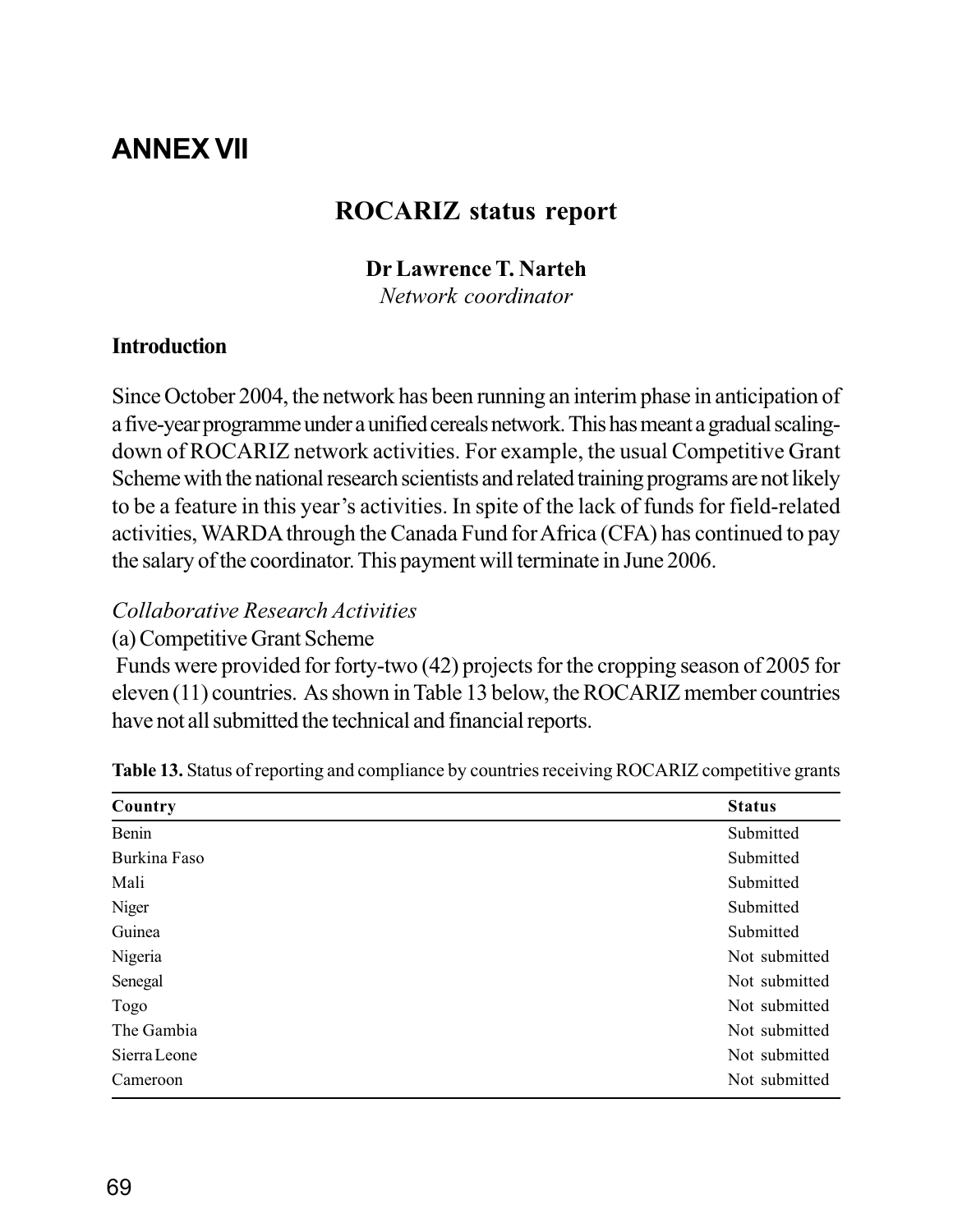# ANNEX VII

## ROCARIZ status report

**Dr Lawrence T. Narteh**
*Network coordinator*

### Introduction

Since October 2004, the network has been running an interim phase in anticipation of a five-year programme under a unified cereals network. This has meant a gradual scaling-down of ROCARIZ network activities. For example, the usual Competitive Grant Scheme with the national research scientists and related training programs are not likely to be a feature in this year's activities. In spite of the lack of funds for field-related activities, WARDA through the Canada Fund for Africa (CFA) has continued to pay the salary of the coordinator. This payment will terminate in June 2006.

*Collaborative Research Activities*

(a) Competitive Grant Scheme

Funds were provided for forty-two (42) projects for the cropping season of 2005 for eleven (11) countries. As shown in Table 13 below, the ROCARIZ member countries have not all submitted the technical and financial reports.

**Table 13.** Status of reporting and compliance by countries receiving ROCARIZ competitive grants

| Country | Status |
|---|---|
| Benin | Submitted |
| Burkina Faso | Submitted |
| Mali | Submitted |
| Niger | Submitted |
| Guinea | Submitted |
| Nigeria | Not submitted |
| Senegal | Not submitted |
| Togo | Not submitted |
| The Gambia | Not submitted |
| Sierra Leone | Not submitted |
| Cameroon | Not submitted |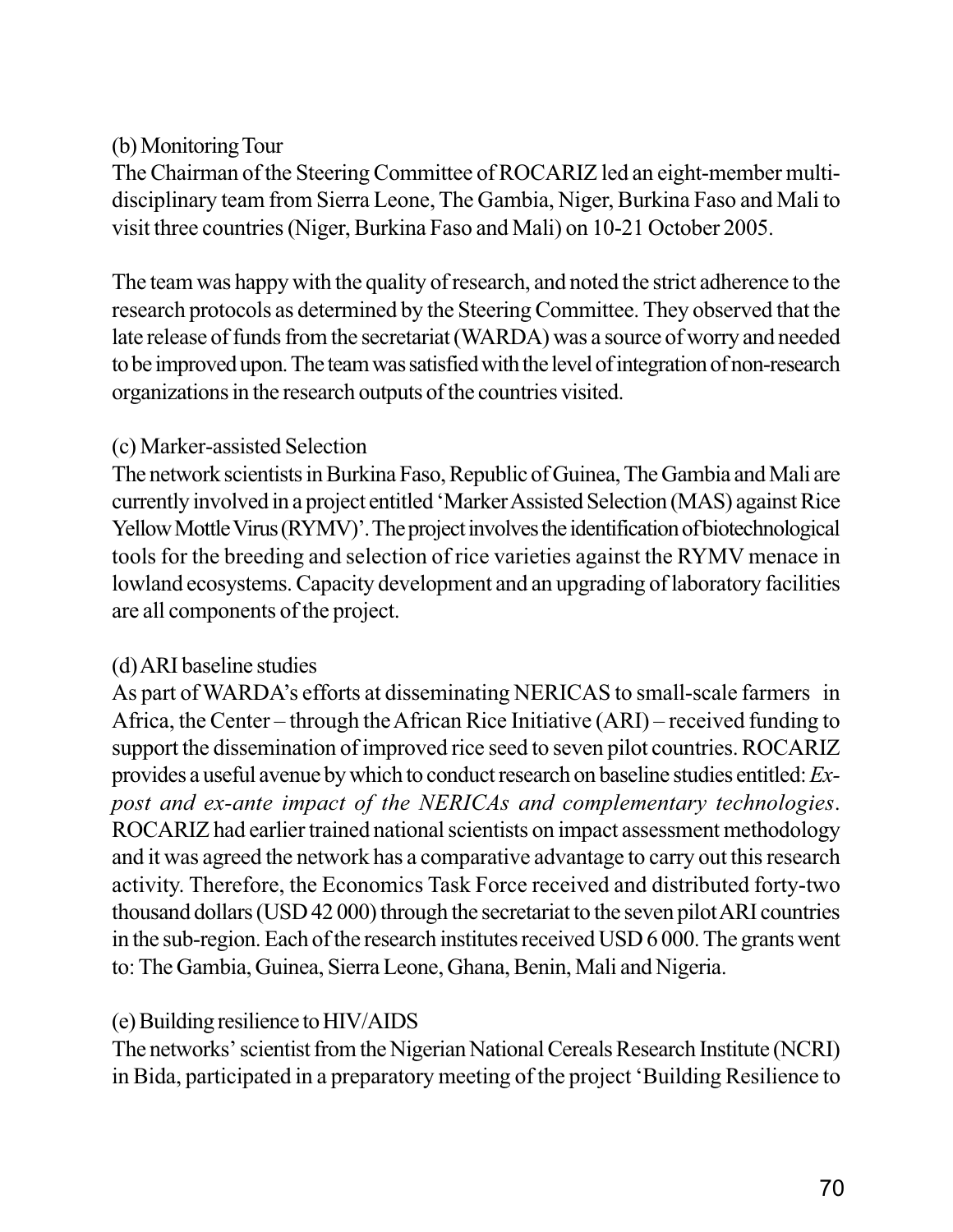(b) Monitoring Tour

The Chairman of the Steering Committee of ROCARIZ led an eight-member multi-disciplinary team from Sierra Leone, The Gambia, Niger, Burkina Faso and Mali to visit three countries (Niger, Burkina Faso and Mali) on 10-21 October 2005.

The team was happy with the quality of research, and noted the strict adherence to the research protocols as determined by the Steering Committee. They observed that the late release of funds from the secretariat (WARDA) was a source of worry and needed to be improved upon. The team was satisfied with the level of integration of non-research organizations in the research outputs of the countries visited.

(c) Marker-assisted Selection

The network scientists in Burkina Faso, Republic of Guinea, The Gambia and Mali are currently involved in a project entitled 'Marker Assisted Selection (MAS) against Rice Yellow Mottle Virus (RYMV)'. The project involves the identification of biotechnological tools for the breeding and selection of rice varieties against the RYMV menace in lowland ecosystems. Capacity development and an upgrading of laboratory facilities are all components of the project.

(d) ARI baseline studies

As part of WARDA's efforts at disseminating NERICAS to small-scale farmers in Africa, the Center – through the African Rice Initiative (ARI) – received funding to support the dissemination of improved rice seed to seven pilot countries. ROCARIZ provides a useful avenue by which to conduct research on baseline studies entitled: *Ex-post and ex-ante impact of the NERICAs and complementary technologies*. ROCARIZ had earlier trained national scientists on impact assessment methodology and it was agreed the network has a comparative advantage to carry out this research activity. Therefore, the Economics Task Force received and distributed forty-two thousand dollars (USD 42 000) through the secretariat to the seven pilot ARI countries in the sub-region. Each of the research institutes received USD 6 000. The grants went to: The Gambia, Guinea, Sierra Leone, Ghana, Benin, Mali and Nigeria.

(e) Building resilience to HIV/AIDS

The networks' scientist from the Nigerian National Cereals Research Institute (NCRI) in Bida, participated in a preparatory meeting of the project 'Building Resilience to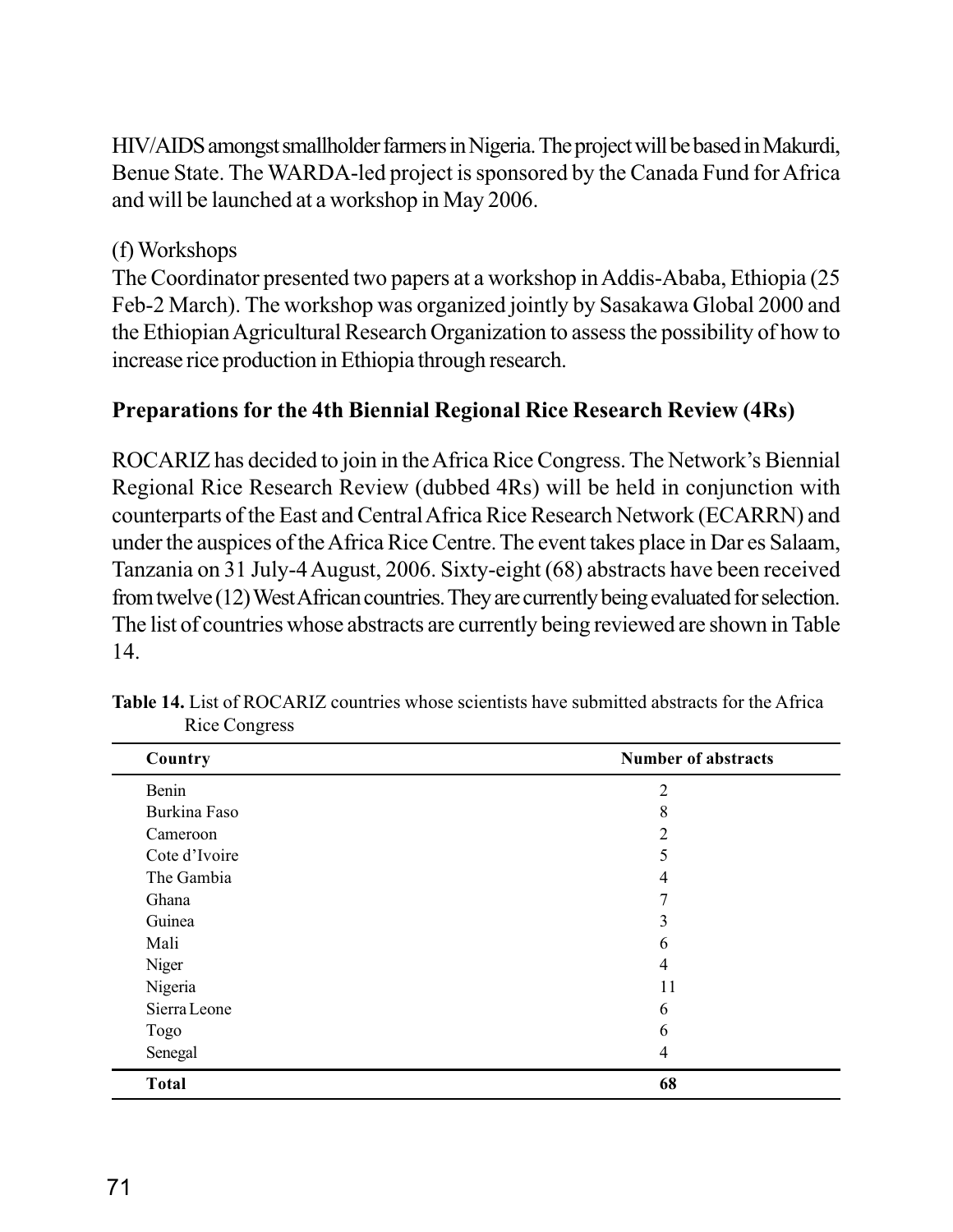HIV/AIDS amongst smallholder farmers in Nigeria. The project will be based in Makurdi, Benue State. The WARDA-led project is sponsored by the Canada Fund for Africa and will be launched at a workshop in May 2006.

(f) Workshops

The Coordinator presented two papers at a workshop in Addis-Ababa, Ethiopia (25 Feb-2 March). The workshop was organized jointly by Sasakawa Global 2000 and the Ethiopian Agricultural Research Organization to assess the possibility of how to increase rice production in Ethiopia through research.

## Preparations for the 4th Biennial Regional Rice Research Review (4Rs)

ROCARIZ has decided to join in the Africa Rice Congress. The Network's Biennial Regional Rice Research Review (dubbed 4Rs) will be held in conjunction with counterparts of the East and Central Africa Rice Research Network (ECARRN) and under the auspices of the Africa Rice Centre. The event takes place in Dar es Salaam, Tanzania on 31 July-4 August, 2006. Sixty-eight (68) abstracts have been received from twelve (12) West African countries. They are currently being evaluated for selection. The list of countries whose abstracts are currently being reviewed are shown in Table 14.

**Table 14.** List of ROCARIZ countries whose scientists have submitted abstracts for the Africa Rice Congress

| Country | Number of abstracts |
|---|---|
| Benin | 2 |
| Burkina Faso | 8 |
| Cameroon | 2 |
| Cote d'Ivoire | 5 |
| The Gambia | 4 |
| Ghana | 7 |
| Guinea | 3 |
| Mali | 6 |
| Niger | 4 |
| Nigeria | 11 |
| Sierra Leone | 6 |
| Togo | 6 |
| Senegal | 4 |
| **Total** | **68** |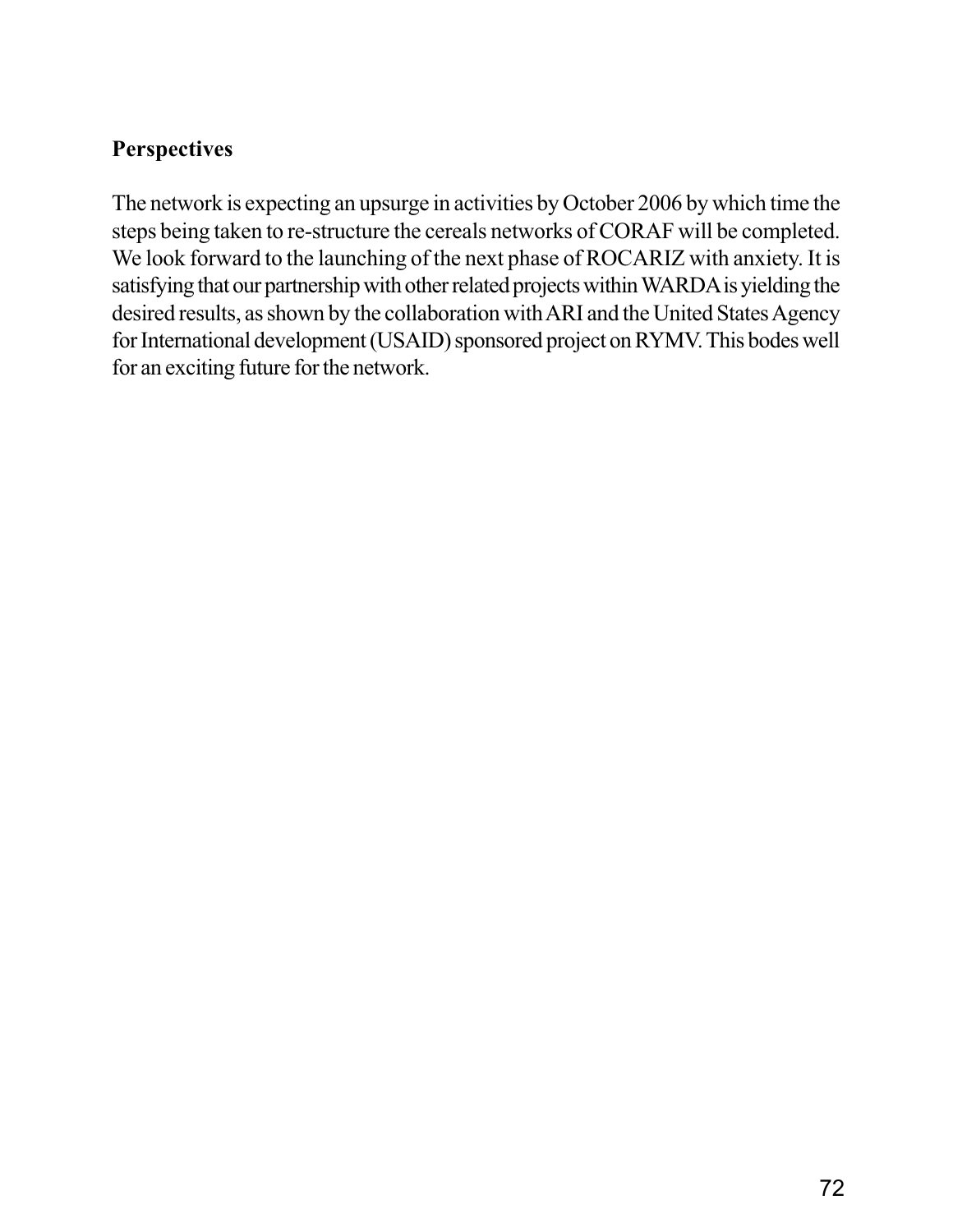**Perspectives**

The network is expecting an upsurge in activities by October 2006 by which time the steps being taken to re-structure the cereals networks of CORAF will be completed. We look forward to the launching of the next phase of ROCARIZ with anxiety. It is satisfying that our partnership with other related projects within WARDA is yielding the desired results, as shown by the collaboration with ARI and the United States Agency for International development (USAID) sponsored project on RYMV. This bodes well for an exciting future for the network.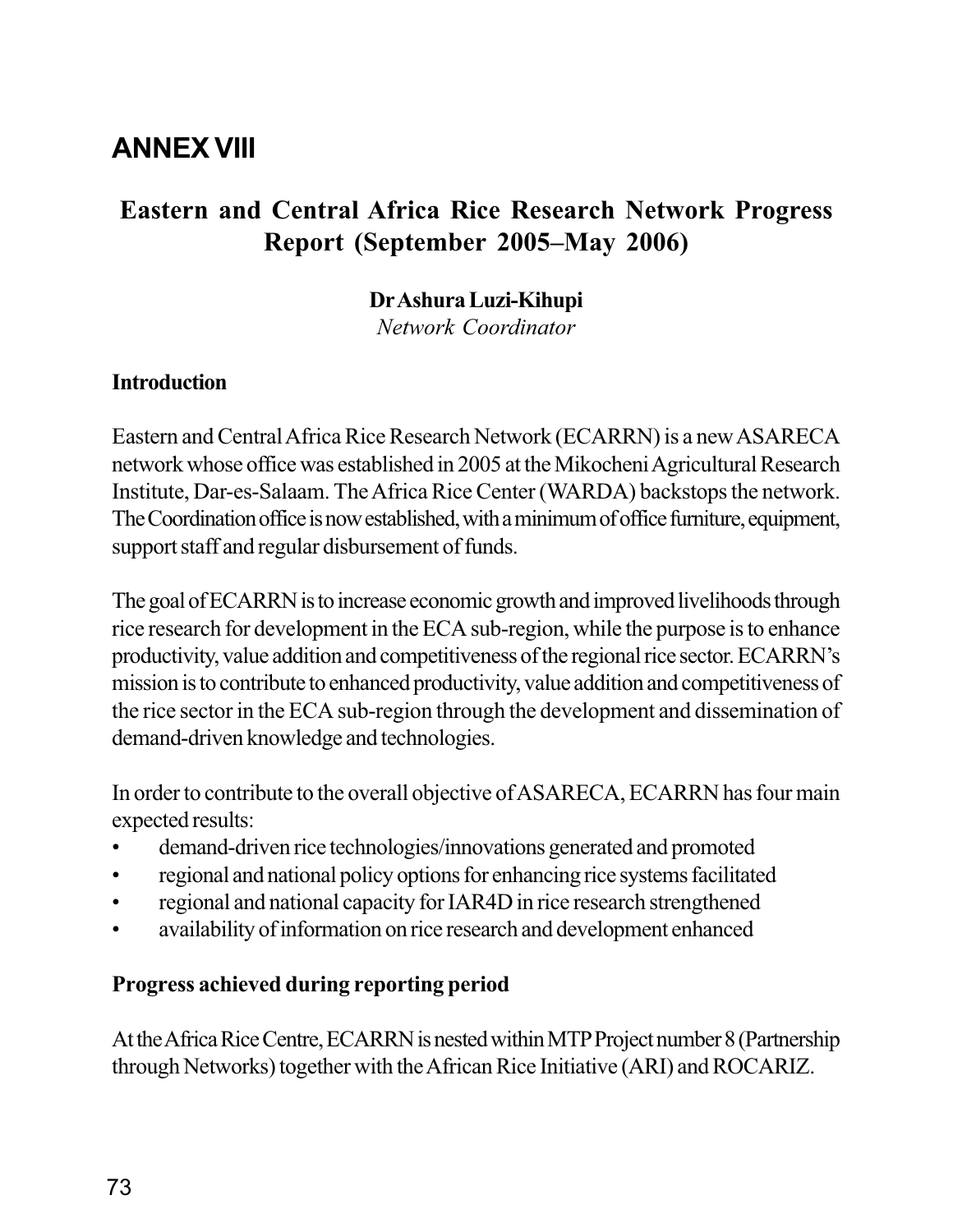# ANNEX VIII

## Eastern and Central Africa Rice Research Network Progress Report (September 2005–May 2006)

**Dr Ashura Luzi-Kihupi**
*Network Coordinator*

### Introduction

Eastern and Central Africa Rice Research Network (ECARRN) is a new ASARECA network whose office was established in 2005 at the Mikocheni Agricultural Research Institute, Dar-es-Salaam. The Africa Rice Center (WARDA) backstops the network. The Coordination office is now established, with a minimum of office furniture, equipment, support staff and regular disbursement of funds.

The goal of ECARRN is to increase economic growth and improved livelihoods through rice research for development in the ECA sub-region, while the purpose is to enhance productivity, value addition and competitiveness of the regional rice sector. ECARRN's mission is to contribute to enhanced productivity, value addition and competitiveness of the rice sector in the ECA sub-region through the development and dissemination of demand-driven knowledge and technologies.

In order to contribute to the overall objective of ASARECA, ECARRN has four main expected results:

- demand-driven rice technologies/innovations generated and promoted
- regional and national policy options for enhancing rice systems facilitated
- regional and national capacity for IAR4D in rice research strengthened
- availability of information on rice research and development enhanced

### Progress achieved during reporting period

At the Africa Rice Centre, ECARRN is nested within MTP Project number 8 (Partnership through Networks) together with the African Rice Initiative (ARI) and ROCARIZ.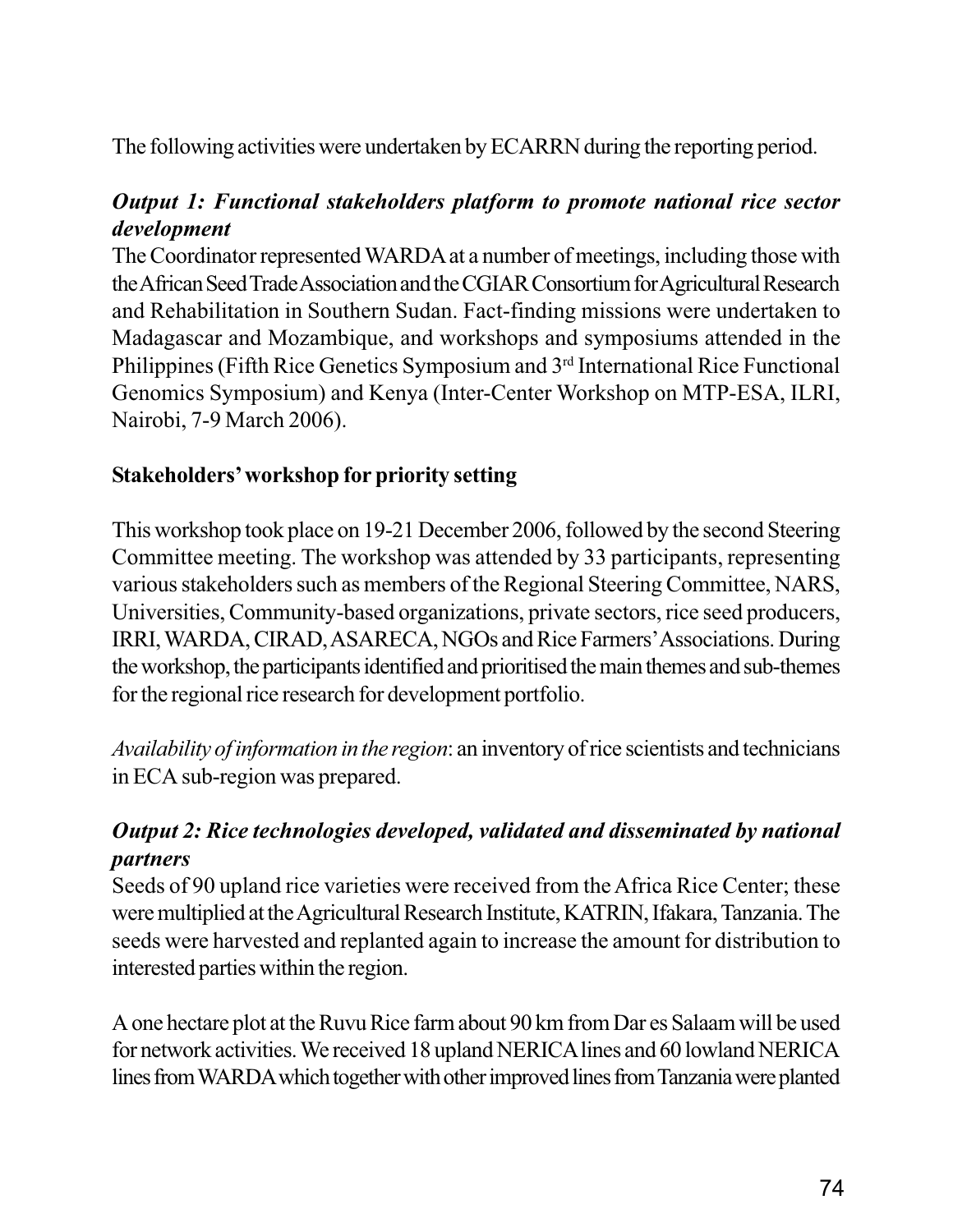The following activities were undertaken by ECARRN during the reporting period.

***Output 1: Functional stakeholders platform to promote national rice sector development***

The Coordinator represented WARDA at a number of meetings, including those with the African Seed Trade Association and the CGIAR Consortium for Agricultural Research and Rehabilitation in Southern Sudan. Fact-finding missions were undertaken to Madagascar and Mozambique, and workshops and symposiums attended in the Philippines (Fifth Rice Genetics Symposium and 3rd International Rice Functional Genomics Symposium) and Kenya (Inter-Center Workshop on MTP-ESA, ILRI, Nairobi, 7-9 March 2006).

**Stakeholders' workshop for priority setting**

This workshop took place on 19-21 December 2006, followed by the second Steering Committee meeting. The workshop was attended by 33 participants, representing various stakeholders such as members of the Regional Steering Committee, NARS, Universities, Community-based organizations, private sectors, rice seed producers, IRRI, WARDA, CIRAD, ASARECA, NGOs and Rice Farmers' Associations. During the workshop, the participants identified and prioritised the main themes and sub-themes for the regional rice research for development portfolio.

*Availability of information in the region*: an inventory of rice scientists and technicians in ECA sub-region was prepared.

***Output 2: Rice technologies developed, validated and disseminated by national partners***

Seeds of 90 upland rice varieties were received from the Africa Rice Center; these were multiplied at the Agricultural Research Institute, KATRIN, Ifakara, Tanzania. The seeds were harvested and replanted again to increase the amount for distribution to interested parties within the region.

A one hectare plot at the Ruvu Rice farm about 90 km from Dar es Salaam will be used for network activities. We received 18 upland NERICA lines and 60 lowland NERICA lines from WARDA which together with other improved lines from Tanzania were planted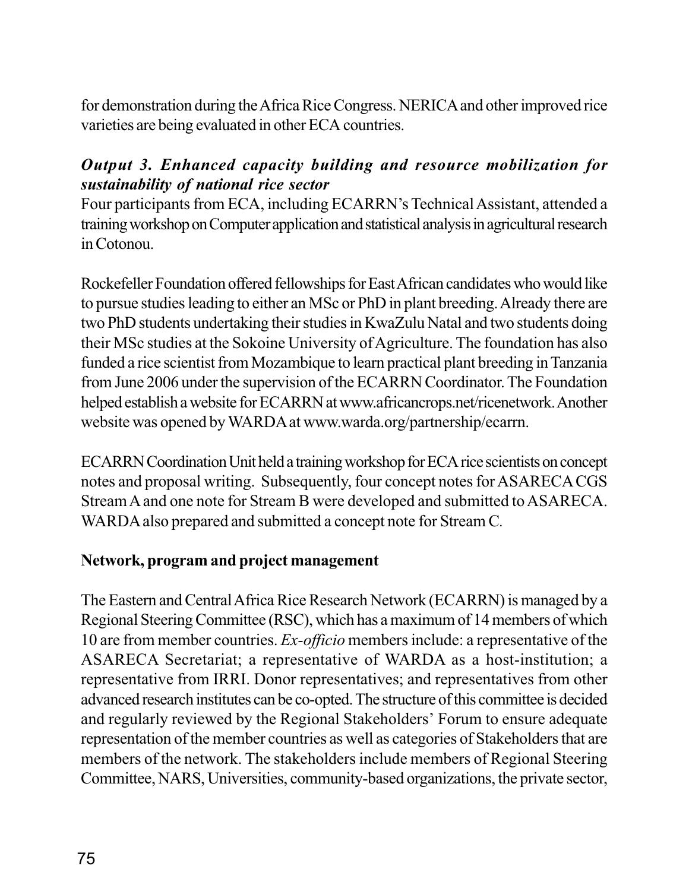for demonstration during the Africa Rice Congress. NERICA and other improved rice varieties are being evaluated in other ECA countries.

### *Output 3. Enhanced capacity building and resource mobilization for sustainability of national rice sector*

Four participants from ECA, including ECARRN's Technical Assistant, attended a training workshop on Computer application and statistical analysis in agricultural research in Cotonou.

Rockefeller Foundation offered fellowships for East African candidates who would like to pursue studies leading to either an MSc or PhD in plant breeding. Already there are two PhD students undertaking their studies in KwaZulu Natal and two students doing their MSc studies at the Sokoine University of Agriculture. The foundation has also funded a rice scientist from Mozambique to learn practical plant breeding in Tanzania from June 2006 under the supervision of the ECARRN Coordinator. The Foundation helped establish a website for ECARRN at www.africancrops.net/ricenetwork. Another website was opened by WARDA at www.warda.org/partnership/ecarrn.

ECARRN Coordination Unit held a training workshop for ECA rice scientists on concept notes and proposal writing. Subsequently, four concept notes for ASARECA CGS Stream A and one note for Stream B were developed and submitted to ASARECA. WARDA also prepared and submitted a concept note for Stream C.

### Network, program and project management

The Eastern and Central Africa Rice Research Network (ECARRN) is managed by a Regional Steering Committee (RSC), which has a maximum of 14 members of which 10 are from member countries. *Ex-officio* members include: a representative of the ASARECA Secretariat; a representative of WARDA as a host-institution; a representative from IRRI. Donor representatives; and representatives from other advanced research institutes can be co-opted. The structure of this committee is decided and regularly reviewed by the Regional Stakeholders' Forum to ensure adequate representation of the member countries as well as categories of Stakeholders that are members of the network. The stakeholders include members of Regional Steering Committee, NARS, Universities, community-based organizations, the private sector,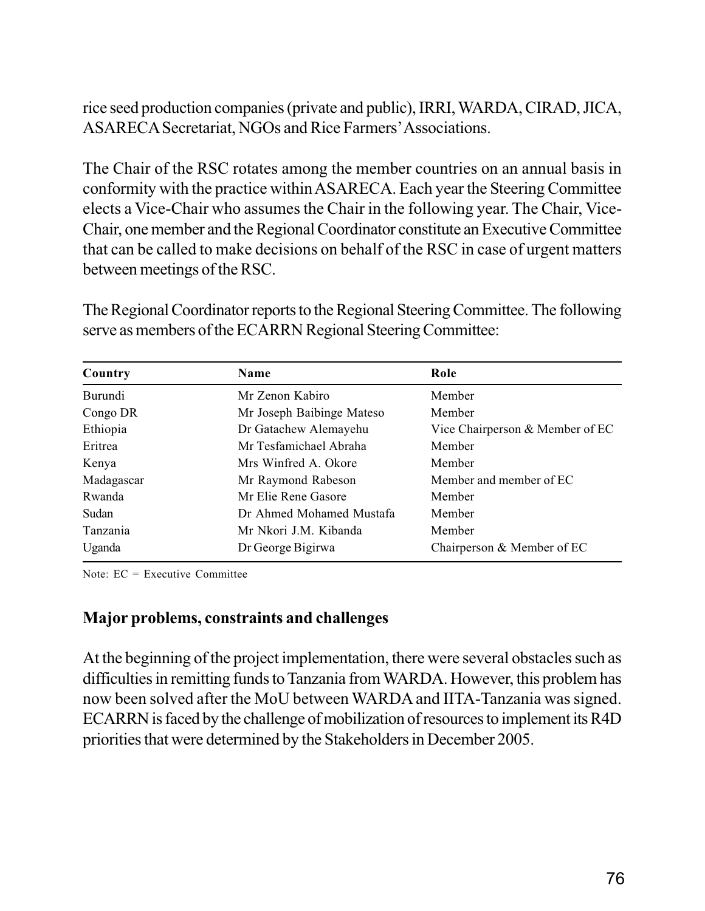rice seed production companies (private and public), IRRI, WARDA, CIRAD, JICA, ASARECA Secretariat, NGOs and Rice Farmers' Associations.

The Chair of the RSC rotates among the member countries on an annual basis in conformity with the practice within ASARECA. Each year the Steering Committee elects a Vice-Chair who assumes the Chair in the following year. The Chair, Vice-Chair, one member and the Regional Coordinator constitute an Executive Committee that can be called to make decisions on behalf of the RSC in case of urgent matters between meetings of the RSC.

The Regional Coordinator reports to the Regional Steering Committee. The following serve as members of the ECARRN Regional Steering Committee:

| Country | Name | Role |
|---|---|---|
| Burundi | Mr Zenon Kabiro | Member |
| Congo DR | Mr Joseph Baibinge Mateso | Member |
| Ethiopia | Dr Gatachew Alemayehu | Vice Chairperson & Member of EC |
| Eritrea | Mr Tesfamichael Abraha | Member |
| Kenya | Mrs Winfred A. Okore | Member |
| Madagascar | Mr Raymond Rabeson | Member and member of EC |
| Rwanda | Mr Elie Rene Gasore | Member |
| Sudan | Dr Ahmed Mohamed Mustafa | Member |
| Tanzania | Mr Nkori J.M. Kibanda | Member |
| Uganda | Dr George Bigirwa | Chairperson & Member of EC |

Note: EC = Executive Committee

### Major problems, constraints and challenges

At the beginning of the project implementation, there were several obstacles such as difficulties in remitting funds to Tanzania from WARDA. However, this problem has now been solved after the MoU between WARDA and IITA-Tanzania was signed. ECARRN is faced by the challenge of mobilization of resources to implement its R4D priorities that were determined by the Stakeholders in December 2005.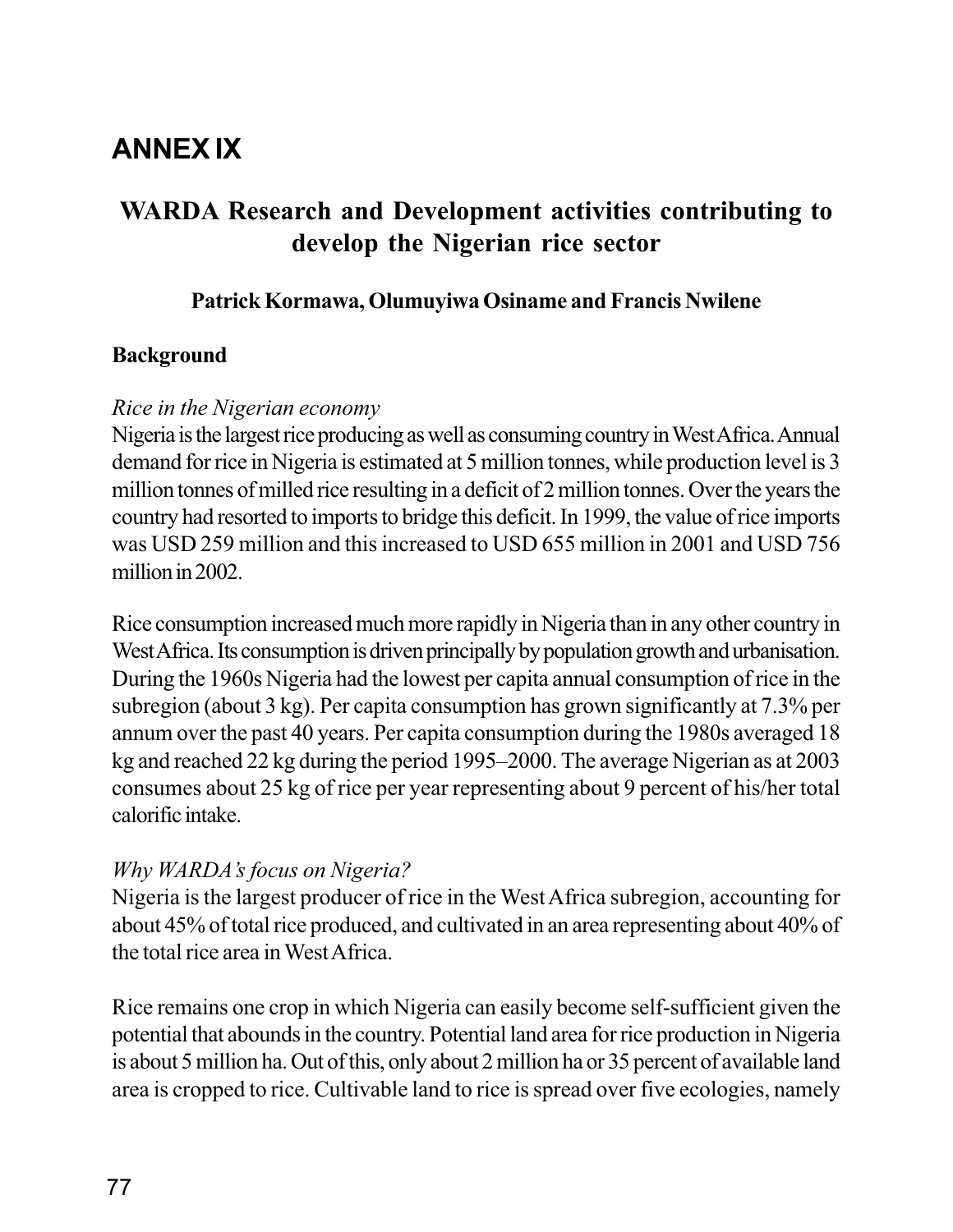# ANNEX IX

## WARDA Research and Development activities contributing to develop the Nigerian rice sector

**Patrick Kormawa, Olumuyiwa Osiname and Francis Nwilene**

### Background

*Rice in the Nigerian economy*

Nigeria is the largest rice producing as well as consuming country in West Africa. Annual demand for rice in Nigeria is estimated at 5 million tonnes, while production level is 3 million tonnes of milled rice resulting in a deficit of 2 million tonnes. Over the years the country had resorted to imports to bridge this deficit. In 1999, the value of rice imports was USD 259 million and this increased to USD 655 million in 2001 and USD 756 million in 2002.

Rice consumption increased much more rapidly in Nigeria than in any other country in West Africa. Its consumption is driven principally by population growth and urbanisation. During the 1960s Nigeria had the lowest per capita annual consumption of rice in the subregion (about 3 kg). Per capita consumption has grown significantly at 7.3% per annum over the past 40 years. Per capita consumption during the 1980s averaged 18 kg and reached 22 kg during the period 1995–2000. The average Nigerian as at 2003 consumes about 25 kg of rice per year representing about 9 percent of his/her total calorific intake.

*Why WARDA's focus on Nigeria?*

Nigeria is the largest producer of rice in the West Africa subregion, accounting for about 45% of total rice produced, and cultivated in an area representing about 40% of the total rice area in West Africa.

Rice remains one crop in which Nigeria can easily become self-sufficient given the potential that abounds in the country. Potential land area for rice production in Nigeria is about 5 million ha. Out of this, only about 2 million ha or 35 percent of available land area is cropped to rice. Cultivable land to rice is spread over five ecologies, namely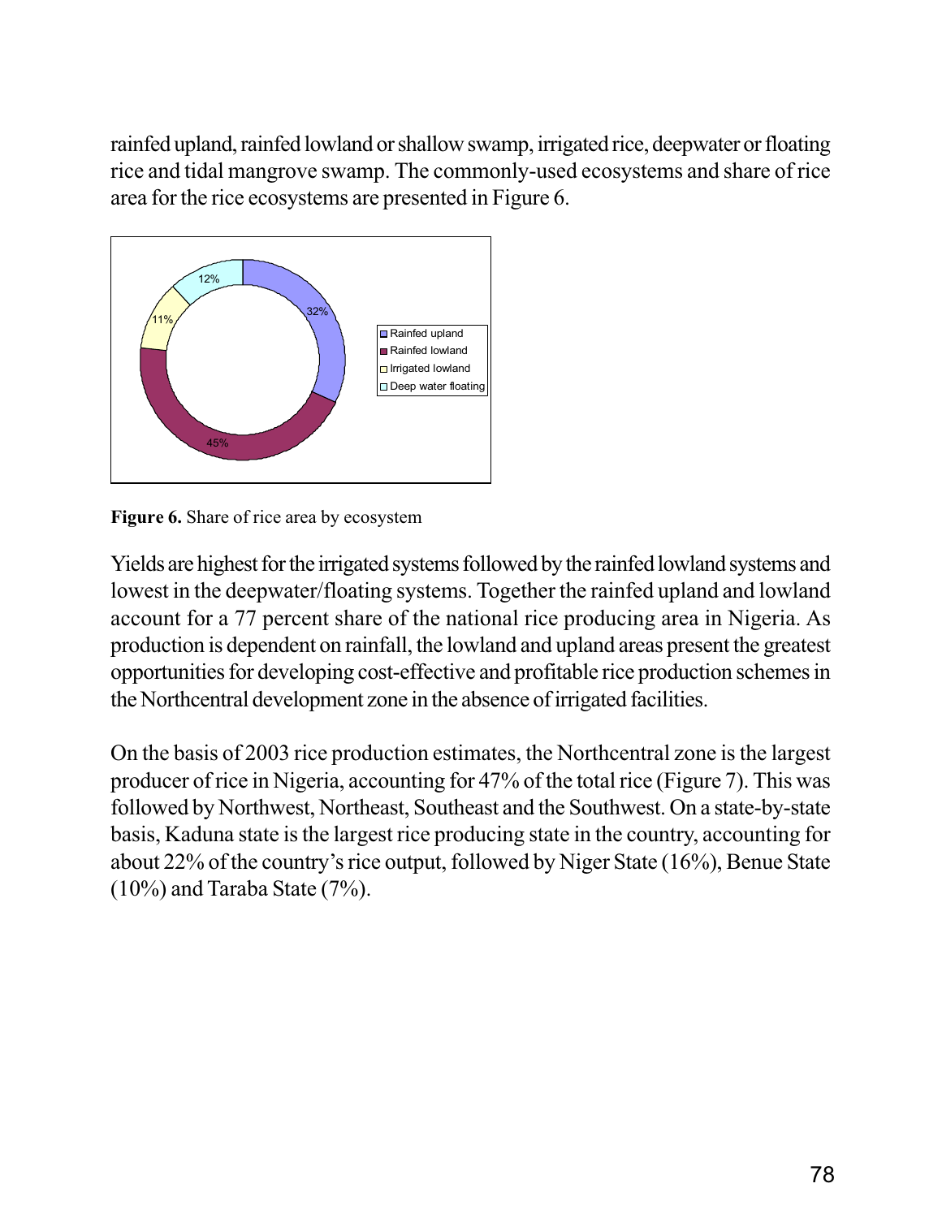rainfed upland, rainfed lowland or shallow swamp, irrigated rice, deepwater or floating rice and tidal mangrove swamp. The commonly-used ecosystems and share of rice area for the rice ecosystems are presented in Figure 6.

| Ecosystem | Share |
| --- | --- |
| Rainfed upland | 32% |
| Rainfed lowland | 45% |
| Irrigated lowland | 11% |
| Deep water floating | 12% |

**Figure 6.** Share of rice area by ecosystem

Yields are highest for the irrigated systems followed by the rainfed lowland systems and lowest in the deepwater/floating systems. Together the rainfed upland and lowland account for a 77 percent share of the national rice producing area in Nigeria. As production is dependent on rainfall, the lowland and upland areas present the greatest opportunities for developing cost-effective and profitable rice production schemes in the Northcentral development zone in the absence of irrigated facilities.

On the basis of 2003 rice production estimates, the Northcentral zone is the largest producer of rice in Nigeria, accounting for 47% of the total rice (Figure 7). This was followed by Northwest, Northeast, Southeast and the Southwest. On a state-by-state basis, Kaduna state is the largest rice producing state in the country, accounting for about 22% of the country's rice output, followed by Niger State (16%), Benue State (10%) and Taraba State (7%).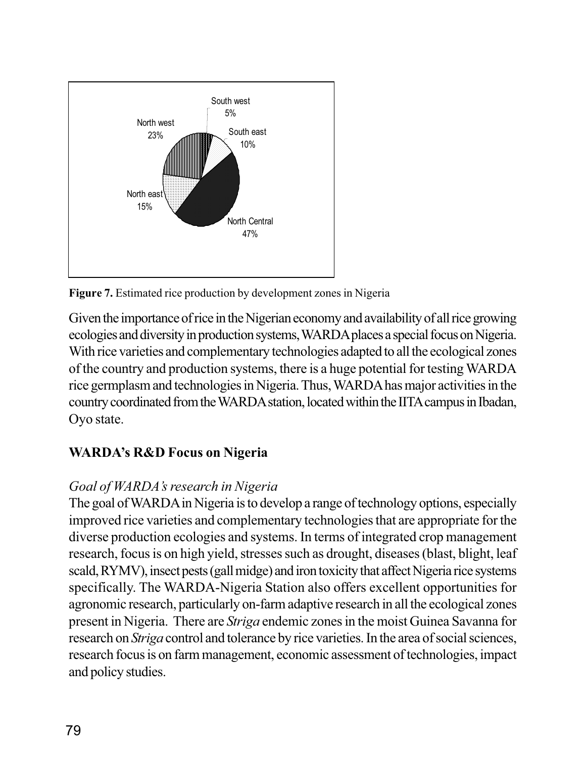Figure 7. Estimated rice production by development zones in Nigeria

Given the importance of rice in the Nigerian economy and availability of all rice growing ecologies and diversity in production systems, WARDA places a special focus on Nigeria. With rice varieties and complementary technologies adapted to all the ecological zones of the country and production systems, there is a huge potential for testing WARDA rice germplasm and technologies in Nigeria. Thus, WARDA has major activities in the country coordinated from the WARDA station, located within the IITA campus in Ibadan, Oyo state.

## WARDA's R&D Focus on Nigeria

*Goal of WARDA's research in Nigeria*

The goal of WARDA in Nigeria is to develop a range of technology options, especially improved rice varieties and complementary technologies that are appropriate for the diverse production ecologies and systems. In terms of integrated crop management research, focus is on high yield, stresses such as drought, diseases (blast, blight, leaf scald, RYMV), insect pests (gall midge) and iron toxicity that affect Nigeria rice systems specifically. The WARDA-Nigeria Station also offers excellent opportunities for agronomic research, particularly on-farm adaptive research in all the ecological zones present in Nigeria. There are *Striga* endemic zones in the moist Guinea Savanna for research on *Striga* control and tolerance by rice varieties. In the area of social sciences, research focus is on farm management, economic assessment of technologies, impact and policy studies.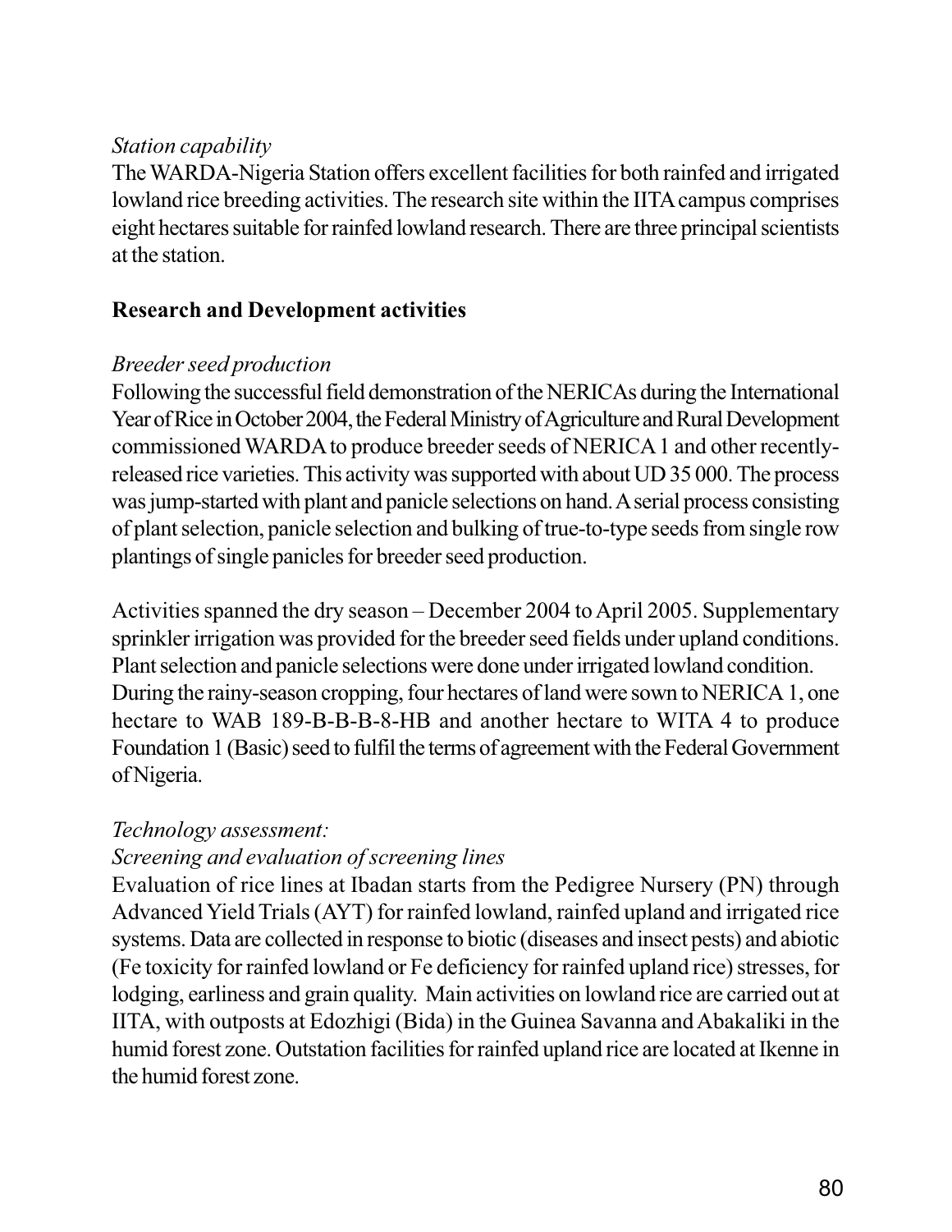*Station capability*

The WARDA-Nigeria Station offers excellent facilities for both rainfed and irrigated lowland rice breeding activities. The research site within the IITA campus comprises eight hectares suitable for rainfed lowland research. There are three principal scientists at the station.

**Research and Development activities**

*Breeder seed production*

Following the successful field demonstration of the NERICAs during the International Year of Rice in October 2004, the Federal Ministry of Agriculture and Rural Development commissioned WARDA to produce breeder seeds of NERICA 1 and other recently-released rice varieties. This activity was supported with about UD 35 000. The process was jump-started with plant and panicle selections on hand. A serial process consisting of plant selection, panicle selection and bulking of true-to-type seeds from single row plantings of single panicles for breeder seed production.

Activities spanned the dry season – December 2004 to April 2005. Supplementary sprinkler irrigation was provided for the breeder seed fields under upland conditions. Plant selection and panicle selections were done under irrigated lowland condition. During the rainy-season cropping, four hectares of land were sown to NERICA 1, one hectare to WAB 189-B-B-B-8-HB and another hectare to WITA 4 to produce Foundation 1 (Basic) seed to fulfil the terms of agreement with the Federal Government of Nigeria.

*Technology assessment:*

*Screening and evaluation of screening lines*

Evaluation of rice lines at Ibadan starts from the Pedigree Nursery (PN) through Advanced Yield Trials (AYT) for rainfed lowland, rainfed upland and irrigated rice systems. Data are collected in response to biotic (diseases and insect pests) and abiotic (Fe toxicity for rainfed lowland or Fe deficiency for rainfed upland rice) stresses, for lodging, earliness and grain quality. Main activities on lowland rice are carried out at IITA, with outposts at Edozhigi (Bida) in the Guinea Savanna and Abakaliki in the humid forest zone. Outstation facilities for rainfed upland rice are located at Ikenne in the humid forest zone.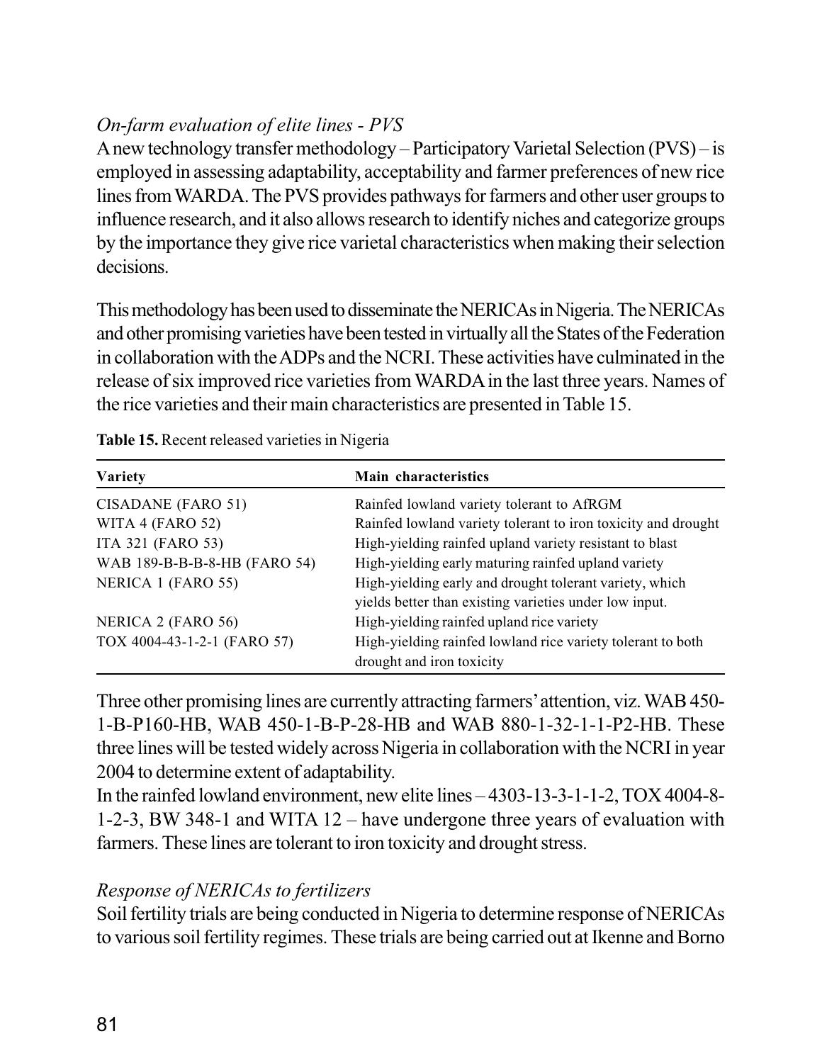*On-farm evaluation of elite lines - PVS*

A new technology transfer methodology – Participatory Varietal Selection (PVS) – is employed in assessing adaptability, acceptability and farmer preferences of new rice lines from WARDA. The PVS provides pathways for farmers and other user groups to influence research, and it also allows research to identify niches and categorize groups by the importance they give rice varietal characteristics when making their selection decisions.

This methodology has been used to disseminate the NERICAs in Nigeria. The NERICAs and other promising varieties have been tested in virtually all the States of the Federation in collaboration with the ADPs and the NCRI. These activities have culminated in the release of six improved rice varieties from WARDA in the last three years. Names of the rice varieties and their main characteristics are presented in Table 15.

**Table 15.** Recent released varieties in Nigeria

| Variety | Main characteristics |
|---|---|
| CISADANE (FARO 51) | Rainfed lowland variety tolerant to AfRGM |
| WITA 4 (FARO 52) | Rainfed lowland variety tolerant to iron toxicity and drought |
| ITA 321 (FARO 53) | High-yielding rainfed upland variety resistant to blast |
| WAB 189-B-B-B-8-HB (FARO 54) | High-yielding early maturing rainfed upland variety |
| NERICA 1 (FARO 55) | High-yielding early and drought tolerant variety, which yields better than existing varieties under low input. |
| NERICA 2 (FARO 56) | High-yielding rainfed upland rice variety |
| TOX 4004-43-1-2-1 (FARO 57) | High-yielding rainfed lowland rice variety tolerant to both drought and iron toxicity |

Three other promising lines are currently attracting farmers' attention, viz. WAB 450-1-B-P160-HB, WAB 450-1-B-P-28-HB and WAB 880-1-32-1-1-P2-HB. These three lines will be tested widely across Nigeria in collaboration with the NCRI in year 2004 to determine extent of adaptability.

In the rainfed lowland environment, new elite lines – 4303-13-3-1-1-2, TOX 4004-8-1-2-3, BW 348-1 and WITA 12 – have undergone three years of evaluation with farmers. These lines are tolerant to iron toxicity and drought stress.

*Response of NERICAs to fertilizers*

Soil fertility trials are being conducted in Nigeria to determine response of NERICAs to various soil fertility regimes. These trials are being carried out at Ikenne and Borno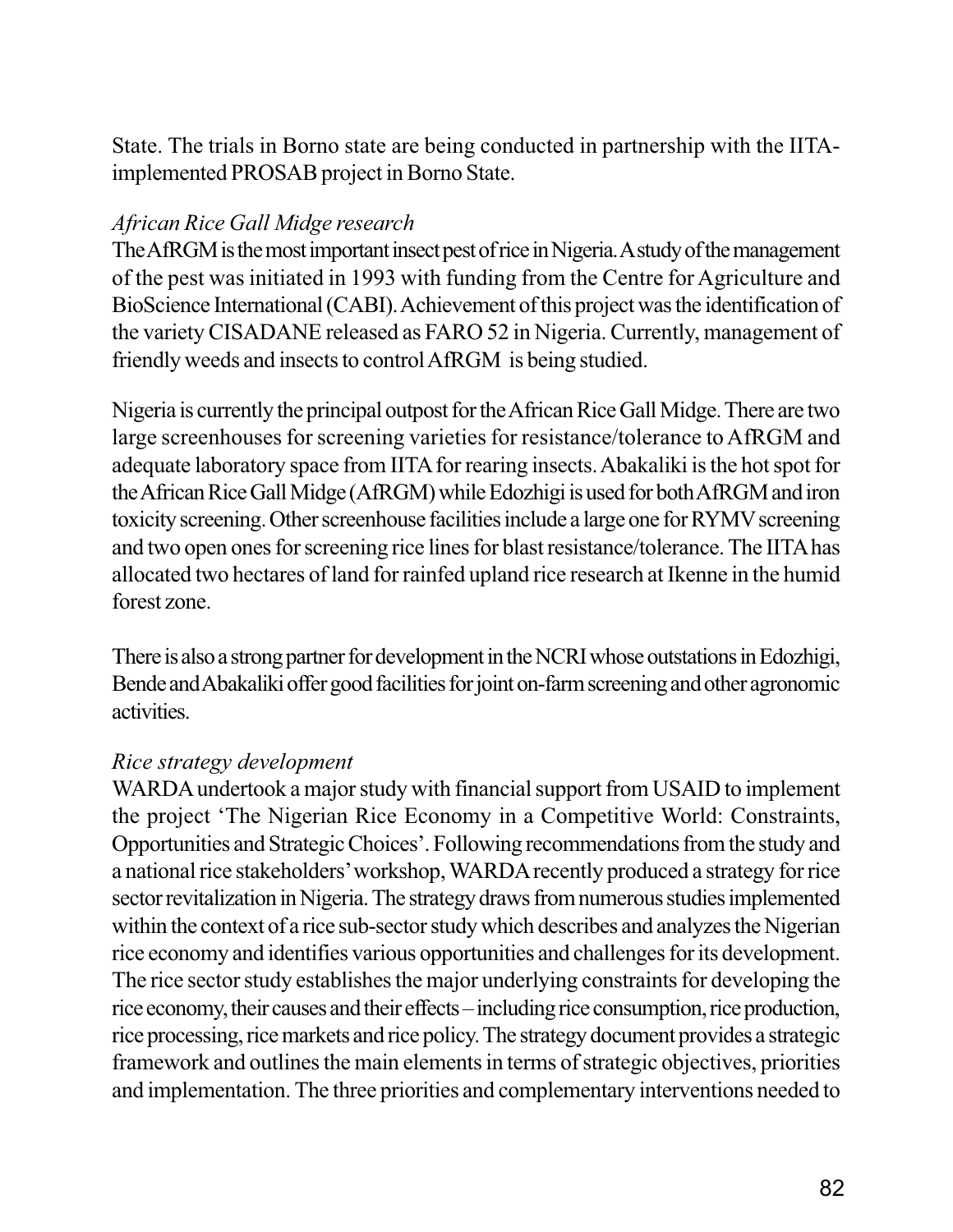State. The trials in Borno state are being conducted in partnership with the IITA-implemented PROSAB project in Borno State.

*African Rice Gall Midge research*

The AfRGM is the most important insect pest of rice in Nigeria. A study of the management of the pest was initiated in 1993 with funding from the Centre for Agriculture and BioScience International (CABI). Achievement of this project was the identification of the variety CISADANE released as FARO 52 in Nigeria. Currently, management of friendly weeds and insects to control AfRGM is being studied.

Nigeria is currently the principal outpost for the African Rice Gall Midge. There are two large screenhouses for screening varieties for resistance/tolerance to AfRGM and adequate laboratory space from IITA for rearing insects. Abakaliki is the hot spot for the African Rice Gall Midge (AfRGM) while Edozhigi is used for both AfRGM and iron toxicity screening. Other screenhouse facilities include a large one for RYMV screening and two open ones for screening rice lines for blast resistance/tolerance. The IITA has allocated two hectares of land for rainfed upland rice research at Ikenne in the humid forest zone.

There is also a strong partner for development in the NCRI whose outstations in Edozhigi, Bende and Abakaliki offer good facilities for joint on-farm screening and other agronomic activities.

*Rice strategy development*

WARDA undertook a major study with financial support from USAID to implement the project 'The Nigerian Rice Economy in a Competitive World: Constraints, Opportunities and Strategic Choices'. Following recommendations from the study and a national rice stakeholders' workshop, WARDA recently produced a strategy for rice sector revitalization in Nigeria. The strategy draws from numerous studies implemented within the context of a rice sub-sector study which describes and analyzes the Nigerian rice economy and identifies various opportunities and challenges for its development. The rice sector study establishes the major underlying constraints for developing the rice economy, their causes and their effects – including rice consumption, rice production, rice processing, rice markets and rice policy. The strategy document provides a strategic framework and outlines the main elements in terms of strategic objectives, priorities and implementation. The three priorities and complementary interventions needed to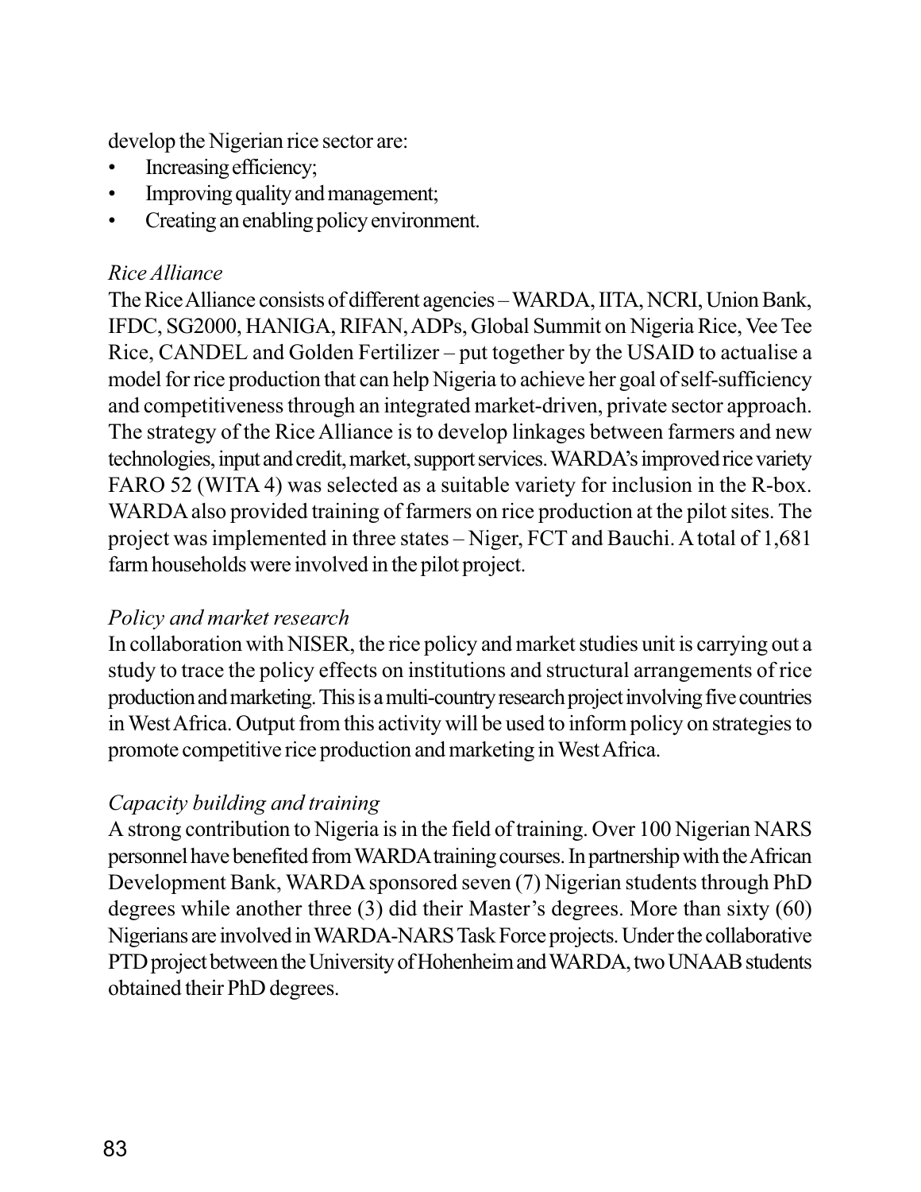develop the Nigerian rice sector are:

- Increasing efficiency;
- Improving quality and management;
- Creating an enabling policy environment.

*Rice Alliance*

The Rice Alliance consists of different agencies – WARDA, IITA, NCRI, Union Bank, IFDC, SG2000, HANIGA, RIFAN, ADPs, Global Summit on Nigeria Rice, Vee Tee Rice, CANDEL and Golden Fertilizer – put together by the USAID to actualise a model for rice production that can help Nigeria to achieve her goal of self-sufficiency and competitiveness through an integrated market-driven, private sector approach. The strategy of the Rice Alliance is to develop linkages between farmers and new technologies, input and credit, market, support services. WARDA's improved rice variety FARO 52 (WITA 4) was selected as a suitable variety for inclusion in the R-box. WARDA also provided training of farmers on rice production at the pilot sites. The project was implemented in three states – Niger, FCT and Bauchi. A total of 1,681 farm households were involved in the pilot project.

*Policy and market research*

In collaboration with NISER, the rice policy and market studies unit is carrying out a study to trace the policy effects on institutions and structural arrangements of rice production and marketing. This is a multi-country research project involving five countries in West Africa. Output from this activity will be used to inform policy on strategies to promote competitive rice production and marketing in West Africa.

*Capacity building and training*

A strong contribution to Nigeria is in the field of training. Over 100 Nigerian NARS personnel have benefited from WARDA training courses. In partnership with the African Development Bank, WARDA sponsored seven (7) Nigerian students through PhD degrees while another three (3) did their Master's degrees. More than sixty (60) Nigerians are involved in WARDA-NARS Task Force projects. Under the collaborative PTD project between the University of Hohenheim and WARDA, two UNAAB students obtained their PhD degrees.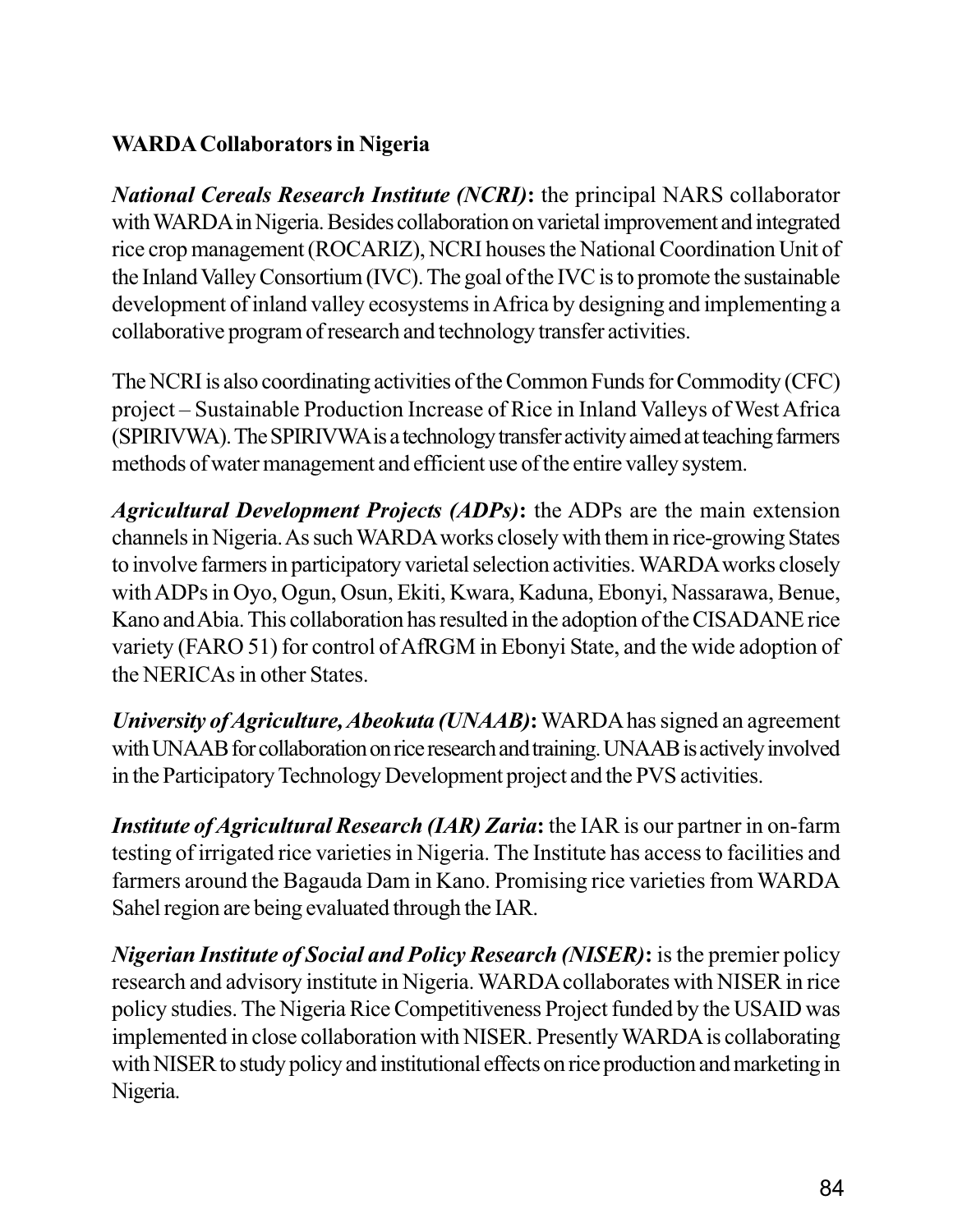**WARDA Collaborators in Nigeria**

***National Cereals Research Institute (NCRI)*:** the principal NARS collaborator with WARDA in Nigeria. Besides collaboration on varietal improvement and integrated rice crop management (ROCARIZ), NCRI houses the National Coordination Unit of the Inland Valley Consortium (IVC). The goal of the IVC is to promote the sustainable development of inland valley ecosystems in Africa by designing and implementing a collaborative program of research and technology transfer activities.

The NCRI is also coordinating activities of the Common Funds for Commodity (CFC) project – Sustainable Production Increase of Rice in Inland Valleys of West Africa (SPIRIVWA). The SPIRIVWA is a technology transfer activity aimed at teaching farmers methods of water management and efficient use of the entire valley system.

***Agricultural Development Projects (ADPs)*:** the ADPs are the main extension channels in Nigeria. As such WARDA works closely with them in rice-growing States to involve farmers in participatory varietal selection activities. WARDA works closely with ADPs in Oyo, Ogun, Osun, Ekiti, Kwara, Kaduna, Ebonyi, Nassarawa, Benue, Kano and Abia. This collaboration has resulted in the adoption of the CISADANE rice variety (FARO 51) for control of AfRGM in Ebonyi State, and the wide adoption of the NERICAs in other States.

***University of Agriculture, Abeokuta (UNAAB)*:** WARDA has signed an agreement with UNAAB for collaboration on rice research and training. UNAAB is actively involved in the Participatory Technology Development project and the PVS activities.

***Institute of Agricultural Research (IAR) Zaria*:** the IAR is our partner in on-farm testing of irrigated rice varieties in Nigeria. The Institute has access to facilities and farmers around the Bagauda Dam in Kano. Promising rice varieties from WARDA Sahel region are being evaluated through the IAR.

***Nigerian Institute of Social and Policy Research (NISER)*:** is the premier policy research and advisory institute in Nigeria. WARDA collaborates with NISER in rice policy studies. The Nigeria Rice Competitiveness Project funded by the USAID was implemented in close collaboration with NISER. Presently WARDA is collaborating with NISER to study policy and institutional effects on rice production and marketing in Nigeria.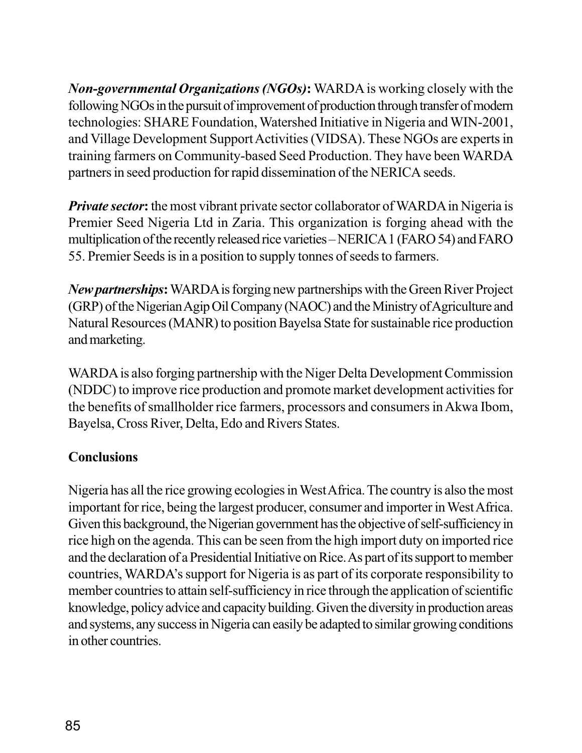***Non-governmental Organizations (NGOs)*:** WARDA is working closely with the following NGOs in the pursuit of improvement of production through transfer of modern technologies: SHARE Foundation, Watershed Initiative in Nigeria and WIN-2001, and Village Development Support Activities (VIDSA). These NGOs are experts in training farmers on Community-based Seed Production. They have been WARDA partners in seed production for rapid dissemination of the NERICA seeds.

***Private sector*:** the most vibrant private sector collaborator of WARDA in Nigeria is Premier Seed Nigeria Ltd in Zaria. This organization is forging ahead with the multiplication of the recently released rice varieties – NERICA 1 (FARO 54) and FARO 55. Premier Seeds is in a position to supply tonnes of seeds to farmers.

***New partnerships*:** WARDA is forging new partnerships with the Green River Project (GRP) of the Nigerian Agip Oil Company (NAOC) and the Ministry of Agriculture and Natural Resources (MANR) to position Bayelsa State for sustainable rice production and marketing.

WARDA is also forging partnership with the Niger Delta Development Commission (NDDC) to improve rice production and promote market development activities for the benefits of smallholder rice farmers, processors and consumers in Akwa Ibom, Bayelsa, Cross River, Delta, Edo and Rivers States.

**Conclusions**

Nigeria has all the rice growing ecologies in West Africa. The country is also the most important for rice, being the largest producer, consumer and importer in West Africa. Given this background, the Nigerian government has the objective of self-sufficiency in rice high on the agenda. This can be seen from the high import duty on imported rice and the declaration of a Presidential Initiative on Rice. As part of its support to member countries, WARDA's support for Nigeria is as part of its corporate responsibility to member countries to attain self-sufficiency in rice through the application of scientific knowledge, policy advice and capacity building. Given the diversity in production areas and systems, any success in Nigeria can easily be adapted to similar growing conditions in other countries.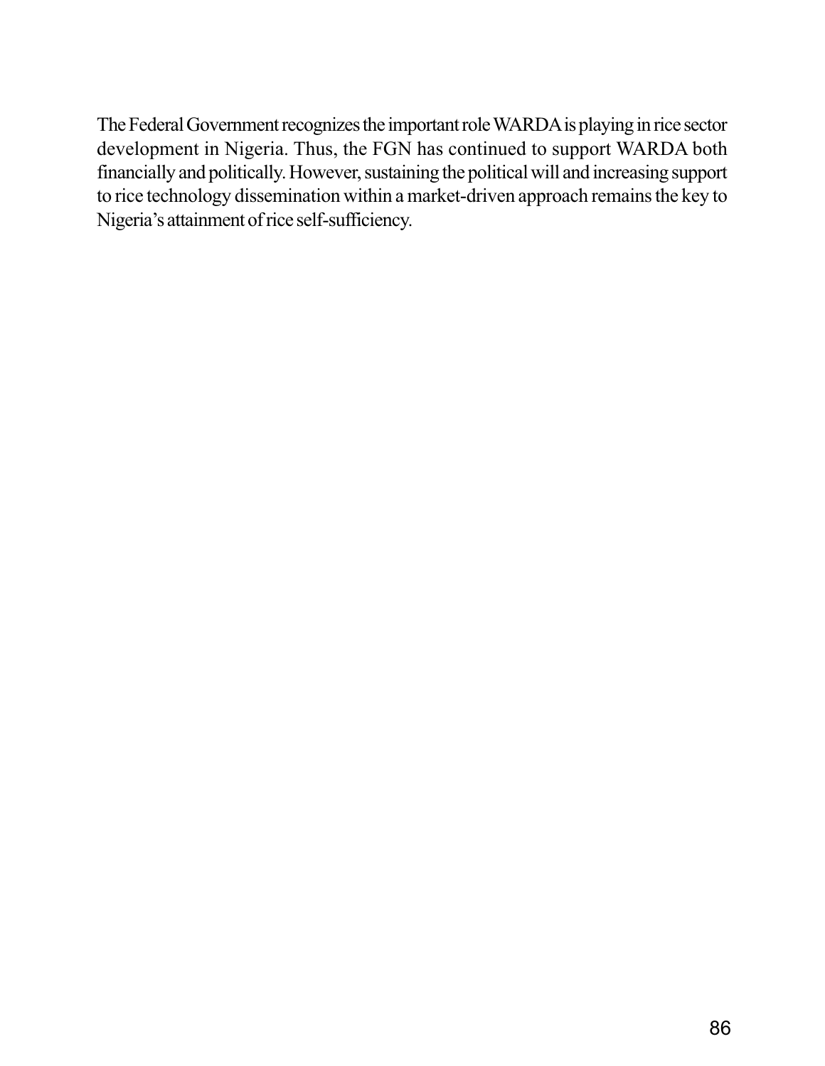The Federal Government recognizes the important role WARDA is playing in rice sector development in Nigeria. Thus, the FGN has continued to support WARDA both financially and politically. However, sustaining the political will and increasing support to rice technology dissemination within a market-driven approach remains the key to Nigeria's attainment of rice self-sufficiency.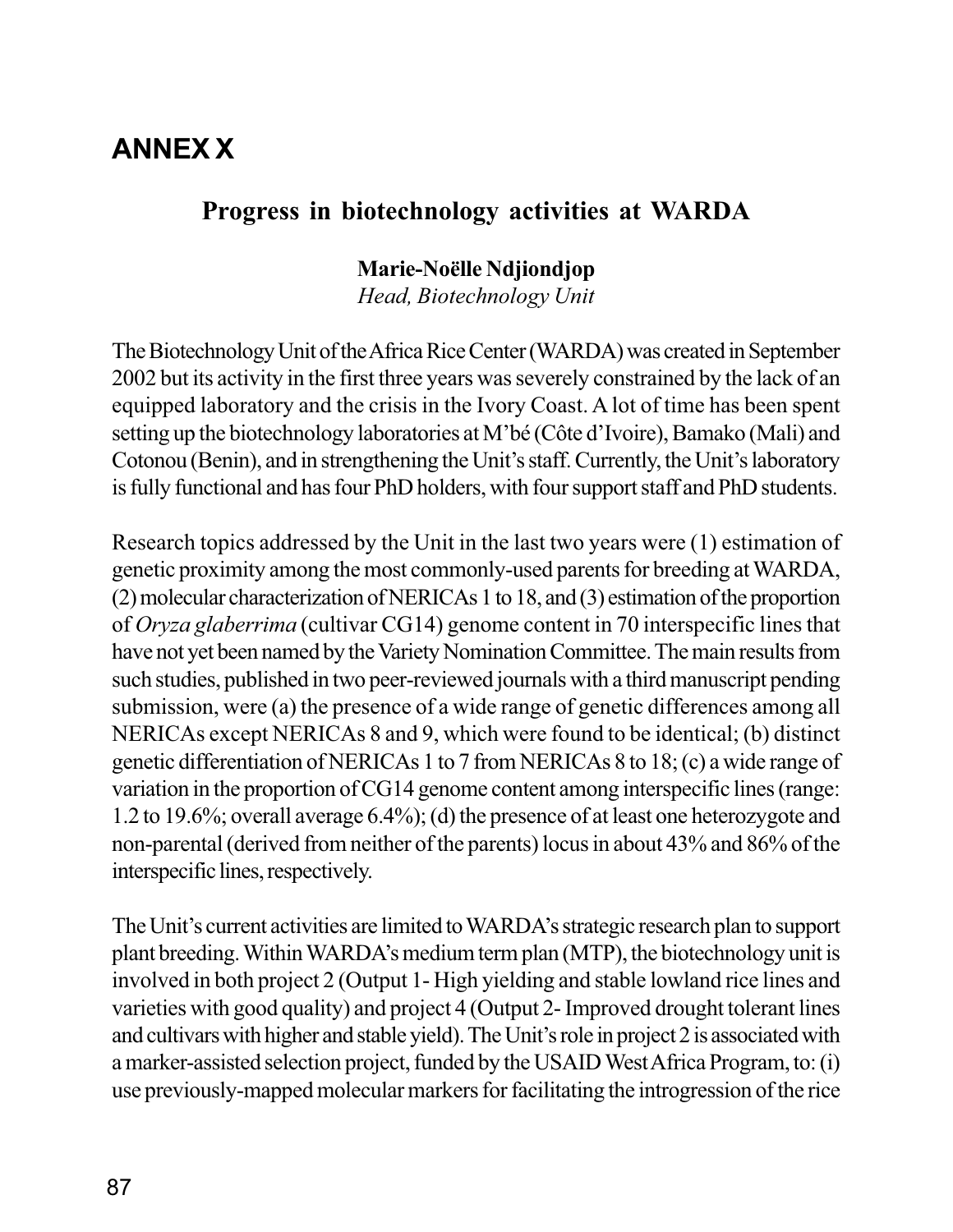# ANNEX X

## Progress in biotechnology activities at WARDA

**Marie-Noëlle Ndjiondjop**
*Head, Biotechnology Unit*

The Biotechnology Unit of the Africa Rice Center (WARDA) was created in September 2002 but its activity in the first three years was severely constrained by the lack of an equipped laboratory and the crisis in the Ivory Coast. A lot of time has been spent setting up the biotechnology laboratories at M'bé (Côte d'Ivoire), Bamako (Mali) and Cotonou (Benin), and in strengthening the Unit's staff. Currently, the Unit's laboratory is fully functional and has four PhD holders, with four support staff and PhD students.

Research topics addressed by the Unit in the last two years were (1) estimation of genetic proximity among the most commonly-used parents for breeding at WARDA, (2) molecular characterization of NERICAs 1 to 18, and (3) estimation of the proportion of *Oryza glaberrima* (cultivar CG14) genome content in 70 interspecific lines that have not yet been named by the Variety Nomination Committee. The main results from such studies, published in two peer-reviewed journals with a third manuscript pending submission, were (a) the presence of a wide range of genetic differences among all NERICAs except NERICAs 8 and 9, which were found to be identical; (b) distinct genetic differentiation of NERICAs 1 to 7 from NERICAs 8 to 18; (c) a wide range of variation in the proportion of CG14 genome content among interspecific lines (range: 1.2 to 19.6%; overall average 6.4%); (d) the presence of at least one heterozygote and non-parental (derived from neither of the parents) locus in about 43% and 86% of the interspecific lines, respectively.

The Unit's current activities are limited to WARDA's strategic research plan to support plant breeding. Within WARDA's medium term plan (MTP), the biotechnology unit is involved in both project 2 (Output 1- High yielding and stable lowland rice lines and varieties with good quality) and project 4 (Output 2- Improved drought tolerant lines and cultivars with higher and stable yield). The Unit's role in project 2 is associated with a marker-assisted selection project, funded by the USAID West Africa Program, to: (i) use previously-mapped molecular markers for facilitating the introgression of the rice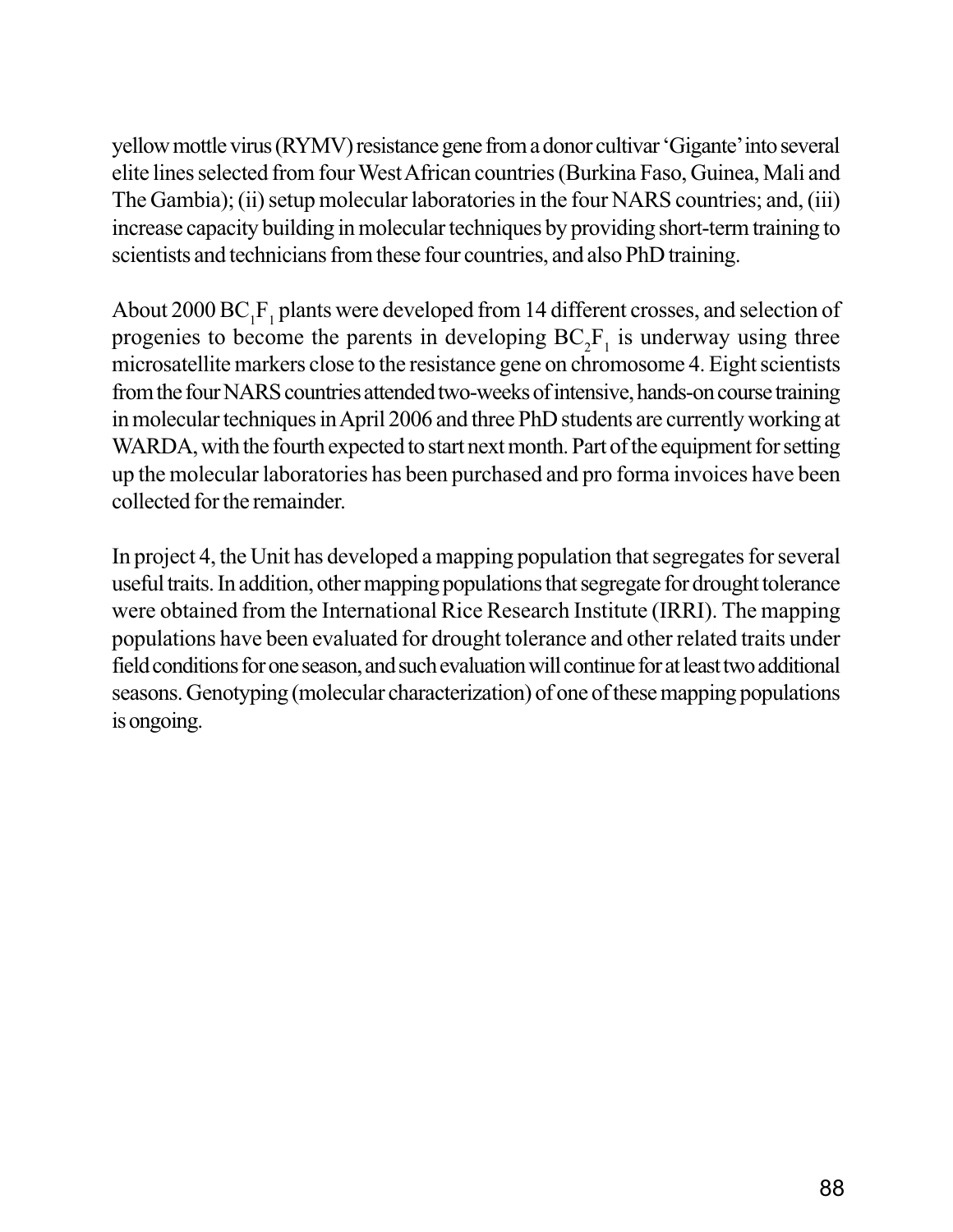yellow mottle virus (RYMV) resistance gene from a donor cultivar 'Gigante' into several elite lines selected from four West African countries (Burkina Faso, Guinea, Mali and The Gambia); (ii) setup molecular laboratories in the four NARS countries; and, (iii) increase capacity building in molecular techniques by providing short-term training to scientists and technicians from these four countries, and also PhD training.

About 2000 $BC_1F_1$ plants were developed from 14 different crosses, and selection of progenies to become the parents in developing $BC_2F_1$ is underway using three microsatellite markers close to the resistance gene on chromosome 4. Eight scientists from the four NARS countries attended two-weeks of intensive, hands-on course training in molecular techniques in April 2006 and three PhD students are currently working at WARDA, with the fourth expected to start next month. Part of the equipment for setting up the molecular laboratories has been purchased and pro forma invoices have been collected for the remainder.

In project 4, the Unit has developed a mapping population that segregates for several useful traits. In addition, other mapping populations that segregate for drought tolerance were obtained from the International Rice Research Institute (IRRI). The mapping populations have been evaluated for drought tolerance and other related traits under field conditions for one season, and such evaluation will continue for at least two additional seasons. Genotyping (molecular characterization) of one of these mapping populations is ongoing.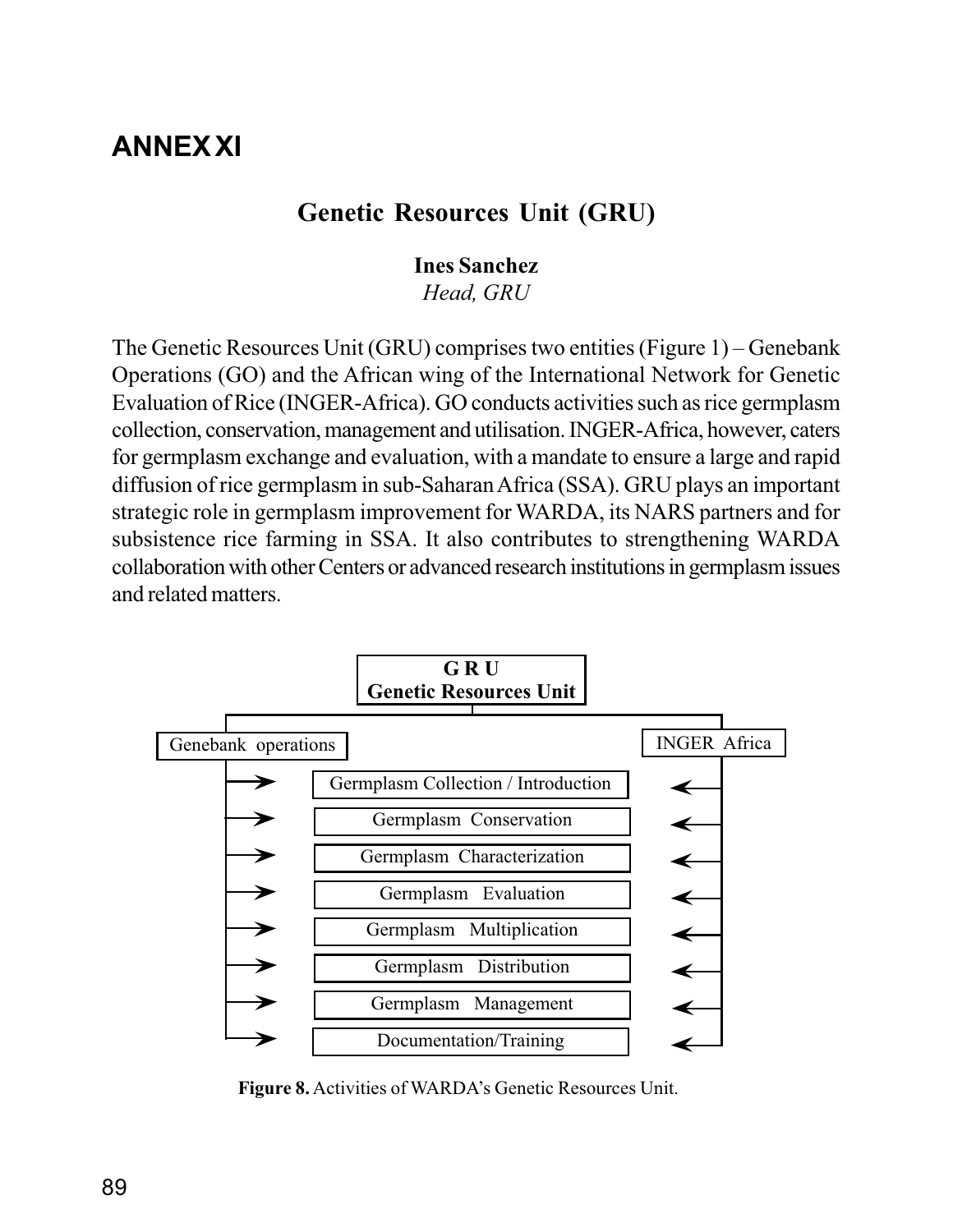# ANNEX XI

## Genetic Resources Unit (GRU)

**Ines Sanchez**
*Head, GRU*

The Genetic Resources Unit (GRU) comprises two entities (Figure 1) – Genebank Operations (GO) and the African wing of the International Network for Genetic Evaluation of Rice (INGER-Africa). GO conducts activities such as rice germplasm collection, conservation, management and utilisation. INGER-Africa, however, caters for germplasm exchange and evaluation, with a mandate to ensure a large and rapid diffusion of rice germplasm in sub-Saharan Africa (SSA). GRU plays an important strategic role in germplasm improvement for WARDA, its NARS partners and for subsistence rice farming in SSA. It also contributes to strengthening WARDA collaboration with other Centers or advanced research institutions in germplasm issues and related matters.

**G R U**
**Genetic Resources Unit**

Genebank operations → / ← INGER Africa

- Germplasm Collection / Introduction
- Germplasm Conservation
- Germplasm Characterization
- Germplasm Evaluation
- Germplasm Multiplication
- Germplasm Distribution
- Germplasm Management
- Documentation/Training

**Figure 8.** Activities of WARDA's Genetic Resources Unit.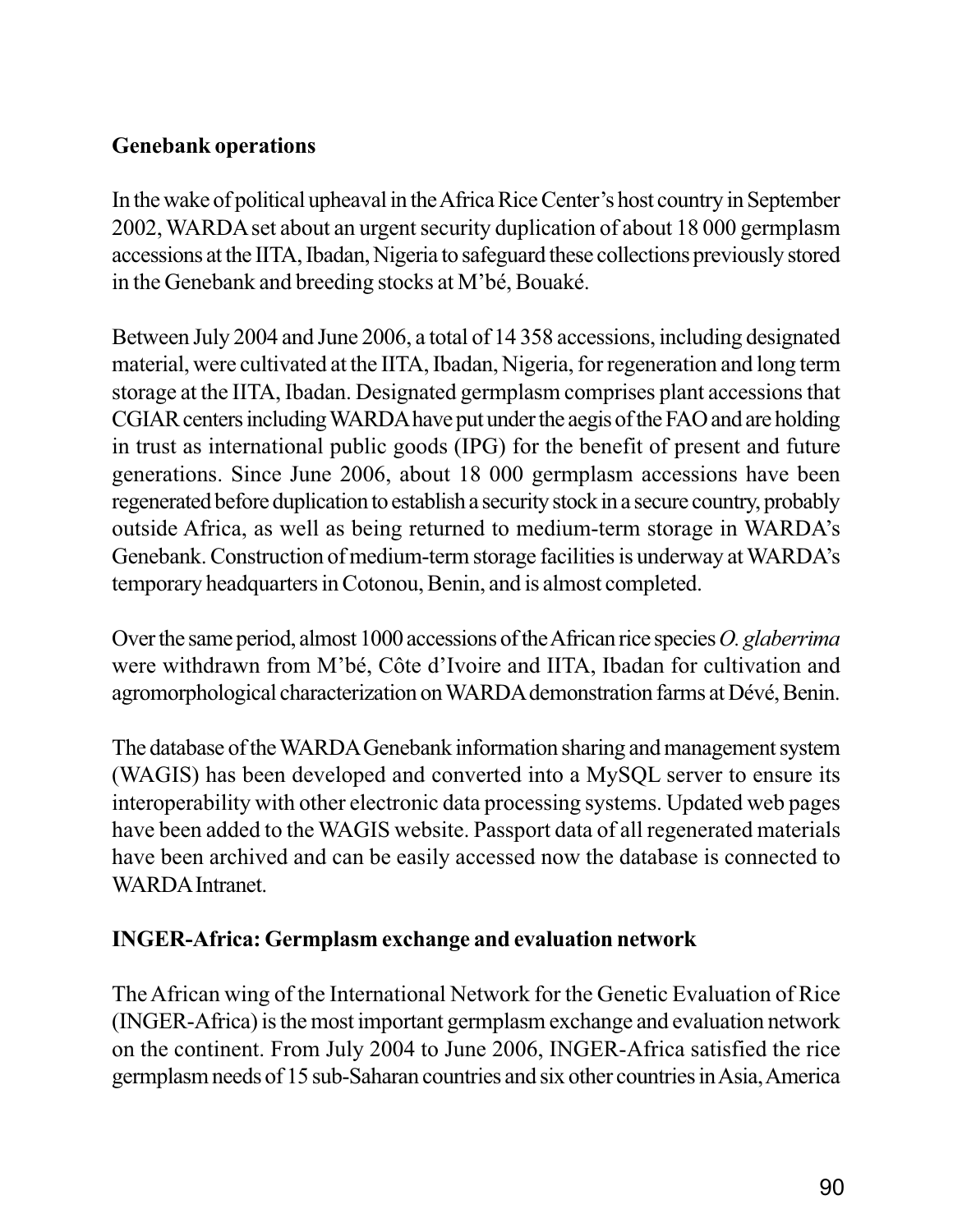## Genebank operations

In the wake of political upheaval in the Africa Rice Center's host country in September 2002, WARDA set about an urgent security duplication of about 18 000 germplasm accessions at the IITA, Ibadan, Nigeria to safeguard these collections previously stored in the Genebank and breeding stocks at M'bé, Bouaké.

Between July 2004 and June 2006, a total of 14 358 accessions, including designated material, were cultivated at the IITA, Ibadan, Nigeria, for regeneration and long term storage at the IITA, Ibadan. Designated germplasm comprises plant accessions that CGIAR centers including WARDA have put under the aegis of the FAO and are holding in trust as international public goods (IPG) for the benefit of present and future generations. Since June 2006, about 18 000 germplasm accessions have been regenerated before duplication to establish a security stock in a secure country, probably outside Africa, as well as being returned to medium-term storage in WARDA's Genebank. Construction of medium-term storage facilities is underway at WARDA's temporary headquarters in Cotonou, Benin, and is almost completed.

Over the same period, almost 1000 accessions of the African rice species *O. glaberrima* were withdrawn from M'bé, Côte d'Ivoire and IITA, Ibadan for cultivation and agromorphological characterization on WARDA demonstration farms at Dévé, Benin.

The database of the WARDA Genebank information sharing and management system (WAGIS) has been developed and converted into a MySQL server to ensure its interoperability with other electronic data processing systems. Updated web pages have been added to the WAGIS website. Passport data of all regenerated materials have been archived and can be easily accessed now the database is connected to WARDA Intranet.

## INGER-Africa: Germplasm exchange and evaluation network

The African wing of the International Network for the Genetic Evaluation of Rice (INGER-Africa) is the most important germplasm exchange and evaluation network on the continent. From July 2004 to June 2006, INGER-Africa satisfied the rice germplasm needs of 15 sub-Saharan countries and six other countries in Asia, America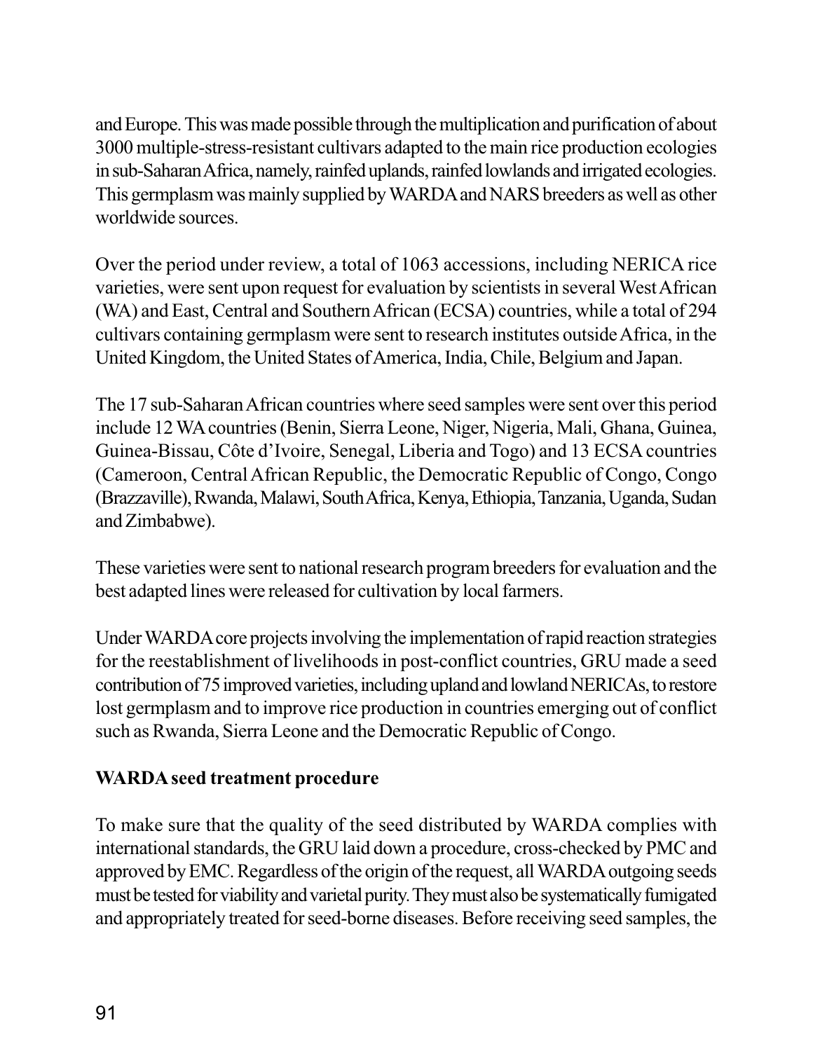and Europe. This was made possible through the multiplication and purification of about 3000 multiple-stress-resistant cultivars adapted to the main rice production ecologies in sub-Saharan Africa, namely, rainfed uplands, rainfed lowlands and irrigated ecologies. This germplasm was mainly supplied by WARDA and NARS breeders as well as other worldwide sources.

Over the period under review, a total of 1063 accessions, including NERICA rice varieties, were sent upon request for evaluation by scientists in several West African (WA) and East, Central and Southern African (ECSA) countries, while a total of 294 cultivars containing germplasm were sent to research institutes outside Africa, in the United Kingdom, the United States of America, India, Chile, Belgium and Japan.

The 17 sub-Saharan African countries where seed samples were sent over this period include 12 WA countries (Benin, Sierra Leone, Niger, Nigeria, Mali, Ghana, Guinea, Guinea-Bissau, Côte d'Ivoire, Senegal, Liberia and Togo) and 13 ECSA countries (Cameroon, Central African Republic, the Democratic Republic of Congo, Congo (Brazzaville), Rwanda, Malawi, South Africa, Kenya, Ethiopia, Tanzania, Uganda, Sudan and Zimbabwe).

These varieties were sent to national research program breeders for evaluation and the best adapted lines were released for cultivation by local farmers.

Under WARDA core projects involving the implementation of rapid reaction strategies for the reestablishment of livelihoods in post-conflict countries, GRU made a seed contribution of 75 improved varieties, including upland and lowland NERICAs, to restore lost germplasm and to improve rice production in countries emerging out of conflict such as Rwanda, Sierra Leone and the Democratic Republic of Congo.

**WARDA seed treatment procedure**

To make sure that the quality of the seed distributed by WARDA complies with international standards, the GRU laid down a procedure, cross-checked by PMC and approved by EMC. Regardless of the origin of the request, all WARDA outgoing seeds must be tested for viability and varietal purity. They must also be systematically fumigated and appropriately treated for seed-borne diseases. Before receiving seed samples, the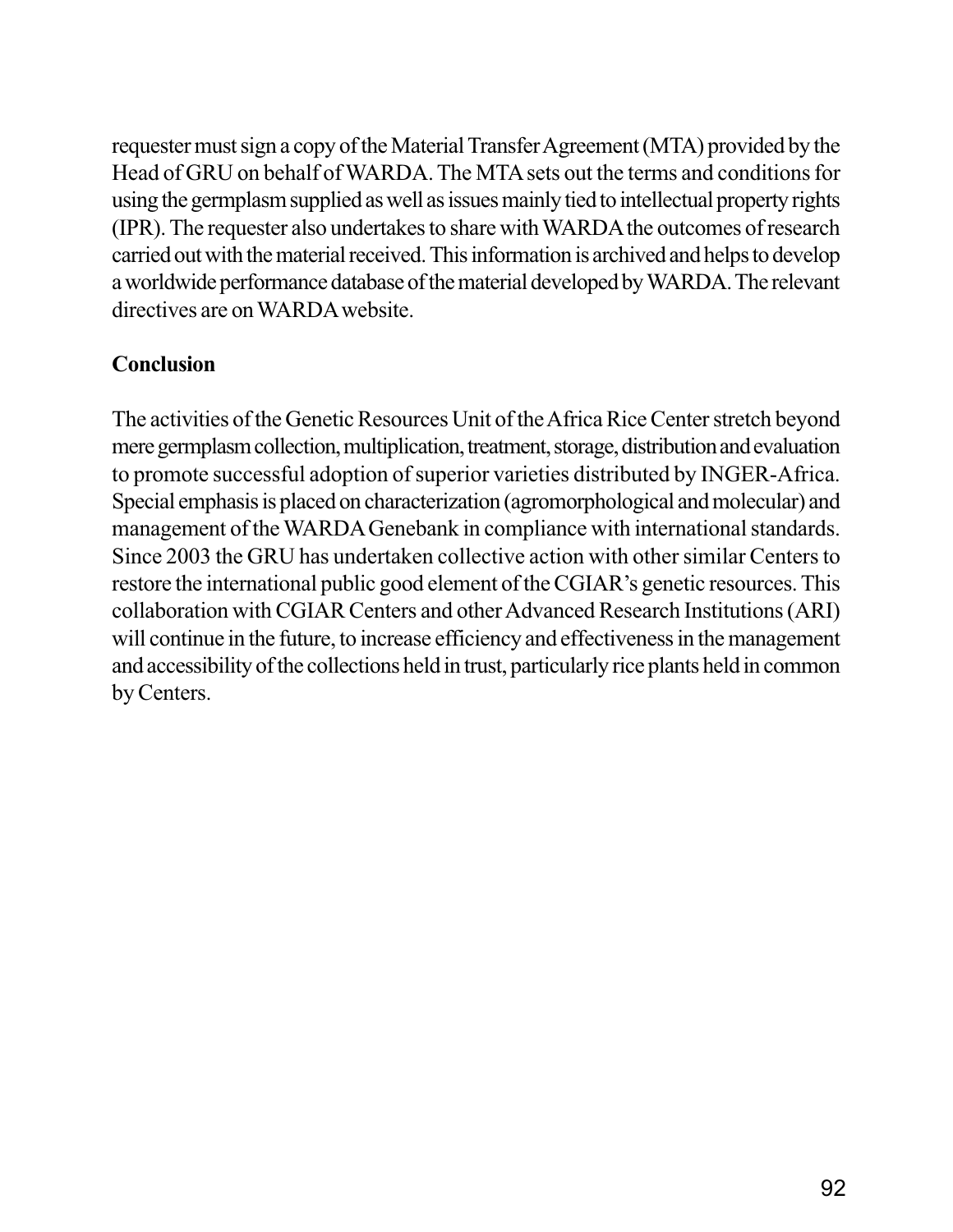requester must sign a copy of the Material Transfer Agreement (MTA) provided by the Head of GRU on behalf of WARDA. The MTA sets out the terms and conditions for using the germplasm supplied as well as issues mainly tied to intellectual property rights (IPR). The requester also undertakes to share with WARDA the outcomes of research carried out with the material received. This information is archived and helps to develop a worldwide performance database of the material developed by WARDA. The relevant directives are on WARDA website.

**Conclusion**

The activities of the Genetic Resources Unit of the Africa Rice Center stretch beyond mere germplasm collection, multiplication, treatment, storage, distribution and evaluation to promote successful adoption of superior varieties distributed by INGER-Africa. Special emphasis is placed on characterization (agromorphological and molecular) and management of the WARDA Genebank in compliance with international standards. Since 2003 the GRU has undertaken collective action with other similar Centers to restore the international public good element of the CGIAR's genetic resources. This collaboration with CGIAR Centers and other Advanced Research Institutions (ARI) will continue in the future, to increase efficiency and effectiveness in the management and accessibility of the collections held in trust, particularly rice plants held in common by Centers.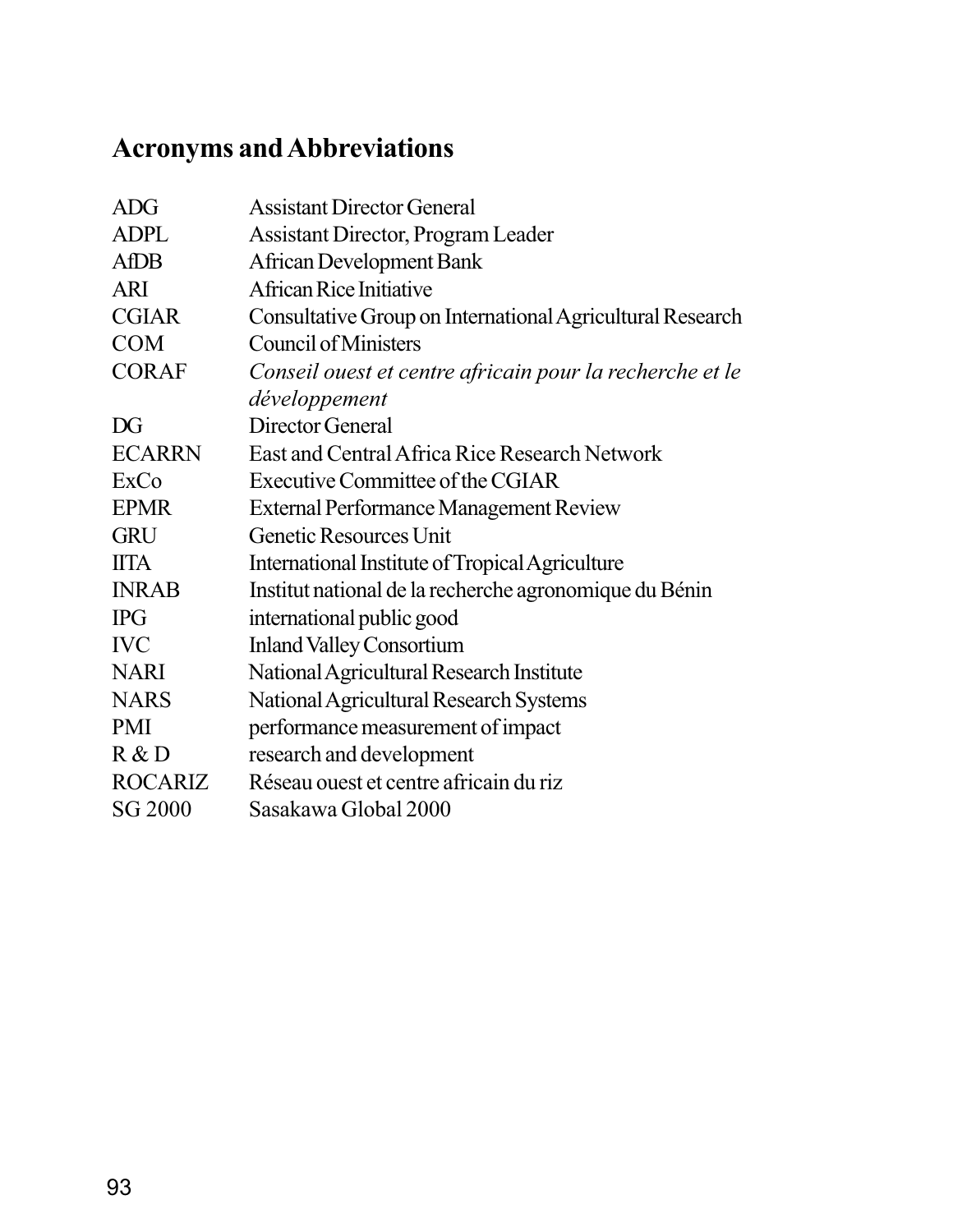## Acronyms and Abbreviations

| | |
|---|---|
| ADG | Assistant Director General |
| ADPL | Assistant Director, Program Leader |
| AfDB | African Development Bank |
| ARI | African Rice Initiative |
| CGIAR | Consultative Group on International Agricultural Research |
| COM | Council of Ministers |
| CORAF | *Conseil ouest et centre africain pour la recherche et le développement* |
| DG | Director General |
| ECARRN | East and Central Africa Rice Research Network |
| ExCo | Executive Committee of the CGIAR |
| EPMR | External Performance Management Review |
| GRU | Genetic Resources Unit |
| IITA | International Institute of Tropical Agriculture |
| INRAB | Institut national de la recherche agronomique du Bénin |
| IPG | international public good |
| IVC | Inland Valley Consortium |
| NARI | National Agricultural Research Institute |
| NARS | National Agricultural Research Systems |
| PMI | performance measurement of impact |
| R & D | research and development |
| ROCARIZ | Réseau ouest et centre africain du riz |
| SG 2000 | Sasakawa Global 2000 |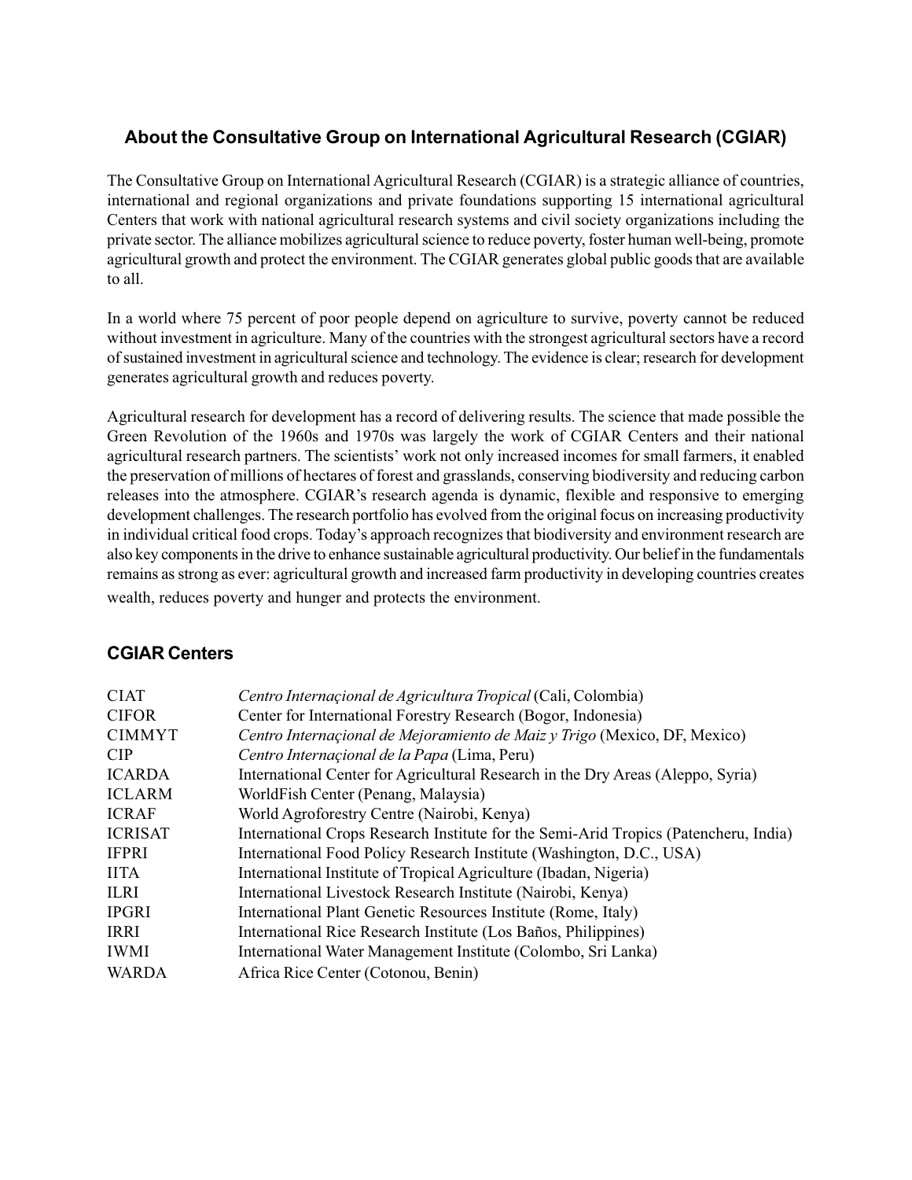## About the Consultative Group on International Agricultural Research (CGIAR)

The Consultative Group on International Agricultural Research (CGIAR) is a strategic alliance of countries, international and regional organizations and private foundations supporting 15 international agricultural Centers that work with national agricultural research systems and civil society organizations including the private sector. The alliance mobilizes agricultural science to reduce poverty, foster human well-being, promote agricultural growth and protect the environment. The CGIAR generates global public goods that are available to all.

In a world where 75 percent of poor people depend on agriculture to survive, poverty cannot be reduced without investment in agriculture. Many of the countries with the strongest agricultural sectors have a record of sustained investment in agricultural science and technology. The evidence is clear; research for development generates agricultural growth and reduces poverty.

Agricultural research for development has a record of delivering results. The science that made possible the Green Revolution of the 1960s and 1970s was largely the work of CGIAR Centers and their national agricultural research partners. The scientists' work not only increased incomes for small farmers, it enabled the preservation of millions of hectares of forest and grasslands, conserving biodiversity and reducing carbon releases into the atmosphere. CGIAR's research agenda is dynamic, flexible and responsive to emerging development challenges. The research portfolio has evolved from the original focus on increasing productivity in individual critical food crops. Today's approach recognizes that biodiversity and environment research are also key components in the drive to enhance sustainable agricultural productivity. Our belief in the fundamentals remains as strong as ever: agricultural growth and increased farm productivity in developing countries creates wealth, reduces poverty and hunger and protects the environment.

## CGIAR Centers

| | |
|---|---|
| CIAT | *Centro Internaçional de Agricultura Tropical* (Cali, Colombia) |
| CIFOR | Center for International Forestry Research (Bogor, Indonesia) |
| CIMMYT | *Centro Internaçional de Mejoramiento de Maiz y Trigo* (Mexico, DF, Mexico) |
| CIP | *Centro Internaçional de la Papa* (Lima, Peru) |
| ICARDA | International Center for Agricultural Research in the Dry Areas (Aleppo, Syria) |
| ICLARM | WorldFish Center (Penang, Malaysia) |
| ICRAF | World Agroforestry Centre (Nairobi, Kenya) |
| ICRISAT | International Crops Research Institute for the Semi-Arid Tropics (Patencheru, India) |
| IFPRI | International Food Policy Research Institute (Washington, D.C., USA) |
| IITA | International Institute of Tropical Agriculture (Ibadan, Nigeria) |
| ILRI | International Livestock Research Institute (Nairobi, Kenya) |
| IPGRI | International Plant Genetic Resources Institute (Rome, Italy) |
| IRRI | International Rice Research Institute (Los Baños, Philippines) |
| IWMI | International Water Management Institute (Colombo, Sri Lanka) |
| WARDA | Africa Rice Center (Cotonou, Benin) |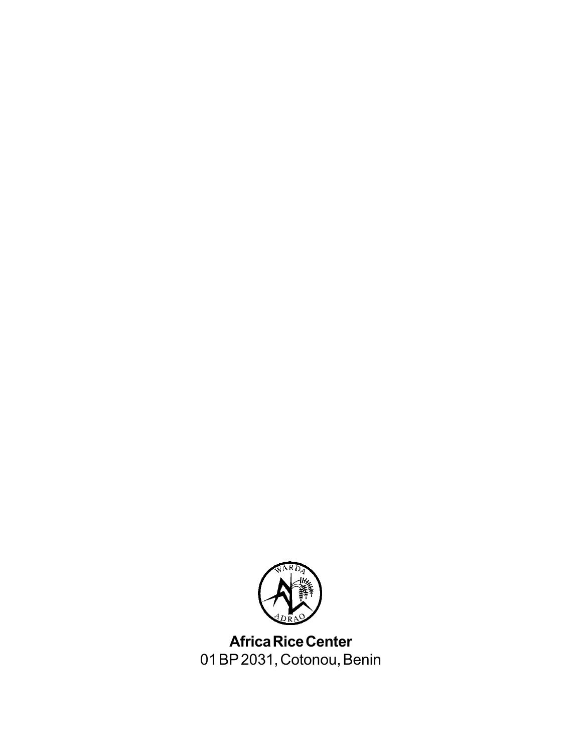**Africa Rice Center**

01 BP 2031, Cotonou, Benin